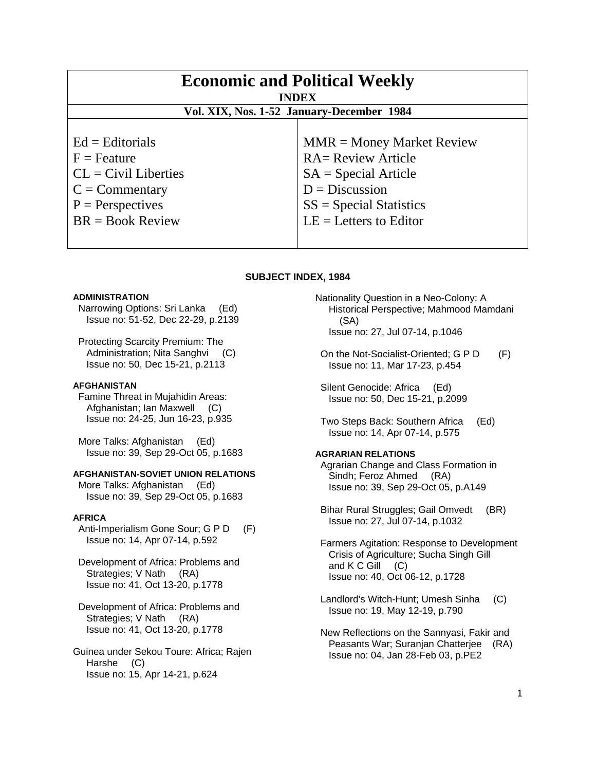# Economic and Political Weekly

**INDEX**

**Vol. XIX, Nos. 1-52 January-December 1984**

| | |
|---|---|
| Ed = Editorials | MMR = Money Market Review |
| F = Feature | RA= Review Article |
| CL = Civil Liberties | SA = Special Article |
| C = Commentary | D = Discussion |
| P = Perspectives | SS = Special Statistics |
| BR = Book Review | LE = Letters to Editor |

## SUBJECT INDEX, 1984

### ADMINISTRATION

Narrowing Options: Sri Lanka (Ed)
Issue no: 51-52, Dec 22-29, p.2139

Protecting Scarcity Premium: The Administration; Nita Sanghvi (C)
Issue no: 50, Dec 15-21, p.2113

### AFGHANISTAN

Famine Threat in Mujahidin Areas: Afghanistan; Ian Maxwell (C)
Issue no: 24-25, Jun 16-23, p.935

More Talks: Afghanistan (Ed)
Issue no: 39, Sep 29-Oct 05, p.1683

### AFGHANISTAN-SOVIET UNION RELATIONS

More Talks: Afghanistan (Ed)
Issue no: 39, Sep 29-Oct 05, p.1683

### AFRICA

Anti-Imperialism Gone Sour; G P D (F)
Issue no: 14, Apr 07-14, p.592

Development of Africa: Problems and Strategies; V Nath (RA)
Issue no: 41, Oct 13-20, p.1778

Development of Africa: Problems and Strategies; V Nath (RA)
Issue no: 41, Oct 13-20, p.1778

Guinea under Sekou Toure: Africa; Rajen Harshe (C)
Issue no: 15, Apr 14-21, p.624

Nationality Question in a Neo-Colony: A Historical Perspective; Mahmood Mamdani (SA)
Issue no: 27, Jul 07-14, p.1046

On the Not-Socialist-Oriented; G P D (F)
Issue no: 11, Mar 17-23, p.454

Silent Genocide: Africa (Ed)
Issue no: 50, Dec 15-21, p.2099

Two Steps Back: Southern Africa (Ed)
Issue no: 14, Apr 07-14, p.575

### AGRARIAN RELATIONS

Agrarian Change and Class Formation in Sindh; Feroz Ahmed (RA)
Issue no: 39, Sep 29-Oct 05, p.A149

Bihar Rural Struggles; Gail Omvedt (BR)
Issue no: 27, Jul 07-14, p.1032

Farmers Agitation: Response to Development Crisis of Agriculture; Sucha Singh Gill and K C Gill (C)
Issue no: 40, Oct 06-12, p.1728

Landlord's Witch-Hunt; Umesh Sinha (C)
Issue no: 19, May 12-19, p.790

New Reflections on the Sannyasi, Fakir and Peasants War; Suranjan Chatterjee (RA)
Issue no: 04, Jan 28-Feb 03, p.PE2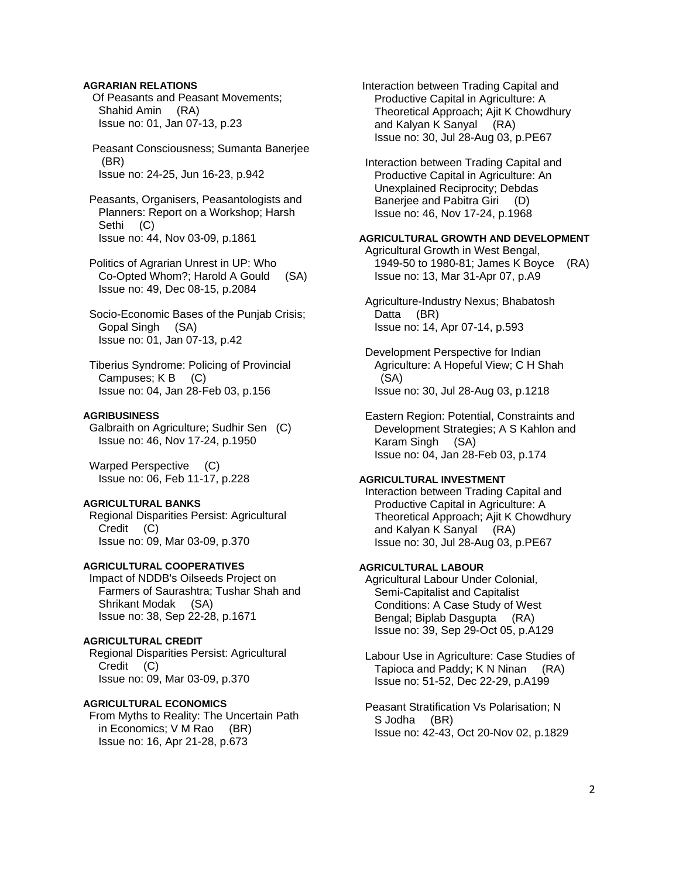**AGRARIAN RELATIONS**

Of Peasants and Peasant Movements; Shahid Amin (RA)
Issue no: 01, Jan 07-13, p.23

Peasant Consciousness; Sumanta Banerjee (BR)
Issue no: 24-25, Jun 16-23, p.942

Peasants, Organisers, Peasantologists and Planners: Report on a Workshop; Harsh Sethi (C)
Issue no: 44, Nov 03-09, p.1861

Politics of Agrarian Unrest in UP: Who Co-Opted Whom?; Harold A Gould (SA)
Issue no: 49, Dec 08-15, p.2084

Socio-Economic Bases of the Punjab Crisis; Gopal Singh (SA)
Issue no: 01, Jan 07-13, p.42

Tiberius Syndrome: Policing of Provincial Campuses; K B (C)
Issue no: 04, Jan 28-Feb 03, p.156

**AGRIBUSINESS**

Galbraith on Agriculture; Sudhir Sen (C)
Issue no: 46, Nov 17-24, p.1950

Warped Perspective (C)
Issue no: 06, Feb 11-17, p.228

**AGRICULTURAL BANKS**

Regional Disparities Persist: Agricultural Credit (C)
Issue no: 09, Mar 03-09, p.370

**AGRICULTURAL COOPERATIVES**

Impact of NDDB's Oilseeds Project on Farmers of Saurashtra; Tushar Shah and Shrikant Modak (SA)
Issue no: 38, Sep 22-28, p.1671

**AGRICULTURAL CREDIT**

Regional Disparities Persist: Agricultural Credit (C)
Issue no: 09, Mar 03-09, p.370

**AGRICULTURAL ECONOMICS**

From Myths to Reality: The Uncertain Path in Economics; V M Rao (BR)
Issue no: 16, Apr 21-28, p.673

Interaction between Trading Capital and Productive Capital in Agriculture: A Theoretical Approach; Ajit K Chowdhury and Kalyan K Sanyal (RA)
Issue no: 30, Jul 28-Aug 03, p.PE67

Interaction between Trading Capital and Productive Capital in Agriculture: An Unexplained Reciprocity; Debdas Banerjee and Pabitra Giri (D)
Issue no: 46, Nov 17-24, p.1968

**AGRICULTURAL GROWTH AND DEVELOPMENT**

Agricultural Growth in West Bengal, 1949-50 to 1980-81; James K Boyce (RA)
Issue no: 13, Mar 31-Apr 07, p.A9

Agriculture-Industry Nexus; Bhabatosh Datta (BR)
Issue no: 14, Apr 07-14, p.593

Development Perspective for Indian Agriculture: A Hopeful View; C H Shah (SA)
Issue no: 30, Jul 28-Aug 03, p.1218

Eastern Region: Potential, Constraints and Development Strategies; A S Kahlon and Karam Singh (SA)
Issue no: 04, Jan 28-Feb 03, p.174

**AGRICULTURAL INVESTMENT**

Interaction between Trading Capital and Productive Capital in Agriculture: A Theoretical Approach; Ajit K Chowdhury and Kalyan K Sanyal (RA)
Issue no: 30, Jul 28-Aug 03, p.PE67

**AGRICULTURAL LABOUR**

Agricultural Labour Under Colonial, Semi-Capitalist and Capitalist Conditions: A Case Study of West Bengal; Biplab Dasgupta (RA)
Issue no: 39, Sep 29-Oct 05, p.A129

Labour Use in Agriculture: Case Studies of Tapioca and Paddy; K N Ninan (RA)
Issue no: 51-52, Dec 22-29, p.A199

Peasant Stratification Vs Polarisation; N S Jodha (BR)
Issue no: 42-43, Oct 20-Nov 02, p.1829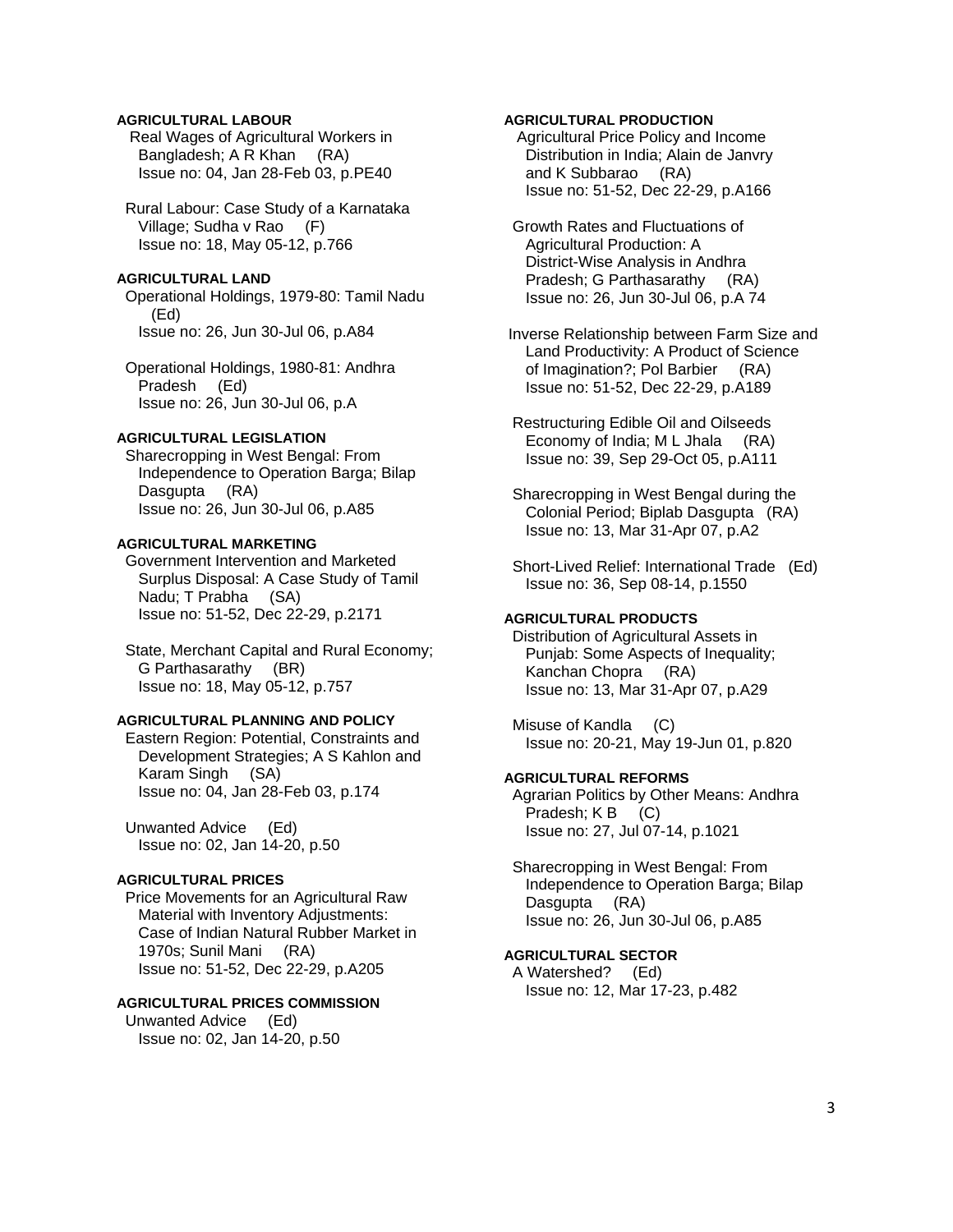**AGRICULTURAL LABOUR**

Real Wages of Agricultural Workers in Bangladesh; A R Khan (RA)
Issue no: 04, Jan 28-Feb 03, p.PE40

Rural Labour: Case Study of a Karnataka Village; Sudha v Rao (F)
Issue no: 18, May 05-12, p.766

**AGRICULTURAL LAND**

Operational Holdings, 1979-80: Tamil Nadu (Ed)
Issue no: 26, Jun 30-Jul 06, p.A84

Operational Holdings, 1980-81: Andhra Pradesh (Ed)
Issue no: 26, Jun 30-Jul 06, p.A

**AGRICULTURAL LEGISLATION**

Sharecropping in West Bengal: From Independence to Operation Barga; Bilap Dasgupta (RA)
Issue no: 26, Jun 30-Jul 06, p.A85

**AGRICULTURAL MARKETING**

Government Intervention and Marketed Surplus Disposal: A Case Study of Tamil Nadu; T Prabha (SA)
Issue no: 51-52, Dec 22-29, p.2171

State, Merchant Capital and Rural Economy; G Parthasarathy (BR)
Issue no: 18, May 05-12, p.757

**AGRICULTURAL PLANNING AND POLICY**

Eastern Region: Potential, Constraints and Development Strategies; A S Kahlon and Karam Singh (SA)
Issue no: 04, Jan 28-Feb 03, p.174

Unwanted Advice (Ed)
Issue no: 02, Jan 14-20, p.50

**AGRICULTURAL PRICES**

Price Movements for an Agricultural Raw Material with Inventory Adjustments: Case of Indian Natural Rubber Market in 1970s; Sunil Mani (RA)
Issue no: 51-52, Dec 22-29, p.A205

**AGRICULTURAL PRICES COMMISSION**

Unwanted Advice (Ed)
Issue no: 02, Jan 14-20, p.50

**AGRICULTURAL PRODUCTION**

Agricultural Price Policy and Income Distribution in India; Alain de Janvry and K Subbarao (RA)
Issue no: 51-52, Dec 22-29, p.A166

Growth Rates and Fluctuations of Agricultural Production: A District-Wise Analysis in Andhra Pradesh; G Parthasarathy (RA)
Issue no: 26, Jun 30-Jul 06, p.A 74

Inverse Relationship between Farm Size and Land Productivity: A Product of Science of Imagination?; Pol Barbier (RA)
Issue no: 51-52, Dec 22-29, p.A189

Restructuring Edible Oil and Oilseeds Economy of India; M L Jhala (RA)
Issue no: 39, Sep 29-Oct 05, p.A111

Sharecropping in West Bengal during the Colonial Period; Biplab Dasgupta (RA)
Issue no: 13, Mar 31-Apr 07, p.A2

Short-Lived Relief: International Trade (Ed)
Issue no: 36, Sep 08-14, p.1550

**AGRICULTURAL PRODUCTS**

Distribution of Agricultural Assets in Punjab: Some Aspects of Inequality; Kanchan Chopra (RA)
Issue no: 13, Mar 31-Apr 07, p.A29

Misuse of Kandla (C)
Issue no: 20-21, May 19-Jun 01, p.820

**AGRICULTURAL REFORMS**

Agrarian Politics by Other Means: Andhra Pradesh; K B (C)
Issue no: 27, Jul 07-14, p.1021

Sharecropping in West Bengal: From Independence to Operation Barga; Bilap Dasgupta (RA)
Issue no: 26, Jun 30-Jul 06, p.A85

**AGRICULTURAL SECTOR**

A Watershed? (Ed)
Issue no: 12, Mar 17-23, p.482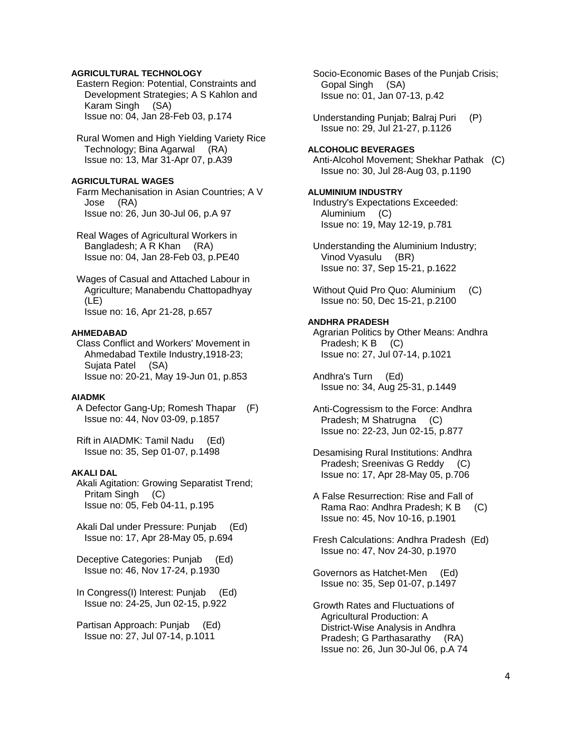**AGRICULTURAL TECHNOLOGY**

Eastern Region: Potential, Constraints and Development Strategies; A S Kahlon and Karam Singh (SA)
Issue no: 04, Jan 28-Feb 03, p.174

Rural Women and High Yielding Variety Rice Technology; Bina Agarwal (RA)
Issue no: 13, Mar 31-Apr 07, p.A39

**AGRICULTURAL WAGES**

Farm Mechanisation in Asian Countries; A V Jose (RA)
Issue no: 26, Jun 30-Jul 06, p.A 97

Real Wages of Agricultural Workers in Bangladesh; A R Khan (RA)
Issue no: 04, Jan 28-Feb 03, p.PE40

Wages of Casual and Attached Labour in Agriculture; Manabendu Chattopadhyay (LE)
Issue no: 16, Apr 21-28, p.657

**AHMEDABAD**

Class Conflict and Workers' Movement in Ahmedabad Textile Industry,1918-23; Sujata Patel (SA)
Issue no: 20-21, May 19-Jun 01, p.853

**AIADMK**

A Defector Gang-Up; Romesh Thapar (F)
Issue no: 44, Nov 03-09, p.1857

Rift in AIADMK: Tamil Nadu (Ed)
Issue no: 35, Sep 01-07, p.1498

**AKALI DAL**

Akali Agitation: Growing Separatist Trend; Pritam Singh (C)
Issue no: 05, Feb 04-11, p.195

Akali Dal under Pressure: Punjab (Ed)
Issue no: 17, Apr 28-May 05, p.694

Deceptive Categories: Punjab (Ed)
Issue no: 46, Nov 17-24, p.1930

In Congress(I) Interest: Punjab (Ed)
Issue no: 24-25, Jun 02-15, p.922

Partisan Approach: Punjab (Ed)
Issue no: 27, Jul 07-14, p.1011

Socio-Economic Bases of the Punjab Crisis; Gopal Singh (SA)
Issue no: 01, Jan 07-13, p.42

Understanding Punjab; Balraj Puri (P)
Issue no: 29, Jul 21-27, p.1126

**ALCOHOLIC BEVERAGES**

Anti-Alcohol Movement; Shekhar Pathak (C)
Issue no: 30, Jul 28-Aug 03, p.1190

**ALUMINIUM INDUSTRY**

Industry's Expectations Exceeded: Aluminium (C)
Issue no: 19, May 12-19, p.781

Understanding the Aluminium Industry; Vinod Vyasulu (BR)
Issue no: 37, Sep 15-21, p.1622

Without Quid Pro Quo: Aluminium (C)
Issue no: 50, Dec 15-21, p.2100

**ANDHRA PRADESH**

Agrarian Politics by Other Means: Andhra Pradesh; K B (C)
Issue no: 27, Jul 07-14, p.1021

Andhra's Turn (Ed)
Issue no: 34, Aug 25-31, p.1449

Anti-Cogressism to the Force: Andhra Pradesh; M Shatrugna (C)
Issue no: 22-23, Jun 02-15, p.877

Desamising Rural Institutions: Andhra Pradesh; Sreenivas G Reddy (C)
Issue no: 17, Apr 28-May 05, p.706

A False Resurrection: Rise and Fall of Rama Rao: Andhra Pradesh; K B (C)
Issue no: 45, Nov 10-16, p.1901

Fresh Calculations: Andhra Pradesh (Ed)
Issue no: 47, Nov 24-30, p.1970

Governors as Hatchet-Men (Ed)
Issue no: 35, Sep 01-07, p.1497

Growth Rates and Fluctuations of Agricultural Production: A District-Wise Analysis in Andhra Pradesh; G Parthasarathy (RA)
Issue no: 26, Jun 30-Jul 06, p.A 74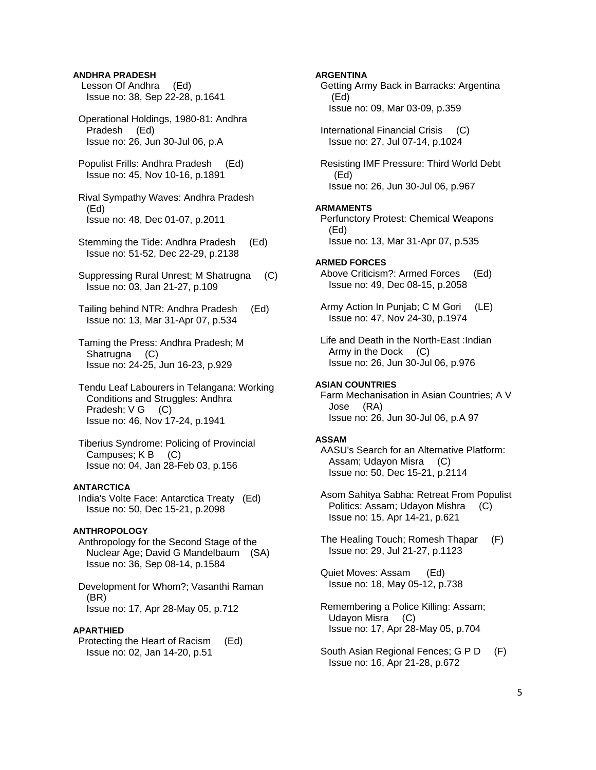**ANDHRA PRADESH**

Lesson Of Andhra (Ed)
Issue no: 38, Sep 22-28, p.1641

Operational Holdings, 1980-81: Andhra Pradesh (Ed)
Issue no: 26, Jun 30-Jul 06, p.A

Populist Frills: Andhra Pradesh (Ed)
Issue no: 45, Nov 10-16, p.1891

Rival Sympathy Waves: Andhra Pradesh (Ed)
Issue no: 48, Dec 01-07, p.2011

Stemming the Tide: Andhra Pradesh (Ed)
Issue no: 51-52, Dec 22-29, p.2138

Suppressing Rural Unrest; M Shatrugna (C)
Issue no: 03, Jan 21-27, p.109

Tailing behind NTR: Andhra Pradesh (Ed)
Issue no: 13, Mar 31-Apr 07, p.534

Taming the Press: Andhra Pradesh; M Shatrugna (C)
Issue no: 24-25, Jun 16-23, p.929

Tendu Leaf Labourers in Telangana: Working Conditions and Struggles: Andhra Pradesh; V G (C)
Issue no: 46, Nov 17-24, p.1941

Tiberius Syndrome: Policing of Provincial Campuses; K B (C)
Issue no: 04, Jan 28-Feb 03, p.156

**ANTARCTICA**

India's Volte Face: Antarctica Treaty (Ed)
Issue no: 50, Dec 15-21, p.2098

**ANTHROPOLOGY**

Anthropology for the Second Stage of the Nuclear Age; David G Mandelbaum (SA)
Issue no: 36, Sep 08-14, p.1584

Development for Whom?; Vasanthi Raman (BR)
Issue no: 17, Apr 28-May 05, p.712

**APARTHIED**

Protecting the Heart of Racism (Ed)
Issue no: 02, Jan 14-20, p.51

**ARGENTINA**

Getting Army Back in Barracks: Argentina (Ed)
Issue no: 09, Mar 03-09, p.359

International Financial Crisis (C)
Issue no: 27, Jul 07-14, p.1024

Resisting IMF Pressure: Third World Debt (Ed)
Issue no: 26, Jun 30-Jul 06, p.967

**ARMAMENTS**

Perfunctory Protest: Chemical Weapons (Ed)
Issue no: 13, Mar 31-Apr 07, p.535

**ARMED FORCES**

Above Criticism?: Armed Forces (Ed)
Issue no: 49, Dec 08-15, p.2058

Army Action In Punjab; C M Gori (LE)
Issue no: 47, Nov 24-30, p.1974

Life and Death in the North-East :Indian Army in the Dock (C)
Issue no: 26, Jun 30-Jul 06, p.976

**ASIAN COUNTRIES**

Farm Mechanisation in Asian Countries; A V Jose (RA)
Issue no: 26, Jun 30-Jul 06, p.A 97

**ASSAM**

AASU's Search for an Alternative Platform: Assam; Udayon Misra (C)
Issue no: 50, Dec 15-21, p.2114

Asom Sahitya Sabha: Retreat From Populist Politics: Assam; Udayon Mishra (C)
Issue no: 15, Apr 14-21, p.621

The Healing Touch; Romesh Thapar (F)
Issue no: 29, Jul 21-27, p.1123

Quiet Moves: Assam (Ed)
Issue no: 18, May 05-12, p.738

Remembering a Police Killing: Assam; Udayon Misra (C)
Issue no: 17, Apr 28-May 05, p.704

South Asian Regional Fences; G P D (F)
Issue no: 16, Apr 21-28, p.672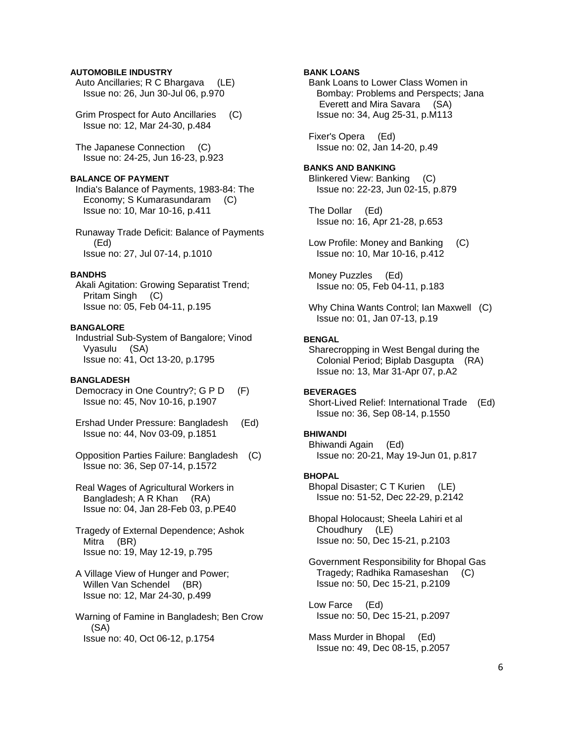**AUTOMOBILE INDUSTRY**

Auto Ancillaries; R C Bhargava (LE)
Issue no: 26, Jun 30-Jul 06, p.970

Grim Prospect for Auto Ancillaries (C)
Issue no: 12, Mar 24-30, p.484

The Japanese Connection (C)
Issue no: 24-25, Jun 16-23, p.923

**BALANCE OF PAYMENT**

India's Balance of Payments, 1983-84: The Economy; S Kumarasundaram (C)
Issue no: 10, Mar 10-16, p.411

Runaway Trade Deficit: Balance of Payments (Ed)
Issue no: 27, Jul 07-14, p.1010

**BANDHS**

Akali Agitation: Growing Separatist Trend; Pritam Singh (C)
Issue no: 05, Feb 04-11, p.195

**BANGALORE**

Industrial Sub-System of Bangalore; Vinod Vyasulu (SA)
Issue no: 41, Oct 13-20, p.1795

**BANGLADESH**

Democracy in One Country?; G P D (F)
Issue no: 45, Nov 10-16, p.1907

Ershad Under Pressure: Bangladesh (Ed)
Issue no: 44, Nov 03-09, p.1851

Opposition Parties Failure: Bangladesh (C)
Issue no: 36, Sep 07-14, p.1572

Real Wages of Agricultural Workers in Bangladesh; A R Khan (RA)
Issue no: 04, Jan 28-Feb 03, p.PE40

Tragedy of External Dependence; Ashok Mitra (BR)
Issue no: 19, May 12-19, p.795

A Village View of Hunger and Power; Willen Van Schendel (BR)
Issue no: 12, Mar 24-30, p.499

Warning of Famine in Bangladesh; Ben Crow (SA)
Issue no: 40, Oct 06-12, p.1754

**BANK LOANS**

Bank Loans to Lower Class Women in Bombay: Problems and Perspects; Jana Everett and Mira Savara (SA)
Issue no: 34, Aug 25-31, p.M113

Fixer's Opera (Ed)
Issue no: 02, Jan 14-20, p.49

**BANKS AND BANKING**

Blinkered View: Banking (C)
Issue no: 22-23, Jun 02-15, p.879

The Dollar (Ed)
Issue no: 16, Apr 21-28, p.653

Low Profile: Money and Banking (C)
Issue no: 10, Mar 10-16, p.412

Money Puzzles (Ed)
Issue no: 05, Feb 04-11, p.183

Why China Wants Control; Ian Maxwell (C)
Issue no: 01, Jan 07-13, p.19

**BENGAL**

Sharecropping in West Bengal during the Colonial Period; Biplab Dasgupta (RA)
Issue no: 13, Mar 31-Apr 07, p.A2

**BEVERAGES**

Short-Lived Relief: International Trade (Ed)
Issue no: 36, Sep 08-14, p.1550

**BHIWANDI**

Bhiwandi Again (Ed)
Issue no: 20-21, May 19-Jun 01, p.817

**BHOPAL**

Bhopal Disaster; C T Kurien (LE)
Issue no: 51-52, Dec 22-29, p.2142

Bhopal Holocaust; Sheela Lahiri et al Choudhury (LE)
Issue no: 50, Dec 15-21, p.2103

Government Responsibility for Bhopal Gas Tragedy; Radhika Ramaseshan (C)
Issue no: 50, Dec 15-21, p.2109

Low Farce (Ed)
Issue no: 50, Dec 15-21, p.2097

Mass Murder in Bhopal (Ed)
Issue no: 49, Dec 08-15, p.2057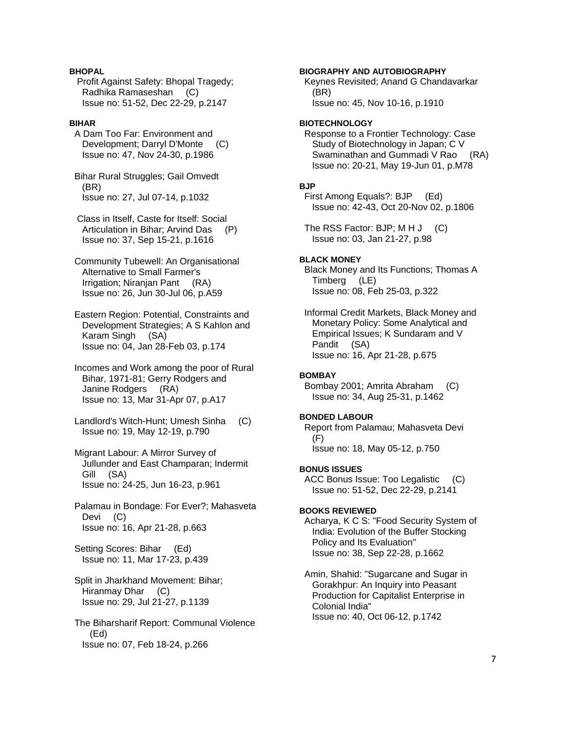**BHOPAL**

Profit Against Safety: Bhopal Tragedy; Radhika Ramaseshan (C)
Issue no: 51-52, Dec 22-29, p.2147

**BIHAR**

A Dam Too Far: Environment and Development; Darryl D'Monte (C)
Issue no: 47, Nov 24-30, p.1986

Bihar Rural Struggles; Gail Omvedt (BR)
Issue no: 27, Jul 07-14, p.1032

Class in Itself, Caste for Itself: Social Articulation in Bihar; Arvind Das (P)
Issue no: 37, Sep 15-21, p.1616

Community Tubewell: An Organisational Alternative to Small Farmer's Irrigation; Niranjan Pant (RA)
Issue no: 26, Jun 30-Jul 06, p.A59

Eastern Region: Potential, Constraints and Development Strategies; A S Kahlon and Karam Singh (SA)
Issue no: 04, Jan 28-Feb 03, p.174

Incomes and Work among the poor of Rural Bihar, 1971-81; Gerry Rodgers and Janine Rodgers (RA)
Issue no: 13, Mar 31-Apr 07, p.A17

Landlord's Witch-Hunt; Umesh Sinha (C)
Issue no: 19, May 12-19, p.790

Migrant Labour: A Mirror Survey of Jullunder and East Champaran; Indermit Gill (SA)
Issue no: 24-25, Jun 16-23, p.961

Palamau in Bondage: For Ever?; Mahasveta Devi (C)
Issue no: 16, Apr 21-28, p.663

Setting Scores: Bihar (Ed)
Issue no: 11, Mar 17-23, p.439

Split in Jharkhand Movement: Bihar; Hiranmay Dhar (C)
Issue no: 29, Jul 21-27, p.1139

The Biharsharif Report: Communal Violence (Ed)
Issue no: 07, Feb 18-24, p.266

**BIOGRAPHY AND AUTOBIOGRAPHY**

Keynes Revisited; Anand G Chandavarkar (BR)
Issue no: 45, Nov 10-16, p.1910

**BIOTECHNOLOGY**

Response to a Frontier Technology: Case Study of Biotechnology in Japan; C V Swaminathan and Gummadi V Rao (RA)
Issue no: 20-21, May 19-Jun 01, p.M78

**BJP**

First Among Equals?: BJP (Ed)
Issue no: 42-43, Oct 20-Nov 02, p.1806

The RSS Factor: BJP; M H J (C)
Issue no: 03, Jan 21-27, p.98

**BLACK MONEY**

Black Money and Its Functions; Thomas A Timberg (LE)
Issue no: 08, Feb 25-03, p.322

Informal Credit Markets, Black Money and Monetary Policy: Some Analytical and Empirical Issues; K Sundaram and V Pandit (SA)
Issue no: 16, Apr 21-28, p.675

**BOMBAY**

Bombay 2001; Amrita Abraham (C)
Issue no: 34, Aug 25-31, p.1462

**BONDED LABOUR**

Report from Palamau; Mahasveta Devi (F)
Issue no: 18, May 05-12, p.750

**BONUS ISSUES**

ACC Bonus Issue: Too Legalistic (C)
Issue no: 51-52, Dec 22-29, p.2141

**BOOKS REVIEWED**

Acharya, K C S: "Food Security System of India: Evolution of the Buffer Stocking Policy and Its Evaluation"
Issue no: 38, Sep 22-28, p.1662

Amin, Shahid: "Sugarcane and Sugar in Gorakhpur: An Inquiry into Peasant Production for Capitalist Enterprise in Colonial India"
Issue no: 40, Oct 06-12, p.1742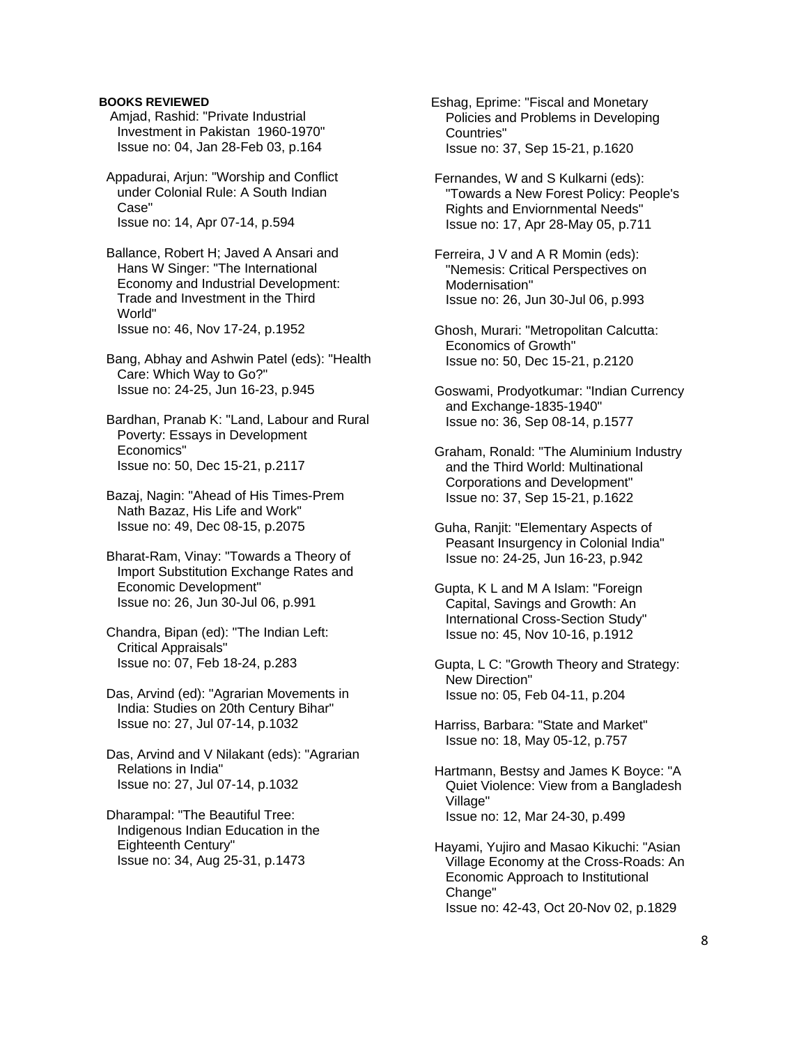**BOOKS REVIEWED**

Amjad, Rashid: "Private Industrial Investment in Pakistan 1960-1970"
Issue no: 04, Jan 28-Feb 03, p.164

Appadurai, Arjun: "Worship and Conflict under Colonial Rule: A South Indian Case"
Issue no: 14, Apr 07-14, p.594

Ballance, Robert H; Javed A Ansari and Hans W Singer: "The International Economy and Industrial Development: Trade and Investment in the Third World"
Issue no: 46, Nov 17-24, p.1952

Bang, Abhay and Ashwin Patel (eds): "Health Care: Which Way to Go?"
Issue no: 24-25, Jun 16-23, p.945

Bardhan, Pranab K: "Land, Labour and Rural Poverty: Essays in Development Economics"
Issue no: 50, Dec 15-21, p.2117

Bazaj, Nagin: "Ahead of His Times-Prem Nath Bazaz, His Life and Work"
Issue no: 49, Dec 08-15, p.2075

Bharat-Ram, Vinay: "Towards a Theory of Import Substitution Exchange Rates and Economic Development"
Issue no: 26, Jun 30-Jul 06, p.991

Chandra, Bipan (ed): "The Indian Left: Critical Appraisals"
Issue no: 07, Feb 18-24, p.283

Das, Arvind (ed): "Agrarian Movements in India: Studies on 20th Century Bihar"
Issue no: 27, Jul 07-14, p.1032

Das, Arvind and V Nilakant (eds): "Agrarian Relations in India"
Issue no: 27, Jul 07-14, p.1032

Dharampal: "The Beautiful Tree: Indigenous Indian Education in the Eighteenth Century"
Issue no: 34, Aug 25-31, p.1473

Eshag, Eprime: "Fiscal and Monetary Policies and Problems in Developing Countries"
Issue no: 37, Sep 15-21, p.1620

Fernandes, W and S Kulkarni (eds): "Towards a New Forest Policy: People's Rights and Enviornmental Needs"
Issue no: 17, Apr 28-May 05, p.711

Ferreira, J V and A R Momin (eds): "Nemesis: Critical Perspectives on Modernisation"
Issue no: 26, Jun 30-Jul 06, p.993

Ghosh, Murari: "Metropolitan Calcutta: Economics of Growth"
Issue no: 50, Dec 15-21, p.2120

Goswami, Prodyotkumar: "Indian Currency and Exchange-1835-1940"
Issue no: 36, Sep 08-14, p.1577

Graham, Ronald: "The Aluminium Industry and the Third World: Multinational Corporations and Development"
Issue no: 37, Sep 15-21, p.1622

Guha, Ranjit: "Elementary Aspects of Peasant Insurgency in Colonial India"
Issue no: 24-25, Jun 16-23, p.942

Gupta, K L and M A Islam: "Foreign Capital, Savings and Growth: An International Cross-Section Study"
Issue no: 45, Nov 10-16, p.1912

Gupta, L C: "Growth Theory and Strategy: New Direction"
Issue no: 05, Feb 04-11, p.204

Harriss, Barbara: "State and Market"
Issue no: 18, May 05-12, p.757

Hartmann, Bestsy and James K Boyce: "A Quiet Violence: View from a Bangladesh Village"
Issue no: 12, Mar 24-30, p.499

Hayami, Yujiro and Masao Kikuchi: "Asian Village Economy at the Cross-Roads: An Economic Approach to Institutional Change"
Issue no: 42-43, Oct 20-Nov 02, p.1829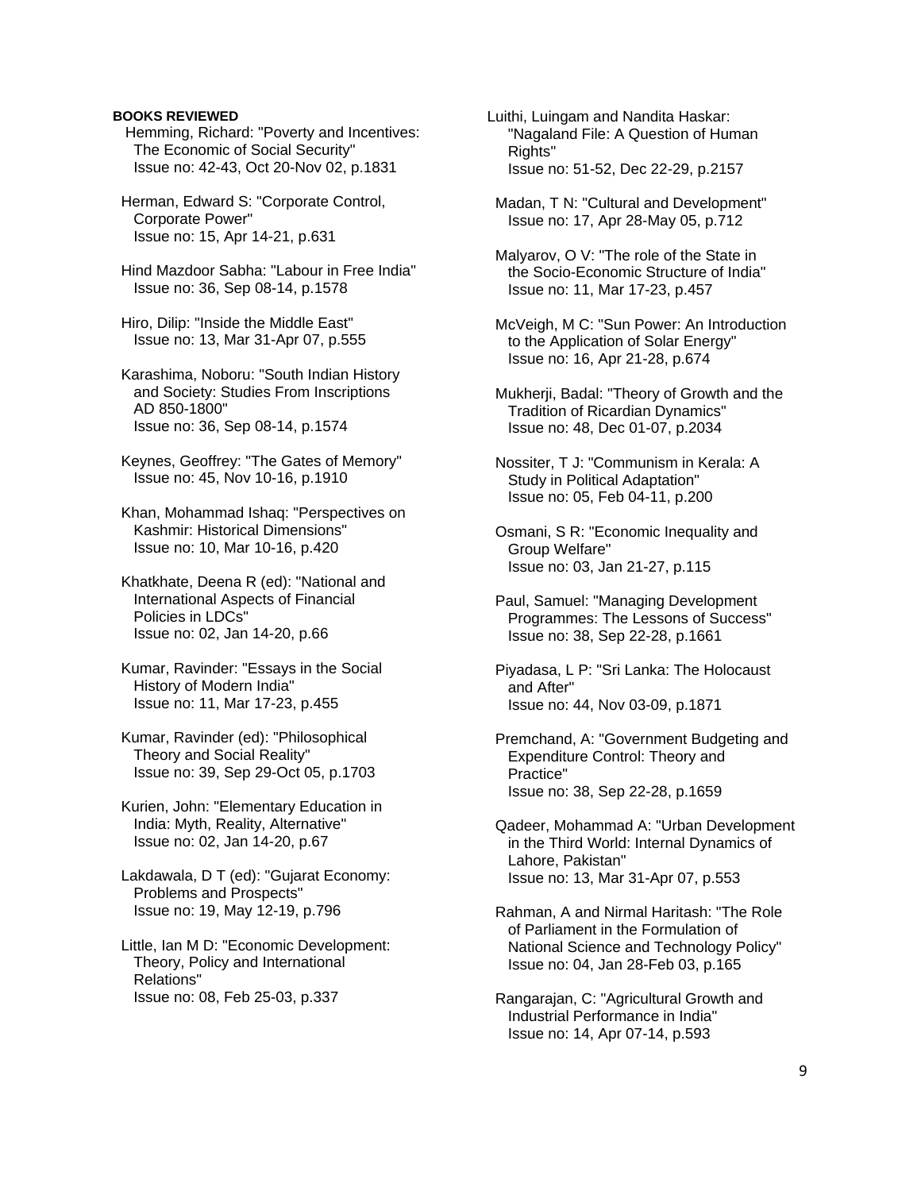**BOOKS REVIEWED**

Hemming, Richard: "Poverty and Incentives: The Economic of Social Security"
Issue no: 42-43, Oct 20-Nov 02, p.1831

Herman, Edward S: "Corporate Control, Corporate Power"
Issue no: 15, Apr 14-21, p.631

Hind Mazdoor Sabha: "Labour in Free India"
Issue no: 36, Sep 08-14, p.1578

Hiro, Dilip: "Inside the Middle East"
Issue no: 13, Mar 31-Apr 07, p.555

Karashima, Noboru: "South Indian History and Society: Studies From Inscriptions AD 850-1800"
Issue no: 36, Sep 08-14, p.1574

Keynes, Geoffrey: "The Gates of Memory"
Issue no: 45, Nov 10-16, p.1910

Khan, Mohammad Ishaq: "Perspectives on Kashmir: Historical Dimensions"
Issue no: 10, Mar 10-16, p.420

Khatkhate, Deena R (ed): "National and International Aspects of Financial Policies in LDCs"
Issue no: 02, Jan 14-20, p.66

Kumar, Ravinder: "Essays in the Social History of Modern India"
Issue no: 11, Mar 17-23, p.455

Kumar, Ravinder (ed): "Philosophical Theory and Social Reality"
Issue no: 39, Sep 29-Oct 05, p.1703

Kurien, John: "Elementary Education in India: Myth, Reality, Alternative"
Issue no: 02, Jan 14-20, p.67

Lakdawala, D T (ed): "Gujarat Economy: Problems and Prospects"
Issue no: 19, May 12-19, p.796

Little, Ian M D: "Economic Development: Theory, Policy and International Relations"
Issue no: 08, Feb 25-03, p.337

Luithi, Luingam and Nandita Haskar: "Nagaland File: A Question of Human Rights"
Issue no: 51-52, Dec 22-29, p.2157

Madan, T N: "Cultural and Development"
Issue no: 17, Apr 28-May 05, p.712

Malyarov, O V: "The role of the State in the Socio-Economic Structure of India"
Issue no: 11, Mar 17-23, p.457

McVeigh, M C: "Sun Power: An Introduction to the Application of Solar Energy"
Issue no: 16, Apr 21-28, p.674

Mukherji, Badal: "Theory of Growth and the Tradition of Ricardian Dynamics"
Issue no: 48, Dec 01-07, p.2034

Nossiter, T J: "Communism in Kerala: A Study in Political Adaptation"
Issue no: 05, Feb 04-11, p.200

Osmani, S R: "Economic Inequality and Group Welfare"
Issue no: 03, Jan 21-27, p.115

Paul, Samuel: "Managing Development Programmes: The Lessons of Success"
Issue no: 38, Sep 22-28, p.1661

Piyadasa, L P: "Sri Lanka: The Holocaust and After"
Issue no: 44, Nov 03-09, p.1871

Premchand, A: "Government Budgeting and Expenditure Control: Theory and Practice"
Issue no: 38, Sep 22-28, p.1659

Qadeer, Mohammad A: "Urban Development in the Third World: Internal Dynamics of Lahore, Pakistan"
Issue no: 13, Mar 31-Apr 07, p.553

Rahman, A and Nirmal Haritash: "The Role of Parliament in the Formulation of National Science and Technology Policy"
Issue no: 04, Jan 28-Feb 03, p.165

Rangarajan, C: "Agricultural Growth and Industrial Performance in India"
Issue no: 14, Apr 07-14, p.593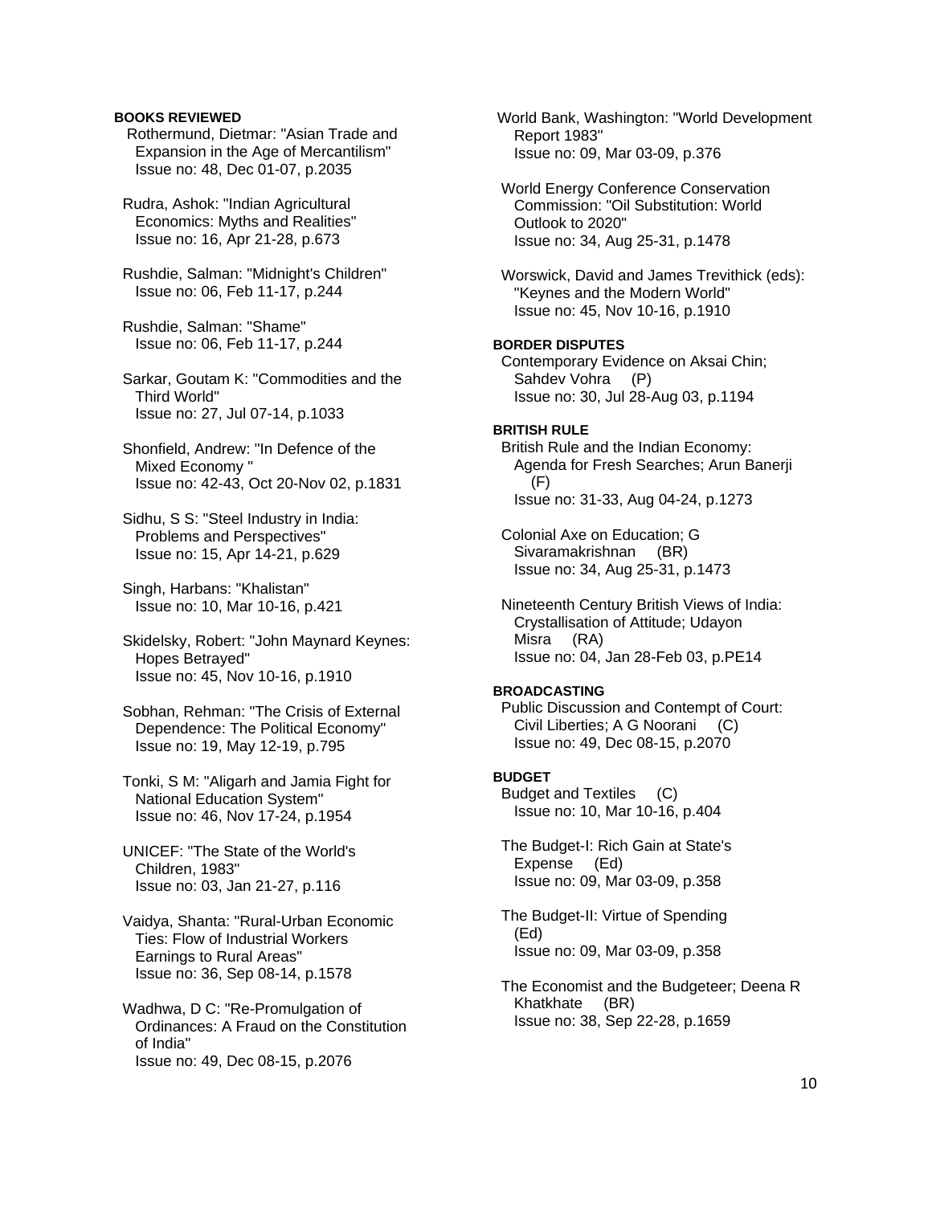**BOOKS REVIEWED**

Rothermund, Dietmar: "Asian Trade and Expansion in the Age of Mercantilism"
Issue no: 48, Dec 01-07, p.2035

Rudra, Ashok: "Indian Agricultural Economics: Myths and Realities"
Issue no: 16, Apr 21-28, p.673

Rushdie, Salman: "Midnight's Children"
Issue no: 06, Feb 11-17, p.244

Rushdie, Salman: "Shame"
Issue no: 06, Feb 11-17, p.244

Sarkar, Goutam K: "Commodities and the Third World"
Issue no: 27, Jul 07-14, p.1033

Shonfield, Andrew: "In Defence of the Mixed Economy "
Issue no: 42-43, Oct 20-Nov 02, p.1831

Sidhu, S S: "Steel Industry in India: Problems and Perspectives"
Issue no: 15, Apr 14-21, p.629

Singh, Harbans: "Khalistan"
Issue no: 10, Mar 10-16, p.421

Skidelsky, Robert: "John Maynard Keynes: Hopes Betrayed"
Issue no: 45, Nov 10-16, p.1910

Sobhan, Rehman: "The Crisis of External Dependence: The Political Economy"
Issue no: 19, May 12-19, p.795

Tonki, S M: "Aligarh and Jamia Fight for National Education System"
Issue no: 46, Nov 17-24, p.1954

UNICEF: "The State of the World's Children, 1983"
Issue no: 03, Jan 21-27, p.116

Vaidya, Shanta: "Rural-Urban Economic Ties: Flow of Industrial Workers Earnings to Rural Areas"
Issue no: 36, Sep 08-14, p.1578

Wadhwa, D C: "Re-Promulgation of Ordinances: A Fraud on the Constitution of India"
Issue no: 49, Dec 08-15, p.2076

World Bank, Washington: "World Development Report 1983"
Issue no: 09, Mar 03-09, p.376

World Energy Conference Conservation Commission: "Oil Substitution: World Outlook to 2020"
Issue no: 34, Aug 25-31, p.1478

Worswick, David and James Trevithick (eds): "Keynes and the Modern World"
Issue no: 45, Nov 10-16, p.1910

**BORDER DISPUTES**

Contemporary Evidence on Aksai Chin; Sahdev Vohra (P)
Issue no: 30, Jul 28-Aug 03, p.1194

**BRITISH RULE**

British Rule and the Indian Economy: Agenda for Fresh Searches; Arun Banerji (F)
Issue no: 31-33, Aug 04-24, p.1273

Colonial Axe on Education; G Sivaramakrishnan (BR)
Issue no: 34, Aug 25-31, p.1473

Nineteenth Century British Views of India: Crystallisation of Attitude; Udayon Misra (RA)
Issue no: 04, Jan 28-Feb 03, p.PE14

**BROADCASTING**

Public Discussion and Contempt of Court: Civil Liberties; A G Noorani (C)
Issue no: 49, Dec 08-15, p.2070

**BUDGET**

Budget and Textiles (C)
Issue no: 10, Mar 10-16, p.404

The Budget-I: Rich Gain at State's Expense (Ed)
Issue no: 09, Mar 03-09, p.358

The Budget-II: Virtue of Spending (Ed)
Issue no: 09, Mar 03-09, p.358

The Economist and the Budgeteer; Deena R Khatkhate (BR)
Issue no: 38, Sep 22-28, p.1659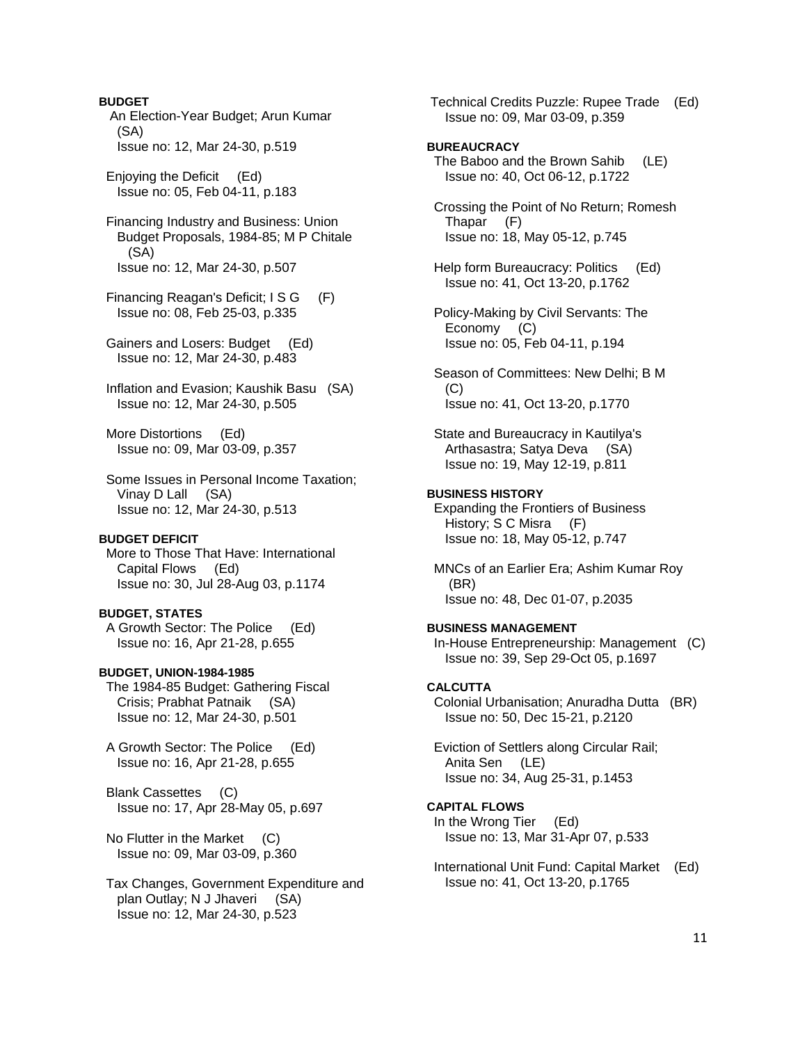**BUDGET**

An Election-Year Budget; Arun Kumar (SA)
Issue no: 12, Mar 24-30, p.519

Enjoying the Deficit (Ed)
Issue no: 05, Feb 04-11, p.183

Financing Industry and Business: Union Budget Proposals, 1984-85; M P Chitale (SA)
Issue no: 12, Mar 24-30, p.507

Financing Reagan's Deficit; I S G (F)
Issue no: 08, Feb 25-03, p.335

Gainers and Losers: Budget (Ed)
Issue no: 12, Mar 24-30, p.483

Inflation and Evasion; Kaushik Basu (SA)
Issue no: 12, Mar 24-30, p.505

More Distortions (Ed)
Issue no: 09, Mar 03-09, p.357

Some Issues in Personal Income Taxation; Vinay D Lall (SA)
Issue no: 12, Mar 24-30, p.513

**BUDGET DEFICIT**

More to Those That Have: International Capital Flows (Ed)
Issue no: 30, Jul 28-Aug 03, p.1174

**BUDGET, STATES**

A Growth Sector: The Police (Ed)
Issue no: 16, Apr 21-28, p.655

**BUDGET, UNION-1984-1985**

The 1984-85 Budget: Gathering Fiscal Crisis; Prabhat Patnaik (SA)
Issue no: 12, Mar 24-30, p.501

A Growth Sector: The Police (Ed)
Issue no: 16, Apr 21-28, p.655

Blank Cassettes (C)
Issue no: 17, Apr 28-May 05, p.697

No Flutter in the Market (C)
Issue no: 09, Mar 03-09, p.360

Tax Changes, Government Expenditure and plan Outlay; N J Jhaveri (SA)
Issue no: 12, Mar 24-30, p.523

Technical Credits Puzzle: Rupee Trade (Ed)
Issue no: 09, Mar 03-09, p.359

**BUREAUCRACY**

The Baboo and the Brown Sahib (LE)
Issue no: 40, Oct 06-12, p.1722

Crossing the Point of No Return; Romesh Thapar (F)
Issue no: 18, May 05-12, p.745

Help form Bureaucracy: Politics (Ed)
Issue no: 41, Oct 13-20, p.1762

Policy-Making by Civil Servants: The Economy (C)
Issue no: 05, Feb 04-11, p.194

Season of Committees: New Delhi; B M (C)
Issue no: 41, Oct 13-20, p.1770

State and Bureaucracy in Kautilya's Arthasastra; Satya Deva (SA)
Issue no: 19, May 12-19, p.811

**BUSINESS HISTORY**

Expanding the Frontiers of Business History; S C Misra (F)
Issue no: 18, May 05-12, p.747

MNCs of an Earlier Era; Ashim Kumar Roy (BR)
Issue no: 48, Dec 01-07, p.2035

**BUSINESS MANAGEMENT**

In-House Entrepreneurship: Management (C)
Issue no: 39, Sep 29-Oct 05, p.1697

**CALCUTTA**

Colonial Urbanisation; Anuradha Dutta (BR)
Issue no: 50, Dec 15-21, p.2120

Eviction of Settlers along Circular Rail; Anita Sen (LE)
Issue no: 34, Aug 25-31, p.1453

**CAPITAL FLOWS**

In the Wrong Tier (Ed)
Issue no: 13, Mar 31-Apr 07, p.533

International Unit Fund: Capital Market (Ed)
Issue no: 41, Oct 13-20, p.1765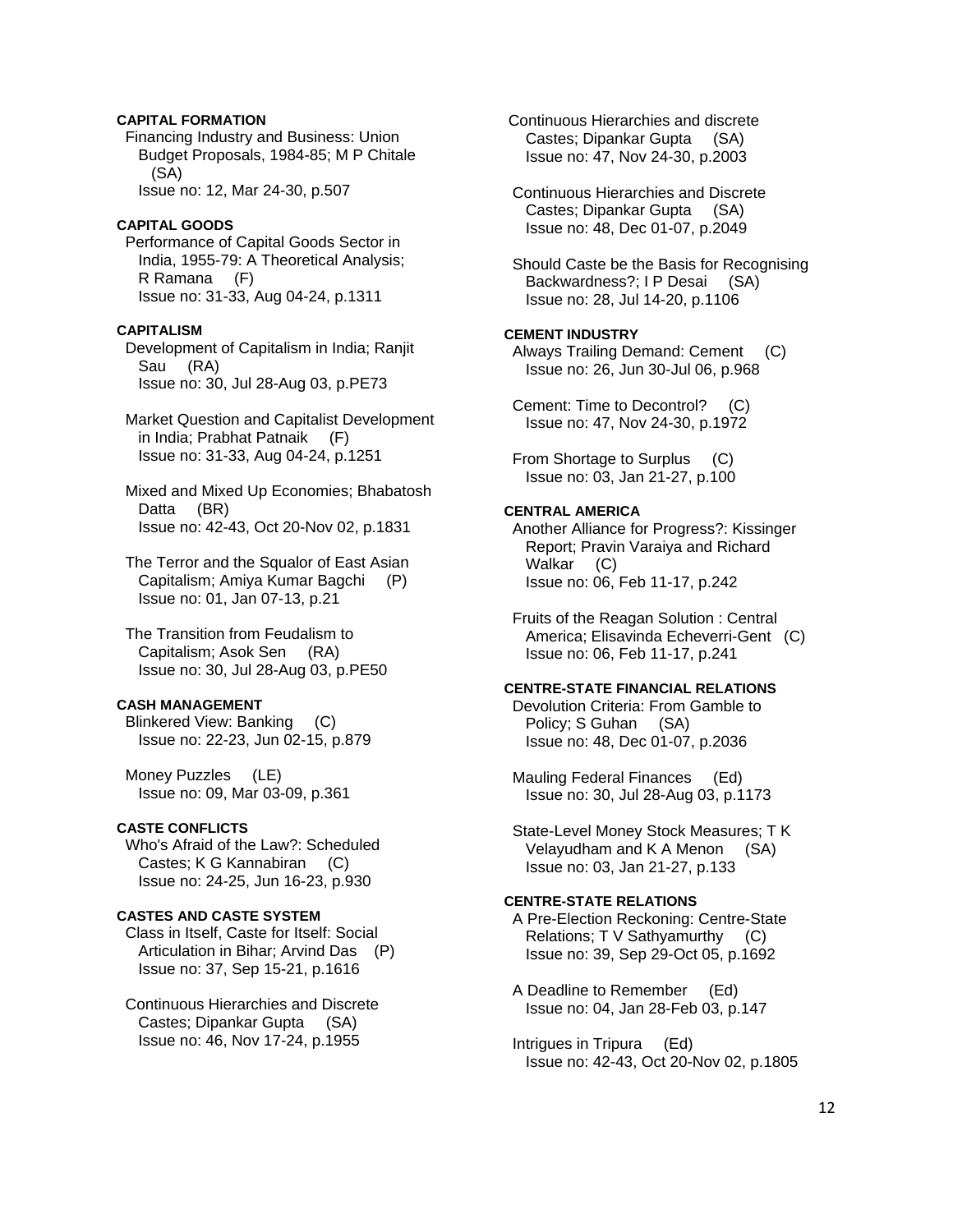**CAPITAL FORMATION**

Financing Industry and Business: Union Budget Proposals, 1984-85; M P Chitale (SA)
Issue no: 12, Mar 24-30, p.507

**CAPITAL GOODS**

Performance of Capital Goods Sector in India, 1955-79: A Theoretical Analysis; R Ramana (F)
Issue no: 31-33, Aug 04-24, p.1311

**CAPITALISM**

Development of Capitalism in India; Ranjit Sau (RA)
Issue no: 30, Jul 28-Aug 03, p.PE73

Market Question and Capitalist Development in India; Prabhat Patnaik (F)
Issue no: 31-33, Aug 04-24, p.1251

Mixed and Mixed Up Economies; Bhabatosh Datta (BR)
Issue no: 42-43, Oct 20-Nov 02, p.1831

The Terror and the Squalor of East Asian Capitalism; Amiya Kumar Bagchi (P)
Issue no: 01, Jan 07-13, p.21

The Transition from Feudalism to Capitalism; Asok Sen (RA)
Issue no: 30, Jul 28-Aug 03, p.PE50

**CASH MANAGEMENT**

Blinkered View: Banking (C)
Issue no: 22-23, Jun 02-15, p.879

Money Puzzles (LE)
Issue no: 09, Mar 03-09, p.361

**CASTE CONFLICTS**

Who's Afraid of the Law?: Scheduled Castes; K G Kannabiran (C)
Issue no: 24-25, Jun 16-23, p.930

**CASTES AND CASTE SYSTEM**

Class in Itself, Caste for Itself: Social Articulation in Bihar; Arvind Das (P)
Issue no: 37, Sep 15-21, p.1616

Continuous Hierarchies and Discrete Castes; Dipankar Gupta (SA)
Issue no: 46, Nov 17-24, p.1955

Continuous Hierarchies and discrete Castes; Dipankar Gupta (SA)
Issue no: 47, Nov 24-30, p.2003

Continuous Hierarchies and Discrete Castes; Dipankar Gupta (SA)
Issue no: 48, Dec 01-07, p.2049

Should Caste be the Basis for Recognising Backwardness?; I P Desai (SA)
Issue no: 28, Jul 14-20, p.1106

**CEMENT INDUSTRY**

Always Trailing Demand: Cement (C)
Issue no: 26, Jun 30-Jul 06, p.968

Cement: Time to Decontrol? (C)
Issue no: 47, Nov 24-30, p.1972

From Shortage to Surplus (C)
Issue no: 03, Jan 21-27, p.100

**CENTRAL AMERICA**

Another Alliance for Progress?: Kissinger Report; Pravin Varaiya and Richard Walkar (C)
Issue no: 06, Feb 11-17, p.242

Fruits of the Reagan Solution : Central America; Elisavinda Echeverri-Gent (C)
Issue no: 06, Feb 11-17, p.241

**CENTRE-STATE FINANCIAL RELATIONS**

Devolution Criteria: From Gamble to Policy; S Guhan (SA)
Issue no: 48, Dec 01-07, p.2036

Mauling Federal Finances (Ed)
Issue no: 30, Jul 28-Aug 03, p.1173

State-Level Money Stock Measures; T K Velayudham and K A Menon (SA)
Issue no: 03, Jan 21-27, p.133

**CENTRE-STATE RELATIONS**

A Pre-Election Reckoning: Centre-State Relations; T V Sathyamurthy (C)
Issue no: 39, Sep 29-Oct 05, p.1692

A Deadline to Remember (Ed)
Issue no: 04, Jan 28-Feb 03, p.147

Intrigues in Tripura (Ed)
Issue no: 42-43, Oct 20-Nov 02, p.1805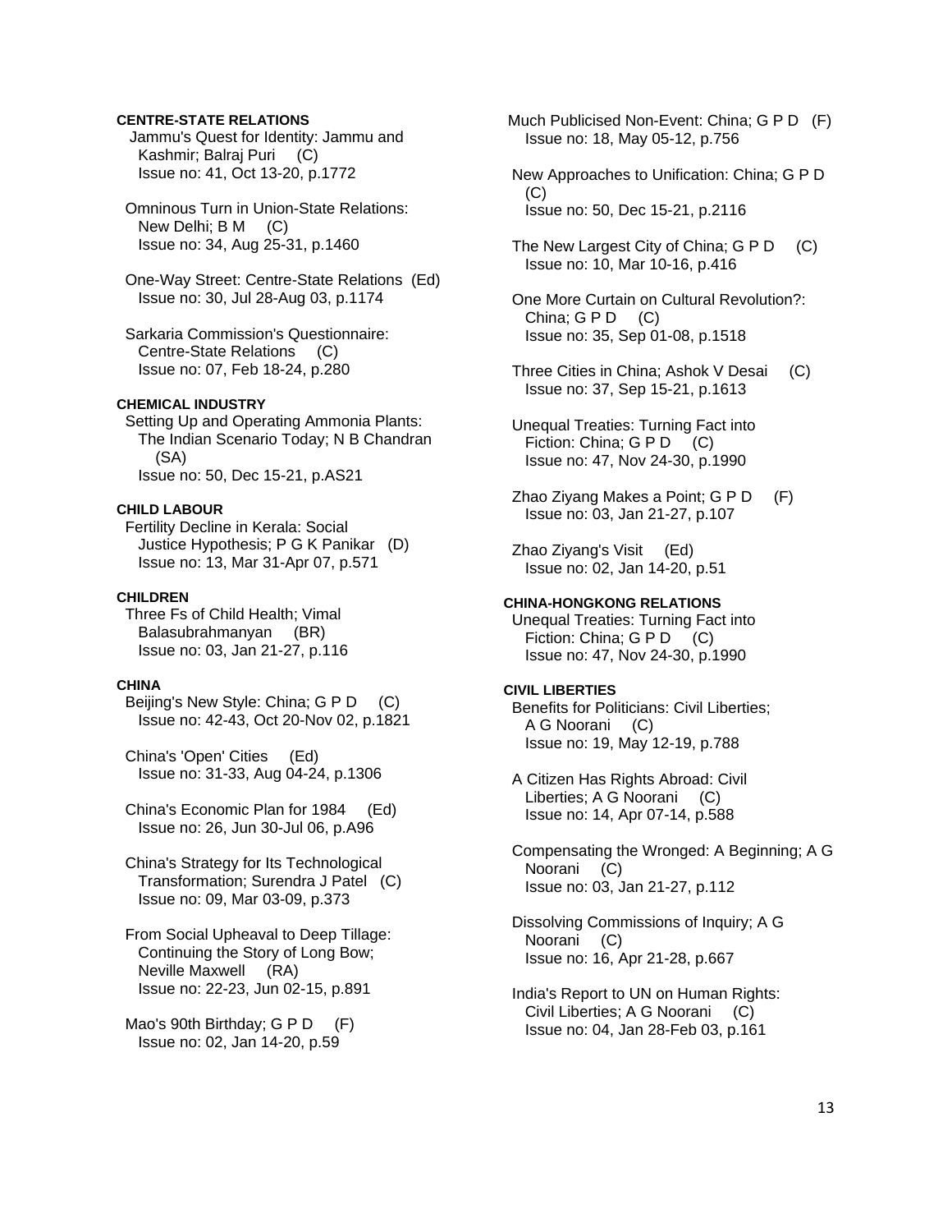### CENTRE-STATE RELATIONS

Jammu's Quest for Identity: Jammu and Kashmir; Balraj Puri (C)
Issue no: 41, Oct 13-20, p.1772

Omninous Turn in Union-State Relations: New Delhi; B M (C)
Issue no: 34, Aug 25-31, p.1460

One-Way Street: Centre-State Relations (Ed)
Issue no: 30, Jul 28-Aug 03, p.1174

Sarkaria Commission's Questionnaire: Centre-State Relations (C)
Issue no: 07, Feb 18-24, p.280

### CHEMICAL INDUSTRY

Setting Up and Operating Ammonia Plants: The Indian Scenario Today; N B Chandran (SA)
Issue no: 50, Dec 15-21, p.AS21

### CHILD LABOUR

Fertility Decline in Kerala: Social Justice Hypothesis; P G K Panikar (D)
Issue no: 13, Mar 31-Apr 07, p.571

### CHILDREN

Three Fs of Child Health; Vimal Balasubrahmanyan (BR)
Issue no: 03, Jan 21-27, p.116

### CHINA

Beijing's New Style: China; G P D (C)
Issue no: 42-43, Oct 20-Nov 02, p.1821

China's 'Open' Cities (Ed)
Issue no: 31-33, Aug 04-24, p.1306

China's Economic Plan for 1984 (Ed)
Issue no: 26, Jun 30-Jul 06, p.A96

China's Strategy for Its Technological Transformation; Surendra J Patel (C)
Issue no: 09, Mar 03-09, p.373

From Social Upheaval to Deep Tillage: Continuing the Story of Long Bow; Neville Maxwell (RA)
Issue no: 22-23, Jun 02-15, p.891

Mao's 90th Birthday; G P D (F)
Issue no: 02, Jan 14-20, p.59

Much Publicised Non-Event: China; G P D (F)
Issue no: 18, May 05-12, p.756

New Approaches to Unification: China; G P D (C)
Issue no: 50, Dec 15-21, p.2116

The New Largest City of China; G P D (C)
Issue no: 10, Mar 10-16, p.416

One More Curtain on Cultural Revolution?: China; G P D (C)
Issue no: 35, Sep 01-08, p.1518

Three Cities in China; Ashok V Desai (C)
Issue no: 37, Sep 15-21, p.1613

Unequal Treaties: Turning Fact into Fiction: China; G P D (C)
Issue no: 47, Nov 24-30, p.1990

Zhao Ziyang Makes a Point; G P D (F)
Issue no: 03, Jan 21-27, p.107

Zhao Ziyang's Visit (Ed)
Issue no: 02, Jan 14-20, p.51

### CHINA-HONGKONG RELATIONS

Unequal Treaties: Turning Fact into Fiction: China; G P D (C)
Issue no: 47, Nov 24-30, p.1990

### CIVIL LIBERTIES

Benefits for Politicians: Civil Liberties; A G Noorani (C)
Issue no: 19, May 12-19, p.788

A Citizen Has Rights Abroad: Civil Liberties; A G Noorani (C)
Issue no: 14, Apr 07-14, p.588

Compensating the Wronged: A Beginning; A G Noorani (C)
Issue no: 03, Jan 21-27, p.112

Dissolving Commissions of Inquiry; A G Noorani (C)
Issue no: 16, Apr 21-28, p.667

India's Report to UN on Human Rights: Civil Liberties; A G Noorani (C)
Issue no: 04, Jan 28-Feb 03, p.161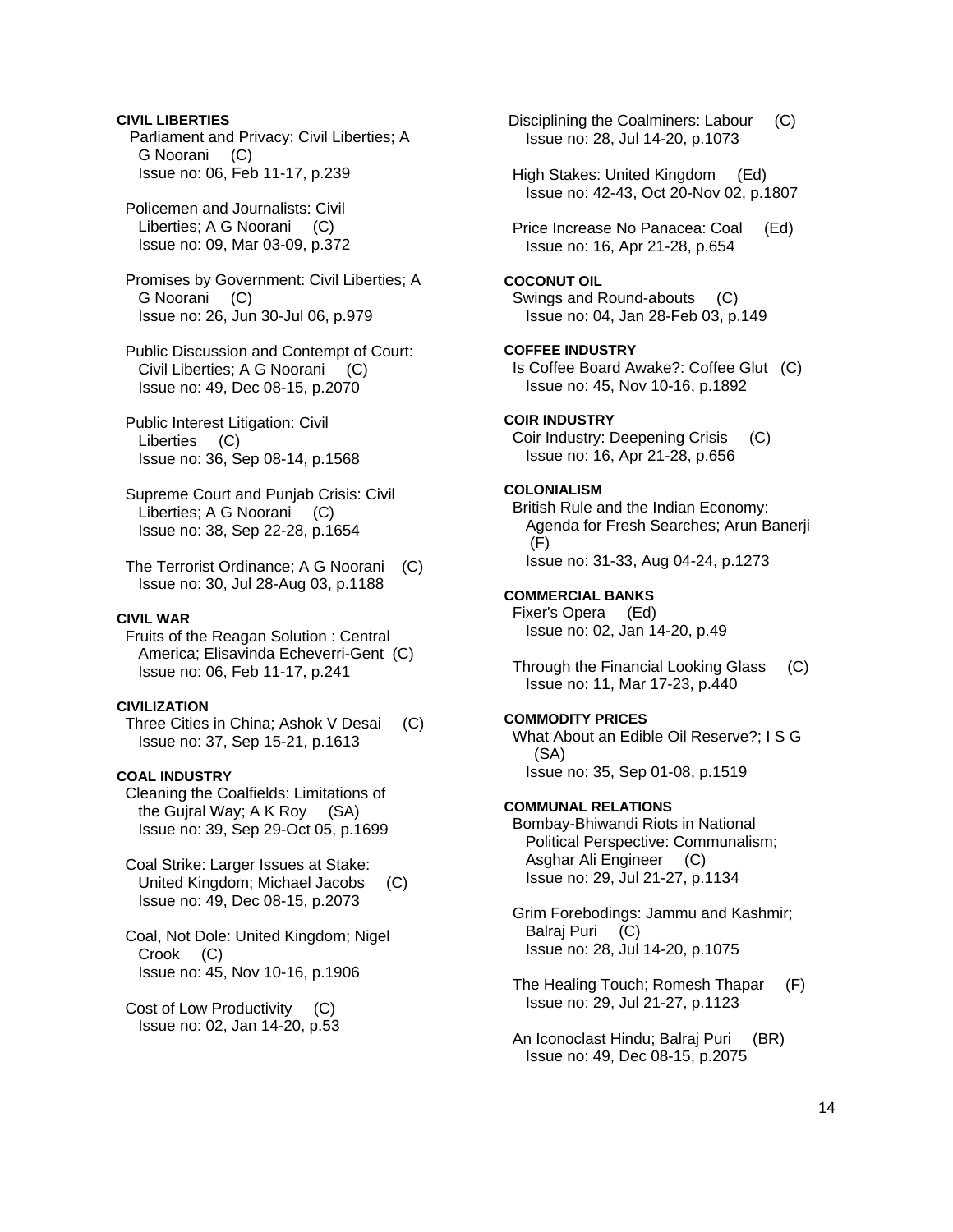**CIVIL LIBERTIES**

Parliament and Privacy: Civil Liberties; A G Noorani (C)
Issue no: 06, Feb 11-17, p.239

Policemen and Journalists: Civil Liberties; A G Noorani (C)
Issue no: 09, Mar 03-09, p.372

Promises by Government: Civil Liberties; A G Noorani (C)
Issue no: 26, Jun 30-Jul 06, p.979

Public Discussion and Contempt of Court: Civil Liberties; A G Noorani (C)
Issue no: 49, Dec 08-15, p.2070

Public Interest Litigation: Civil Liberties (C)
Issue no: 36, Sep 08-14, p.1568

Supreme Court and Punjab Crisis: Civil Liberties; A G Noorani (C)
Issue no: 38, Sep 22-28, p.1654

The Terrorist Ordinance; A G Noorani (C)
Issue no: 30, Jul 28-Aug 03, p.1188

**CIVIL WAR**

Fruits of the Reagan Solution : Central America; Elisavinda Echeverri-Gent (C)
Issue no: 06, Feb 11-17, p.241

**CIVILIZATION**

Three Cities in China; Ashok V Desai (C)
Issue no: 37, Sep 15-21, p.1613

**COAL INDUSTRY**

Cleaning the Coalfields: Limitations of the Gujral Way; A K Roy (SA)
Issue no: 39, Sep 29-Oct 05, p.1699

Coal Strike: Larger Issues at Stake: United Kingdom; Michael Jacobs (C)
Issue no: 49, Dec 08-15, p.2073

Coal, Not Dole: United Kingdom; Nigel Crook (C)
Issue no: 45, Nov 10-16, p.1906

Cost of Low Productivity (C)
Issue no: 02, Jan 14-20, p.53

Disciplining the Coalminers: Labour (C)
Issue no: 28, Jul 14-20, p.1073

High Stakes: United Kingdom (Ed)
Issue no: 42-43, Oct 20-Nov 02, p.1807

Price Increase No Panacea: Coal (Ed)
Issue no: 16, Apr 21-28, p.654

**COCONUT OIL**

Swings and Round-abouts (C)
Issue no: 04, Jan 28-Feb 03, p.149

**COFFEE INDUSTRY**

Is Coffee Board Awake?: Coffee Glut (C)
Issue no: 45, Nov 10-16, p.1892

**COIR INDUSTRY**

Coir Industry: Deepening Crisis (C)
Issue no: 16, Apr 21-28, p.656

**COLONIALISM**

British Rule and the Indian Economy: Agenda for Fresh Searches; Arun Banerji (F)
Issue no: 31-33, Aug 04-24, p.1273

**COMMERCIAL BANKS**

Fixer's Opera (Ed)
Issue no: 02, Jan 14-20, p.49

Through the Financial Looking Glass (C)
Issue no: 11, Mar 17-23, p.440

**COMMODITY PRICES**

What About an Edible Oil Reserve?; I S G (SA)
Issue no: 35, Sep 01-08, p.1519

**COMMUNAL RELATIONS**

Bombay-Bhiwandi Riots in National Political Perspective: Communalism; Asghar Ali Engineer (C)
Issue no: 29, Jul 21-27, p.1134

Grim Forebodings: Jammu and Kashmir; Balraj Puri (C)
Issue no: 28, Jul 14-20, p.1075

The Healing Touch; Romesh Thapar (F)
Issue no: 29, Jul 21-27, p.1123

An Iconoclast Hindu; Balraj Puri (BR)
Issue no: 49, Dec 08-15, p.2075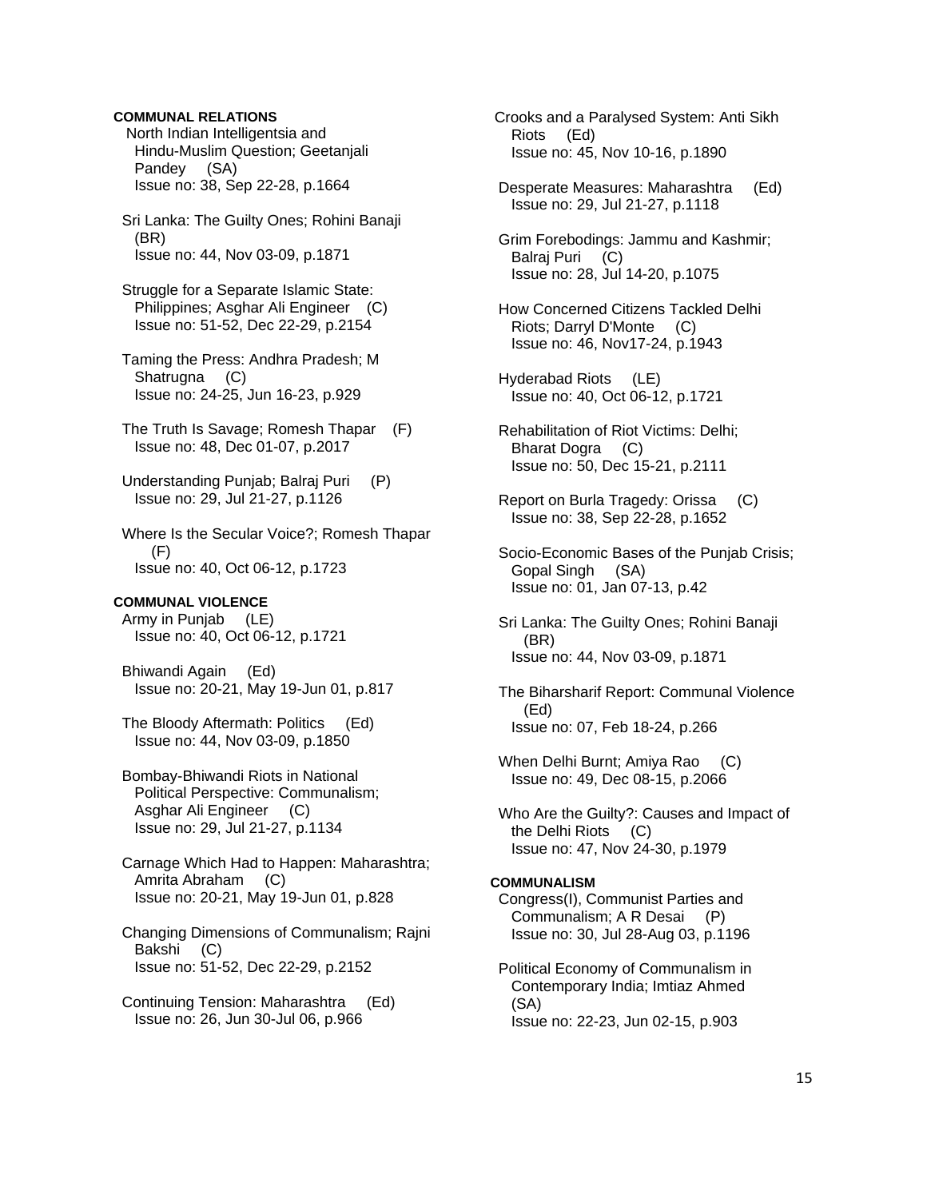**COMMUNAL RELATIONS**

North Indian Intelligentsia and Hindu-Muslim Question; Geetanjali Pandey (SA)
Issue no: 38, Sep 22-28, p.1664

Sri Lanka: The Guilty Ones; Rohini Banaji (BR)
Issue no: 44, Nov 03-09, p.1871

Struggle for a Separate Islamic State: Philippines; Asghar Ali Engineer (C)
Issue no: 51-52, Dec 22-29, p.2154

Taming the Press: Andhra Pradesh; M Shatrugna (C)
Issue no: 24-25, Jun 16-23, p.929

The Truth Is Savage; Romesh Thapar (F)
Issue no: 48, Dec 01-07, p.2017

Understanding Punjab; Balraj Puri (P)
Issue no: 29, Jul 21-27, p.1126

Where Is the Secular Voice?; Romesh Thapar (F)
Issue no: 40, Oct 06-12, p.1723

**COMMUNAL VIOLENCE**

Army in Punjab (LE)
Issue no: 40, Oct 06-12, p.1721

Bhiwandi Again (Ed)
Issue no: 20-21, May 19-Jun 01, p.817

The Bloody Aftermath: Politics (Ed)
Issue no: 44, Nov 03-09, p.1850

Bombay-Bhiwandi Riots in National Political Perspective: Communalism; Asghar Ali Engineer (C)
Issue no: 29, Jul 21-27, p.1134

Carnage Which Had to Happen: Maharashtra; Amrita Abraham (C)
Issue no: 20-21, May 19-Jun 01, p.828

Changing Dimensions of Communalism; Rajni Bakshi (C)
Issue no: 51-52, Dec 22-29, p.2152

Continuing Tension: Maharashtra (Ed)
Issue no: 26, Jun 30-Jul 06, p.966

Crooks and a Paralysed System: Anti Sikh Riots (Ed)
Issue no: 45, Nov 10-16, p.1890

Desperate Measures: Maharashtra (Ed)
Issue no: 29, Jul 21-27, p.1118

Grim Forebodings: Jammu and Kashmir; Balraj Puri (C)
Issue no: 28, Jul 14-20, p.1075

How Concerned Citizens Tackled Delhi Riots; Darryl D'Monte (C)
Issue no: 46, Nov17-24, p.1943

Hyderabad Riots (LE)
Issue no: 40, Oct 06-12, p.1721

Rehabilitation of Riot Victims: Delhi; Bharat Dogra (C)
Issue no: 50, Dec 15-21, p.2111

Report on Burla Tragedy: Orissa (C)
Issue no: 38, Sep 22-28, p.1652

Socio-Economic Bases of the Punjab Crisis; Gopal Singh (SA)
Issue no: 01, Jan 07-13, p.42

Sri Lanka: The Guilty Ones; Rohini Banaji (BR)
Issue no: 44, Nov 03-09, p.1871

The Biharsharif Report: Communal Violence (Ed)
Issue no: 07, Feb 18-24, p.266

When Delhi Burnt; Amiya Rao (C)
Issue no: 49, Dec 08-15, p.2066

Who Are the Guilty?: Causes and Impact of the Delhi Riots (C)
Issue no: 47, Nov 24-30, p.1979

**COMMUNALISM**

Congress(I), Communist Parties and Communalism; A R Desai (P)
Issue no: 30, Jul 28-Aug 03, p.1196

Political Economy of Communalism in Contemporary India; Imtiaz Ahmed (SA)
Issue no: 22-23, Jun 02-15, p.903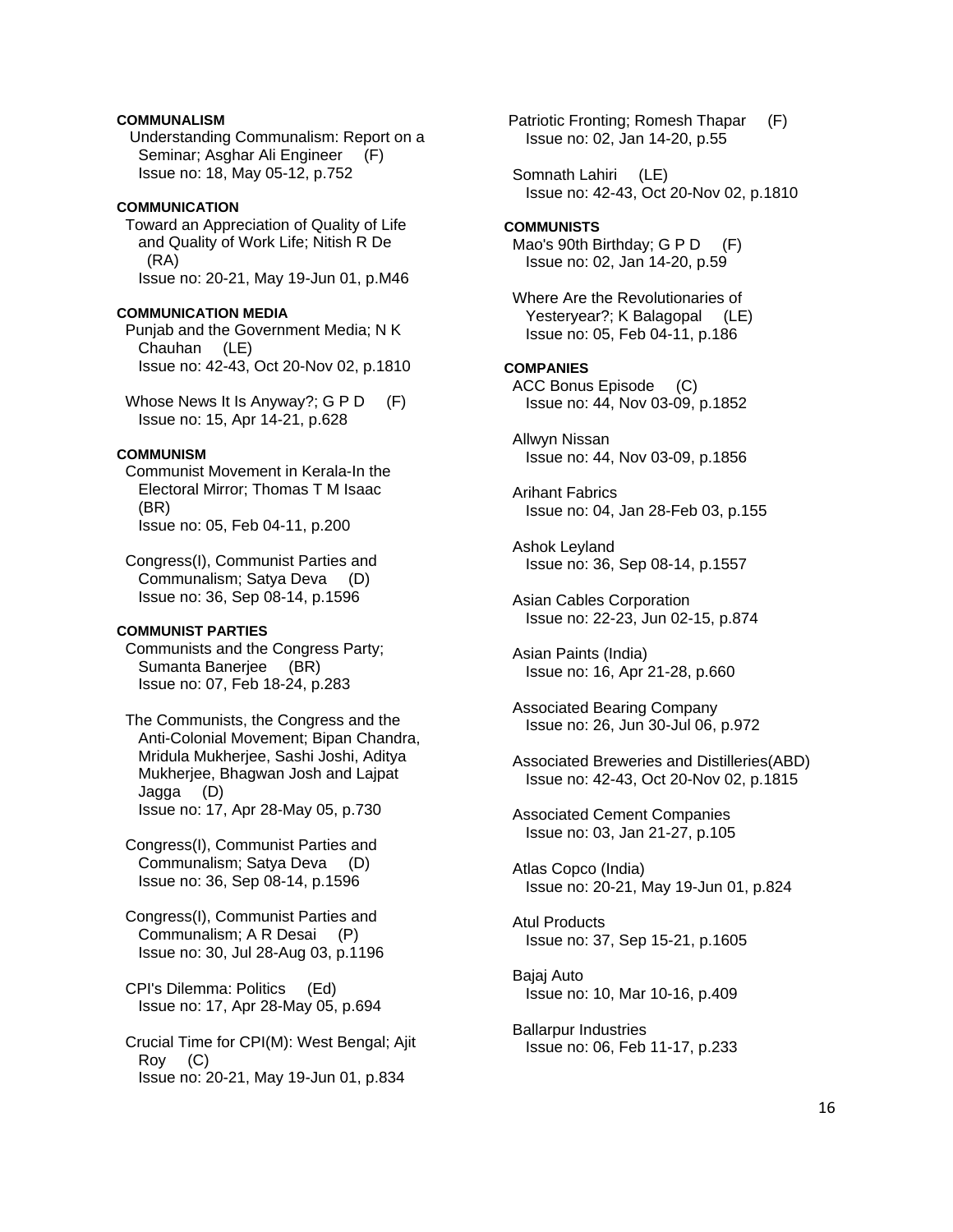**COMMUNALISM**

Understanding Communalism: Report on a Seminar; Asghar Ali Engineer (F)
Issue no: 18, May 05-12, p.752

**COMMUNICATION**

Toward an Appreciation of Quality of Life and Quality of Work Life; Nitish R De (RA)
Issue no: 20-21, May 19-Jun 01, p.M46

**COMMUNICATION MEDIA**

Punjab and the Government Media; N K Chauhan (LE)
Issue no: 42-43, Oct 20-Nov 02, p.1810

Whose News It Is Anyway?; G P D (F)
Issue no: 15, Apr 14-21, p.628

**COMMUNISM**

Communist Movement in Kerala-In the Electoral Mirror; Thomas T M Isaac (BR)
Issue no: 05, Feb 04-11, p.200

Congress(I), Communist Parties and Communalism; Satya Deva (D)
Issue no: 36, Sep 08-14, p.1596

**COMMUNIST PARTIES**

Communists and the Congress Party; Sumanta Banerjee (BR)
Issue no: 07, Feb 18-24, p.283

The Communists, the Congress and the Anti-Colonial Movement; Bipan Chandra, Mridula Mukherjee, Sashi Joshi, Aditya Mukherjee, Bhagwan Josh and Lajpat Jagga (D)
Issue no: 17, Apr 28-May 05, p.730

Congress(I), Communist Parties and Communalism; Satya Deva (D)
Issue no: 36, Sep 08-14, p.1596

Congress(I), Communist Parties and Communalism; A R Desai (P)
Issue no: 30, Jul 28-Aug 03, p.1196

CPI's Dilemma: Politics (Ed)
Issue no: 17, Apr 28-May 05, p.694

Crucial Time for CPI(M): West Bengal; Ajit Roy (C)
Issue no: 20-21, May 19-Jun 01, p.834

Patriotic Fronting; Romesh Thapar (F)
Issue no: 02, Jan 14-20, p.55

Somnath Lahiri (LE)
Issue no: 42-43, Oct 20-Nov 02, p.1810

**COMMUNISTS**

Mao's 90th Birthday; G P D (F)
Issue no: 02, Jan 14-20, p.59

Where Are the Revolutionaries of Yesteryear?; K Balagopal (LE)
Issue no: 05, Feb 04-11, p.186

**COMPANIES**

ACC Bonus Episode (C)
Issue no: 44, Nov 03-09, p.1852

Allwyn Nissan
Issue no: 44, Nov 03-09, p.1856

Arihant Fabrics
Issue no: 04, Jan 28-Feb 03, p.155

Ashok Leyland
Issue no: 36, Sep 08-14, p.1557

Asian Cables Corporation
Issue no: 22-23, Jun 02-15, p.874

Asian Paints (India)
Issue no: 16, Apr 21-28, p.660

Associated Bearing Company
Issue no: 26, Jun 30-Jul 06, p.972

Associated Breweries and Distilleries(ABD)
Issue no: 42-43, Oct 20-Nov 02, p.1815

Associated Cement Companies
Issue no: 03, Jan 21-27, p.105

Atlas Copco (India)
Issue no: 20-21, May 19-Jun 01, p.824

Atul Products
Issue no: 37, Sep 15-21, p.1605

Bajaj Auto
Issue no: 10, Mar 10-16, p.409

Ballarpur Industries
Issue no: 06, Feb 11-17, p.233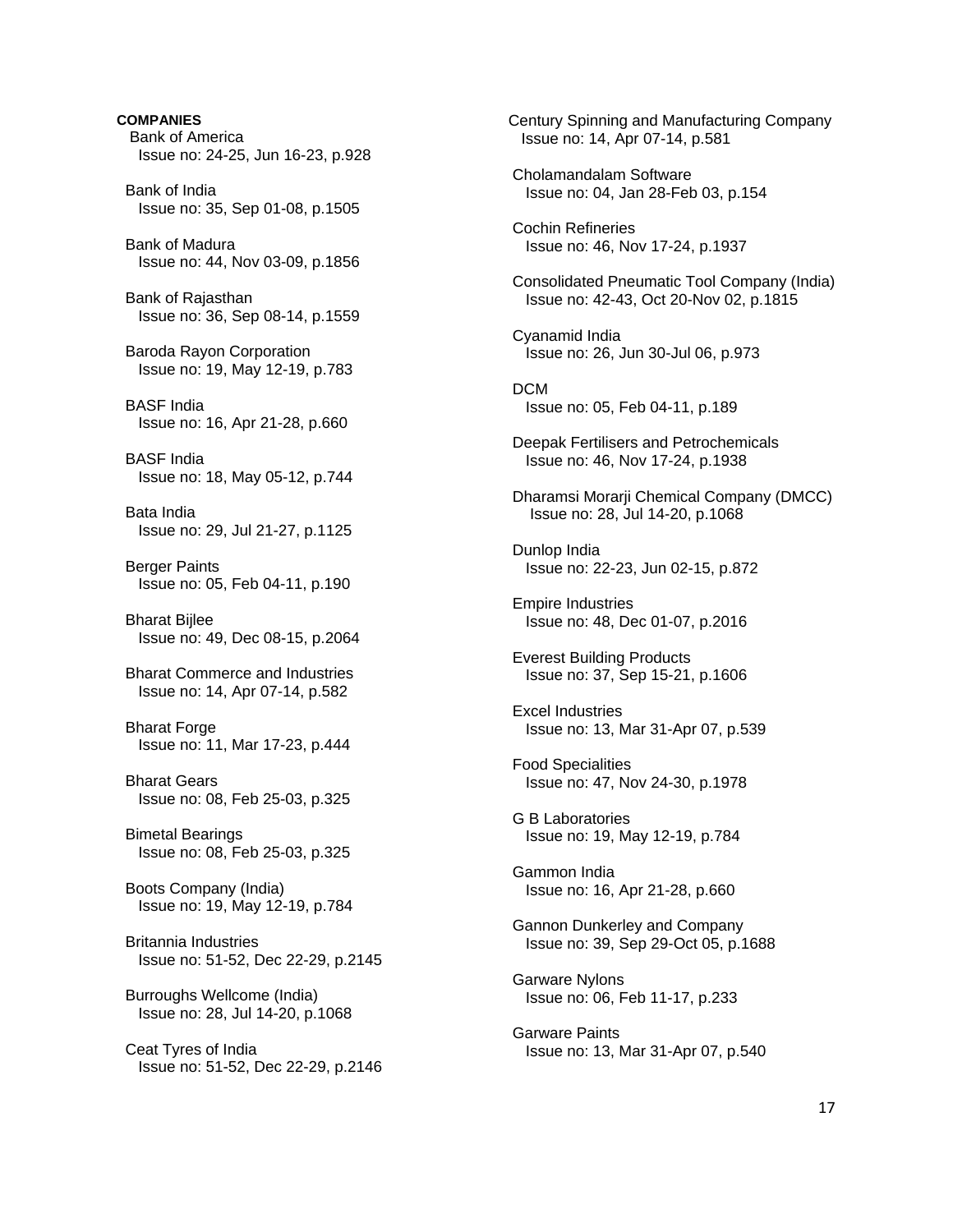**COMPANIES**

Bank of America
Issue no: 24-25, Jun 16-23, p.928

Bank of India
Issue no: 35, Sep 01-08, p.1505

Bank of Madura
Issue no: 44, Nov 03-09, p.1856

Bank of Rajasthan
Issue no: 36, Sep 08-14, p.1559

Baroda Rayon Corporation
Issue no: 19, May 12-19, p.783

BASF India
Issue no: 16, Apr 21-28, p.660

BASF India
Issue no: 18, May 05-12, p.744

Bata India
Issue no: 29, Jul 21-27, p.1125

Berger Paints
Issue no: 05, Feb 04-11, p.190

Bharat Bijlee
Issue no: 49, Dec 08-15, p.2064

Bharat Commerce and Industries
Issue no: 14, Apr 07-14, p.582

Bharat Forge
Issue no: 11, Mar 17-23, p.444

Bharat Gears
Issue no: 08, Feb 25-03, p.325

Bimetal Bearings
Issue no: 08, Feb 25-03, p.325

Boots Company (India)
Issue no: 19, May 12-19, p.784

Britannia Industries
Issue no: 51-52, Dec 22-29, p.2145

Burroughs Wellcome (India)
Issue no: 28, Jul 14-20, p.1068

Ceat Tyres of India
Issue no: 51-52, Dec 22-29, p.2146

Century Spinning and Manufacturing Company
Issue no: 14, Apr 07-14, p.581

Cholamandalam Software
Issue no: 04, Jan 28-Feb 03, p.154

Cochin Refineries
Issue no: 46, Nov 17-24, p.1937

Consolidated Pneumatic Tool Company (India)
Issue no: 42-43, Oct 20-Nov 02, p.1815

Cyanamid India
Issue no: 26, Jun 30-Jul 06, p.973

DCM
Issue no: 05, Feb 04-11, p.189

Deepak Fertilisers and Petrochemicals
Issue no: 46, Nov 17-24, p.1938

Dharamsi Morarji Chemical Company (DMCC)
Issue no: 28, Jul 14-20, p.1068

Dunlop India
Issue no: 22-23, Jun 02-15, p.872

Empire Industries
Issue no: 48, Dec 01-07, p.2016

Everest Building Products
Issue no: 37, Sep 15-21, p.1606

Excel Industries
Issue no: 13, Mar 31-Apr 07, p.539

Food Specialities
Issue no: 47, Nov 24-30, p.1978

G B Laboratories
Issue no: 19, May 12-19, p.784

Gammon India
Issue no: 16, Apr 21-28, p.660

Gannon Dunkerley and Company
Issue no: 39, Sep 29-Oct 05, p.1688

Garware Nylons
Issue no: 06, Feb 11-17, p.233

Garware Paints
Issue no: 13, Mar 31-Apr 07, p.540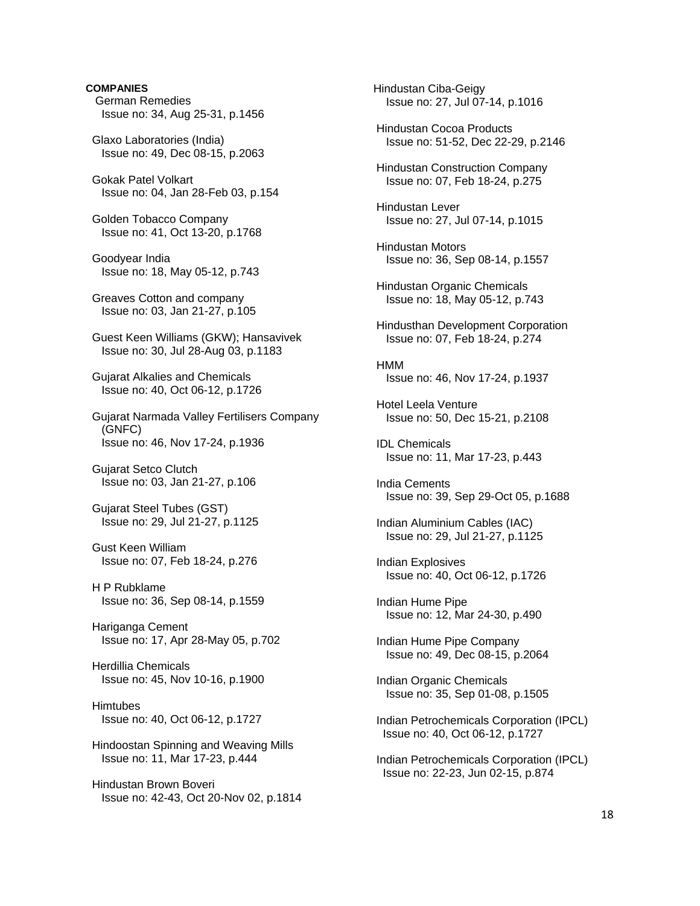**COMPANIES**

German Remedies
Issue no: 34, Aug 25-31, p.1456

Glaxo Laboratories (India)
Issue no: 49, Dec 08-15, p.2063

Gokak Patel Volkart
Issue no: 04, Jan 28-Feb 03, p.154

Golden Tobacco Company
Issue no: 41, Oct 13-20, p.1768

Goodyear India
Issue no: 18, May 05-12, p.743

Greaves Cotton and company
Issue no: 03, Jan 21-27, p.105

Guest Keen Williams (GKW); Hansavivek
Issue no: 30, Jul 28-Aug 03, p.1183

Gujarat Alkalies and Chemicals
Issue no: 40, Oct 06-12, p.1726

Gujarat Narmada Valley Fertilisers Company (GNFC)
Issue no: 46, Nov 17-24, p.1936

Gujarat Setco Clutch
Issue no: 03, Jan 21-27, p.106

Gujarat Steel Tubes (GST)
Issue no: 29, Jul 21-27, p.1125

Gust Keen William
Issue no: 07, Feb 18-24, p.276

H P Rubklame
Issue no: 36, Sep 08-14, p.1559

Hariganga Cement
Issue no: 17, Apr 28-May 05, p.702

Herdillia Chemicals
Issue no: 45, Nov 10-16, p.1900

Himtubes
Issue no: 40, Oct 06-12, p.1727

Hindoostan Spinning and Weaving Mills
Issue no: 11, Mar 17-23, p.444

Hindustan Brown Boveri
Issue no: 42-43, Oct 20-Nov 02, p.1814

Hindustan Ciba-Geigy
Issue no: 27, Jul 07-14, p.1016

Hindustan Cocoa Products
Issue no: 51-52, Dec 22-29, p.2146

Hindustan Construction Company
Issue no: 07, Feb 18-24, p.275

Hindustan Lever
Issue no: 27, Jul 07-14, p.1015

Hindustan Motors
Issue no: 36, Sep 08-14, p.1557

Hindustan Organic Chemicals
Issue no: 18, May 05-12, p.743

Hindusthan Development Corporation
Issue no: 07, Feb 18-24, p.274

HMM
Issue no: 46, Nov 17-24, p.1937

Hotel Leela Venture
Issue no: 50, Dec 15-21, p.2108

IDL Chemicals
Issue no: 11, Mar 17-23, p.443

India Cements
Issue no: 39, Sep 29-Oct 05, p.1688

Indian Aluminium Cables (IAC)
Issue no: 29, Jul 21-27, p.1125

Indian Explosives
Issue no: 40, Oct 06-12, p.1726

Indian Hume Pipe
Issue no: 12, Mar 24-30, p.490

Indian Hume Pipe Company
Issue no: 49, Dec 08-15, p.2064

Indian Organic Chemicals
Issue no: 35, Sep 01-08, p.1505

Indian Petrochemicals Corporation (IPCL)
Issue no: 40, Oct 06-12, p.1727

Indian Petrochemicals Corporation (IPCL)
Issue no: 22-23, Jun 02-15, p.874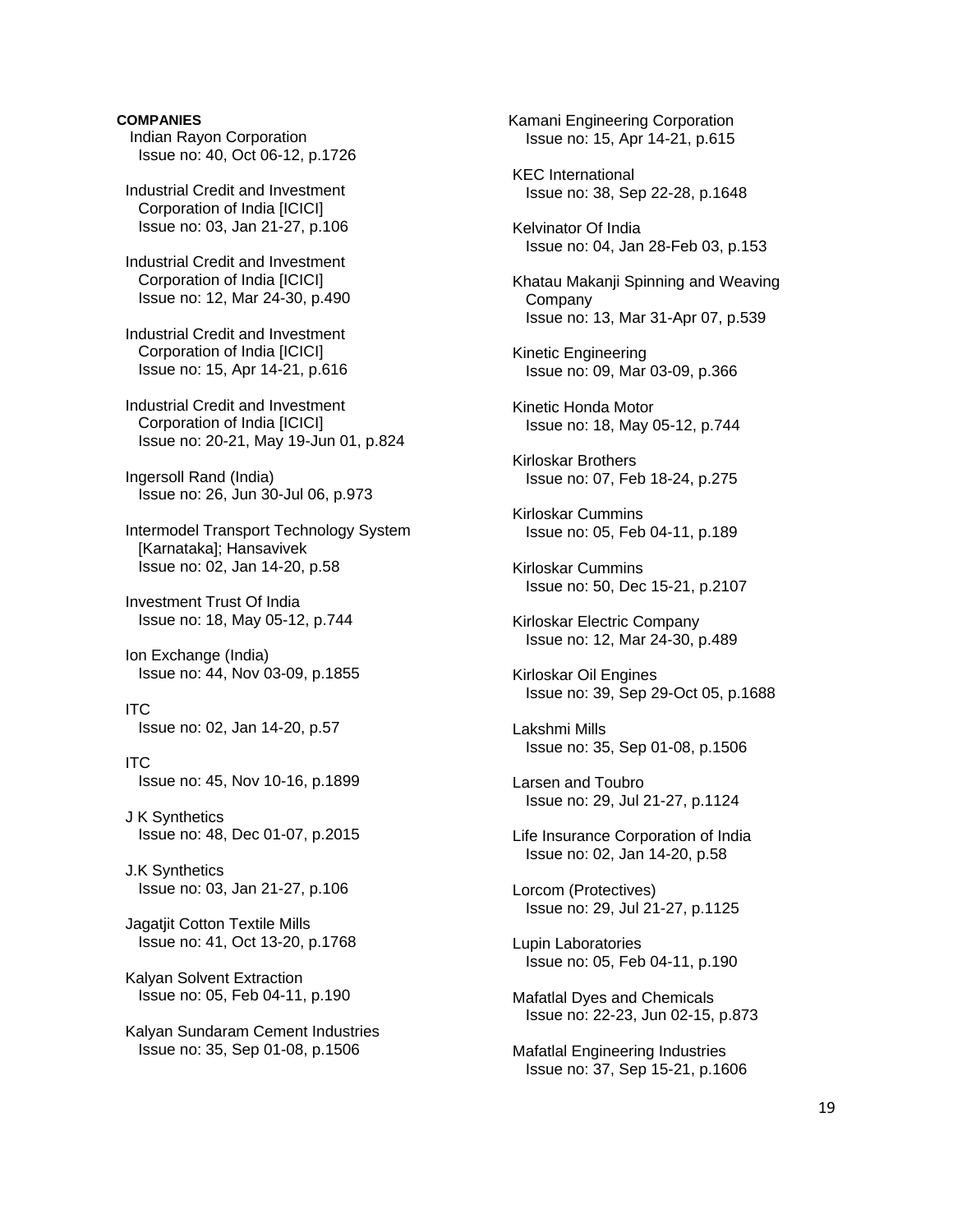**COMPANIES**

Indian Rayon Corporation
Issue no: 40, Oct 06-12, p.1726

Industrial Credit and Investment Corporation of India [ICICI]
Issue no: 03, Jan 21-27, p.106

Industrial Credit and Investment Corporation of India [ICICI]
Issue no: 12, Mar 24-30, p.490

Industrial Credit and Investment Corporation of India [ICICI]
Issue no: 15, Apr 14-21, p.616

Industrial Credit and Investment Corporation of India [ICICI]
Issue no: 20-21, May 19-Jun 01, p.824

Ingersoll Rand (India)
Issue no: 26, Jun 30-Jul 06, p.973

Intermodel Transport Technology System [Karnataka]; Hansavivek
Issue no: 02, Jan 14-20, p.58

Investment Trust Of India
Issue no: 18, May 05-12, p.744

Ion Exchange (India)
Issue no: 44, Nov 03-09, p.1855

ITC
Issue no: 02, Jan 14-20, p.57

ITC
Issue no: 45, Nov 10-16, p.1899

J K Synthetics
Issue no: 48, Dec 01-07, p.2015

J.K Synthetics
Issue no: 03, Jan 21-27, p.106

Jagatjit Cotton Textile Mills
Issue no: 41, Oct 13-20, p.1768

Kalyan Solvent Extraction
Issue no: 05, Feb 04-11, p.190

Kalyan Sundaram Cement Industries
Issue no: 35, Sep 01-08, p.1506

Kamani Engineering Corporation
Issue no: 15, Apr 14-21, p.615

KEC International
Issue no: 38, Sep 22-28, p.1648

Kelvinator Of India
Issue no: 04, Jan 28-Feb 03, p.153

Khatau Makanji Spinning and Weaving Company
Issue no: 13, Mar 31-Apr 07, p.539

Kinetic Engineering
Issue no: 09, Mar 03-09, p.366

Kinetic Honda Motor
Issue no: 18, May 05-12, p.744

Kirloskar Brothers
Issue no: 07, Feb 18-24, p.275

Kirloskar Cummins
Issue no: 05, Feb 04-11, p.189

Kirloskar Cummins
Issue no: 50, Dec 15-21, p.2107

Kirloskar Electric Company
Issue no: 12, Mar 24-30, p.489

Kirloskar Oil Engines
Issue no: 39, Sep 29-Oct 05, p.1688

Lakshmi Mills
Issue no: 35, Sep 01-08, p.1506

Larsen and Toubro
Issue no: 29, Jul 21-27, p.1124

Life Insurance Corporation of India
Issue no: 02, Jan 14-20, p.58

Lorcom (Protectives)
Issue no: 29, Jul 21-27, p.1125

Lupin Laboratories
Issue no: 05, Feb 04-11, p.190

Mafatlal Dyes and Chemicals
Issue no: 22-23, Jun 02-15, p.873

Mafatlal Engineering Industries
Issue no: 37, Sep 15-21, p.1606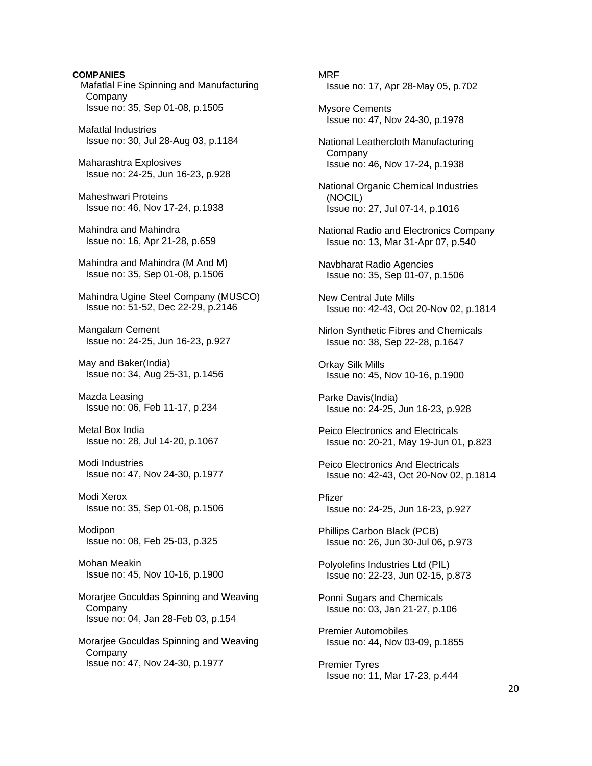**COMPANIES**

Mafatlal Fine Spinning and Manufacturing Company
Issue no: 35, Sep 01-08, p.1505

Mafatlal Industries
Issue no: 30, Jul 28-Aug 03, p.1184

Maharashtra Explosives
Issue no: 24-25, Jun 16-23, p.928

Maheshwari Proteins
Issue no: 46, Nov 17-24, p.1938

Mahindra and Mahindra
Issue no: 16, Apr 21-28, p.659

Mahindra and Mahindra (M And M)
Issue no: 35, Sep 01-08, p.1506

Mahindra Ugine Steel Company (MUSCO)
Issue no: 51-52, Dec 22-29, p.2146

Mangalam Cement
Issue no: 24-25, Jun 16-23, p.927

May and Baker(India)
Issue no: 34, Aug 25-31, p.1456

Mazda Leasing
Issue no: 06, Feb 11-17, p.234

Metal Box India
Issue no: 28, Jul 14-20, p.1067

Modi Industries
Issue no: 47, Nov 24-30, p.1977

Modi Xerox
Issue no: 35, Sep 01-08, p.1506

Modipon
Issue no: 08, Feb 25-03, p.325

Mohan Meakin
Issue no: 45, Nov 10-16, p.1900

Morarjee Goculdas Spinning and Weaving Company
Issue no: 04, Jan 28-Feb 03, p.154

Morarjee Goculdas Spinning and Weaving Company
Issue no: 47, Nov 24-30, p.1977

MRF
Issue no: 17, Apr 28-May 05, p.702

Mysore Cements
Issue no: 47, Nov 24-30, p.1978

National Leathercloth Manufacturing Company
Issue no: 46, Nov 17-24, p.1938

National Organic Chemical Industries (NOCIL)
Issue no: 27, Jul 07-14, p.1016

National Radio and Electronics Company
Issue no: 13, Mar 31-Apr 07, p.540

Navbharat Radio Agencies
Issue no: 35, Sep 01-07, p.1506

New Central Jute Mills
Issue no: 42-43, Oct 20-Nov 02, p.1814

Nirlon Synthetic Fibres and Chemicals
Issue no: 38, Sep 22-28, p.1647

Orkay Silk Mills
Issue no: 45, Nov 10-16, p.1900

Parke Davis(India)
Issue no: 24-25, Jun 16-23, p.928

Peico Electronics and Electricals
Issue no: 20-21, May 19-Jun 01, p.823

Peico Electronics And Electricals
Issue no: 42-43, Oct 20-Nov 02, p.1814

Pfizer
Issue no: 24-25, Jun 16-23, p.927

Phillips Carbon Black (PCB)
Issue no: 26, Jun 30-Jul 06, p.973

Polyolefins Industries Ltd (PIL)
Issue no: 22-23, Jun 02-15, p.873

Ponni Sugars and Chemicals
Issue no: 03, Jan 21-27, p.106

Premier Automobiles
Issue no: 44, Nov 03-09, p.1855

Premier Tyres
Issue no: 11, Mar 17-23, p.444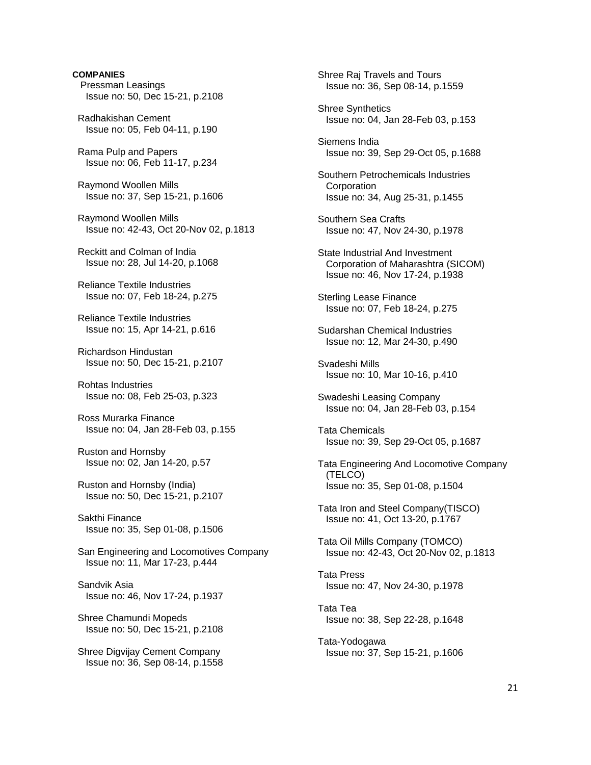**COMPANIES**

Pressman Leasings
Issue no: 50, Dec 15-21, p.2108

Radhakishan Cement
Issue no: 05, Feb 04-11, p.190

Rama Pulp and Papers
Issue no: 06, Feb 11-17, p.234

Raymond Woollen Mills
Issue no: 37, Sep 15-21, p.1606

Raymond Woollen Mills
Issue no: 42-43, Oct 20-Nov 02, p.1813

Reckitt and Colman of India
Issue no: 28, Jul 14-20, p.1068

Reliance Textile Industries
Issue no: 07, Feb 18-24, p.275

Reliance Textile Industries
Issue no: 15, Apr 14-21, p.616

Richardson Hindustan
Issue no: 50, Dec 15-21, p.2107

Rohtas Industries
Issue no: 08, Feb 25-03, p.323

Ross Murarka Finance
Issue no: 04, Jan 28-Feb 03, p.155

Ruston and Hornsby
Issue no: 02, Jan 14-20, p.57

Ruston and Hornsby (India)
Issue no: 50, Dec 15-21, p.2107

Sakthi Finance
Issue no: 35, Sep 01-08, p.1506

San Engineering and Locomotives Company
Issue no: 11, Mar 17-23, p.444

Sandvik Asia
Issue no: 46, Nov 17-24, p.1937

Shree Chamundi Mopeds
Issue no: 50, Dec 15-21, p.2108

Shree Digvijay Cement Company
Issue no: 36, Sep 08-14, p.1558

Shree Raj Travels and Tours
Issue no: 36, Sep 08-14, p.1559

Shree Synthetics
Issue no: 04, Jan 28-Feb 03, p.153

Siemens India
Issue no: 39, Sep 29-Oct 05, p.1688

Southern Petrochemicals Industries Corporation
Issue no: 34, Aug 25-31, p.1455

Southern Sea Crafts
Issue no: 47, Nov 24-30, p.1978

State Industrial And Investment Corporation of Maharashtra (SICOM)
Issue no: 46, Nov 17-24, p.1938

Sterling Lease Finance
Issue no: 07, Feb 18-24, p.275

Sudarshan Chemical Industries
Issue no: 12, Mar 24-30, p.490

Svadeshi Mills
Issue no: 10, Mar 10-16, p.410

Swadeshi Leasing Company
Issue no: 04, Jan 28-Feb 03, p.154

Tata Chemicals
Issue no: 39, Sep 29-Oct 05, p.1687

Tata Engineering And Locomotive Company (TELCO)
Issue no: 35, Sep 01-08, p.1504

Tata Iron and Steel Company(TISCO)
Issue no: 41, Oct 13-20, p.1767

Tata Oil Mills Company (TOMCO)
Issue no: 42-43, Oct 20-Nov 02, p.1813

Tata Press
Issue no: 47, Nov 24-30, p.1978

Tata Tea
Issue no: 38, Sep 22-28, p.1648

Tata-Yodogawa
Issue no: 37, Sep 15-21, p.1606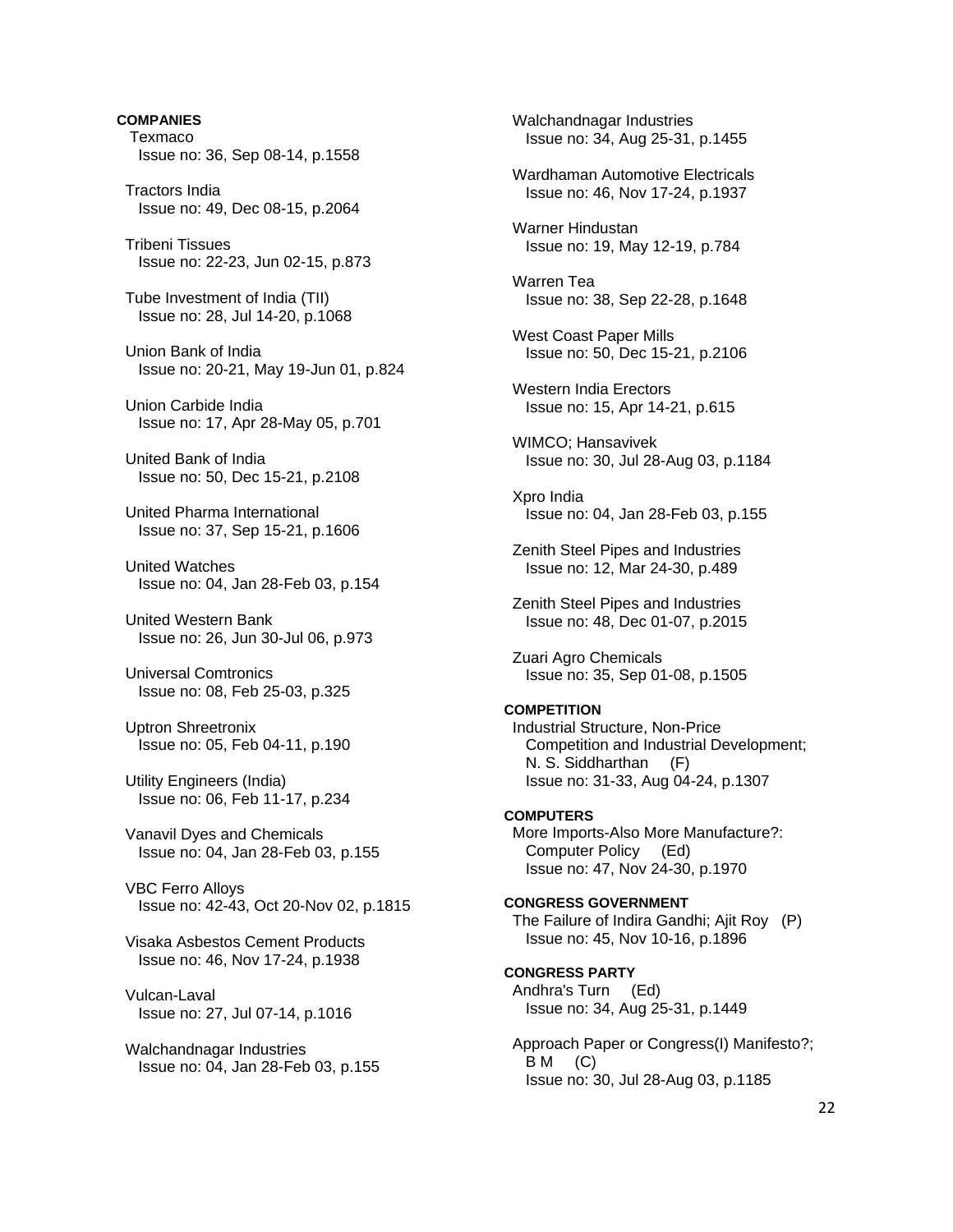**COMPANIES**

Texmaco
Issue no: 36, Sep 08-14, p.1558

Tractors India
Issue no: 49, Dec 08-15, p.2064

Tribeni Tissues
Issue no: 22-23, Jun 02-15, p.873

Tube Investment of India (TII)
Issue no: 28, Jul 14-20, p.1068

Union Bank of India
Issue no: 20-21, May 19-Jun 01, p.824

Union Carbide India
Issue no: 17, Apr 28-May 05, p.701

United Bank of India
Issue no: 50, Dec 15-21, p.2108

United Pharma International
Issue no: 37, Sep 15-21, p.1606

United Watches
Issue no: 04, Jan 28-Feb 03, p.154

United Western Bank
Issue no: 26, Jun 30-Jul 06, p.973

Universal Comtronics
Issue no: 08, Feb 25-03, p.325

Uptron Shreetronix
Issue no: 05, Feb 04-11, p.190

Utility Engineers (India)
Issue no: 06, Feb 11-17, p.234

Vanavil Dyes and Chemicals
Issue no: 04, Jan 28-Feb 03, p.155

VBC Ferro Alloys
Issue no: 42-43, Oct 20-Nov 02, p.1815

Visaka Asbestos Cement Products
Issue no: 46, Nov 17-24, p.1938

Vulcan-Laval
Issue no: 27, Jul 07-14, p.1016

Walchandnagar Industries
Issue no: 04, Jan 28-Feb 03, p.155

Walchandnagar Industries
Issue no: 34, Aug 25-31, p.1455

Wardhaman Automotive Electricals
Issue no: 46, Nov 17-24, p.1937

Warner Hindustan
Issue no: 19, May 12-19, p.784

Warren Tea
Issue no: 38, Sep 22-28, p.1648

West Coast Paper Mills
Issue no: 50, Dec 15-21, p.2106

Western India Erectors
Issue no: 15, Apr 14-21, p.615

WIMCO; Hansavivek
Issue no: 30, Jul 28-Aug 03, p.1184

Xpro India
Issue no: 04, Jan 28-Feb 03, p.155

Zenith Steel Pipes and Industries
Issue no: 12, Mar 24-30, p.489

Zenith Steel Pipes and Industries
Issue no: 48, Dec 01-07, p.2015

Zuari Agro Chemicals
Issue no: 35, Sep 01-08, p.1505

**COMPETITION**

Industrial Structure, Non-Price Competition and Industrial Development; N. S. Siddharthan (F)
Issue no: 31-33, Aug 04-24, p.1307

**COMPUTERS**

More Imports-Also More Manufacture?: Computer Policy (Ed)
Issue no: 47, Nov 24-30, p.1970

**CONGRESS GOVERNMENT**

The Failure of Indira Gandhi; Ajit Roy (P)
Issue no: 45, Nov 10-16, p.1896

**CONGRESS PARTY**

Andhra's Turn (Ed)
Issue no: 34, Aug 25-31, p.1449

Approach Paper or Congress(I) Manifesto?; B M (C)
Issue no: 30, Jul 28-Aug 03, p.1185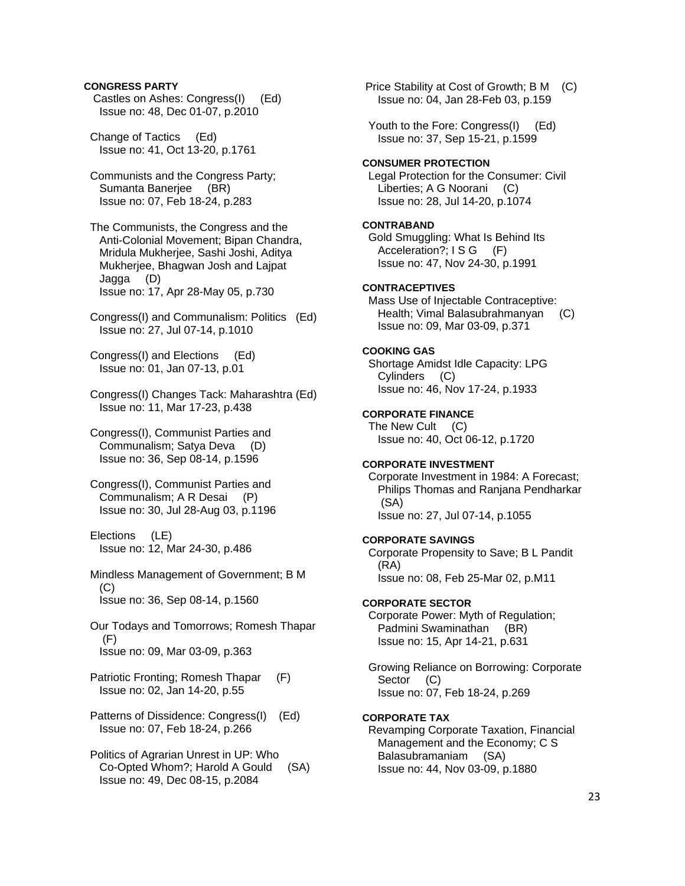**CONGRESS PARTY**

Castles on Ashes: Congress(I) (Ed)
Issue no: 48, Dec 01-07, p.2010

Change of Tactics (Ed)
Issue no: 41, Oct 13-20, p.1761

Communists and the Congress Party; Sumanta Banerjee (BR)
Issue no: 07, Feb 18-24, p.283

The Communists, the Congress and the Anti-Colonial Movement; Bipan Chandra, Mridula Mukherjee, Sashi Joshi, Aditya Mukherjee, Bhagwan Josh and Lajpat Jagga (D)
Issue no: 17, Apr 28-May 05, p.730

Congress(I) and Communalism: Politics (Ed)
Issue no: 27, Jul 07-14, p.1010

Congress(I) and Elections (Ed)
Issue no: 01, Jan 07-13, p.01

Congress(I) Changes Tack: Maharashtra (Ed)
Issue no: 11, Mar 17-23, p.438

Congress(I), Communist Parties and Communalism; Satya Deva (D)
Issue no: 36, Sep 08-14, p.1596

Congress(I), Communist Parties and Communalism; A R Desai (P)
Issue no: 30, Jul 28-Aug 03, p.1196

Elections (LE)
Issue no: 12, Mar 24-30, p.486

Mindless Management of Government; B M (C)
Issue no: 36, Sep 08-14, p.1560

Our Todays and Tomorrows; Romesh Thapar (F)
Issue no: 09, Mar 03-09, p.363

Patriotic Fronting; Romesh Thapar (F)
Issue no: 02, Jan 14-20, p.55

Patterns of Dissidence: Congress(I) (Ed)
Issue no: 07, Feb 18-24, p.266

Politics of Agrarian Unrest in UP: Who Co-Opted Whom?; Harold A Gould (SA)
Issue no: 49, Dec 08-15, p.2084

Price Stability at Cost of Growth; B M (C)
Issue no: 04, Jan 28-Feb 03, p.159

Youth to the Fore: Congress(I) (Ed)
Issue no: 37, Sep 15-21, p.1599

**CONSUMER PROTECTION**

Legal Protection for the Consumer: Civil Liberties; A G Noorani (C)
Issue no: 28, Jul 14-20, p.1074

**CONTRABAND**

Gold Smuggling: What Is Behind Its Acceleration?; I S G (F)
Issue no: 47, Nov 24-30, p.1991

**CONTRACEPTIVES**

Mass Use of Injectable Contraceptive: Health; Vimal Balasubrahmanyan (C)
Issue no: 09, Mar 03-09, p.371

**COOKING GAS**

Shortage Amidst Idle Capacity: LPG Cylinders (C)
Issue no: 46, Nov 17-24, p.1933

**CORPORATE FINANCE**

The New Cult (C)
Issue no: 40, Oct 06-12, p.1720

**CORPORATE INVESTMENT**

Corporate Investment in 1984: A Forecast; Philips Thomas and Ranjana Pendharkar (SA)
Issue no: 27, Jul 07-14, p.1055

**CORPORATE SAVINGS**

Corporate Propensity to Save; B L Pandit (RA)
Issue no: 08, Feb 25-Mar 02, p.M11

**CORPORATE SECTOR**

Corporate Power: Myth of Regulation; Padmini Swaminathan (BR)
Issue no: 15, Apr 14-21, p.631

Growing Reliance on Borrowing: Corporate Sector (C)
Issue no: 07, Feb 18-24, p.269

**CORPORATE TAX**

Revamping Corporate Taxation, Financial Management and the Economy; C S Balasubramaniam (SA)
Issue no: 44, Nov 03-09, p.1880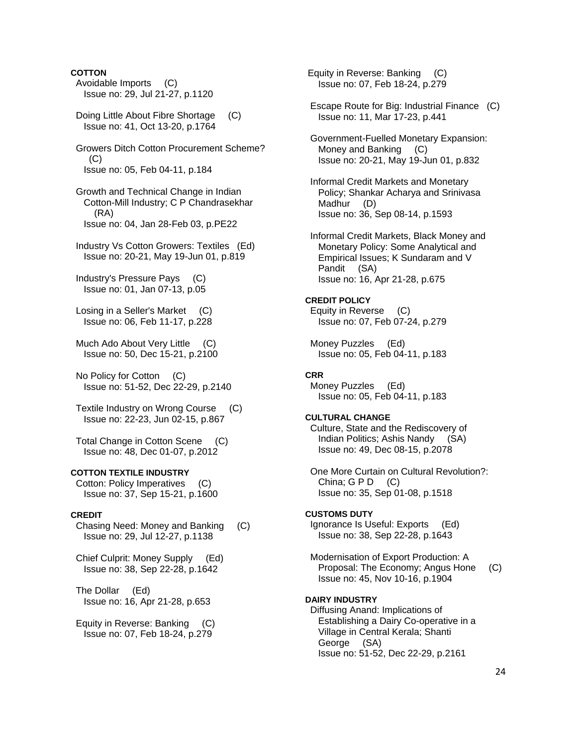**COTTON**

Avoidable Imports (C)
Issue no: 29, Jul 21-27, p.1120

Doing Little About Fibre Shortage (C)
Issue no: 41, Oct 13-20, p.1764

Growers Ditch Cotton Procurement Scheme? (C)
Issue no: 05, Feb 04-11, p.184

Growth and Technical Change in Indian Cotton-Mill Industry; C P Chandrasekhar (RA)
Issue no: 04, Jan 28-Feb 03, p.PE22

Industry Vs Cotton Growers: Textiles (Ed)
Issue no: 20-21, May 19-Jun 01, p.819

Industry's Pressure Pays (C)
Issue no: 01, Jan 07-13, p.05

Losing in a Seller's Market (C)
Issue no: 06, Feb 11-17, p.228

Much Ado About Very Little (C)
Issue no: 50, Dec 15-21, p.2100

No Policy for Cotton (C)
Issue no: 51-52, Dec 22-29, p.2140

Textile Industry on Wrong Course (C)
Issue no: 22-23, Jun 02-15, p.867

Total Change in Cotton Scene (C)
Issue no: 48, Dec 01-07, p.2012

**COTTON TEXTILE INDUSTRY**

Cotton: Policy Imperatives (C)
Issue no: 37, Sep 15-21, p.1600

**CREDIT**

Chasing Need: Money and Banking (C)
Issue no: 29, Jul 12-27, p.1138

Chief Culprit: Money Supply (Ed)
Issue no: 38, Sep 22-28, p.1642

The Dollar (Ed)
Issue no: 16, Apr 21-28, p.653

Equity in Reverse: Banking (C)
Issue no: 07, Feb 18-24, p.279

Equity in Reverse: Banking (C)
Issue no: 07, Feb 18-24, p.279

Escape Route for Big: Industrial Finance (C)
Issue no: 11, Mar 17-23, p.441

Government-Fuelled Monetary Expansion: Money and Banking (C)
Issue no: 20-21, May 19-Jun 01, p.832

Informal Credit Markets and Monetary Policy; Shankar Acharya and Srinivasa Madhur (D)
Issue no: 36, Sep 08-14, p.1593

Informal Credit Markets, Black Money and Monetary Policy: Some Analytical and Empirical Issues; K Sundaram and V Pandit (SA)
Issue no: 16, Apr 21-28, p.675

**CREDIT POLICY**

Equity in Reverse (C)
Issue no: 07, Feb 07-24, p.279

Money Puzzles (Ed)
Issue no: 05, Feb 04-11, p.183

**CRR**

Money Puzzles (Ed)
Issue no: 05, Feb 04-11, p.183

**CULTURAL CHANGE**

Culture, State and the Rediscovery of Indian Politics; Ashis Nandy (SA)
Issue no: 49, Dec 08-15, p.2078

One More Curtain on Cultural Revolution?: China; G P D (C)
Issue no: 35, Sep 01-08, p.1518

**CUSTOMS DUTY**

Ignorance Is Useful: Exports (Ed)
Issue no: 38, Sep 22-28, p.1643

Modernisation of Export Production: A Proposal: The Economy; Angus Hone (C)
Issue no: 45, Nov 10-16, p.1904

**DAIRY INDUSTRY**

Diffusing Anand: Implications of Establishing a Dairy Co-operative in a Village in Central Kerala; Shanti George (SA)
Issue no: 51-52, Dec 22-29, p.2161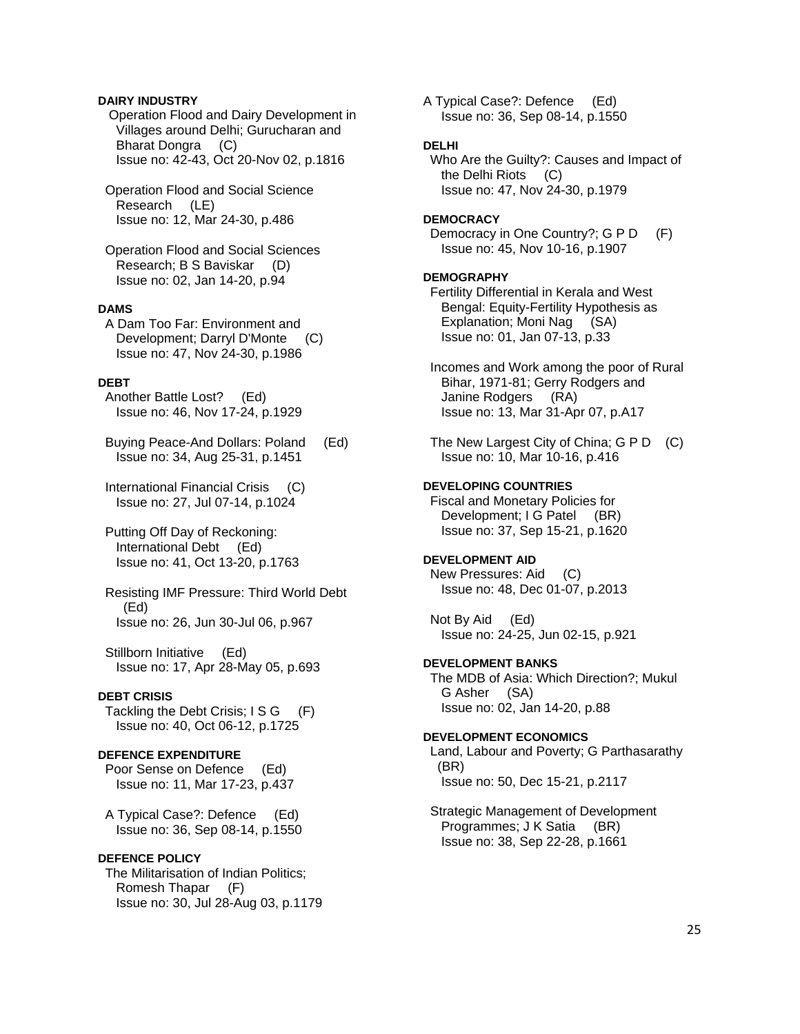**DAIRY INDUSTRY**

Operation Flood and Dairy Development in Villages around Delhi; Gurucharan and Bharat Dongra (C)
Issue no: 42-43, Oct 20-Nov 02, p.1816

Operation Flood and Social Science Research (LE)
Issue no: 12, Mar 24-30, p.486

Operation Flood and Social Sciences Research; B S Baviskar (D)
Issue no: 02, Jan 14-20, p.94

**DAMS**

A Dam Too Far: Environment and Development; Darryl D'Monte (C)
Issue no: 47, Nov 24-30, p.1986

**DEBT**

Another Battle Lost? (Ed)
Issue no: 46, Nov 17-24, p.1929

Buying Peace-And Dollars: Poland (Ed)
Issue no: 34, Aug 25-31, p.1451

International Financial Crisis (C)
Issue no: 27, Jul 07-14, p.1024

Putting Off Day of Reckoning: International Debt (Ed)
Issue no: 41, Oct 13-20, p.1763

Resisting IMF Pressure: Third World Debt (Ed)
Issue no: 26, Jun 30-Jul 06, p.967

Stillborn Initiative (Ed)
Issue no: 17, Apr 28-May 05, p.693

**DEBT CRISIS**

Tackling the Debt Crisis; I S G (F)
Issue no: 40, Oct 06-12, p.1725

**DEFENCE EXPENDITURE**

Poor Sense on Defence (Ed)
Issue no: 11, Mar 17-23, p.437

A Typical Case?: Defence (Ed)
Issue no: 36, Sep 08-14, p.1550

**DEFENCE POLICY**

The Militarisation of Indian Politics; Romesh Thapar (F)
Issue no: 30, Jul 28-Aug 03, p.1179

A Typical Case?: Defence (Ed)
Issue no: 36, Sep 08-14, p.1550

**DELHI**

Who Are the Guilty?: Causes and Impact of the Delhi Riots (C)
Issue no: 47, Nov 24-30, p.1979

**DEMOCRACY**

Democracy in One Country?; G P D (F)
Issue no: 45, Nov 10-16, p.1907

**DEMOGRAPHY**

Fertility Differential in Kerala and West Bengal: Equity-Fertility Hypothesis as Explanation; Moni Nag (SA)
Issue no: 01, Jan 07-13, p.33

Incomes and Work among the poor of Rural Bihar, 1971-81; Gerry Rodgers and Janine Rodgers (RA)
Issue no: 13, Mar 31-Apr 07, p.A17

The New Largest City of China; G P D (C)
Issue no: 10, Mar 10-16, p.416

**DEVELOPING COUNTRIES**

Fiscal and Monetary Policies for Development; I G Patel (BR)
Issue no: 37, Sep 15-21, p.1620

**DEVELOPMENT AID**

New Pressures: Aid (C)
Issue no: 48, Dec 01-07, p.2013

Not By Aid (Ed)
Issue no: 24-25, Jun 02-15, p.921

**DEVELOPMENT BANKS**

The MDB of Asia: Which Direction?; Mukul G Asher (SA)
Issue no: 02, Jan 14-20, p.88

**DEVELOPMENT ECONOMICS**

Land, Labour and Poverty; G Parthasarathy (BR)
Issue no: 50, Dec 15-21, p.2117

Strategic Management of Development Programmes; J K Satia (BR)
Issue no: 38, Sep 22-28, p.1661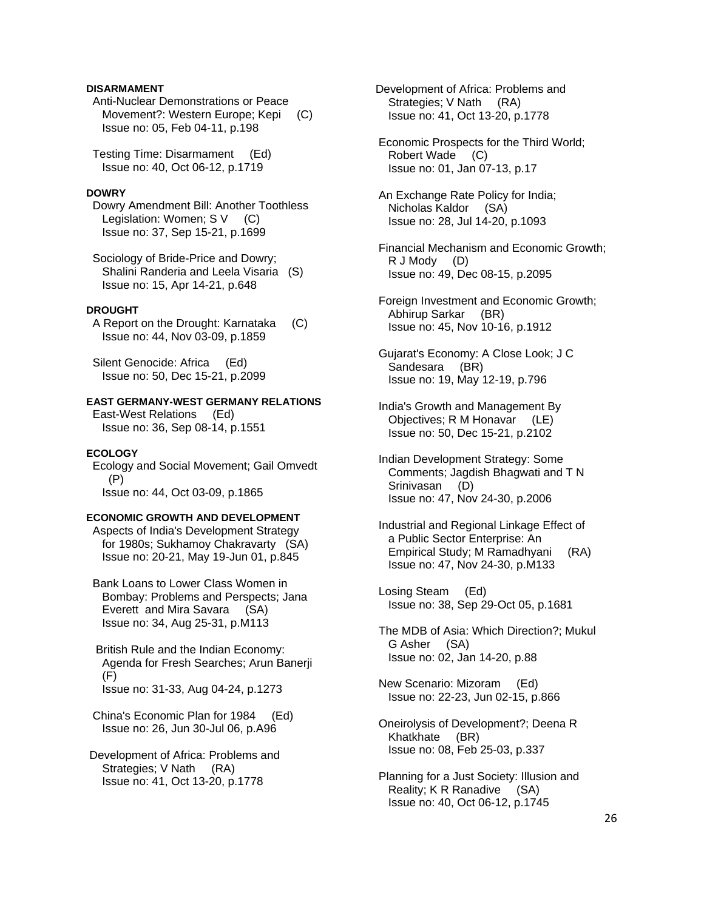**DISARMAMENT**

Anti-Nuclear Demonstrations or Peace Movement?: Western Europe; Kepi (C)
Issue no: 05, Feb 04-11, p.198

Testing Time: Disarmament (Ed)
Issue no: 40, Oct 06-12, p.1719

**DOWRY**

Dowry Amendment Bill: Another Toothless Legislation: Women; S V (C)
Issue no: 37, Sep 15-21, p.1699

Sociology of Bride-Price and Dowry; Shalini Randeria and Leela Visaria (S)
Issue no: 15, Apr 14-21, p.648

**DROUGHT**

A Report on the Drought: Karnataka (C)
Issue no: 44, Nov 03-09, p.1859

Silent Genocide: Africa (Ed)
Issue no: 50, Dec 15-21, p.2099

**EAST GERMANY-WEST GERMANY RELATIONS**

East-West Relations (Ed)
Issue no: 36, Sep 08-14, p.1551

**ECOLOGY**

Ecology and Social Movement; Gail Omvedt (P)
Issue no: 44, Oct 03-09, p.1865

**ECONOMIC GROWTH AND DEVELOPMENT**

Aspects of India's Development Strategy for 1980s; Sukhamoy Chakravarty (SA)
Issue no: 20-21, May 19-Jun 01, p.845

Bank Loans to Lower Class Women in Bombay: Problems and Perspects; Jana Everett and Mira Savara (SA)
Issue no: 34, Aug 25-31, p.M113

British Rule and the Indian Economy: Agenda for Fresh Searches; Arun Banerji (F)
Issue no: 31-33, Aug 04-24, p.1273

China's Economic Plan for 1984 (Ed)
Issue no: 26, Jun 30-Jul 06, p.A96

Development of Africa: Problems and Strategies; V Nath (RA)
Issue no: 41, Oct 13-20, p.1778

Development of Africa: Problems and Strategies; V Nath (RA)
Issue no: 41, Oct 13-20, p.1778

Economic Prospects for the Third World; Robert Wade (C)
Issue no: 01, Jan 07-13, p.17

An Exchange Rate Policy for India; Nicholas Kaldor (SA)
Issue no: 28, Jul 14-20, p.1093

Financial Mechanism and Economic Growth; R J Mody (D)
Issue no: 49, Dec 08-15, p.2095

Foreign Investment and Economic Growth; Abhirup Sarkar (BR)
Issue no: 45, Nov 10-16, p.1912

Gujarat's Economy: A Close Look; J C Sandesara (BR)
Issue no: 19, May 12-19, p.796

India's Growth and Management By Objectives; R M Honavar (LE)
Issue no: 50, Dec 15-21, p.2102

Indian Development Strategy: Some Comments; Jagdish Bhagwati and T N Srinivasan (D)
Issue no: 47, Nov 24-30, p.2006

Industrial and Regional Linkage Effect of a Public Sector Enterprise: An Empirical Study; M Ramadhyani (RA)
Issue no: 47, Nov 24-30, p.M133

Losing Steam (Ed)
Issue no: 38, Sep 29-Oct 05, p.1681

The MDB of Asia: Which Direction?; Mukul G Asher (SA)
Issue no: 02, Jan 14-20, p.88

New Scenario: Mizoram (Ed)
Issue no: 22-23, Jun 02-15, p.866

Oneirolysis of Development?; Deena R Khatkhate (BR)
Issue no: 08, Feb 25-03, p.337

Planning for a Just Society: Illusion and Reality; K R Ranadive (SA)
Issue no: 40, Oct 06-12, p.1745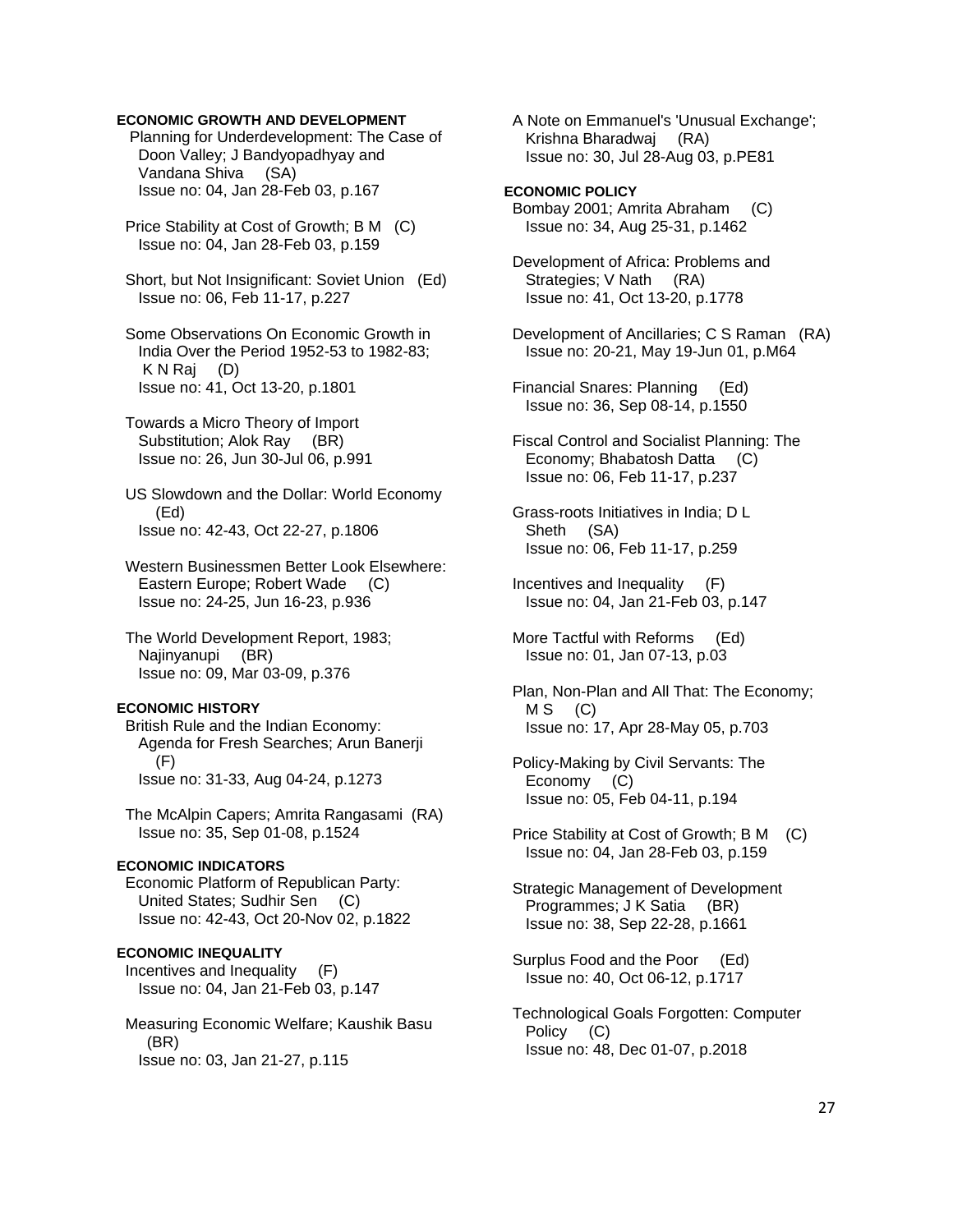## ECONOMIC GROWTH AND DEVELOPMENT

Planning for Underdevelopment: The Case of Doon Valley; J Bandyopadhyay and Vandana Shiva (SA)
Issue no: 04, Jan 28-Feb 03, p.167

Price Stability at Cost of Growth; B M (C)
Issue no: 04, Jan 28-Feb 03, p.159

Short, but Not Insignificant: Soviet Union (Ed)
Issue no: 06, Feb 11-17, p.227

Some Observations On Economic Growth in India Over the Period 1952-53 to 1982-83; K N Raj (D)
Issue no: 41, Oct 13-20, p.1801

Towards a Micro Theory of Import Substitution; Alok Ray (BR)
Issue no: 26, Jun 30-Jul 06, p.991

US Slowdown and the Dollar: World Economy (Ed)
Issue no: 42-43, Oct 22-27, p.1806

Western Businessmen Better Look Elsewhere: Eastern Europe; Robert Wade (C)
Issue no: 24-25, Jun 16-23, p.936

The World Development Report, 1983; Najinyanupi (BR)
Issue no: 09, Mar 03-09, p.376

## ECONOMIC HISTORY

British Rule and the Indian Economy: Agenda for Fresh Searches; Arun Banerji (F)
Issue no: 31-33, Aug 04-24, p.1273

The McAlpin Capers; Amrita Rangasami (RA)
Issue no: 35, Sep 01-08, p.1524

## ECONOMIC INDICATORS

Economic Platform of Republican Party: United States; Sudhir Sen (C)
Issue no: 42-43, Oct 20-Nov 02, p.1822

## ECONOMIC INEQUALITY

Incentives and Inequality (F)
Issue no: 04, Jan 21-Feb 03, p.147

Measuring Economic Welfare; Kaushik Basu (BR)
Issue no: 03, Jan 21-27, p.115

A Note on Emmanuel's 'Unusual Exchange'; Krishna Bharadwaj (RA)
Issue no: 30, Jul 28-Aug 03, p.PE81

## ECONOMIC POLICY

Bombay 2001; Amrita Abraham (C)
Issue no: 34, Aug 25-31, p.1462

Development of Africa: Problems and Strategies; V Nath (RA)
Issue no: 41, Oct 13-20, p.1778

Development of Ancillaries; C S Raman (RA)
Issue no: 20-21, May 19-Jun 01, p.M64

Financial Snares: Planning (Ed)
Issue no: 36, Sep 08-14, p.1550

Fiscal Control and Socialist Planning: The Economy; Bhabatosh Datta (C)
Issue no: 06, Feb 11-17, p.237

Grass-roots Initiatives in India; D L Sheth (SA)
Issue no: 06, Feb 11-17, p.259

Incentives and Inequality (F)
Issue no: 04, Jan 21-Feb 03, p.147

More Tactful with Reforms (Ed)
Issue no: 01, Jan 07-13, p.03

Plan, Non-Plan and All That: The Economy; M S (C)
Issue no: 17, Apr 28-May 05, p.703

Policy-Making by Civil Servants: The Economy (C)
Issue no: 05, Feb 04-11, p.194

Price Stability at Cost of Growth; B M (C)
Issue no: 04, Jan 28-Feb 03, p.159

Strategic Management of Development Programmes; J K Satia (BR)
Issue no: 38, Sep 22-28, p.1661

Surplus Food and the Poor (Ed)
Issue no: 40, Oct 06-12, p.1717

Technological Goals Forgotten: Computer Policy (C)
Issue no: 48, Dec 01-07, p.2018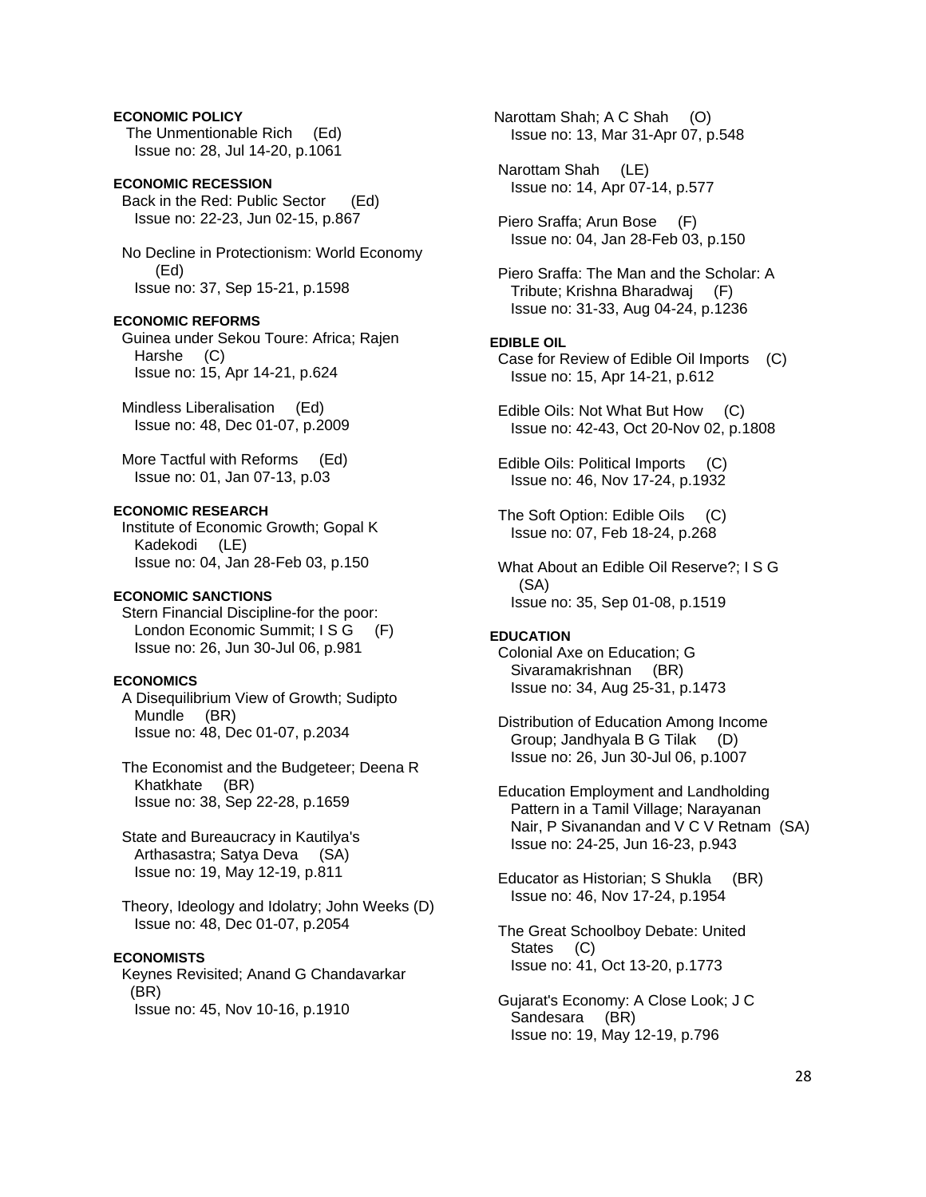**ECONOMIC POLICY**

The Unmentionable Rich (Ed)
Issue no: 28, Jul 14-20, p.1061

**ECONOMIC RECESSION**

Back in the Red: Public Sector (Ed)
Issue no: 22-23, Jun 02-15, p.867

No Decline in Protectionism: World Economy (Ed)
Issue no: 37, Sep 15-21, p.1598

**ECONOMIC REFORMS**

Guinea under Sekou Toure: Africa; Rajen Harshe (C)
Issue no: 15, Apr 14-21, p.624

Mindless Liberalisation (Ed)
Issue no: 48, Dec 01-07, p.2009

More Tactful with Reforms (Ed)
Issue no: 01, Jan 07-13, p.03

**ECONOMIC RESEARCH**

Institute of Economic Growth; Gopal K Kadekodi (LE)
Issue no: 04, Jan 28-Feb 03, p.150

**ECONOMIC SANCTIONS**

Stern Financial Discipline-for the poor: London Economic Summit; I S G (F)
Issue no: 26, Jun 30-Jul 06, p.981

**ECONOMICS**

A Disequilibrium View of Growth; Sudipto Mundle (BR)
Issue no: 48, Dec 01-07, p.2034

The Economist and the Budgeteer; Deena R Khatkhate (BR)
Issue no: 38, Sep 22-28, p.1659

State and Bureaucracy in Kautilya's Arthasastra; Satya Deva (SA)
Issue no: 19, May 12-19, p.811

Theory, Ideology and Idolatry; John Weeks (D)
Issue no: 48, Dec 01-07, p.2054

**ECONOMISTS**

Keynes Revisited; Anand G Chandavarkar (BR)
Issue no: 45, Nov 10-16, p.1910

Narottam Shah; A C Shah (O)
Issue no: 13, Mar 31-Apr 07, p.548

Narottam Shah (LE)
Issue no: 14, Apr 07-14, p.577

Piero Sraffa; Arun Bose (F)
Issue no: 04, Jan 28-Feb 03, p.150

Piero Sraffa: The Man and the Scholar: A Tribute; Krishna Bharadwaj (F)
Issue no: 31-33, Aug 04-24, p.1236

**EDIBLE OIL**

Case for Review of Edible Oil Imports (C)
Issue no: 15, Apr 14-21, p.612

Edible Oils: Not What But How (C)
Issue no: 42-43, Oct 20-Nov 02, p.1808

Edible Oils: Political Imports (C)
Issue no: 46, Nov 17-24, p.1932

The Soft Option: Edible Oils (C)
Issue no: 07, Feb 18-24, p.268

What About an Edible Oil Reserve?; I S G (SA)
Issue no: 35, Sep 01-08, p.1519

**EDUCATION**

Colonial Axe on Education; G Sivaramakrishnan (BR)
Issue no: 34, Aug 25-31, p.1473

Distribution of Education Among Income Group; Jandhyala B G Tilak (D)
Issue no: 26, Jun 30-Jul 06, p.1007

Education Employment and Landholding Pattern in a Tamil Village; Narayanan Nair, P Sivanandan and V C V Retnam (SA)
Issue no: 24-25, Jun 16-23, p.943

Educator as Historian; S Shukla (BR)
Issue no: 46, Nov 17-24, p.1954

The Great Schoolboy Debate: United States (C)
Issue no: 41, Oct 13-20, p.1773

Gujarat's Economy: A Close Look; J C Sandesara (BR)
Issue no: 19, May 12-19, p.796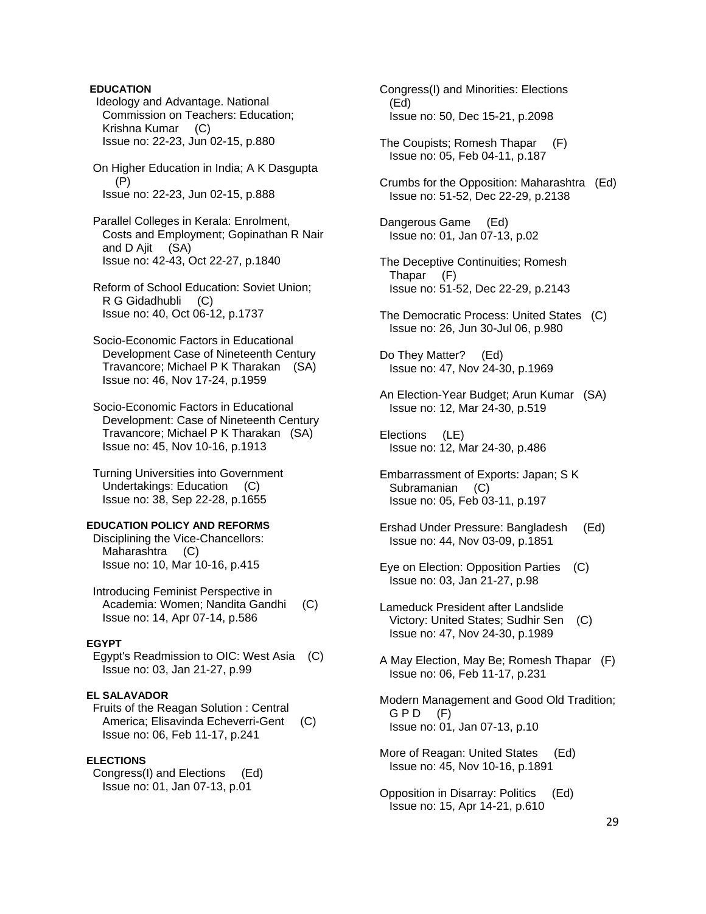**EDUCATION**

Ideology and Advantage. National Commission on Teachers: Education; Krishna Kumar (C)
Issue no: 22-23, Jun 02-15, p.880

On Higher Education in India; A K Dasgupta (P)
Issue no: 22-23, Jun 02-15, p.888

Parallel Colleges in Kerala: Enrolment, Costs and Employment; Gopinathan R Nair and D Ajit (SA)
Issue no: 42-43, Oct 22-27, p.1840

Reform of School Education: Soviet Union; R G Gidadhubli (C)
Issue no: 40, Oct 06-12, p.1737

Socio-Economic Factors in Educational Development Case of Nineteenth Century Travancore; Michael P K Tharakan (SA)
Issue no: 46, Nov 17-24, p.1959

Socio-Economic Factors in Educational Development: Case of Nineteenth Century Travancore; Michael P K Tharakan (SA)
Issue no: 45, Nov 10-16, p.1913

Turning Universities into Government Undertakings: Education (C)
Issue no: 38, Sep 22-28, p.1655

**EDUCATION POLICY AND REFORMS**

Disciplining the Vice-Chancellors: Maharashtra (C)
Issue no: 10, Mar 10-16, p.415

Introducing Feminist Perspective in Academia: Women; Nandita Gandhi (C)
Issue no: 14, Apr 07-14, p.586

**EGYPT**

Egypt's Readmission to OIC: West Asia (C)
Issue no: 03, Jan 21-27, p.99

**EL SALAVADOR**

Fruits of the Reagan Solution : Central America; Elisavinda Echeverri-Gent (C)
Issue no: 06, Feb 11-17, p.241

**ELECTIONS**

Congress(I) and Elections (Ed)
Issue no: 01, Jan 07-13, p.01

Congress(I) and Minorities: Elections (Ed)
Issue no: 50, Dec 15-21, p.2098

The Coupists; Romesh Thapar (F)
Issue no: 05, Feb 04-11, p.187

Crumbs for the Opposition: Maharashtra (Ed)
Issue no: 51-52, Dec 22-29, p.2138

Dangerous Game (Ed)
Issue no: 01, Jan 07-13, p.02

The Deceptive Continuities; Romesh Thapar (F)
Issue no: 51-52, Dec 22-29, p.2143

The Democratic Process: United States (C)
Issue no: 26, Jun 30-Jul 06, p.980

Do They Matter? (Ed)
Issue no: 47, Nov 24-30, p.1969

An Election-Year Budget; Arun Kumar (SA)
Issue no: 12, Mar 24-30, p.519

Elections (LE)
Issue no: 12, Mar 24-30, p.486

Embarrassment of Exports: Japan; S K Subramanian (C)
Issue no: 05, Feb 03-11, p.197

Ershad Under Pressure: Bangladesh (Ed)
Issue no: 44, Nov 03-09, p.1851

Eye on Election: Opposition Parties (C)
Issue no: 03, Jan 21-27, p.98

Lameduck President after Landslide Victory: United States; Sudhir Sen (C)
Issue no: 47, Nov 24-30, p.1989

A May Election, May Be; Romesh Thapar (F)
Issue no: 06, Feb 11-17, p.231

Modern Management and Good Old Tradition; G P D (F)
Issue no: 01, Jan 07-13, p.10

More of Reagan: United States (Ed)
Issue no: 45, Nov 10-16, p.1891

Opposition in Disarray: Politics (Ed)
Issue no: 15, Apr 14-21, p.610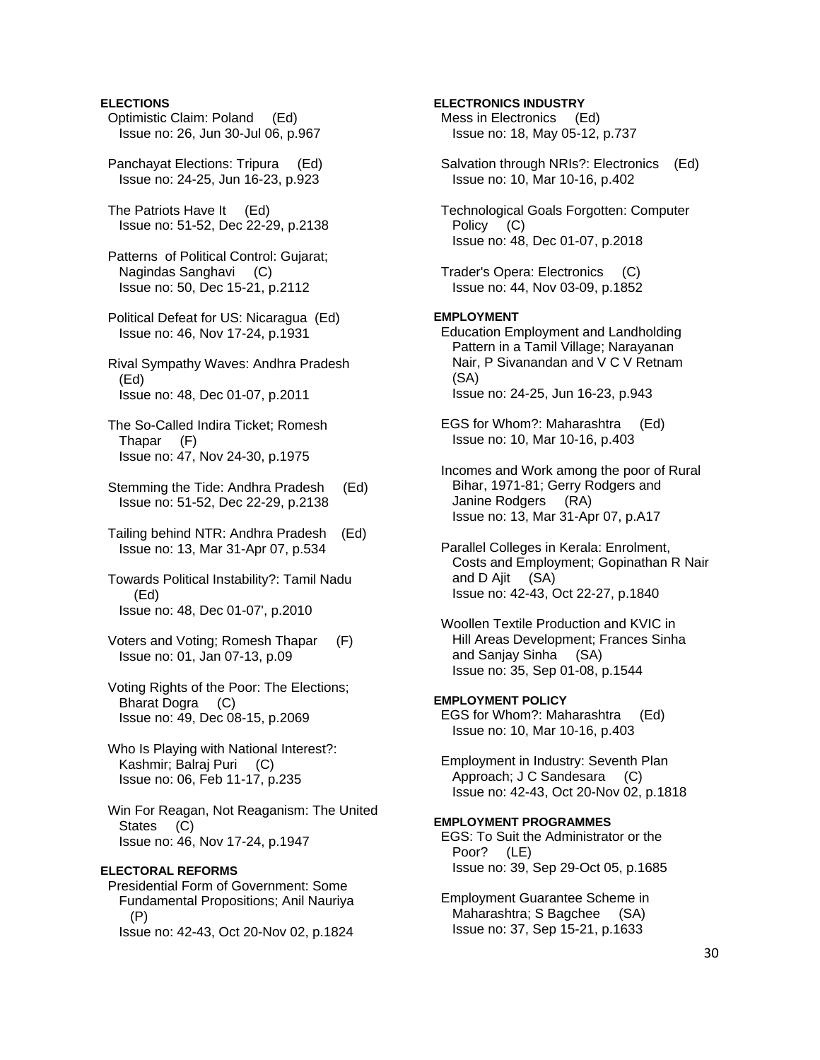**ELECTIONS**

Optimistic Claim: Poland (Ed)
Issue no: 26, Jun 30-Jul 06, p.967

Panchayat Elections: Tripura (Ed)
Issue no: 24-25, Jun 16-23, p.923

The Patriots Have It (Ed)
Issue no: 51-52, Dec 22-29, p.2138

Patterns of Political Control: Gujarat; Nagindas Sanghavi (C)
Issue no: 50, Dec 15-21, p.2112

Political Defeat for US: Nicaragua (Ed)
Issue no: 46, Nov 17-24, p.1931

Rival Sympathy Waves: Andhra Pradesh (Ed)
Issue no: 48, Dec 01-07, p.2011

The So-Called Indira Ticket; Romesh Thapar (F)
Issue no: 47, Nov 24-30, p.1975

Stemming the Tide: Andhra Pradesh (Ed)
Issue no: 51-52, Dec 22-29, p.2138

Tailing behind NTR: Andhra Pradesh (Ed)
Issue no: 13, Mar 31-Apr 07, p.534

Towards Political Instability?: Tamil Nadu (Ed)
Issue no: 48, Dec 01-07', p.2010

Voters and Voting; Romesh Thapar (F)
Issue no: 01, Jan 07-13, p.09

Voting Rights of the Poor: The Elections; Bharat Dogra (C)
Issue no: 49, Dec 08-15, p.2069

Who Is Playing with National Interest?: Kashmir; Balraj Puri (C)
Issue no: 06, Feb 11-17, p.235

Win For Reagan, Not Reaganism: The United States (C)
Issue no: 46, Nov 17-24, p.1947

**ELECTORAL REFORMS**

Presidential Form of Government: Some Fundamental Propositions; Anil Nauriya (P)
Issue no: 42-43, Oct 20-Nov 02, p.1824

**ELECTRONICS INDUSTRY**

Mess in Electronics (Ed)
Issue no: 18, May 05-12, p.737

Salvation through NRIs?: Electronics (Ed)
Issue no: 10, Mar 10-16, p.402

Technological Goals Forgotten: Computer Policy (C)
Issue no: 48, Dec 01-07, p.2018

Trader's Opera: Electronics (C)
Issue no: 44, Nov 03-09, p.1852

**EMPLOYMENT**

Education Employment and Landholding Pattern in a Tamil Village; Narayanan Nair, P Sivanandan and V C V Retnam (SA)
Issue no: 24-25, Jun 16-23, p.943

EGS for Whom?: Maharashtra (Ed)
Issue no: 10, Mar 10-16, p.403

Incomes and Work among the poor of Rural Bihar, 1971-81; Gerry Rodgers and Janine Rodgers (RA)
Issue no: 13, Mar 31-Apr 07, p.A17

Parallel Colleges in Kerala: Enrolment, Costs and Employment; Gopinathan R Nair and D Ajit (SA)
Issue no: 42-43, Oct 22-27, p.1840

Woollen Textile Production and KVIC in Hill Areas Development; Frances Sinha and Sanjay Sinha (SA)
Issue no: 35, Sep 01-08, p.1544

**EMPLOYMENT POLICY**

EGS for Whom?: Maharashtra (Ed)
Issue no: 10, Mar 10-16, p.403

Employment in Industry: Seventh Plan Approach; J C Sandesara (C)
Issue no: 42-43, Oct 20-Nov 02, p.1818

**EMPLOYMENT PROGRAMMES**

EGS: To Suit the Administrator or the Poor? (LE)
Issue no: 39, Sep 29-Oct 05, p.1685

Employment Guarantee Scheme in Maharashtra; S Bagchee (SA)
Issue no: 37, Sep 15-21, p.1633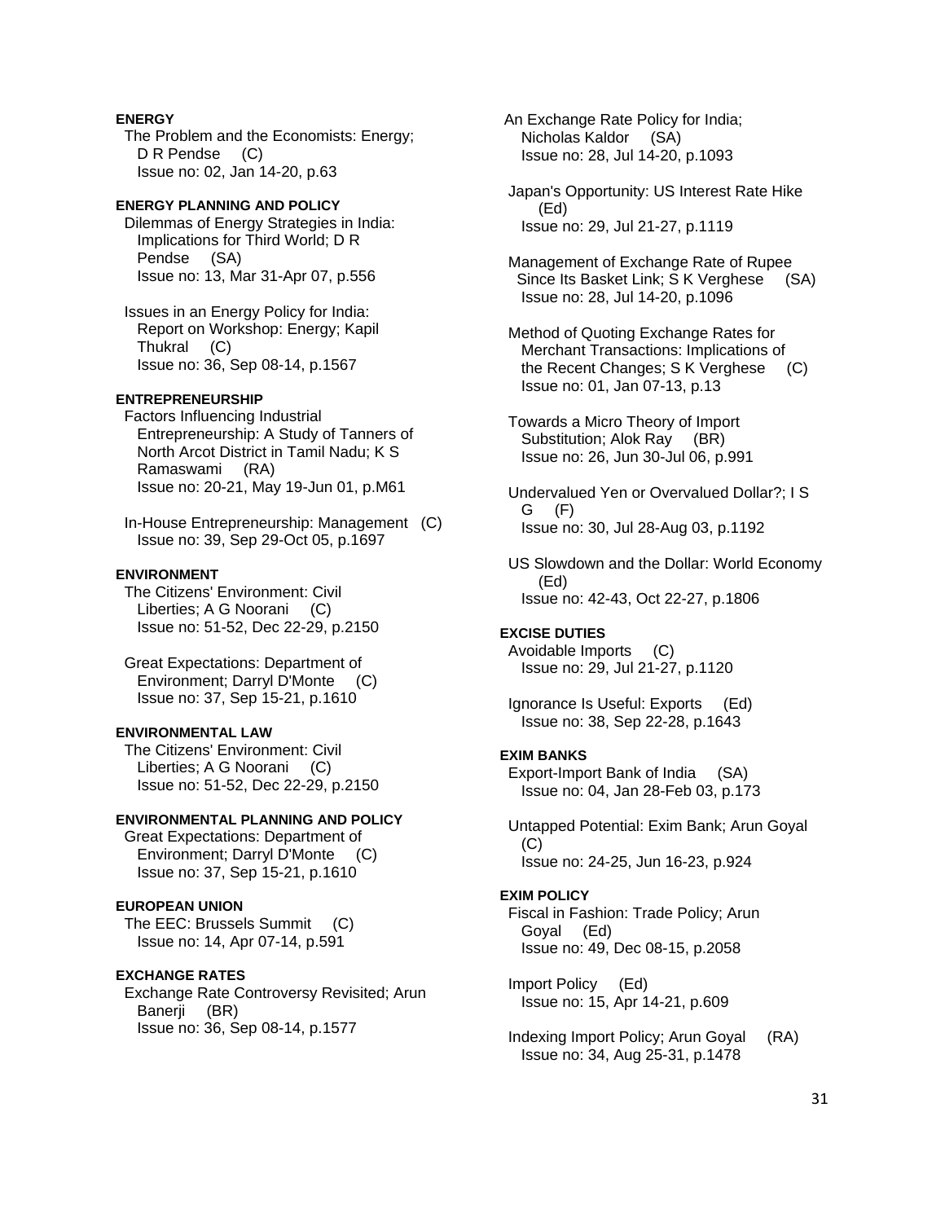**ENERGY**

The Problem and the Economists: Energy; D R Pendse (C)
Issue no: 02, Jan 14-20, p.63

**ENERGY PLANNING AND POLICY**

Dilemmas of Energy Strategies in India: Implications for Third World; D R Pendse (SA)
Issue no: 13, Mar 31-Apr 07, p.556

Issues in an Energy Policy for India: Report on Workshop: Energy; Kapil Thukral (C)
Issue no: 36, Sep 08-14, p.1567

**ENTREPRENEURSHIP**

Factors Influencing Industrial Entrepreneurship: A Study of Tanners of North Arcot District in Tamil Nadu; K S Ramaswami (RA)
Issue no: 20-21, May 19-Jun 01, p.M61

In-House Entrepreneurship: Management (C)
Issue no: 39, Sep 29-Oct 05, p.1697

**ENVIRONMENT**

The Citizens' Environment: Civil Liberties; A G Noorani (C)
Issue no: 51-52, Dec 22-29, p.2150

Great Expectations: Department of Environment; Darryl D'Monte (C)
Issue no: 37, Sep 15-21, p.1610

**ENVIRONMENTAL LAW**

The Citizens' Environment: Civil Liberties; A G Noorani (C)
Issue no: 51-52, Dec 22-29, p.2150

**ENVIRONMENTAL PLANNING AND POLICY**

Great Expectations: Department of Environment; Darryl D'Monte (C)
Issue no: 37, Sep 15-21, p.1610

**EUROPEAN UNION**

The EEC: Brussels Summit (C)
Issue no: 14, Apr 07-14, p.591

**EXCHANGE RATES**

Exchange Rate Controversy Revisited; Arun Banerji (BR)
Issue no: 36, Sep 08-14, p.1577

An Exchange Rate Policy for India; Nicholas Kaldor (SA)
Issue no: 28, Jul 14-20, p.1093

Japan's Opportunity: US Interest Rate Hike (Ed)
Issue no: 29, Jul 21-27, p.1119

Management of Exchange Rate of Rupee Since Its Basket Link; S K Verghese (SA)
Issue no: 28, Jul 14-20, p.1096

Method of Quoting Exchange Rates for Merchant Transactions: Implications of the Recent Changes; S K Verghese (C)
Issue no: 01, Jan 07-13, p.13

Towards a Micro Theory of Import Substitution; Alok Ray (BR)
Issue no: 26, Jun 30-Jul 06, p.991

Undervalued Yen or Overvalued Dollar?; I S G (F)
Issue no: 30, Jul 28-Aug 03, p.1192

US Slowdown and the Dollar: World Economy (Ed)
Issue no: 42-43, Oct 22-27, p.1806

**EXCISE DUTIES**

Avoidable Imports (C)
Issue no: 29, Jul 21-27, p.1120

Ignorance Is Useful: Exports (Ed)
Issue no: 38, Sep 22-28, p.1643

**EXIM BANKS**

Export-Import Bank of India (SA)
Issue no: 04, Jan 28-Feb 03, p.173

Untapped Potential: Exim Bank; Arun Goyal (C)
Issue no: 24-25, Jun 16-23, p.924

**EXIM POLICY**

Fiscal in Fashion: Trade Policy; Arun Goyal (Ed)
Issue no: 49, Dec 08-15, p.2058

Import Policy (Ed)
Issue no: 15, Apr 14-21, p.609

Indexing Import Policy; Arun Goyal (RA)
Issue no: 34, Aug 25-31, p.1478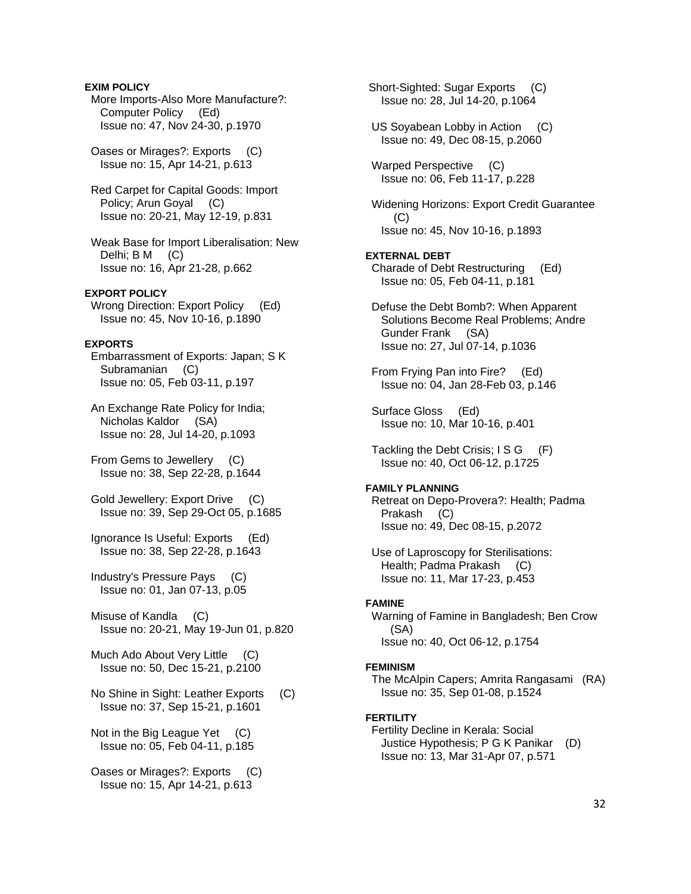**EXIM POLICY**

More Imports-Also More Manufacture?: Computer Policy (Ed)
Issue no: 47, Nov 24-30, p.1970

Oases or Mirages?: Exports (C)
Issue no: 15, Apr 14-21, p.613

Red Carpet for Capital Goods: Import Policy; Arun Goyal (C)
Issue no: 20-21, May 12-19, p.831

Weak Base for Import Liberalisation: New Delhi; B M (C)
Issue no: 16, Apr 21-28, p.662

**EXPORT POLICY**

Wrong Direction: Export Policy (Ed)
Issue no: 45, Nov 10-16, p.1890

**EXPORTS**

Embarrassment of Exports: Japan; S K Subramanian (C)
Issue no: 05, Feb 03-11, p.197

An Exchange Rate Policy for India; Nicholas Kaldor (SA)
Issue no: 28, Jul 14-20, p.1093

From Gems to Jewellery (C)
Issue no: 38, Sep 22-28, p.1644

Gold Jewellery: Export Drive (C)
Issue no: 39, Sep 29-Oct 05, p.1685

Ignorance Is Useful: Exports (Ed)
Issue no: 38, Sep 22-28, p.1643

Industry's Pressure Pays (C)
Issue no: 01, Jan 07-13, p.05

Misuse of Kandla (C)
Issue no: 20-21, May 19-Jun 01, p.820

Much Ado About Very Little (C)
Issue no: 50, Dec 15-21, p.2100

No Shine in Sight: Leather Exports (C)
Issue no: 37, Sep 15-21, p.1601

Not in the Big League Yet (C)
Issue no: 05, Feb 04-11, p.185

Oases or Mirages?: Exports (C)
Issue no: 15, Apr 14-21, p.613

Short-Sighted: Sugar Exports (C)
Issue no: 28, Jul 14-20, p.1064

US Soyabean Lobby in Action (C)
Issue no: 49, Dec 08-15, p.2060

Warped Perspective (C)
Issue no: 06, Feb 11-17, p.228

Widening Horizons: Export Credit Guarantee (C)
Issue no: 45, Nov 10-16, p.1893

**EXTERNAL DEBT**

Charade of Debt Restructuring (Ed)
Issue no: 05, Feb 04-11, p.181

Defuse the Debt Bomb?: When Apparent Solutions Become Real Problems; Andre Gunder Frank (SA)
Issue no: 27, Jul 07-14, p.1036

From Frying Pan into Fire? (Ed)
Issue no: 04, Jan 28-Feb 03, p.146

Surface Gloss (Ed)
Issue no: 10, Mar 10-16, p.401

Tackling the Debt Crisis; I S G (F)
Issue no: 40, Oct 06-12, p.1725

**FAMILY PLANNING**

Retreat on Depo-Provera?: Health; Padma Prakash (C)
Issue no: 49, Dec 08-15, p.2072

Use of Laproscopy for Sterilisations: Health; Padma Prakash (C)
Issue no: 11, Mar 17-23, p.453

**FAMINE**

Warning of Famine in Bangladesh; Ben Crow (SA)
Issue no: 40, Oct 06-12, p.1754

**FEMINISM**

The McAlpin Capers; Amrita Rangasami (RA)
Issue no: 35, Sep 01-08, p.1524

**FERTILITY**

Fertility Decline in Kerala: Social Justice Hypothesis; P G K Panikar (D)
Issue no: 13, Mar 31-Apr 07, p.571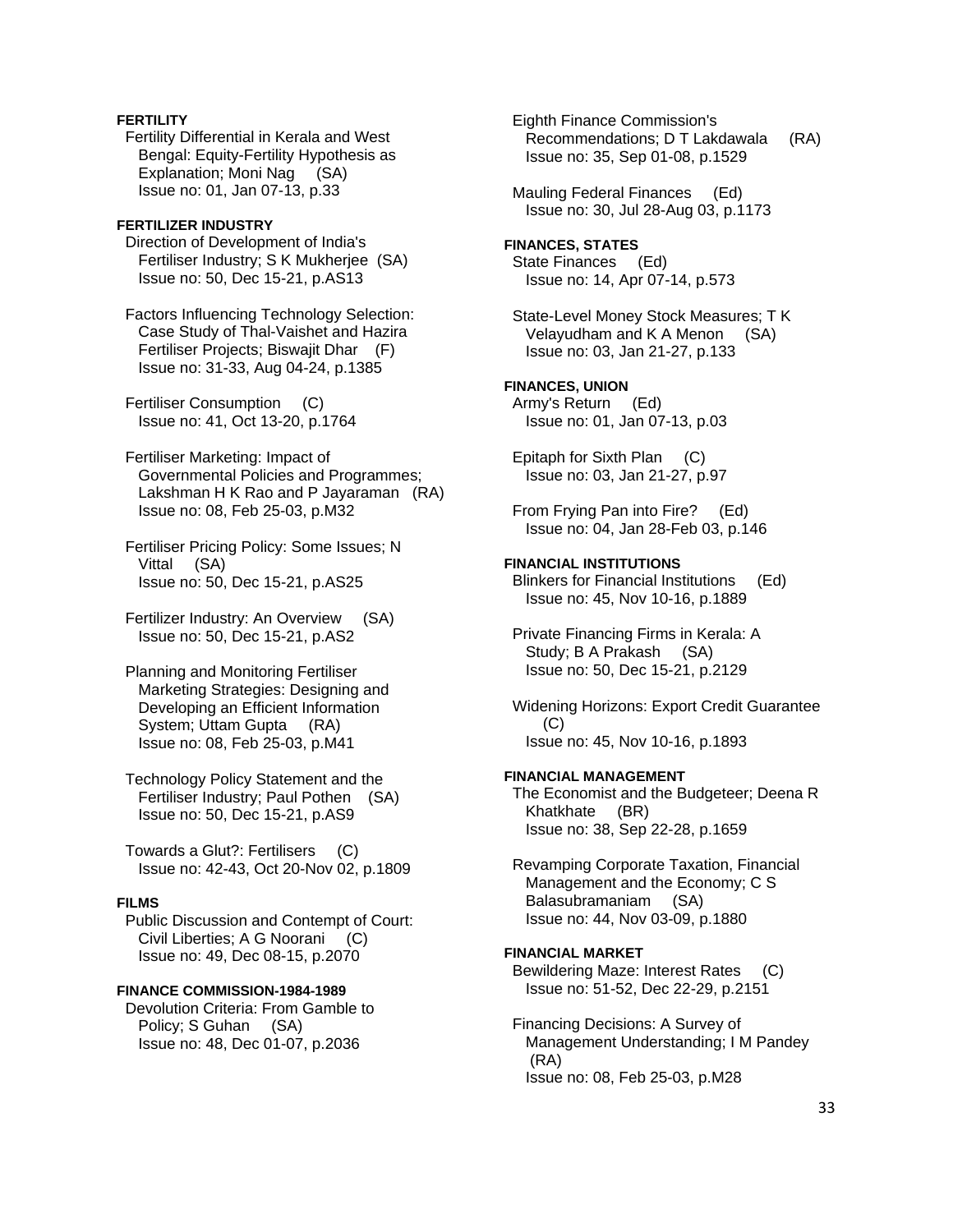**FERTILITY**

Fertility Differential in Kerala and West Bengal: Equity-Fertility Hypothesis as Explanation; Moni Nag (SA)
Issue no: 01, Jan 07-13, p.33

**FERTILIZER INDUSTRY**

Direction of Development of India's Fertiliser Industry; S K Mukherjee (SA)
Issue no: 50, Dec 15-21, p.AS13

Factors Influencing Technology Selection: Case Study of Thal-Vaishet and Hazira Fertiliser Projects; Biswajit Dhar (F)
Issue no: 31-33, Aug 04-24, p.1385

Fertiliser Consumption (C)
Issue no: 41, Oct 13-20, p.1764

Fertiliser Marketing: Impact of Governmental Policies and Programmes; Lakshman H K Rao and P Jayaraman (RA)
Issue no: 08, Feb 25-03, p.M32

Fertiliser Pricing Policy: Some Issues; N Vittal (SA)
Issue no: 50, Dec 15-21, p.AS25

Fertilizer Industry: An Overview (SA)
Issue no: 50, Dec 15-21, p.AS2

Planning and Monitoring Fertiliser Marketing Strategies: Designing and Developing an Efficient Information System; Uttam Gupta (RA)
Issue no: 08, Feb 25-03, p.M41

Technology Policy Statement and the Fertiliser Industry; Paul Pothen (SA)
Issue no: 50, Dec 15-21, p.AS9

Towards a Glut?: Fertilisers (C)
Issue no: 42-43, Oct 20-Nov 02, p.1809

**FILMS**

Public Discussion and Contempt of Court: Civil Liberties; A G Noorani (C)
Issue no: 49, Dec 08-15, p.2070

**FINANCE COMMISSION-1984-1989**

Devolution Criteria: From Gamble to Policy; S Guhan (SA)
Issue no: 48, Dec 01-07, p.2036

Eighth Finance Commission's Recommendations; D T Lakdawala (RA)
Issue no: 35, Sep 01-08, p.1529

Mauling Federal Finances (Ed)
Issue no: 30, Jul 28-Aug 03, p.1173

**FINANCES, STATES**

State Finances (Ed)
Issue no: 14, Apr 07-14, p.573

State-Level Money Stock Measures; T K Velayudham and K A Menon (SA)
Issue no: 03, Jan 21-27, p.133

**FINANCES, UNION**

Army's Return (Ed)
Issue no: 01, Jan 07-13, p.03

Epitaph for Sixth Plan (C)
Issue no: 03, Jan 21-27, p.97

From Frying Pan into Fire? (Ed)
Issue no: 04, Jan 28-Feb 03, p.146

**FINANCIAL INSTITUTIONS**

Blinkers for Financial Institutions (Ed)
Issue no: 45, Nov 10-16, p.1889

Private Financing Firms in Kerala: A Study; B A Prakash (SA)
Issue no: 50, Dec 15-21, p.2129

Widening Horizons: Export Credit Guarantee (C)
Issue no: 45, Nov 10-16, p.1893

**FINANCIAL MANAGEMENT**

The Economist and the Budgeteer; Deena R Khatkhate (BR)
Issue no: 38, Sep 22-28, p.1659

Revamping Corporate Taxation, Financial Management and the Economy; C S Balasubramaniam (SA)
Issue no: 44, Nov 03-09, p.1880

**FINANCIAL MARKET**

Bewildering Maze: Interest Rates (C)
Issue no: 51-52, Dec 22-29, p.2151

Financing Decisions: A Survey of Management Understanding; I M Pandey (RA)
Issue no: 08, Feb 25-03, p.M28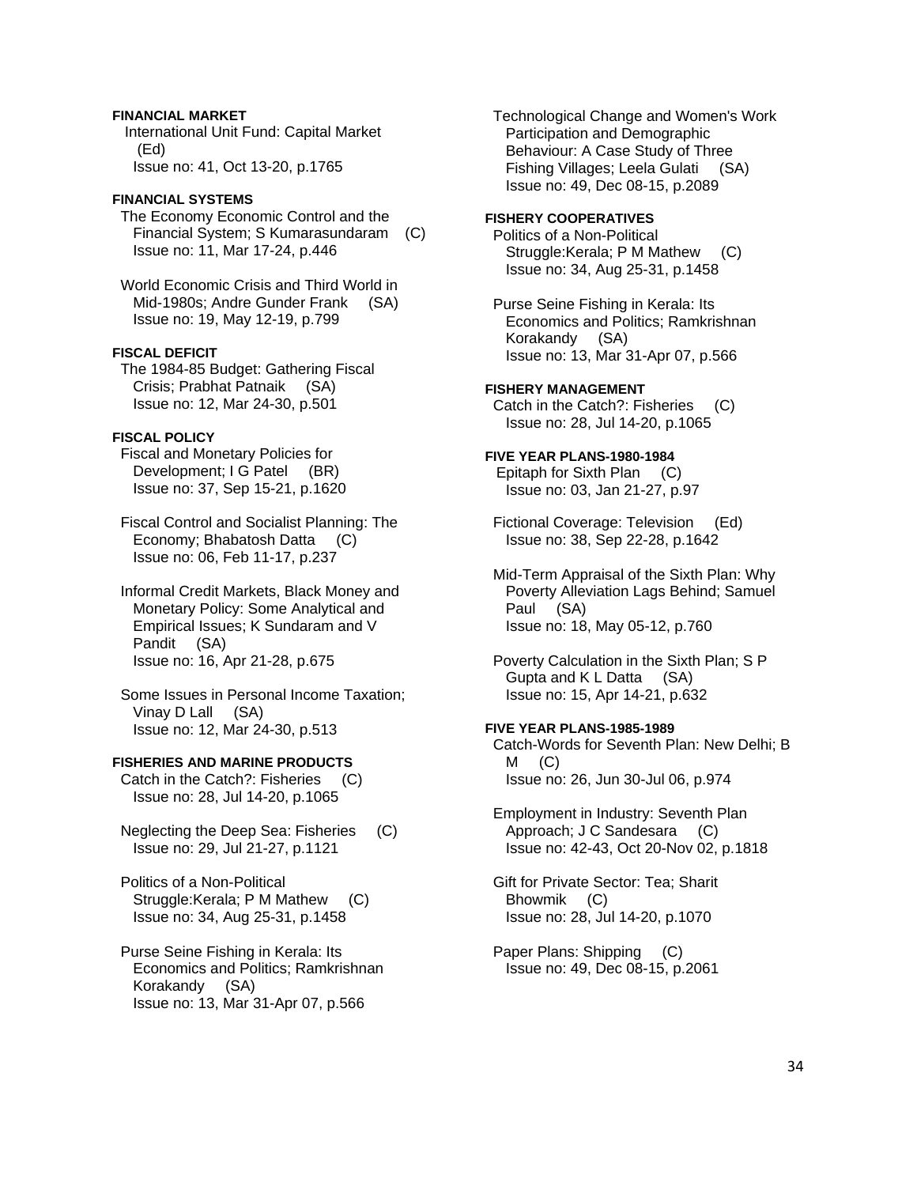**FINANCIAL MARKET**

International Unit Fund: Capital Market (Ed)
Issue no: 41, Oct 13-20, p.1765

**FINANCIAL SYSTEMS**

The Economy Economic Control and the Financial System; S Kumarasundaram (C)
Issue no: 11, Mar 17-24, p.446

World Economic Crisis and Third World in Mid-1980s; Andre Gunder Frank (SA)
Issue no: 19, May 12-19, p.799

**FISCAL DEFICIT**

The 1984-85 Budget: Gathering Fiscal Crisis; Prabhat Patnaik (SA)
Issue no: 12, Mar 24-30, p.501

**FISCAL POLICY**

Fiscal and Monetary Policies for Development; I G Patel (BR)
Issue no: 37, Sep 15-21, p.1620

Fiscal Control and Socialist Planning: The Economy; Bhabatosh Datta (C)
Issue no: 06, Feb 11-17, p.237

Informal Credit Markets, Black Money and Monetary Policy: Some Analytical and Empirical Issues; K Sundaram and V Pandit (SA)
Issue no: 16, Apr 21-28, p.675

Some Issues in Personal Income Taxation; Vinay D Lall (SA)
Issue no: 12, Mar 24-30, p.513

**FISHERIES AND MARINE PRODUCTS**

Catch in the Catch?: Fisheries (C)
Issue no: 28, Jul 14-20, p.1065

Neglecting the Deep Sea: Fisheries (C)
Issue no: 29, Jul 21-27, p.1121

Politics of a Non-Political Struggle:Kerala; P M Mathew (C)
Issue no: 34, Aug 25-31, p.1458

Purse Seine Fishing in Kerala: Its Economics and Politics; Ramkrishnan Korakandy (SA)
Issue no: 13, Mar 31-Apr 07, p.566

Technological Change and Women's Work Participation and Demographic Behaviour: A Case Study of Three Fishing Villages; Leela Gulati (SA)
Issue no: 49, Dec 08-15, p.2089

**FISHERY COOPERATIVES**

Politics of a Non-Political Struggle:Kerala; P M Mathew (C)
Issue no: 34, Aug 25-31, p.1458

Purse Seine Fishing in Kerala: Its Economics and Politics; Ramkrishnan Korakandy (SA)
Issue no: 13, Mar 31-Apr 07, p.566

**FISHERY MANAGEMENT**

Catch in the Catch?: Fisheries (C)
Issue no: 28, Jul 14-20, p.1065

**FIVE YEAR PLANS-1980-1984**

Epitaph for Sixth Plan (C)
Issue no: 03, Jan 21-27, p.97

Fictional Coverage: Television (Ed)
Issue no: 38, Sep 22-28, p.1642

Mid-Term Appraisal of the Sixth Plan: Why Poverty Alleviation Lags Behind; Samuel Paul (SA)
Issue no: 18, May 05-12, p.760

Poverty Calculation in the Sixth Plan; S P Gupta and K L Datta (SA)
Issue no: 15, Apr 14-21, p.632

**FIVE YEAR PLANS-1985-1989**

Catch-Words for Seventh Plan: New Delhi; B M (C)
Issue no: 26, Jun 30-Jul 06, p.974

Employment in Industry: Seventh Plan Approach; J C Sandesara (C)
Issue no: 42-43, Oct 20-Nov 02, p.1818

Gift for Private Sector: Tea; Sharit Bhowmik (C)
Issue no: 28, Jul 14-20, p.1070

Paper Plans: Shipping (C)
Issue no: 49, Dec 08-15, p.2061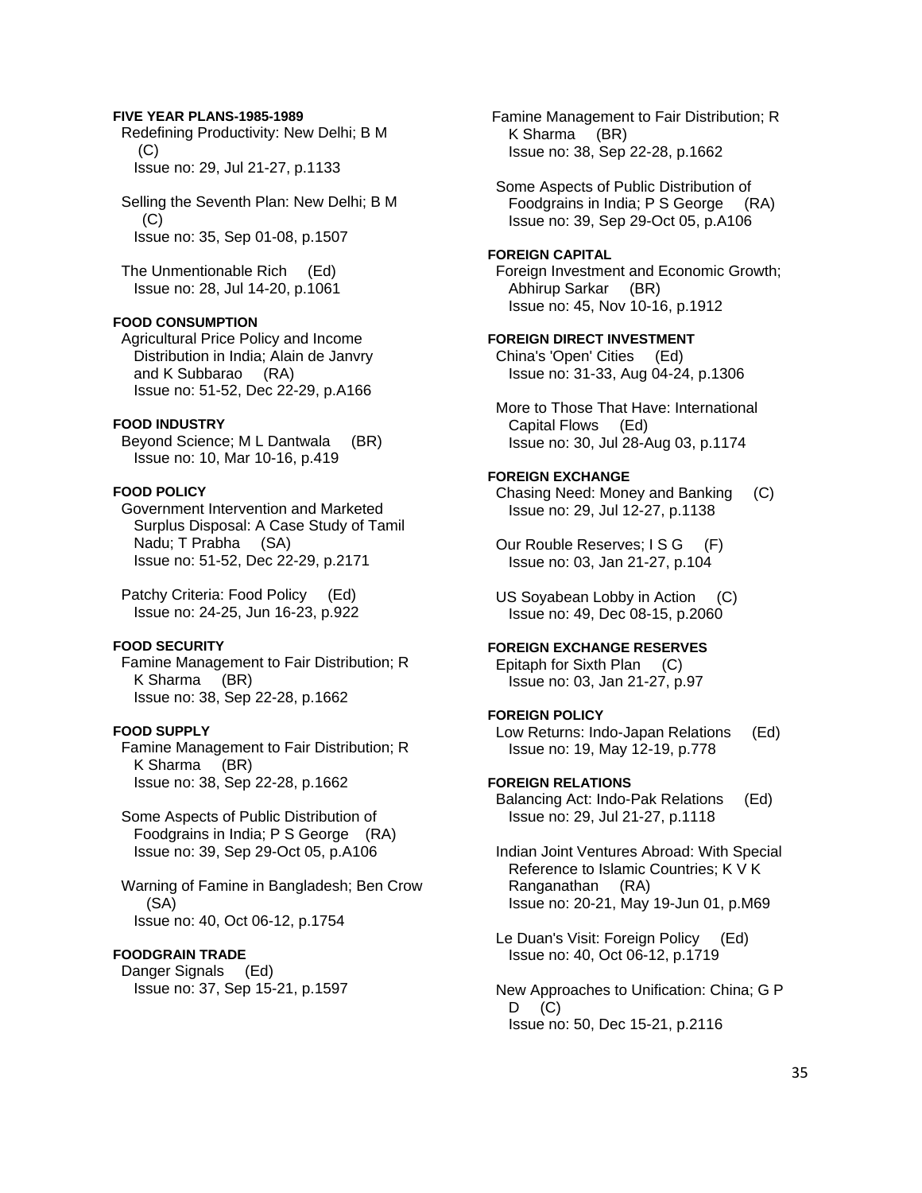**FIVE YEAR PLANS-1985-1989**

Redefining Productivity: New Delhi; B M (C)
Issue no: 29, Jul 21-27, p.1133

Selling the Seventh Plan: New Delhi; B M (C)
Issue no: 35, Sep 01-08, p.1507

The Unmentionable Rich (Ed)
Issue no: 28, Jul 14-20, p.1061

**FOOD CONSUMPTION**

Agricultural Price Policy and Income Distribution in India; Alain de Janvry and K Subbarao (RA)
Issue no: 51-52, Dec 22-29, p.A166

**FOOD INDUSTRY**

Beyond Science; M L Dantwala (BR)
Issue no: 10, Mar 10-16, p.419

**FOOD POLICY**

Government Intervention and Marketed Surplus Disposal: A Case Study of Tamil Nadu; T Prabha (SA)
Issue no: 51-52, Dec 22-29, p.2171

Patchy Criteria: Food Policy (Ed)
Issue no: 24-25, Jun 16-23, p.922

**FOOD SECURITY**

Famine Management to Fair Distribution; R K Sharma (BR)
Issue no: 38, Sep 22-28, p.1662

**FOOD SUPPLY**

Famine Management to Fair Distribution; R K Sharma (BR)
Issue no: 38, Sep 22-28, p.1662

Some Aspects of Public Distribution of Foodgrains in India; P S George (RA)
Issue no: 39, Sep 29-Oct 05, p.A106

Warning of Famine in Bangladesh; Ben Crow (SA)
Issue no: 40, Oct 06-12, p.1754

**FOODGRAIN TRADE**

Danger Signals (Ed)
Issue no: 37, Sep 15-21, p.1597

Famine Management to Fair Distribution; R K Sharma (BR)
Issue no: 38, Sep 22-28, p.1662

Some Aspects of Public Distribution of Foodgrains in India; P S George (RA)
Issue no: 39, Sep 29-Oct 05, p.A106

**FOREIGN CAPITAL**

Foreign Investment and Economic Growth; Abhirup Sarkar (BR)
Issue no: 45, Nov 10-16, p.1912

**FOREIGN DIRECT INVESTMENT**

China's 'Open' Cities (Ed)
Issue no: 31-33, Aug 04-24, p.1306

More to Those That Have: International Capital Flows (Ed)
Issue no: 30, Jul 28-Aug 03, p.1174

**FOREIGN EXCHANGE**

Chasing Need: Money and Banking (C)
Issue no: 29, Jul 12-27, p.1138

Our Rouble Reserves; I S G (F)
Issue no: 03, Jan 21-27, p.104

US Soyabean Lobby in Action (C)
Issue no: 49, Dec 08-15, p.2060

**FOREIGN EXCHANGE RESERVES**

Epitaph for Sixth Plan (C)
Issue no: 03, Jan 21-27, p.97

**FOREIGN POLICY**

Low Returns: Indo-Japan Relations (Ed)
Issue no: 19, May 12-19, p.778

**FOREIGN RELATIONS**

Balancing Act: Indo-Pak Relations (Ed)
Issue no: 29, Jul 21-27, p.1118

Indian Joint Ventures Abroad: With Special Reference to Islamic Countries; K V K Ranganathan (RA)
Issue no: 20-21, May 19-Jun 01, p.M69

Le Duan's Visit: Foreign Policy (Ed)
Issue no: 40, Oct 06-12, p.1719

New Approaches to Unification: China; G P D (C)
Issue no: 50, Dec 15-21, p.2116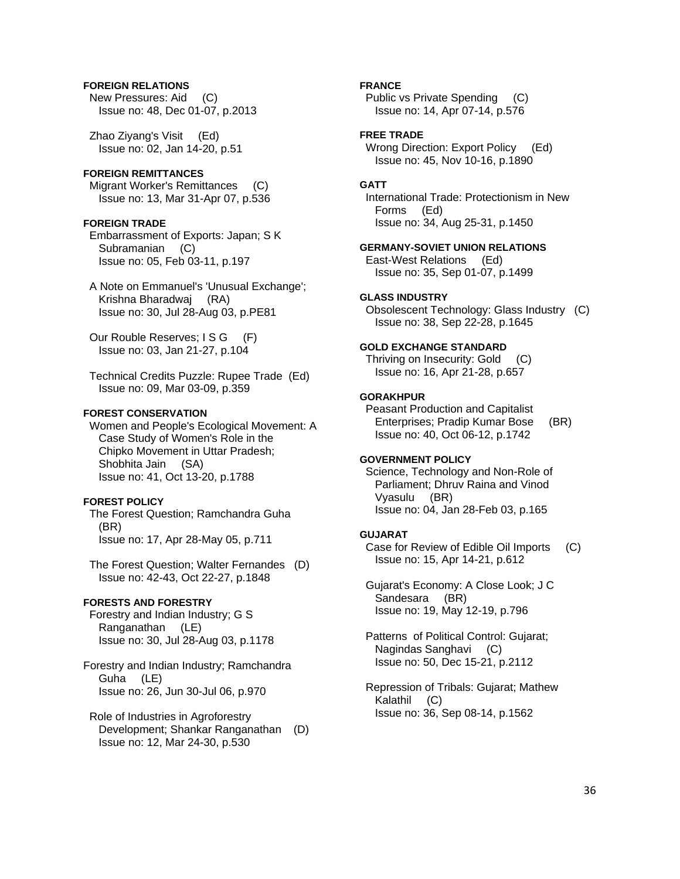**FOREIGN RELATIONS**

New Pressures: Aid (C)
Issue no: 48, Dec 01-07, p.2013

Zhao Ziyang's Visit (Ed)
Issue no: 02, Jan 14-20, p.51

**FOREIGN REMITTANCES**

Migrant Worker's Remittances (C)
Issue no: 13, Mar 31-Apr 07, p.536

**FOREIGN TRADE**

Embarrassment of Exports: Japan; S K Subramanian (C)
Issue no: 05, Feb 03-11, p.197

A Note on Emmanuel's 'Unusual Exchange'; Krishna Bharadwaj (RA)
Issue no: 30, Jul 28-Aug 03, p.PE81

Our Rouble Reserves; I S G (F)
Issue no: 03, Jan 21-27, p.104

Technical Credits Puzzle: Rupee Trade (Ed)
Issue no: 09, Mar 03-09, p.359

**FOREST CONSERVATION**

Women and People's Ecological Movement: A Case Study of Women's Role in the Chipko Movement in Uttar Pradesh; Shobhita Jain (SA)
Issue no: 41, Oct 13-20, p.1788

**FOREST POLICY**

The Forest Question; Ramchandra Guha (BR)
Issue no: 17, Apr 28-May 05, p.711

The Forest Question; Walter Fernandes (D)
Issue no: 42-43, Oct 22-27, p.1848

**FORESTS AND FORESTRY**

Forestry and Indian Industry; G S Ranganathan (LE)
Issue no: 30, Jul 28-Aug 03, p.1178

Forestry and Indian Industry; Ramchandra Guha (LE)
Issue no: 26, Jun 30-Jul 06, p.970

Role of Industries in Agroforestry Development; Shankar Ranganathan (D)
Issue no: 12, Mar 24-30, p.530

**FRANCE**

Public vs Private Spending (C)
Issue no: 14, Apr 07-14, p.576

**FREE TRADE**

Wrong Direction: Export Policy (Ed)
Issue no: 45, Nov 10-16, p.1890

**GATT**

International Trade: Protectionism in New Forms (Ed)
Issue no: 34, Aug 25-31, p.1450

**GERMANY-SOVIET UNION RELATIONS**

East-West Relations (Ed)
Issue no: 35, Sep 01-07, p.1499

**GLASS INDUSTRY**

Obsolescent Technology: Glass Industry (C)
Issue no: 38, Sep 22-28, p.1645

**GOLD EXCHANGE STANDARD**

Thriving on Insecurity: Gold (C)
Issue no: 16, Apr 21-28, p.657

**GORAKHPUR**

Peasant Production and Capitalist Enterprises; Pradip Kumar Bose (BR)
Issue no: 40, Oct 06-12, p.1742

**GOVERNMENT POLICY**

Science, Technology and Non-Role of Parliament; Dhruv Raina and Vinod Vyasulu (BR)
Issue no: 04, Jan 28-Feb 03, p.165

**GUJARAT**

Case for Review of Edible Oil Imports (C)
Issue no: 15, Apr 14-21, p.612

Gujarat's Economy: A Close Look; J C Sandesara (BR)
Issue no: 19, May 12-19, p.796

Patterns of Political Control: Gujarat; Nagindas Sanghavi (C)
Issue no: 50, Dec 15-21, p.2112

Repression of Tribals: Gujarat; Mathew Kalathil (C)
Issue no: 36, Sep 08-14, p.1562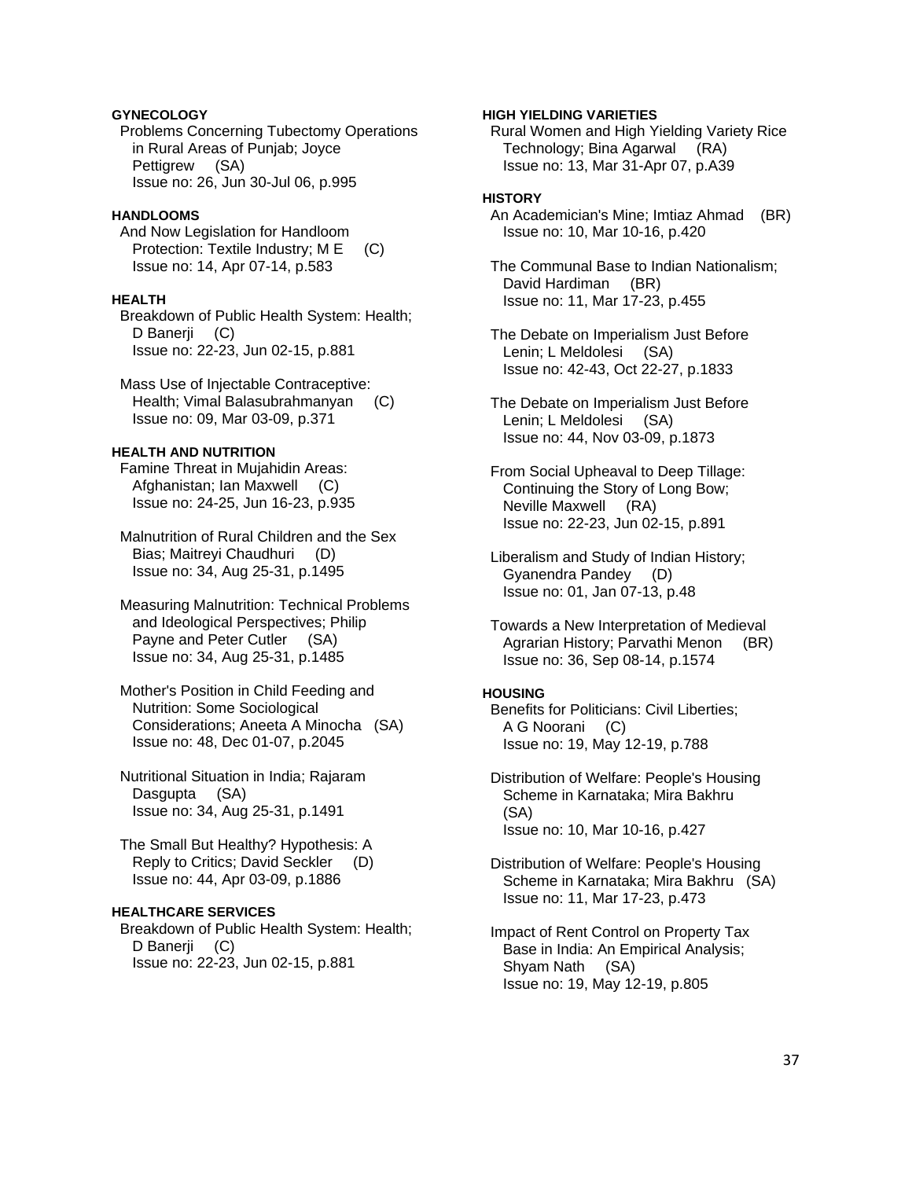**GYNECOLOGY**

Problems Concerning Tubectomy Operations in Rural Areas of Punjab; Joyce Pettigrew (SA)
Issue no: 26, Jun 30-Jul 06, p.995

**HANDLOOMS**

And Now Legislation for Handloom Protection: Textile Industry; M E (C)
Issue no: 14, Apr 07-14, p.583

**HEALTH**

Breakdown of Public Health System: Health; D Banerji (C)
Issue no: 22-23, Jun 02-15, p.881

Mass Use of Injectable Contraceptive: Health; Vimal Balasubrahmanyan (C)
Issue no: 09, Mar 03-09, p.371

**HEALTH AND NUTRITION**

Famine Threat in Mujahidin Areas: Afghanistan; Ian Maxwell (C)
Issue no: 24-25, Jun 16-23, p.935

Malnutrition of Rural Children and the Sex Bias; Maitreyi Chaudhuri (D)
Issue no: 34, Aug 25-31, p.1495

Measuring Malnutrition: Technical Problems and Ideological Perspectives; Philip Payne and Peter Cutler (SA)
Issue no: 34, Aug 25-31, p.1485

Mother's Position in Child Feeding and Nutrition: Some Sociological Considerations; Aneeta A Minocha (SA)
Issue no: 48, Dec 01-07, p.2045

Nutritional Situation in India; Rajaram Dasgupta (SA)
Issue no: 34, Aug 25-31, p.1491

The Small But Healthy? Hypothesis: A Reply to Critics; David Seckler (D)
Issue no: 44, Apr 03-09, p.1886

**HEALTHCARE SERVICES**

Breakdown of Public Health System: Health; D Banerji (C)
Issue no: 22-23, Jun 02-15, p.881

**HIGH YIELDING VARIETIES**

Rural Women and High Yielding Variety Rice Technology; Bina Agarwal (RA)
Issue no: 13, Mar 31-Apr 07, p.A39

**HISTORY**

An Academician's Mine; Imtiaz Ahmad (BR)
Issue no: 10, Mar 10-16, p.420

The Communal Base to Indian Nationalism; David Hardiman (BR)
Issue no: 11, Mar 17-23, p.455

The Debate on Imperialism Just Before Lenin; L Meldolesi (SA)
Issue no: 42-43, Oct 22-27, p.1833

The Debate on Imperialism Just Before Lenin; L Meldolesi (SA)
Issue no: 44, Nov 03-09, p.1873

From Social Upheaval to Deep Tillage: Continuing the Story of Long Bow; Neville Maxwell (RA)
Issue no: 22-23, Jun 02-15, p.891

Liberalism and Study of Indian History; Gyanendra Pandey (D)
Issue no: 01, Jan 07-13, p.48

Towards a New Interpretation of Medieval Agrarian History; Parvathi Menon (BR)
Issue no: 36, Sep 08-14, p.1574

**HOUSING**

Benefits for Politicians: Civil Liberties; A G Noorani (C)
Issue no: 19, May 12-19, p.788

Distribution of Welfare: People's Housing Scheme in Karnataka; Mira Bakhru (SA)
Issue no: 10, Mar 10-16, p.427

Distribution of Welfare: People's Housing Scheme in Karnataka; Mira Bakhru (SA)
Issue no: 11, Mar 17-23, p.473

Impact of Rent Control on Property Tax Base in India: An Empirical Analysis; Shyam Nath (SA)
Issue no: 19, May 12-19, p.805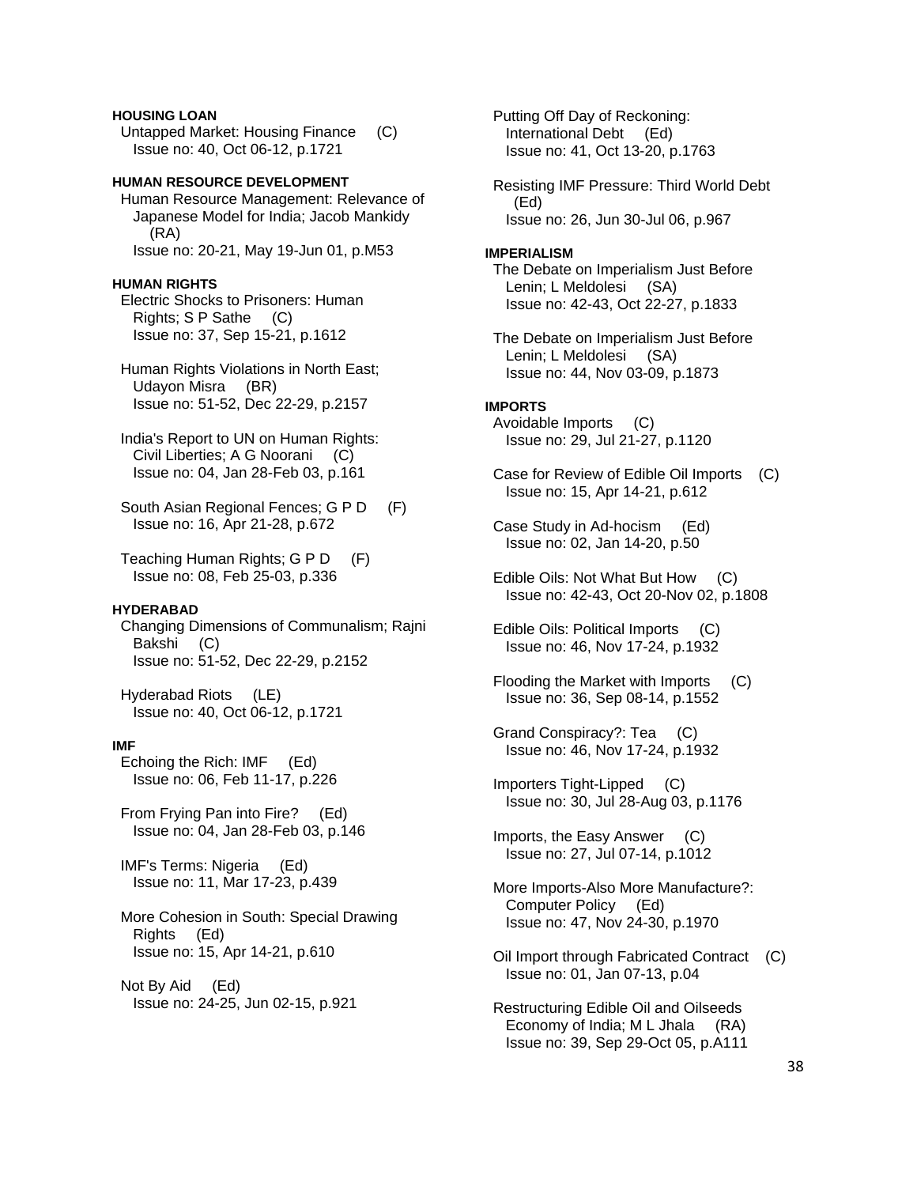**HOUSING LOAN**

Untapped Market: Housing Finance (C)
Issue no: 40, Oct 06-12, p.1721

**HUMAN RESOURCE DEVELOPMENT**

Human Resource Management: Relevance of Japanese Model for India; Jacob Mankidy (RA)
Issue no: 20-21, May 19-Jun 01, p.M53

**HUMAN RIGHTS**

Electric Shocks to Prisoners: Human Rights; S P Sathe (C)
Issue no: 37, Sep 15-21, p.1612

Human Rights Violations in North East; Udayon Misra (BR)
Issue no: 51-52, Dec 22-29, p.2157

India's Report to UN on Human Rights: Civil Liberties; A G Noorani (C)
Issue no: 04, Jan 28-Feb 03, p.161

South Asian Regional Fences; G P D (F)
Issue no: 16, Apr 21-28, p.672

Teaching Human Rights; G P D (F)
Issue no: 08, Feb 25-03, p.336

**HYDERABAD**

Changing Dimensions of Communalism; Rajni Bakshi (C)
Issue no: 51-52, Dec 22-29, p.2152

Hyderabad Riots (LE)
Issue no: 40, Oct 06-12, p.1721

**IMF**

Echoing the Rich: IMF (Ed)
Issue no: 06, Feb 11-17, p.226

From Frying Pan into Fire? (Ed)
Issue no: 04, Jan 28-Feb 03, p.146

IMF's Terms: Nigeria (Ed)
Issue no: 11, Mar 17-23, p.439

More Cohesion in South: Special Drawing Rights (Ed)
Issue no: 15, Apr 14-21, p.610

Not By Aid (Ed)
Issue no: 24-25, Jun 02-15, p.921

Putting Off Day of Reckoning: International Debt (Ed)
Issue no: 41, Oct 13-20, p.1763

Resisting IMF Pressure: Third World Debt (Ed)
Issue no: 26, Jun 30-Jul 06, p.967

**IMPERIALISM**

The Debate on Imperialism Just Before Lenin; L Meldolesi (SA)
Issue no: 42-43, Oct 22-27, p.1833

The Debate on Imperialism Just Before Lenin; L Meldolesi (SA)
Issue no: 44, Nov 03-09, p.1873

**IMPORTS**

Avoidable Imports (C)
Issue no: 29, Jul 21-27, p.1120

Case for Review of Edible Oil Imports (C)
Issue no: 15, Apr 14-21, p.612

Case Study in Ad-hocism (Ed)
Issue no: 02, Jan 14-20, p.50

Edible Oils: Not What But How (C)
Issue no: 42-43, Oct 20-Nov 02, p.1808

Edible Oils: Political Imports (C)
Issue no: 46, Nov 17-24, p.1932

Flooding the Market with Imports (C)
Issue no: 36, Sep 08-14, p.1552

Grand Conspiracy?: Tea (C)
Issue no: 46, Nov 17-24, p.1932

Importers Tight-Lipped (C)
Issue no: 30, Jul 28-Aug 03, p.1176

Imports, the Easy Answer (C)
Issue no: 27, Jul 07-14, p.1012

More Imports-Also More Manufacture?: Computer Policy (Ed)
Issue no: 47, Nov 24-30, p.1970

Oil Import through Fabricated Contract (C)
Issue no: 01, Jan 07-13, p.04

Restructuring Edible Oil and Oilseeds Economy of India; M L Jhala (RA)
Issue no: 39, Sep 29-Oct 05, p.A111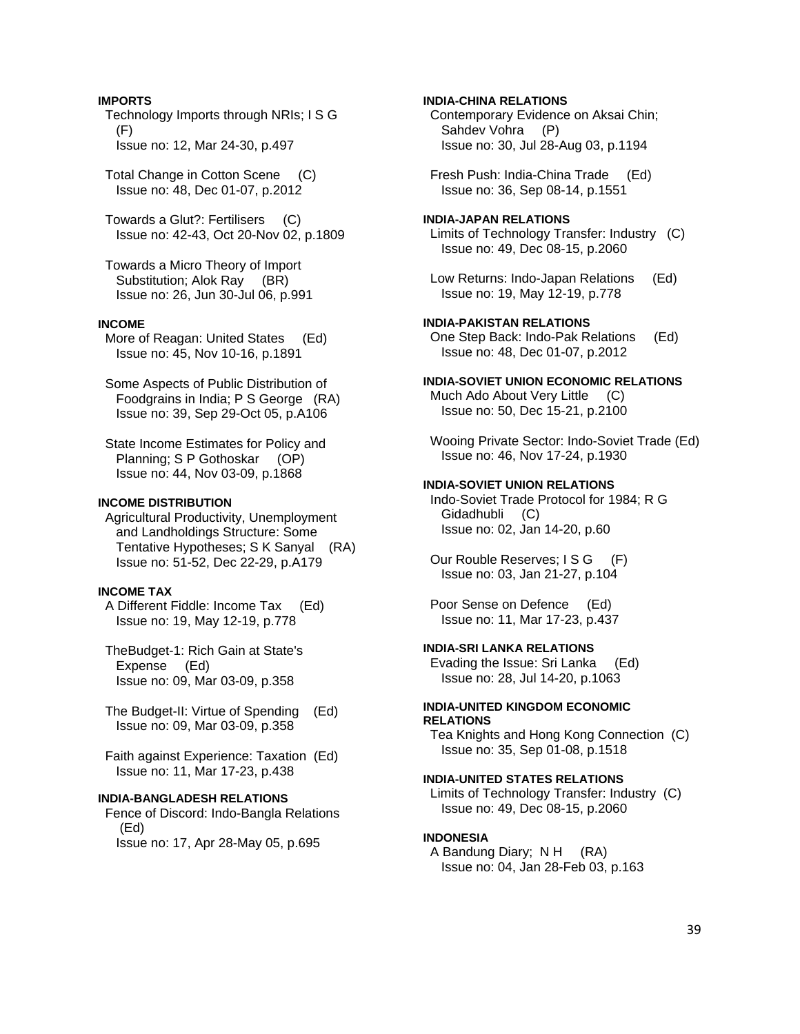**IMPORTS**

Technology Imports through NRIs; I S G (F)
Issue no: 12, Mar 24-30, p.497

Total Change in Cotton Scene (C)
Issue no: 48, Dec 01-07, p.2012

Towards a Glut?: Fertilisers (C)
Issue no: 42-43, Oct 20-Nov 02, p.1809

Towards a Micro Theory of Import Substitution; Alok Ray (BR)
Issue no: 26, Jun 30-Jul 06, p.991

**INCOME**

More of Reagan: United States (Ed)
Issue no: 45, Nov 10-16, p.1891

Some Aspects of Public Distribution of Foodgrains in India; P S George (RA)
Issue no: 39, Sep 29-Oct 05, p.A106

State Income Estimates for Policy and Planning; S P Gothoskar (OP)
Issue no: 44, Nov 03-09, p.1868

**INCOME DISTRIBUTION**

Agricultural Productivity, Unemployment and Landholdings Structure: Some Tentative Hypotheses; S K Sanyal (RA)
Issue no: 51-52, Dec 22-29, p.A179

**INCOME TAX**

A Different Fiddle: Income Tax (Ed)
Issue no: 19, May 12-19, p.778

TheBudget-1: Rich Gain at State's Expense (Ed)
Issue no: 09, Mar 03-09, p.358

The Budget-II: Virtue of Spending (Ed)
Issue no: 09, Mar 03-09, p.358

Faith against Experience: Taxation (Ed)
Issue no: 11, Mar 17-23, p.438

**INDIA-BANGLADESH RELATIONS**

Fence of Discord: Indo-Bangla Relations (Ed)
Issue no: 17, Apr 28-May 05, p.695

**INDIA-CHINA RELATIONS**

Contemporary Evidence on Aksai Chin; Sahdev Vohra (P)
Issue no: 30, Jul 28-Aug 03, p.1194

Fresh Push: India-China Trade (Ed)
Issue no: 36, Sep 08-14, p.1551

**INDIA-JAPAN RELATIONS**

Limits of Technology Transfer: Industry (C)
Issue no: 49, Dec 08-15, p.2060

Low Returns: Indo-Japan Relations (Ed)
Issue no: 19, May 12-19, p.778

**INDIA-PAKISTAN RELATIONS**

One Step Back: Indo-Pak Relations (Ed)
Issue no: 48, Dec 01-07, p.2012

**INDIA-SOVIET UNION ECONOMIC RELATIONS**

Much Ado About Very Little (C)
Issue no: 50, Dec 15-21, p.2100

Wooing Private Sector: Indo-Soviet Trade (Ed)
Issue no: 46, Nov 17-24, p.1930

**INDIA-SOVIET UNION RELATIONS**

Indo-Soviet Trade Protocol for 1984; R G Gidadhubli (C)
Issue no: 02, Jan 14-20, p.60

Our Rouble Reserves; I S G (F)
Issue no: 03, Jan 21-27, p.104

Poor Sense on Defence (Ed)
Issue no: 11, Mar 17-23, p.437

**INDIA-SRI LANKA RELATIONS**

Evading the Issue: Sri Lanka (Ed)
Issue no: 28, Jul 14-20, p.1063

**INDIA-UNITED KINGDOM ECONOMIC RELATIONS**

Tea Knights and Hong Kong Connection (C)
Issue no: 35, Sep 01-08, p.1518

**INDIA-UNITED STATES RELATIONS**

Limits of Technology Transfer: Industry (C)
Issue no: 49, Dec 08-15, p.2060

**INDONESIA**

A Bandung Diary; N H (RA)
Issue no: 04, Jan 28-Feb 03, p.163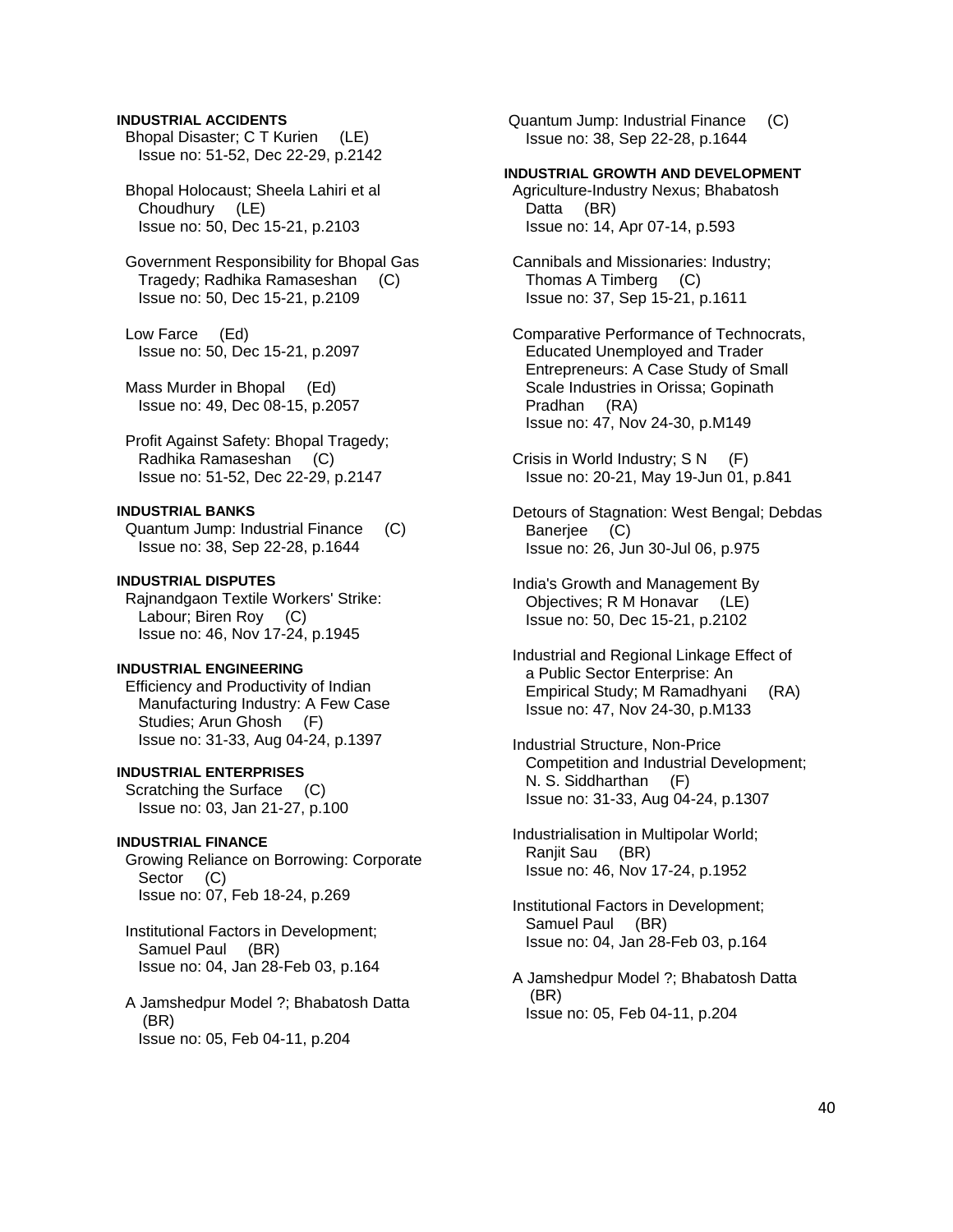**INDUSTRIAL ACCIDENTS**

Bhopal Disaster; C T Kurien (LE)
Issue no: 51-52, Dec 22-29, p.2142

Bhopal Holocaust; Sheela Lahiri et al Choudhury (LE)
Issue no: 50, Dec 15-21, p.2103

Government Responsibility for Bhopal Gas Tragedy; Radhika Ramaseshan (C)
Issue no: 50, Dec 15-21, p.2109

Low Farce (Ed)
Issue no: 50, Dec 15-21, p.2097

Mass Murder in Bhopal (Ed)
Issue no: 49, Dec 08-15, p.2057

Profit Against Safety: Bhopal Tragedy; Radhika Ramaseshan (C)
Issue no: 51-52, Dec 22-29, p.2147

**INDUSTRIAL BANKS**

Quantum Jump: Industrial Finance (C)
Issue no: 38, Sep 22-28, p.1644

**INDUSTRIAL DISPUTES**

Rajnandgaon Textile Workers' Strike: Labour; Biren Roy (C)
Issue no: 46, Nov 17-24, p.1945

**INDUSTRIAL ENGINEERING**

Efficiency and Productivity of Indian Manufacturing Industry: A Few Case Studies; Arun Ghosh (F)
Issue no: 31-33, Aug 04-24, p.1397

**INDUSTRIAL ENTERPRISES**

Scratching the Surface (C)
Issue no: 03, Jan 21-27, p.100

**INDUSTRIAL FINANCE**

Growing Reliance on Borrowing: Corporate Sector (C)
Issue no: 07, Feb 18-24, p.269

Institutional Factors in Development; Samuel Paul (BR)
Issue no: 04, Jan 28-Feb 03, p.164

A Jamshedpur Model ?; Bhabatosh Datta (BR)
Issue no: 05, Feb 04-11, p.204

Quantum Jump: Industrial Finance (C)
Issue no: 38, Sep 22-28, p.1644

**INDUSTRIAL GROWTH AND DEVELOPMENT**

Agriculture-Industry Nexus; Bhabatosh Datta (BR)
Issue no: 14, Apr 07-14, p.593

Cannibals and Missionaries: Industry; Thomas A Timberg (C)
Issue no: 37, Sep 15-21, p.1611

Comparative Performance of Technocrats, Educated Unemployed and Trader Entrepreneurs: A Case Study of Small Scale Industries in Orissa; Gopinath Pradhan (RA)
Issue no: 47, Nov 24-30, p.M149

Crisis in World Industry; S N (F)
Issue no: 20-21, May 19-Jun 01, p.841

Detours of Stagnation: West Bengal; Debdas Banerjee (C)
Issue no: 26, Jun 30-Jul 06, p.975

India's Growth and Management By Objectives; R M Honavar (LE)
Issue no: 50, Dec 15-21, p.2102

Industrial and Regional Linkage Effect of a Public Sector Enterprise: An Empirical Study; M Ramadhyani (RA)
Issue no: 47, Nov 24-30, p.M133

Industrial Structure, Non-Price Competition and Industrial Development; N. S. Siddharthan (F)
Issue no: 31-33, Aug 04-24, p.1307

Industrialisation in Multipolar World; Ranjit Sau (BR)
Issue no: 46, Nov 17-24, p.1952

Institutional Factors in Development; Samuel Paul (BR)
Issue no: 04, Jan 28-Feb 03, p.164

A Jamshedpur Model ?; Bhabatosh Datta (BR)
Issue no: 05, Feb 04-11, p.204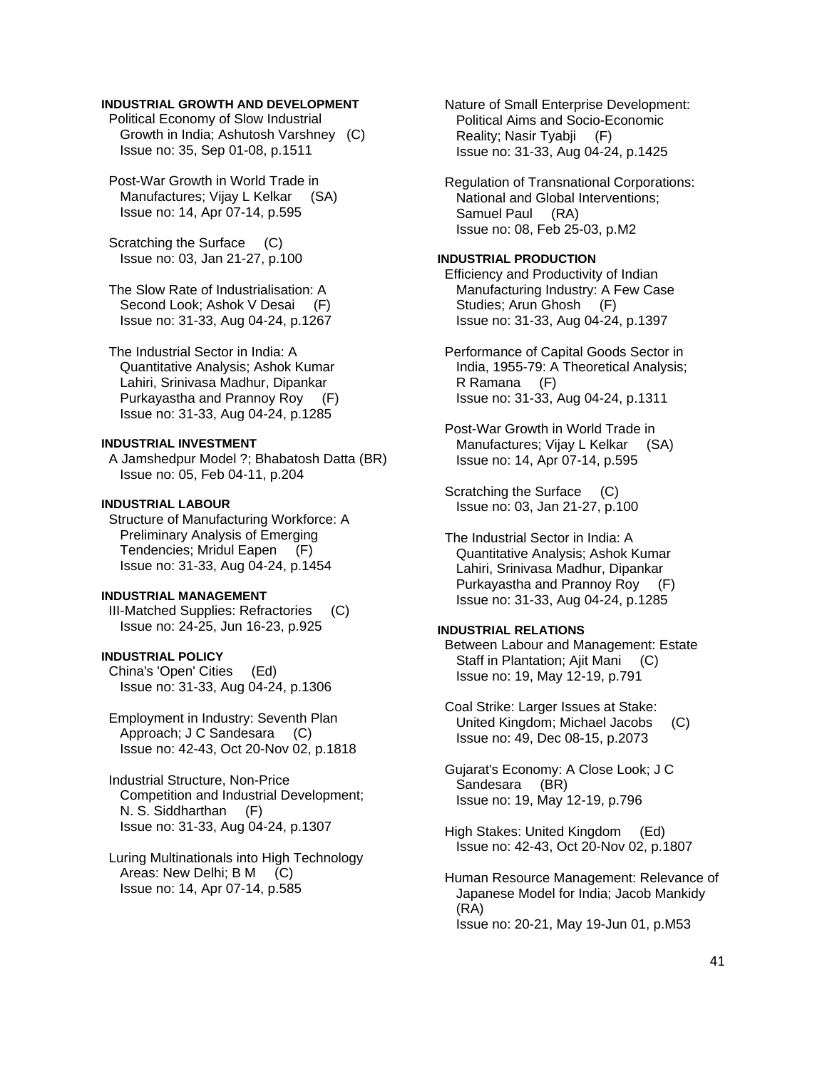**INDUSTRIAL GROWTH AND DEVELOPMENT**

Political Economy of Slow Industrial Growth in India; Ashutosh Varshney (C)
Issue no: 35, Sep 01-08, p.1511

Post-War Growth in World Trade in Manufactures; Vijay L Kelkar (SA)
Issue no: 14, Apr 07-14, p.595

Scratching the Surface (C)
Issue no: 03, Jan 21-27, p.100

The Slow Rate of Industrialisation: A Second Look; Ashok V Desai (F)
Issue no: 31-33, Aug 04-24, p.1267

The Industrial Sector in India: A Quantitative Analysis; Ashok Kumar Lahiri, Srinivasa Madhur, Dipankar Purkayastha and Prannoy Roy (F)
Issue no: 31-33, Aug 04-24, p.1285

**INDUSTRIAL INVESTMENT**

A Jamshedpur Model ?; Bhabatosh Datta (BR)
Issue no: 05, Feb 04-11, p.204

**INDUSTRIAL LABOUR**

Structure of Manufacturing Workforce: A Preliminary Analysis of Emerging Tendencies; Mridul Eapen (F)
Issue no: 31-33, Aug 04-24, p.1454

**INDUSTRIAL MANAGEMENT**

III-Matched Supplies: Refractories (C)
Issue no: 24-25, Jun 16-23, p.925

**INDUSTRIAL POLICY**

China's 'Open' Cities (Ed)
Issue no: 31-33, Aug 04-24, p.1306

Employment in Industry: Seventh Plan Approach; J C Sandesara (C)
Issue no: 42-43, Oct 20-Nov 02, p.1818

Industrial Structure, Non-Price Competition and Industrial Development; N. S. Siddharthan (F)
Issue no: 31-33, Aug 04-24, p.1307

Luring Multinationals into High Technology Areas: New Delhi; B M (C)
Issue no: 14, Apr 07-14, p.585

Nature of Small Enterprise Development: Political Aims and Socio-Economic Reality; Nasir Tyabji (F)
Issue no: 31-33, Aug 04-24, p.1425

Regulation of Transnational Corporations: National and Global Interventions; Samuel Paul (RA)
Issue no: 08, Feb 25-03, p.M2

**INDUSTRIAL PRODUCTION**

Efficiency and Productivity of Indian Manufacturing Industry: A Few Case Studies; Arun Ghosh (F)
Issue no: 31-33, Aug 04-24, p.1397

Performance of Capital Goods Sector in India, 1955-79: A Theoretical Analysis; R Ramana (F)
Issue no: 31-33, Aug 04-24, p.1311

Post-War Growth in World Trade in Manufactures; Vijay L Kelkar (SA)
Issue no: 14, Apr 07-14, p.595

Scratching the Surface (C)
Issue no: 03, Jan 21-27, p.100

The Industrial Sector in India: A Quantitative Analysis; Ashok Kumar Lahiri, Srinivasa Madhur, Dipankar Purkayastha and Prannoy Roy (F)
Issue no: 31-33, Aug 04-24, p.1285

**INDUSTRIAL RELATIONS**

Between Labour and Management: Estate Staff in Plantation; Ajit Mani (C)
Issue no: 19, May 12-19, p.791

Coal Strike: Larger Issues at Stake: United Kingdom; Michael Jacobs (C)
Issue no: 49, Dec 08-15, p.2073

Gujarat's Economy: A Close Look; J C Sandesara (BR)
Issue no: 19, May 12-19, p.796

High Stakes: United Kingdom (Ed)
Issue no: 42-43, Oct 20-Nov 02, p.1807

Human Resource Management: Relevance of Japanese Model for India; Jacob Mankidy (RA)
Issue no: 20-21, May 19-Jun 01, p.M53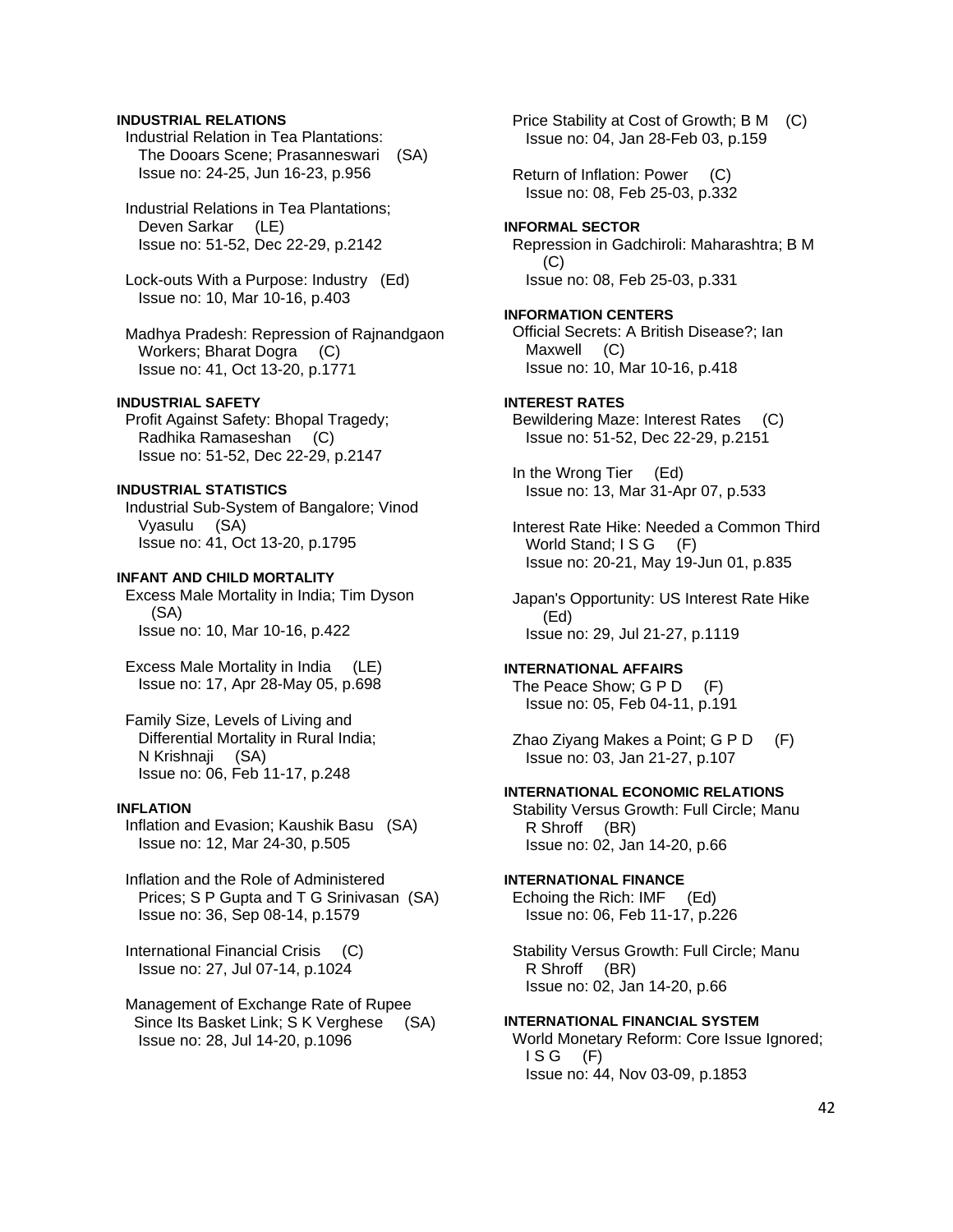**INDUSTRIAL RELATIONS**

Industrial Relation in Tea Plantations: The Dooars Scene; Prasanneswari (SA)
Issue no: 24-25, Jun 16-23, p.956

Industrial Relations in Tea Plantations; Deven Sarkar (LE)
Issue no: 51-52, Dec 22-29, p.2142

Lock-outs With a Purpose: Industry (Ed)
Issue no: 10, Mar 10-16, p.403

Madhya Pradesh: Repression of Rajnandgaon Workers; Bharat Dogra (C)
Issue no: 41, Oct 13-20, p.1771

**INDUSTRIAL SAFETY**

Profit Against Safety: Bhopal Tragedy; Radhika Ramaseshan (C)
Issue no: 51-52, Dec 22-29, p.2147

**INDUSTRIAL STATISTICS**

Industrial Sub-System of Bangalore; Vinod Vyasulu (SA)
Issue no: 41, Oct 13-20, p.1795

**INFANT AND CHILD MORTALITY**

Excess Male Mortality in India; Tim Dyson (SA)
Issue no: 10, Mar 10-16, p.422

Excess Male Mortality in India (LE)
Issue no: 17, Apr 28-May 05, p.698

Family Size, Levels of Living and Differential Mortality in Rural India; N Krishnaji (SA)
Issue no: 06, Feb 11-17, p.248

**INFLATION**

Inflation and Evasion; Kaushik Basu (SA)
Issue no: 12, Mar 24-30, p.505

Inflation and the Role of Administered Prices; S P Gupta and T G Srinivasan (SA)
Issue no: 36, Sep 08-14, p.1579

International Financial Crisis (C)
Issue no: 27, Jul 07-14, p.1024

Management of Exchange Rate of Rupee Since Its Basket Link; S K Verghese (SA)
Issue no: 28, Jul 14-20, p.1096

Price Stability at Cost of Growth; B M (C)
Issue no: 04, Jan 28-Feb 03, p.159

Return of Inflation: Power (C)
Issue no: 08, Feb 25-03, p.332

**INFORMAL SECTOR**

Repression in Gadchiroli: Maharashtra; B M (C)
Issue no: 08, Feb 25-03, p.331

**INFORMATION CENTERS**

Official Secrets: A British Disease?; Ian Maxwell (C)
Issue no: 10, Mar 10-16, p.418

**INTEREST RATES**

Bewildering Maze: Interest Rates (C)
Issue no: 51-52, Dec 22-29, p.2151

In the Wrong Tier (Ed)
Issue no: 13, Mar 31-Apr 07, p.533

Interest Rate Hike: Needed a Common Third World Stand; I S G (F)
Issue no: 20-21, May 19-Jun 01, p.835

Japan's Opportunity: US Interest Rate Hike (Ed)
Issue no: 29, Jul 21-27, p.1119

**INTERNATIONAL AFFAIRS**

The Peace Show; G P D (F)
Issue no: 05, Feb 04-11, p.191

Zhao Ziyang Makes a Point; G P D (F)
Issue no: 03, Jan 21-27, p.107

**INTERNATIONAL ECONOMIC RELATIONS**

Stability Versus Growth: Full Circle; Manu R Shroff (BR)
Issue no: 02, Jan 14-20, p.66

**INTERNATIONAL FINANCE**

Echoing the Rich: IMF (Ed)
Issue no: 06, Feb 11-17, p.226

Stability Versus Growth: Full Circle; Manu R Shroff (BR)
Issue no: 02, Jan 14-20, p.66

**INTERNATIONAL FINANCIAL SYSTEM**

World Monetary Reform: Core Issue Ignored; I S G (F)
Issue no: 44, Nov 03-09, p.1853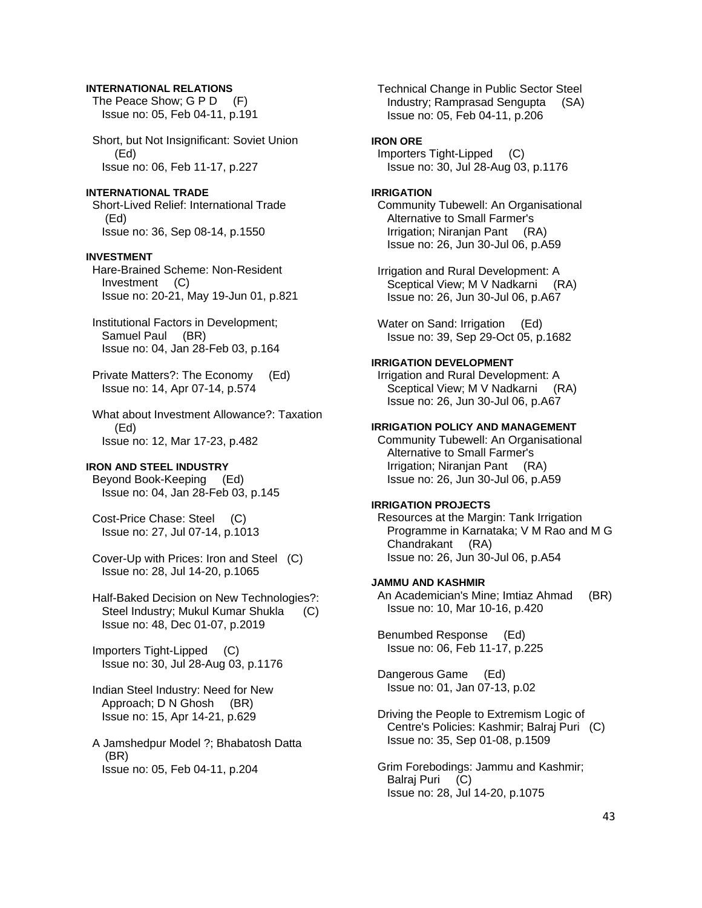**INTERNATIONAL RELATIONS**

The Peace Show; G P D (F)
Issue no: 05, Feb 04-11, p.191

Short, but Not Insignificant: Soviet Union (Ed)
Issue no: 06, Feb 11-17, p.227

**INTERNATIONAL TRADE**

Short-Lived Relief: International Trade (Ed)
Issue no: 36, Sep 08-14, p.1550

**INVESTMENT**

Hare-Brained Scheme: Non-Resident Investment (C)
Issue no: 20-21, May 19-Jun 01, p.821

Institutional Factors in Development; Samuel Paul (BR)
Issue no: 04, Jan 28-Feb 03, p.164

Private Matters?: The Economy (Ed)
Issue no: 14, Apr 07-14, p.574

What about Investment Allowance?: Taxation (Ed)
Issue no: 12, Mar 17-23, p.482

**IRON AND STEEL INDUSTRY**

Beyond Book-Keeping (Ed)
Issue no: 04, Jan 28-Feb 03, p.145

Cost-Price Chase: Steel (C)
Issue no: 27, Jul 07-14, p.1013

Cover-Up with Prices: Iron and Steel (C)
Issue no: 28, Jul 14-20, p.1065

Half-Baked Decision on New Technologies?: Steel Industry; Mukul Kumar Shukla (C)
Issue no: 48, Dec 01-07, p.2019

Importers Tight-Lipped (C)
Issue no: 30, Jul 28-Aug 03, p.1176

Indian Steel Industry: Need for New Approach; D N Ghosh (BR)
Issue no: 15, Apr 14-21, p.629

A Jamshedpur Model ?; Bhabatosh Datta (BR)
Issue no: 05, Feb 04-11, p.204

Technical Change in Public Sector Steel Industry; Ramprasad Sengupta (SA)
Issue no: 05, Feb 04-11, p.206

**IRON ORE**

Importers Tight-Lipped (C)
Issue no: 30, Jul 28-Aug 03, p.1176

**IRRIGATION**

Community Tubewell: An Organisational Alternative to Small Farmer's Irrigation; Niranjan Pant (RA)
Issue no: 26, Jun 30-Jul 06, p.A59

Irrigation and Rural Development: A Sceptical View; M V Nadkarni (RA)
Issue no: 26, Jun 30-Jul 06, p.A67

Water on Sand: Irrigation (Ed)
Issue no: 39, Sep 29-Oct 05, p.1682

**IRRIGATION DEVELOPMENT**

Irrigation and Rural Development: A Sceptical View; M V Nadkarni (RA)
Issue no: 26, Jun 30-Jul 06, p.A67

**IRRIGATION POLICY AND MANAGEMENT**

Community Tubewell: An Organisational Alternative to Small Farmer's Irrigation; Niranjan Pant (RA)
Issue no: 26, Jun 30-Jul 06, p.A59

**IRRIGATION PROJECTS**

Resources at the Margin: Tank Irrigation Programme in Karnataka; V M Rao and M G Chandrakant (RA)
Issue no: 26, Jun 30-Jul 06, p.A54

**JAMMU AND KASHMIR**

An Academician's Mine; Imtiaz Ahmad (BR)
Issue no: 10, Mar 10-16, p.420

Benumbed Response (Ed)
Issue no: 06, Feb 11-17, p.225

Dangerous Game (Ed)
Issue no: 01, Jan 07-13, p.02

Driving the People to Extremism Logic of Centre's Policies: Kashmir; Balraj Puri (C)
Issue no: 35, Sep 01-08, p.1509

Grim Forebodings: Jammu and Kashmir; Balraj Puri (C)
Issue no: 28, Jul 14-20, p.1075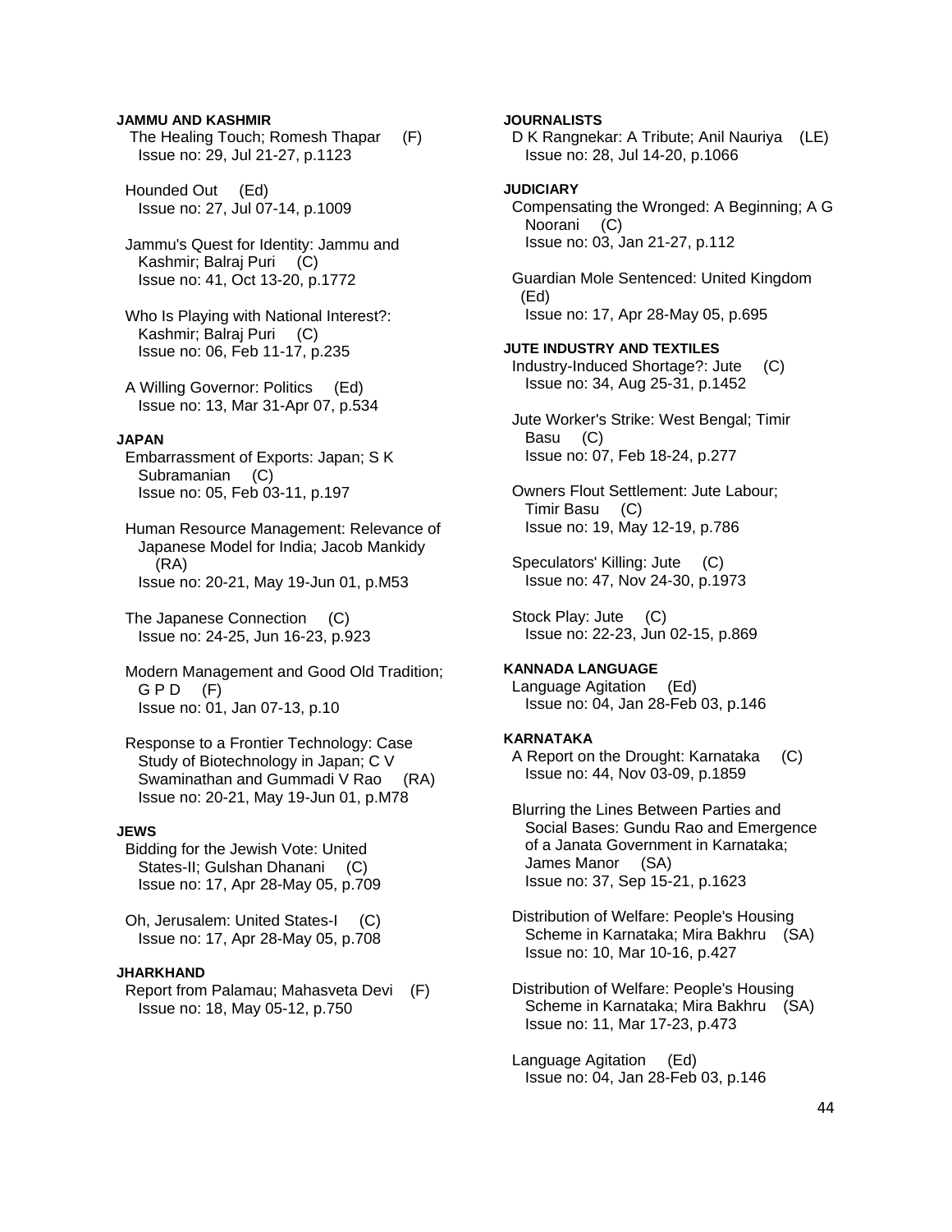**JAMMU AND KASHMIR**

The Healing Touch; Romesh Thapar (F)
Issue no: 29, Jul 21-27, p.1123

Hounded Out (Ed)
Issue no: 27, Jul 07-14, p.1009

Jammu's Quest for Identity: Jammu and Kashmir; Balraj Puri (C)
Issue no: 41, Oct 13-20, p.1772

Who Is Playing with National Interest?: Kashmir; Balraj Puri (C)
Issue no: 06, Feb 11-17, p.235

A Willing Governor: Politics (Ed)
Issue no: 13, Mar 31-Apr 07, p.534

**JAPAN**

Embarrassment of Exports: Japan; S K Subramanian (C)
Issue no: 05, Feb 03-11, p.197

Human Resource Management: Relevance of Japanese Model for India; Jacob Mankidy (RA)
Issue no: 20-21, May 19-Jun 01, p.M53

The Japanese Connection (C)
Issue no: 24-25, Jun 16-23, p.923

Modern Management and Good Old Tradition; G P D (F)
Issue no: 01, Jan 07-13, p.10

Response to a Frontier Technology: Case Study of Biotechnology in Japan; C V Swaminathan and Gummadi V Rao (RA)
Issue no: 20-21, May 19-Jun 01, p.M78

**JEWS**

Bidding for the Jewish Vote: United States-II; Gulshan Dhanani (C)
Issue no: 17, Apr 28-May 05, p.709

Oh, Jerusalem: United States-I (C)
Issue no: 17, Apr 28-May 05, p.708

**JHARKHAND**

Report from Palamau; Mahasveta Devi (F)
Issue no: 18, May 05-12, p.750

**JOURNALISTS**

D K Rangnekar: A Tribute; Anil Nauriya (LE)
Issue no: 28, Jul 14-20, p.1066

**JUDICIARY**

Compensating the Wronged: A Beginning; A G Noorani (C)
Issue no: 03, Jan 21-27, p.112

Guardian Mole Sentenced: United Kingdom (Ed)
Issue no: 17, Apr 28-May 05, p.695

**JUTE INDUSTRY AND TEXTILES**

Industry-Induced Shortage?: Jute (C)
Issue no: 34, Aug 25-31, p.1452

Jute Worker's Strike: West Bengal; Timir Basu (C)
Issue no: 07, Feb 18-24, p.277

Owners Flout Settlement: Jute Labour; Timir Basu (C)
Issue no: 19, May 12-19, p.786

Speculators' Killing: Jute (C)
Issue no: 47, Nov 24-30, p.1973

Stock Play: Jute (C)
Issue no: 22-23, Jun 02-15, p.869

**KANNADA LANGUAGE**

Language Agitation (Ed)
Issue no: 04, Jan 28-Feb 03, p.146

**KARNATAKA**

A Report on the Drought: Karnataka (C)
Issue no: 44, Nov 03-09, p.1859

Blurring the Lines Between Parties and Social Bases: Gundu Rao and Emergence of a Janata Government in Karnataka; James Manor (SA)
Issue no: 37, Sep 15-21, p.1623

Distribution of Welfare: People's Housing Scheme in Karnataka; Mira Bakhru (SA)
Issue no: 10, Mar 10-16, p.427

Distribution of Welfare: People's Housing Scheme in Karnataka; Mira Bakhru (SA)
Issue no: 11, Mar 17-23, p.473

Language Agitation (Ed)
Issue no: 04, Jan 28-Feb 03, p.146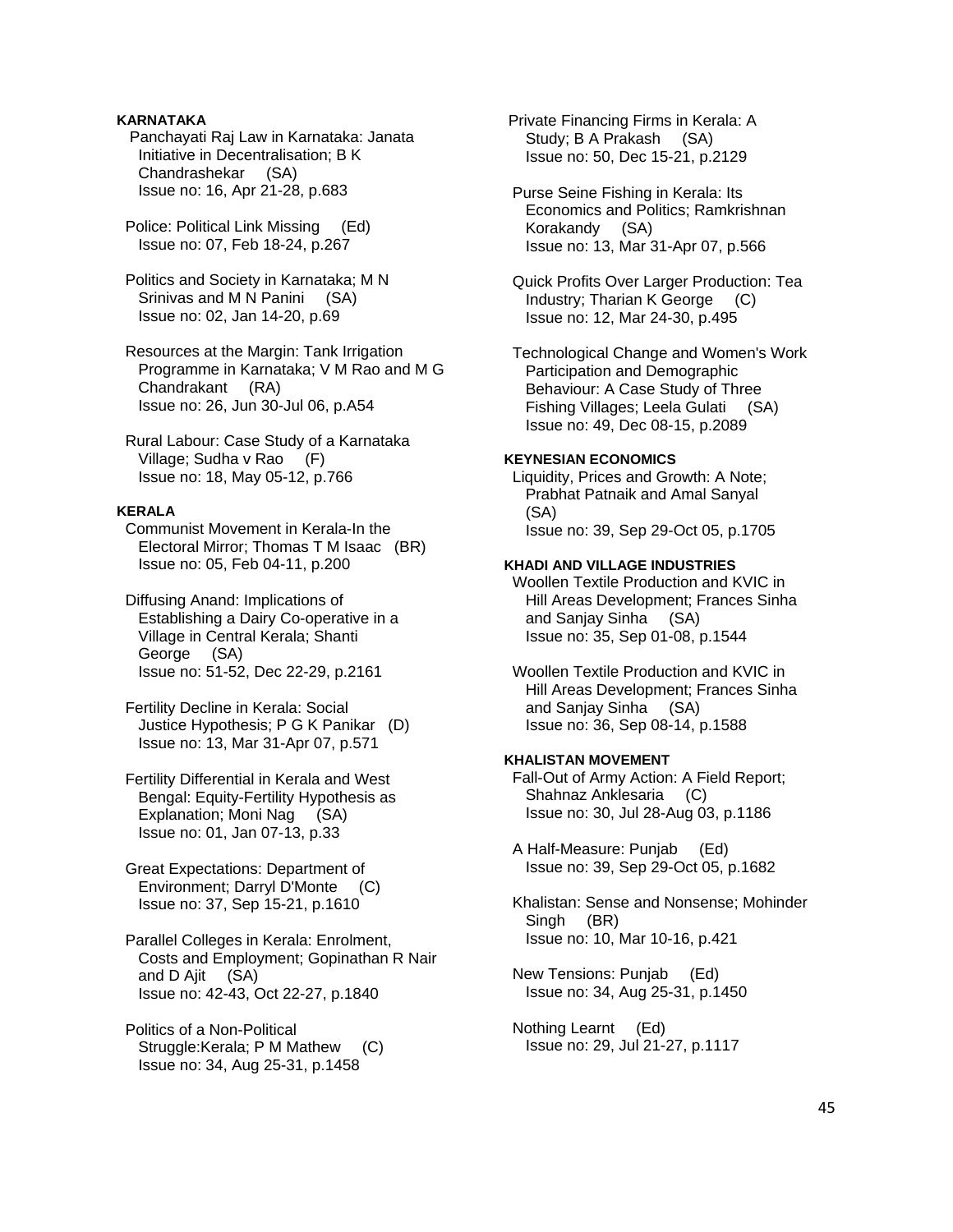**KARNATAKA**

Panchayati Raj Law in Karnataka: Janata Initiative in Decentralisation; B K Chandrashekar (SA)
Issue no: 16, Apr 21-28, p.683

Police: Political Link Missing (Ed)
Issue no: 07, Feb 18-24, p.267

Politics and Society in Karnataka; M N Srinivas and M N Panini (SA)
Issue no: 02, Jan 14-20, p.69

Resources at the Margin: Tank Irrigation Programme in Karnataka; V M Rao and M G Chandrakant (RA)
Issue no: 26, Jun 30-Jul 06, p.A54

Rural Labour: Case Study of a Karnataka Village; Sudha v Rao (F)
Issue no: 18, May 05-12, p.766

**KERALA**

Communist Movement in Kerala-In the Electoral Mirror; Thomas T M Isaac (BR)
Issue no: 05, Feb 04-11, p.200

Diffusing Anand: Implications of Establishing a Dairy Co-operative in a Village in Central Kerala; Shanti George (SA)
Issue no: 51-52, Dec 22-29, p.2161

Fertility Decline in Kerala: Social Justice Hypothesis; P G K Panikar (D)
Issue no: 13, Mar 31-Apr 07, p.571

Fertility Differential in Kerala and West Bengal: Equity-Fertility Hypothesis as Explanation; Moni Nag (SA)
Issue no: 01, Jan 07-13, p.33

Great Expectations: Department of Environment; Darryl D'Monte (C)
Issue no: 37, Sep 15-21, p.1610

Parallel Colleges in Kerala: Enrolment, Costs and Employment; Gopinathan R Nair and D Ajit (SA)
Issue no: 42-43, Oct 22-27, p.1840

Politics of a Non-Political Struggle:Kerala; P M Mathew (C)
Issue no: 34, Aug 25-31, p.1458

Private Financing Firms in Kerala: A Study; B A Prakash (SA)
Issue no: 50, Dec 15-21, p.2129

Purse Seine Fishing in Kerala: Its Economics and Politics; Ramkrishnan Korakandy (SA)
Issue no: 13, Mar 31-Apr 07, p.566

Quick Profits Over Larger Production: Tea Industry; Tharian K George (C)
Issue no: 12, Mar 24-30, p.495

Technological Change and Women's Work Participation and Demographic Behaviour: A Case Study of Three Fishing Villages; Leela Gulati (SA)
Issue no: 49, Dec 08-15, p.2089

**KEYNESIAN ECONOMICS**

Liquidity, Prices and Growth: A Note; Prabhat Patnaik and Amal Sanyal (SA)
Issue no: 39, Sep 29-Oct 05, p.1705

**KHADI AND VILLAGE INDUSTRIES**

Woollen Textile Production and KVIC in Hill Areas Development; Frances Sinha and Sanjay Sinha (SA)
Issue no: 35, Sep 01-08, p.1544

Woollen Textile Production and KVIC in Hill Areas Development; Frances Sinha and Sanjay Sinha (SA)
Issue no: 36, Sep 08-14, p.1588

**KHALISTAN MOVEMENT**

Fall-Out of Army Action: A Field Report; Shahnaz Anklesaria (C)
Issue no: 30, Jul 28-Aug 03, p.1186

A Half-Measure: Punjab (Ed)
Issue no: 39, Sep 29-Oct 05, p.1682

Khalistan: Sense and Nonsense; Mohinder Singh (BR)
Issue no: 10, Mar 10-16, p.421

New Tensions: Punjab (Ed)
Issue no: 34, Aug 25-31, p.1450

Nothing Learnt (Ed)
Issue no: 29, Jul 21-27, p.1117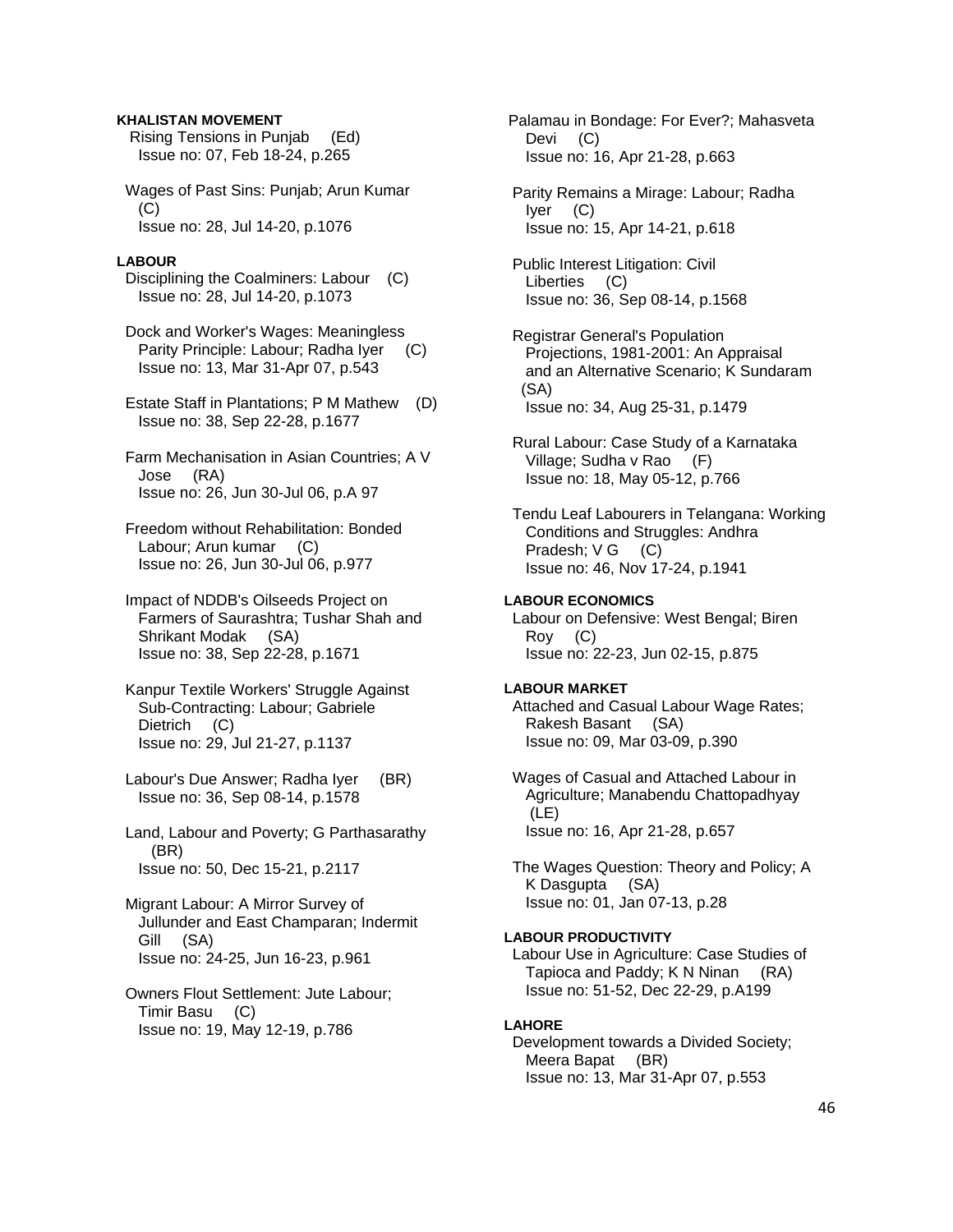**KHALISTAN MOVEMENT**

Rising Tensions in Punjab (Ed)
Issue no: 07, Feb 18-24, p.265

Wages of Past Sins: Punjab; Arun Kumar (C)
Issue no: 28, Jul 14-20, p.1076

**LABOUR**

Disciplining the Coalminers: Labour (C)
Issue no: 28, Jul 14-20, p.1073

Dock and Worker's Wages: Meaningless Parity Principle: Labour; Radha Iyer (C)
Issue no: 13, Mar 31-Apr 07, p.543

Estate Staff in Plantations; P M Mathew (D)
Issue no: 38, Sep 22-28, p.1677

Farm Mechanisation in Asian Countries; A V Jose (RA)
Issue no: 26, Jun 30-Jul 06, p.A 97

Freedom without Rehabilitation: Bonded Labour; Arun kumar (C)
Issue no: 26, Jun 30-Jul 06, p.977

Impact of NDDB's Oilseeds Project on Farmers of Saurashtra; Tushar Shah and Shrikant Modak (SA)
Issue no: 38, Sep 22-28, p.1671

Kanpur Textile Workers' Struggle Against Sub-Contracting: Labour; Gabriele Dietrich (C)
Issue no: 29, Jul 21-27, p.1137

Labour's Due Answer; Radha Iyer (BR)
Issue no: 36, Sep 08-14, p.1578

Land, Labour and Poverty; G Parthasarathy (BR)
Issue no: 50, Dec 15-21, p.2117

Migrant Labour: A Mirror Survey of Jullunder and East Champaran; Indermit Gill (SA)
Issue no: 24-25, Jun 16-23, p.961

Owners Flout Settlement: Jute Labour; Timir Basu (C)
Issue no: 19, May 12-19, p.786

Palamau in Bondage: For Ever?; Mahasveta Devi (C)
Issue no: 16, Apr 21-28, p.663

Parity Remains a Mirage: Labour; Radha Iyer (C)
Issue no: 15, Apr 14-21, p.618

Public Interest Litigation: Civil Liberties (C)
Issue no: 36, Sep 08-14, p.1568

Registrar General's Population Projections, 1981-2001: An Appraisal and an Alternative Scenario; K Sundaram (SA)
Issue no: 34, Aug 25-31, p.1479

Rural Labour: Case Study of a Karnataka Village; Sudha v Rao (F)
Issue no: 18, May 05-12, p.766

Tendu Leaf Labourers in Telangana: Working Conditions and Struggles: Andhra Pradesh; V G (C)
Issue no: 46, Nov 17-24, p.1941

**LABOUR ECONOMICS**

Labour on Defensive: West Bengal; Biren Roy (C)
Issue no: 22-23, Jun 02-15, p.875

**LABOUR MARKET**

Attached and Casual Labour Wage Rates; Rakesh Basant (SA)
Issue no: 09, Mar 03-09, p.390

Wages of Casual and Attached Labour in Agriculture; Manabendu Chattopadhyay (LE)
Issue no: 16, Apr 21-28, p.657

The Wages Question: Theory and Policy; A K Dasgupta (SA)
Issue no: 01, Jan 07-13, p.28

**LABOUR PRODUCTIVITY**

Labour Use in Agriculture: Case Studies of Tapioca and Paddy; K N Ninan (RA)
Issue no: 51-52, Dec 22-29, p.A199

**LAHORE**

Development towards a Divided Society; Meera Bapat (BR)
Issue no: 13, Mar 31-Apr 07, p.553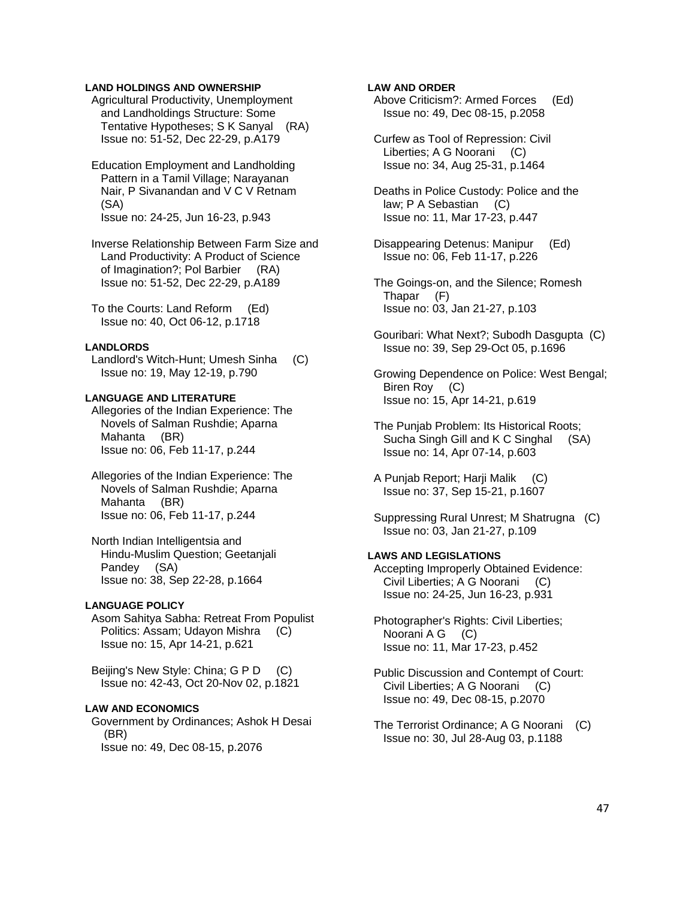**LAND HOLDINGS AND OWNERSHIP**

Agricultural Productivity, Unemployment and Landholdings Structure: Some Tentative Hypotheses; S K Sanyal (RA)
Issue no: 51-52, Dec 22-29, p.A179

Education Employment and Landholding Pattern in a Tamil Village; Narayanan Nair, P Sivanandan and V C V Retnam (SA)
Issue no: 24-25, Jun 16-23, p.943

Inverse Relationship Between Farm Size and Land Productivity: A Product of Science of Imagination?; Pol Barbier (RA)
Issue no: 51-52, Dec 22-29, p.A189

To the Courts: Land Reform (Ed)
Issue no: 40, Oct 06-12, p.1718

**LANDLORDS**

Landlord's Witch-Hunt; Umesh Sinha (C)
Issue no: 19, May 12-19, p.790

**LANGUAGE AND LITERATURE**

Allegories of the Indian Experience: The Novels of Salman Rushdie; Aparna Mahanta (BR)
Issue no: 06, Feb 11-17, p.244

Allegories of the Indian Experience: The Novels of Salman Rushdie; Aparna Mahanta (BR)
Issue no: 06, Feb 11-17, p.244

North Indian Intelligentsia and Hindu-Muslim Question; Geetanjali Pandey (SA)
Issue no: 38, Sep 22-28, p.1664

**LANGUAGE POLICY**

Asom Sahitya Sabha: Retreat From Populist Politics: Assam; Udayon Mishra (C)
Issue no: 15, Apr 14-21, p.621

Beijing's New Style: China; G P D (C)
Issue no: 42-43, Oct 20-Nov 02, p.1821

**LAW AND ECONOMICS**

Government by Ordinances; Ashok H Desai (BR)
Issue no: 49, Dec 08-15, p.2076

**LAW AND ORDER**

Above Criticism?: Armed Forces (Ed)
Issue no: 49, Dec 08-15, p.2058

Curfew as Tool of Repression: Civil Liberties; A G Noorani (C)
Issue no: 34, Aug 25-31, p.1464

Deaths in Police Custody: Police and the law; P A Sebastian (C)
Issue no: 11, Mar 17-23, p.447

Disappearing Detenus: Manipur (Ed)
Issue no: 06, Feb 11-17, p.226

The Goings-on, and the Silence; Romesh Thapar (F)
Issue no: 03, Jan 21-27, p.103

Gouribari: What Next?; Subodh Dasgupta (C)
Issue no: 39, Sep 29-Oct 05, p.1696

Growing Dependence on Police: West Bengal; Biren Roy (C)
Issue no: 15, Apr 14-21, p.619

The Punjab Problem: Its Historical Roots; Sucha Singh Gill and K C Singhal (SA)
Issue no: 14, Apr 07-14, p.603

A Punjab Report; Harji Malik (C)
Issue no: 37, Sep 15-21, p.1607

Suppressing Rural Unrest; M Shatrugna (C)
Issue no: 03, Jan 21-27, p.109

**LAWS AND LEGISLATIONS**

Accepting Improperly Obtained Evidence: Civil Liberties; A G Noorani (C)
Issue no: 24-25, Jun 16-23, p.931

Photographer's Rights: Civil Liberties; Noorani A G (C)
Issue no: 11, Mar 17-23, p.452

Public Discussion and Contempt of Court: Civil Liberties; A G Noorani (C)
Issue no: 49, Dec 08-15, p.2070

The Terrorist Ordinance; A G Noorani (C)
Issue no: 30, Jul 28-Aug 03, p.1188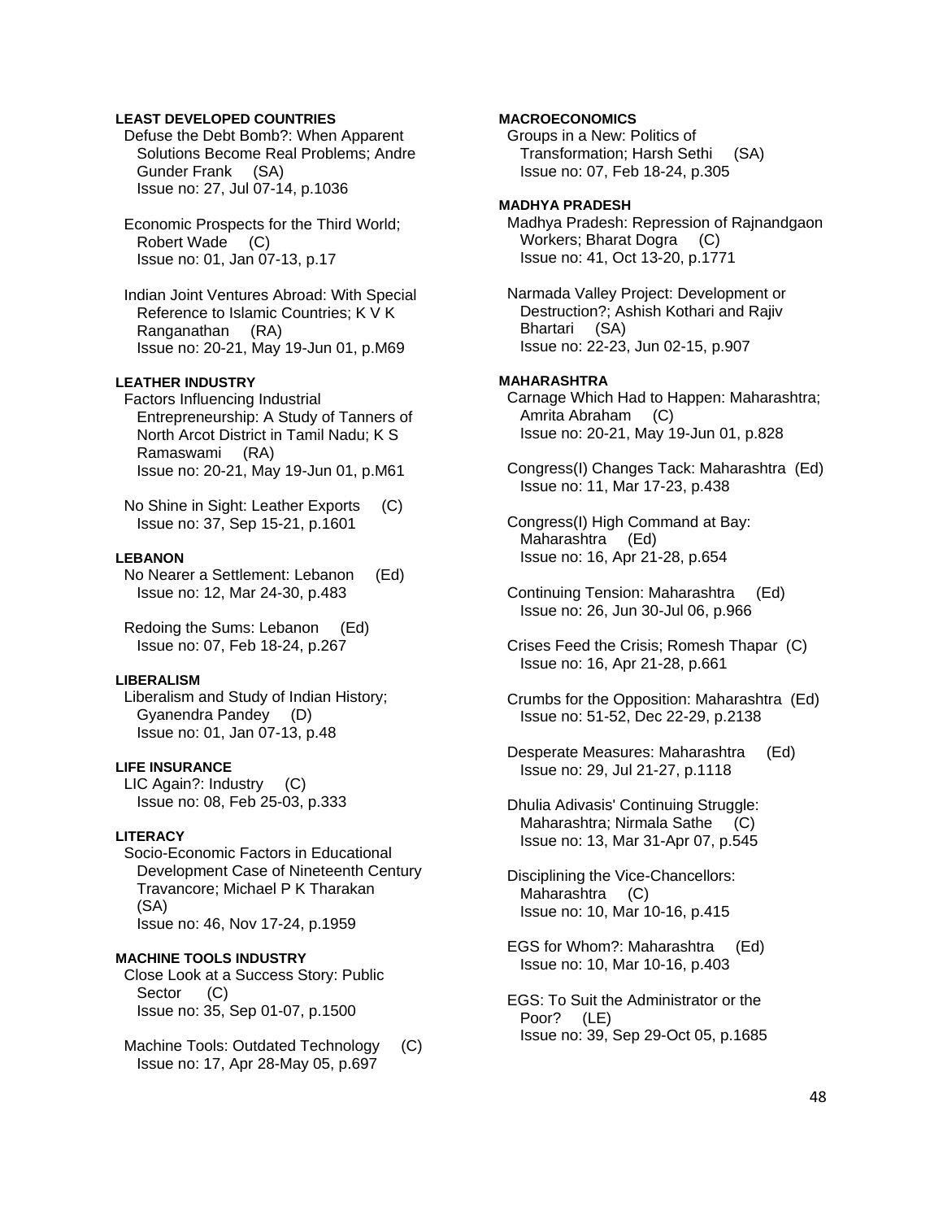**LEAST DEVELOPED COUNTRIES**

Defuse the Debt Bomb?: When Apparent Solutions Become Real Problems; Andre Gunder Frank (SA)
Issue no: 27, Jul 07-14, p.1036

Economic Prospects for the Third World; Robert Wade (C)
Issue no: 01, Jan 07-13, p.17

Indian Joint Ventures Abroad: With Special Reference to Islamic Countries; K V K Ranganathan (RA)
Issue no: 20-21, May 19-Jun 01, p.M69

**LEATHER INDUSTRY**

Factors Influencing Industrial Entrepreneurship: A Study of Tanners of North Arcot District in Tamil Nadu; K S Ramaswami (RA)
Issue no: 20-21, May 19-Jun 01, p.M61

No Shine in Sight: Leather Exports (C)
Issue no: 37, Sep 15-21, p.1601

**LEBANON**

No Nearer a Settlement: Lebanon (Ed)
Issue no: 12, Mar 24-30, p.483

Redoing the Sums: Lebanon (Ed)
Issue no: 07, Feb 18-24, p.267

**LIBERALISM**

Liberalism and Study of Indian History; Gyanendra Pandey (D)
Issue no: 01, Jan 07-13, p.48

**LIFE INSURANCE**

LIC Again?: Industry (C)
Issue no: 08, Feb 25-03, p.333

**LITERACY**

Socio-Economic Factors in Educational Development Case of Nineteenth Century Travancore; Michael P K Tharakan (SA)
Issue no: 46, Nov 17-24, p.1959

**MACHINE TOOLS INDUSTRY**

Close Look at a Success Story: Public Sector (C)
Issue no: 35, Sep 01-07, p.1500

Machine Tools: Outdated Technology (C)
Issue no: 17, Apr 28-May 05, p.697

**MACROECONOMICS**

Groups in a New: Politics of Transformation; Harsh Sethi (SA)
Issue no: 07, Feb 18-24, p.305

**MADHYA PRADESH**

Madhya Pradesh: Repression of Rajnandgaon Workers; Bharat Dogra (C)
Issue no: 41, Oct 13-20, p.1771

Narmada Valley Project: Development or Destruction?; Ashish Kothari and Rajiv Bhartari (SA)
Issue no: 22-23, Jun 02-15, p.907

**MAHARASHTRA**

Carnage Which Had to Happen: Maharashtra; Amrita Abraham (C)
Issue no: 20-21, May 19-Jun 01, p.828

Congress(I) Changes Tack: Maharashtra (Ed)
Issue no: 11, Mar 17-23, p.438

Congress(I) High Command at Bay: Maharashtra (Ed)
Issue no: 16, Apr 21-28, p.654

Continuing Tension: Maharashtra (Ed)
Issue no: 26, Jun 30-Jul 06, p.966

Crises Feed the Crisis; Romesh Thapar (C)
Issue no: 16, Apr 21-28, p.661

Crumbs for the Opposition: Maharashtra (Ed)
Issue no: 51-52, Dec 22-29, p.2138

Desperate Measures: Maharashtra (Ed)
Issue no: 29, Jul 21-27, p.1118

Dhulia Adivasis' Continuing Struggle: Maharashtra; Nirmala Sathe (C)
Issue no: 13, Mar 31-Apr 07, p.545

Disciplining the Vice-Chancellors: Maharashtra (C)
Issue no: 10, Mar 10-16, p.415

EGS for Whom?: Maharashtra (Ed)
Issue no: 10, Mar 10-16, p.403

EGS: To Suit the Administrator or the Poor? (LE)
Issue no: 39, Sep 29-Oct 05, p.1685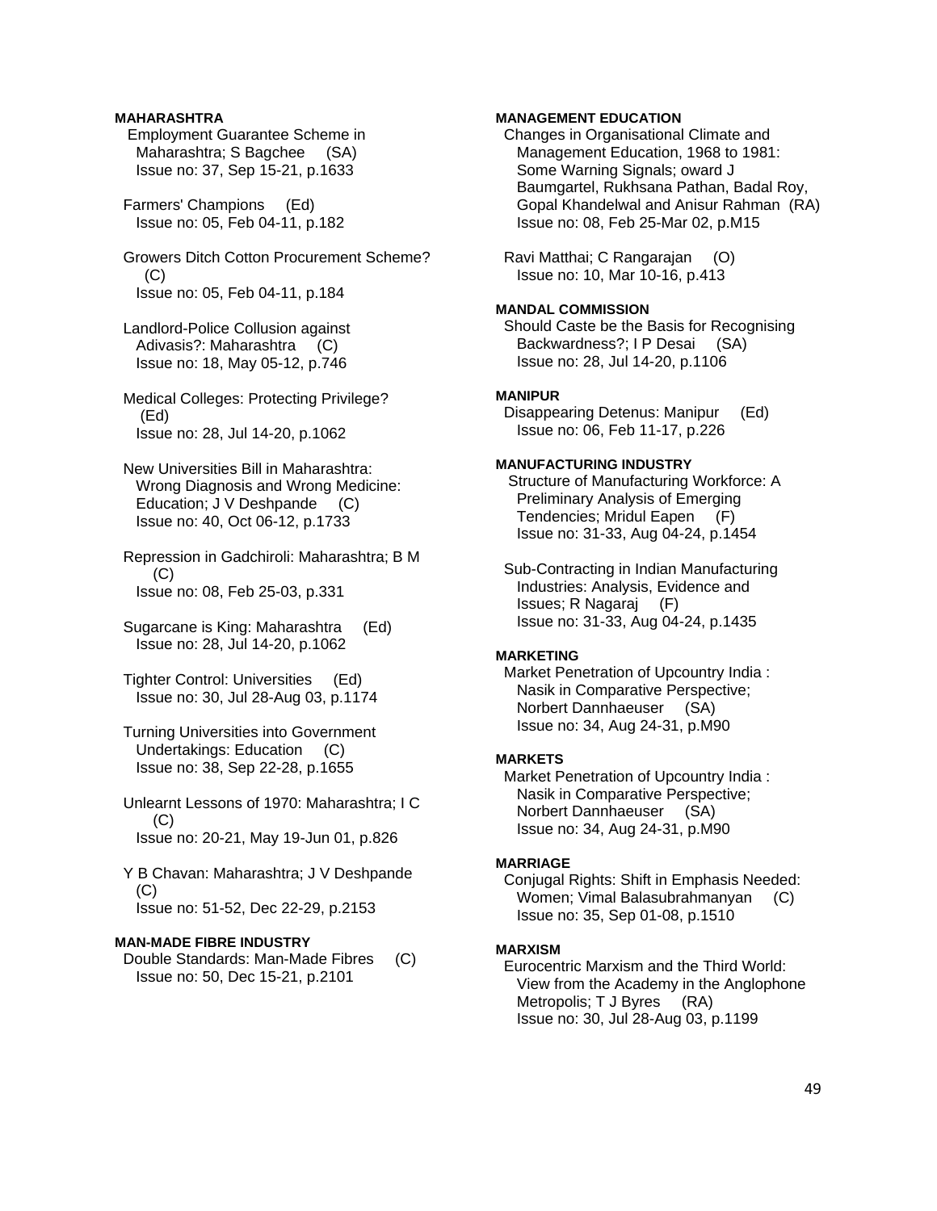**MAHARASHTRA**

Employment Guarantee Scheme in Maharashtra; S Bagchee (SA)
Issue no: 37, Sep 15-21, p.1633

Farmers' Champions (Ed)
Issue no: 05, Feb 04-11, p.182

Growers Ditch Cotton Procurement Scheme? (C)
Issue no: 05, Feb 04-11, p.184

Landlord-Police Collusion against Adivasis?: Maharashtra (C)
Issue no: 18, May 05-12, p.746

Medical Colleges: Protecting Privilege? (Ed)
Issue no: 28, Jul 14-20, p.1062

New Universities Bill in Maharashtra: Wrong Diagnosis and Wrong Medicine: Education; J V Deshpande (C)
Issue no: 40, Oct 06-12, p.1733

Repression in Gadchiroli: Maharashtra; B M (C)
Issue no: 08, Feb 25-03, p.331

Sugarcane is King: Maharashtra (Ed)
Issue no: 28, Jul 14-20, p.1062

Tighter Control: Universities (Ed)
Issue no: 30, Jul 28-Aug 03, p.1174

Turning Universities into Government Undertakings: Education (C)
Issue no: 38, Sep 22-28, p.1655

Unlearnt Lessons of 1970: Maharashtra; I C (C)
Issue no: 20-21, May 19-Jun 01, p.826

Y B Chavan: Maharashtra; J V Deshpande (C)
Issue no: 51-52, Dec 22-29, p.2153

**MAN-MADE FIBRE INDUSTRY**

Double Standards: Man-Made Fibres (C)
Issue no: 50, Dec 15-21, p.2101

**MANAGEMENT EDUCATION**

Changes in Organisational Climate and Management Education, 1968 to 1981: Some Warning Signals; oward J Baumgartel, Rukhsana Pathan, Badal Roy, Gopal Khandelwal and Anisur Rahman (RA)
Issue no: 08, Feb 25-Mar 02, p.M15

Ravi Matthai; C Rangarajan (O)
Issue no: 10, Mar 10-16, p.413

**MANDAL COMMISSION**

Should Caste be the Basis for Recognising Backwardness?; I P Desai (SA)
Issue no: 28, Jul 14-20, p.1106

**MANIPUR**

Disappearing Detenus: Manipur (Ed)
Issue no: 06, Feb 11-17, p.226

**MANUFACTURING INDUSTRY**

Structure of Manufacturing Workforce: A Preliminary Analysis of Emerging Tendencies; Mridul Eapen (F)
Issue no: 31-33, Aug 04-24, p.1454

Sub-Contracting in Indian Manufacturing Industries: Analysis, Evidence and Issues; R Nagaraj (F)
Issue no: 31-33, Aug 04-24, p.1435

**MARKETING**

Market Penetration of Upcountry India : Nasik in Comparative Perspective; Norbert Dannhaeuser (SA)
Issue no: 34, Aug 24-31, p.M90

**MARKETS**

Market Penetration of Upcountry India : Nasik in Comparative Perspective; Norbert Dannhaeuser (SA)
Issue no: 34, Aug 24-31, p.M90

**MARRIAGE**

Conjugal Rights: Shift in Emphasis Needed: Women; Vimal Balasubrahmanyan (C)
Issue no: 35, Sep 01-08, p.1510

**MARXISM**

Eurocentric Marxism and the Third World: View from the Academy in the Anglophone Metropolis; T J Byres (RA)
Issue no: 30, Jul 28-Aug 03, p.1199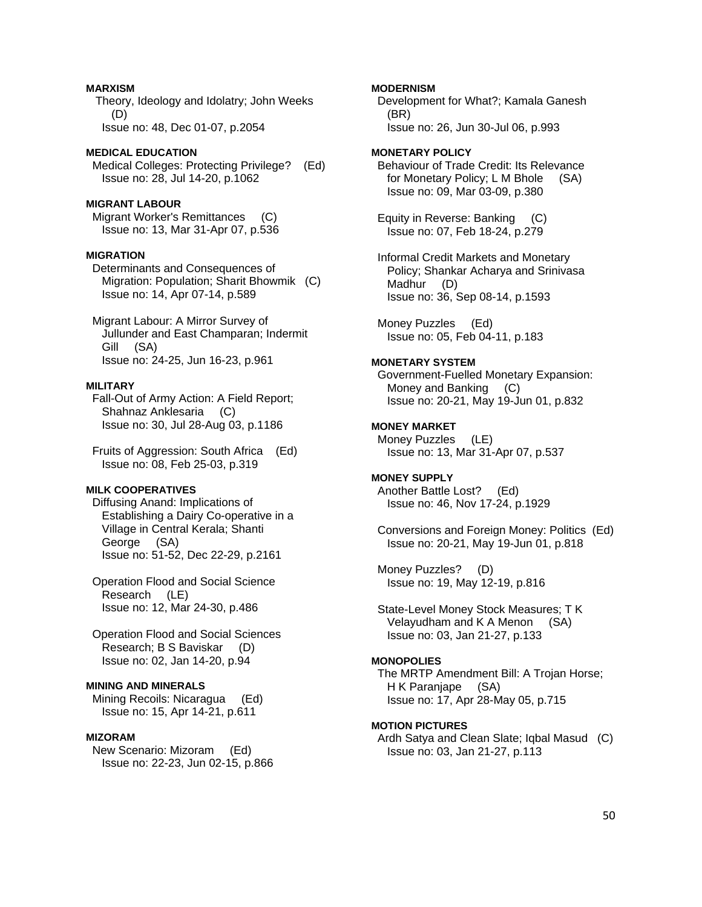**MARXISM**

Theory, Ideology and Idolatry; John Weeks (D)
Issue no: 48, Dec 01-07, p.2054

**MEDICAL EDUCATION**

Medical Colleges: Protecting Privilege? (Ed)
Issue no: 28, Jul 14-20, p.1062

**MIGRANT LABOUR**

Migrant Worker's Remittances (C)
Issue no: 13, Mar 31-Apr 07, p.536

**MIGRATION**

Determinants and Consequences of Migration: Population; Sharit Bhowmik (C)
Issue no: 14, Apr 07-14, p.589

Migrant Labour: A Mirror Survey of Jullunder and East Champaran; Indermit Gill (SA)
Issue no: 24-25, Jun 16-23, p.961

**MILITARY**

Fall-Out of Army Action: A Field Report; Shahnaz Anklesaria (C)
Issue no: 30, Jul 28-Aug 03, p.1186

Fruits of Aggression: South Africa (Ed)
Issue no: 08, Feb 25-03, p.319

**MILK COOPERATIVES**

Diffusing Anand: Implications of Establishing a Dairy Co-operative in a Village in Central Kerala; Shanti George (SA)
Issue no: 51-52, Dec 22-29, p.2161

Operation Flood and Social Science Research (LE)
Issue no: 12, Mar 24-30, p.486

Operation Flood and Social Sciences Research; B S Baviskar (D)
Issue no: 02, Jan 14-20, p.94

**MINING AND MINERALS**

Mining Recoils: Nicaragua (Ed)
Issue no: 15, Apr 14-21, p.611

**MIZORAM**

New Scenario: Mizoram (Ed)
Issue no: 22-23, Jun 02-15, p.866

**MODERNISM**

Development for What?; Kamala Ganesh (BR)
Issue no: 26, Jun 30-Jul 06, p.993

**MONETARY POLICY**

Behaviour of Trade Credit: Its Relevance for Monetary Policy; L M Bhole (SA)
Issue no: 09, Mar 03-09, p.380

Equity in Reverse: Banking (C)
Issue no: 07, Feb 18-24, p.279

Informal Credit Markets and Monetary Policy; Shankar Acharya and Srinivasa Madhur (D)
Issue no: 36, Sep 08-14, p.1593

Money Puzzles (Ed)
Issue no: 05, Feb 04-11, p.183

**MONETARY SYSTEM**

Government-Fuelled Monetary Expansion: Money and Banking (C)
Issue no: 20-21, May 19-Jun 01, p.832

**MONEY MARKET**

Money Puzzles (LE)
Issue no: 13, Mar 31-Apr 07, p.537

**MONEY SUPPLY**

Another Battle Lost? (Ed)
Issue no: 46, Nov 17-24, p.1929

Conversions and Foreign Money: Politics (Ed)
Issue no: 20-21, May 19-Jun 01, p.818

Money Puzzles? (D)
Issue no: 19, May 12-19, p.816

State-Level Money Stock Measures; T K Velayudham and K A Menon (SA)
Issue no: 03, Jan 21-27, p.133

**MONOPOLIES**

The MRTP Amendment Bill: A Trojan Horse; H K Paranjape (SA)
Issue no: 17, Apr 28-May 05, p.715

**MOTION PICTURES**

Ardh Satya and Clean Slate; Iqbal Masud (C)
Issue no: 03, Jan 21-27, p.113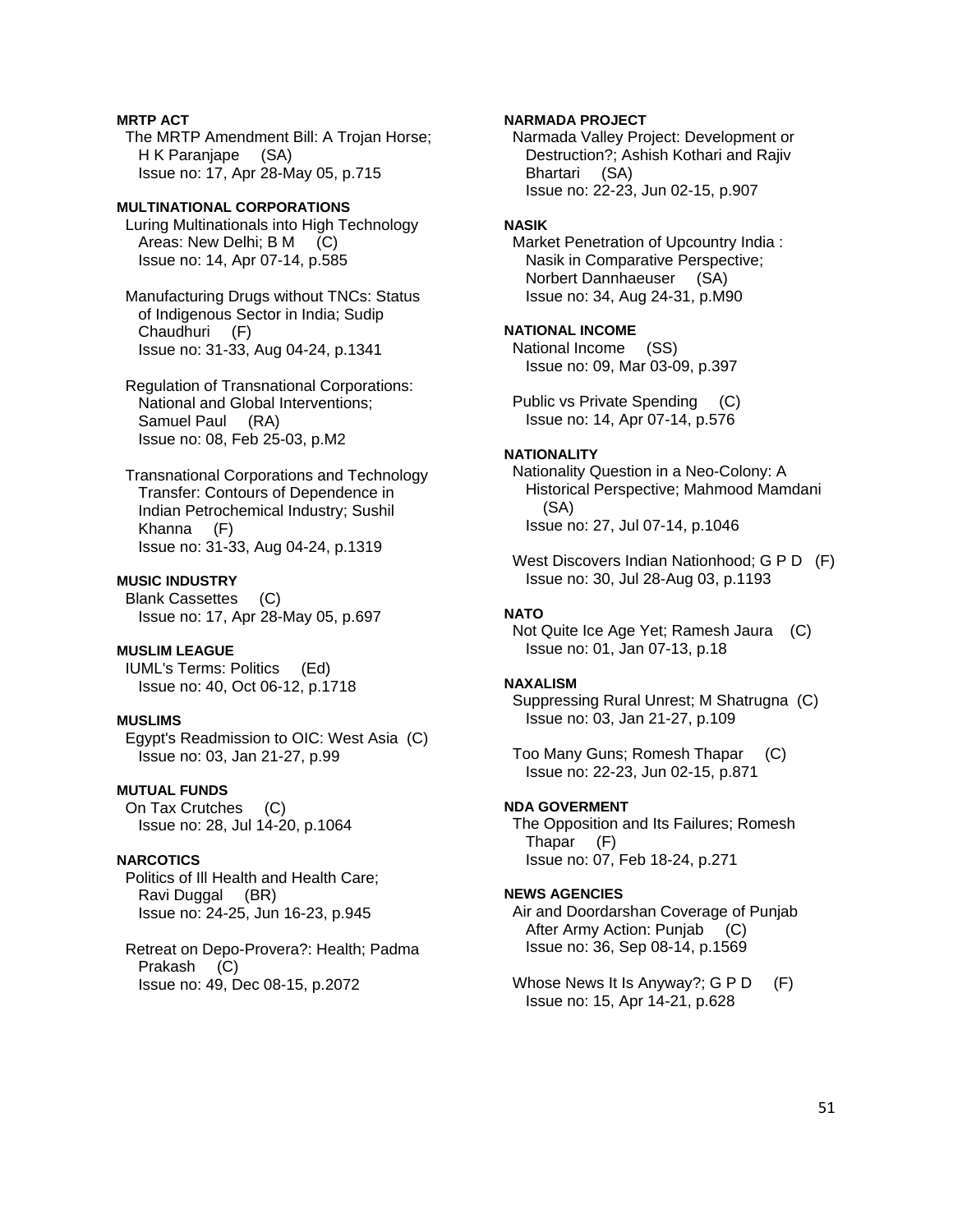**MRTP ACT**

The MRTP Amendment Bill: A Trojan Horse; H K Paranjape (SA)
Issue no: 17, Apr 28-May 05, p.715

**MULTINATIONAL CORPORATIONS**

Luring Multinationals into High Technology Areas: New Delhi; B M (C)
Issue no: 14, Apr 07-14, p.585

Manufacturing Drugs without TNCs: Status of Indigenous Sector in India; Sudip Chaudhuri (F)
Issue no: 31-33, Aug 04-24, p.1341

Regulation of Transnational Corporations: National and Global Interventions; Samuel Paul (RA)
Issue no: 08, Feb 25-03, p.M2

Transnational Corporations and Technology Transfer: Contours of Dependence in Indian Petrochemical Industry; Sushil Khanna (F)
Issue no: 31-33, Aug 04-24, p.1319

**MUSIC INDUSTRY**

Blank Cassettes (C)
Issue no: 17, Apr 28-May 05, p.697

**MUSLIM LEAGUE**

IUML's Terms: Politics (Ed)
Issue no: 40, Oct 06-12, p.1718

**MUSLIMS**

Egypt's Readmission to OIC: West Asia (C)
Issue no: 03, Jan 21-27, p.99

**MUTUAL FUNDS**

On Tax Crutches (C)
Issue no: 28, Jul 14-20, p.1064

**NARCOTICS**

Politics of Ill Health and Health Care; Ravi Duggal (BR)
Issue no: 24-25, Jun 16-23, p.945

Retreat on Depo-Provera?: Health; Padma Prakash (C)
Issue no: 49, Dec 08-15, p.2072

**NARMADA PROJECT**

Narmada Valley Project: Development or Destruction?; Ashish Kothari and Rajiv Bhartari (SA)
Issue no: 22-23, Jun 02-15, p.907

**NASIK**

Market Penetration of Upcountry India : Nasik in Comparative Perspective; Norbert Dannhaeuser (SA)
Issue no: 34, Aug 24-31, p.M90

**NATIONAL INCOME**

National Income (SS)
Issue no: 09, Mar 03-09, p.397

Public vs Private Spending (C)
Issue no: 14, Apr 07-14, p.576

**NATIONALITY**

Nationality Question in a Neo-Colony: A Historical Perspective; Mahmood Mamdani (SA)
Issue no: 27, Jul 07-14, p.1046

West Discovers Indian Nationhood; G P D (F)
Issue no: 30, Jul 28-Aug 03, p.1193

**NATO**

Not Quite Ice Age Yet; Ramesh Jaura (C)
Issue no: 01, Jan 07-13, p.18

**NAXALISM**

Suppressing Rural Unrest; M Shatrugna (C)
Issue no: 03, Jan 21-27, p.109

Too Many Guns; Romesh Thapar (C)
Issue no: 22-23, Jun 02-15, p.871

**NDA GOVERMENT**

The Opposition and Its Failures; Romesh Thapar (F)
Issue no: 07, Feb 18-24, p.271

**NEWS AGENCIES**

Air and Doordarshan Coverage of Punjab After Army Action: Punjab (C)
Issue no: 36, Sep 08-14, p.1569

Whose News It Is Anyway?; G P D (F)
Issue no: 15, Apr 14-21, p.628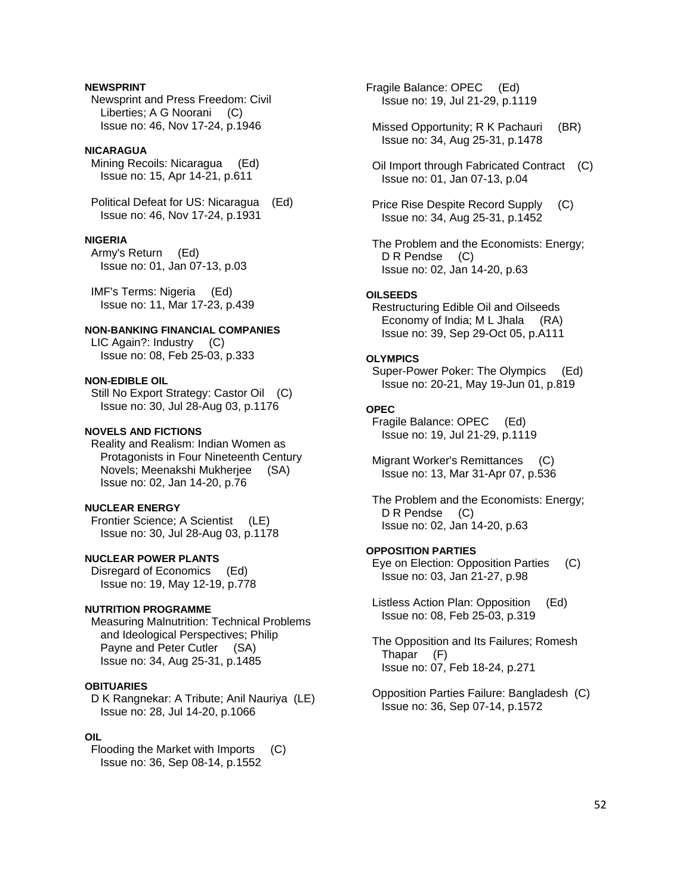**NEWSPRINT**

Newsprint and Press Freedom: Civil Liberties; A G Noorani (C)
Issue no: 46, Nov 17-24, p.1946

**NICARAGUA**

Mining Recoils: Nicaragua (Ed)
Issue no: 15, Apr 14-21, p.611

Political Defeat for US: Nicaragua (Ed)
Issue no: 46, Nov 17-24, p.1931

**NIGERIA**

Army's Return (Ed)
Issue no: 01, Jan 07-13, p.03

IMF's Terms: Nigeria (Ed)
Issue no: 11, Mar 17-23, p.439

**NON-BANKING FINANCIAL COMPANIES**

LIC Again?: Industry (C)
Issue no: 08, Feb 25-03, p.333

**NON-EDIBLE OIL**

Still No Export Strategy: Castor Oil (C)
Issue no: 30, Jul 28-Aug 03, p.1176

**NOVELS AND FICTIONS**

Reality and Realism: Indian Women as Protagonists in Four Nineteenth Century Novels; Meenakshi Mukherjee (SA)
Issue no: 02, Jan 14-20, p.76

**NUCLEAR ENERGY**

Frontier Science; A Scientist (LE)
Issue no: 30, Jul 28-Aug 03, p.1178

**NUCLEAR POWER PLANTS**

Disregard of Economics (Ed)
Issue no: 19, May 12-19, p.778

**NUTRITION PROGRAMME**

Measuring Malnutrition: Technical Problems and Ideological Perspectives; Philip Payne and Peter Cutler (SA)
Issue no: 34, Aug 25-31, p.1485

**OBITUARIES**

D K Rangnekar: A Tribute; Anil Nauriya (LE)
Issue no: 28, Jul 14-20, p.1066

**OIL**

Flooding the Market with Imports (C)
Issue no: 36, Sep 08-14, p.1552

Fragile Balance: OPEC (Ed)
Issue no: 19, Jul 21-29, p.1119

Missed Opportunity; R K Pachauri (BR)
Issue no: 34, Aug 25-31, p.1478

Oil Import through Fabricated Contract (C)
Issue no: 01, Jan 07-13, p.04

Price Rise Despite Record Supply (C)
Issue no: 34, Aug 25-31, p.1452

The Problem and the Economists: Energy; D R Pendse (C)
Issue no: 02, Jan 14-20, p.63

**OILSEEDS**

Restructuring Edible Oil and Oilseeds Economy of India; M L Jhala (RA)
Issue no: 39, Sep 29-Oct 05, p.A111

**OLYMPICS**

Super-Power Poker: The Olympics (Ed)
Issue no: 20-21, May 19-Jun 01, p.819

**OPEC**

Fragile Balance: OPEC (Ed)
Issue no: 19, Jul 21-29, p.1119

Migrant Worker's Remittances (C)
Issue no: 13, Mar 31-Apr 07, p.536

The Problem and the Economists: Energy; D R Pendse (C)
Issue no: 02, Jan 14-20, p.63

**OPPOSITION PARTIES**

Eye on Election: Opposition Parties (C)
Issue no: 03, Jan 21-27, p.98

Listless Action Plan: Opposition (Ed)
Issue no: 08, Feb 25-03, p.319

The Opposition and Its Failures; Romesh Thapar (F)
Issue no: 07, Feb 18-24, p.271

Opposition Parties Failure: Bangladesh (C)
Issue no: 36, Sep 07-14, p.1572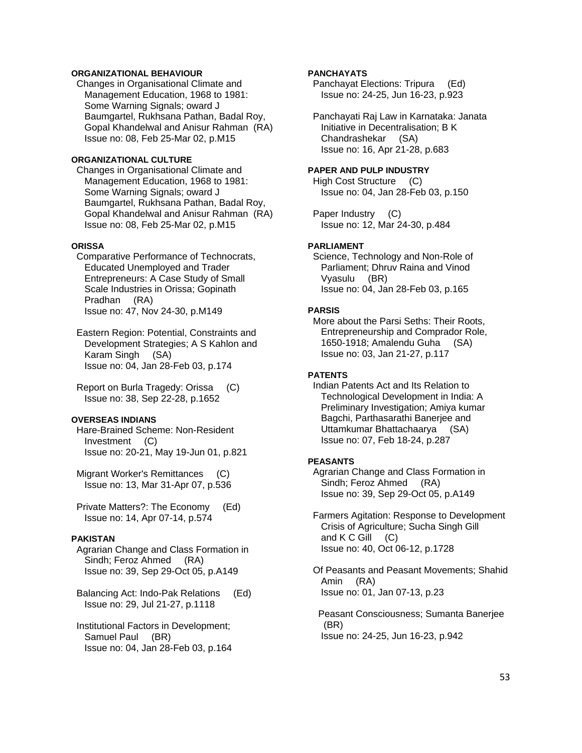**ORGANIZATIONAL BEHAVIOUR**

Changes in Organisational Climate and Management Education, 1968 to 1981: Some Warning Signals; oward J Baumgartel, Rukhsana Pathan, Badal Roy, Gopal Khandelwal and Anisur Rahman (RA)
Issue no: 08, Feb 25-Mar 02, p.M15

**ORGANIZATIONAL CULTURE**

Changes in Organisational Climate and Management Education, 1968 to 1981: Some Warning Signals; oward J Baumgartel, Rukhsana Pathan, Badal Roy, Gopal Khandelwal and Anisur Rahman (RA)
Issue no: 08, Feb 25-Mar 02, p.M15

**ORISSA**

Comparative Performance of Technocrats, Educated Unemployed and Trader Entrepreneurs: A Case Study of Small Scale Industries in Orissa; Gopinath Pradhan (RA)
Issue no: 47, Nov 24-30, p.M149

Eastern Region: Potential, Constraints and Development Strategies; A S Kahlon and Karam Singh (SA)
Issue no: 04, Jan 28-Feb 03, p.174

Report on Burla Tragedy: Orissa (C)
Issue no: 38, Sep 22-28, p.1652

**OVERSEAS INDIANS**

Hare-Brained Scheme: Non-Resident Investment (C)
Issue no: 20-21, May 19-Jun 01, p.821

Migrant Worker's Remittances (C)
Issue no: 13, Mar 31-Apr 07, p.536

Private Matters?: The Economy (Ed)
Issue no: 14, Apr 07-14, p.574

**PAKISTAN**

Agrarian Change and Class Formation in Sindh; Feroz Ahmed (RA)
Issue no: 39, Sep 29-Oct 05, p.A149

Balancing Act: Indo-Pak Relations (Ed)
Issue no: 29, Jul 21-27, p.1118

Institutional Factors in Development; Samuel Paul (BR)
Issue no: 04, Jan 28-Feb 03, p.164

**PANCHAYATS**

Panchayat Elections: Tripura (Ed)
Issue no: 24-25, Jun 16-23, p.923

Panchayati Raj Law in Karnataka: Janata Initiative in Decentralisation; B K Chandrashekar (SA)
Issue no: 16, Apr 21-28, p.683

**PAPER AND PULP INDUSTRY**

High Cost Structure (C)
Issue no: 04, Jan 28-Feb 03, p.150

Paper Industry (C)
Issue no: 12, Mar 24-30, p.484

**PARLIAMENT**

Science, Technology and Non-Role of Parliament; Dhruv Raina and Vinod Vyasulu (BR)
Issue no: 04, Jan 28-Feb 03, p.165

**PARSIS**

More about the Parsi Seths: Their Roots, Entrepreneurship and Comprador Role, 1650-1918; Amalendu Guha (SA)
Issue no: 03, Jan 21-27, p.117

**PATENTS**

Indian Patents Act and Its Relation to Technological Development in India: A Preliminary Investigation; Amiya kumar Bagchi, Parthasarathi Banerjee and Uttamkumar Bhattachaarya (SA)
Issue no: 07, Feb 18-24, p.287

**PEASANTS**

Agrarian Change and Class Formation in Sindh; Feroz Ahmed (RA)
Issue no: 39, Sep 29-Oct 05, p.A149

Farmers Agitation: Response to Development Crisis of Agriculture; Sucha Singh Gill and K C Gill (C)
Issue no: 40, Oct 06-12, p.1728

Of Peasants and Peasant Movements; Shahid Amin (RA)
Issue no: 01, Jan 07-13, p.23

Peasant Consciousness; Sumanta Banerjee (BR)
Issue no: 24-25, Jun 16-23, p.942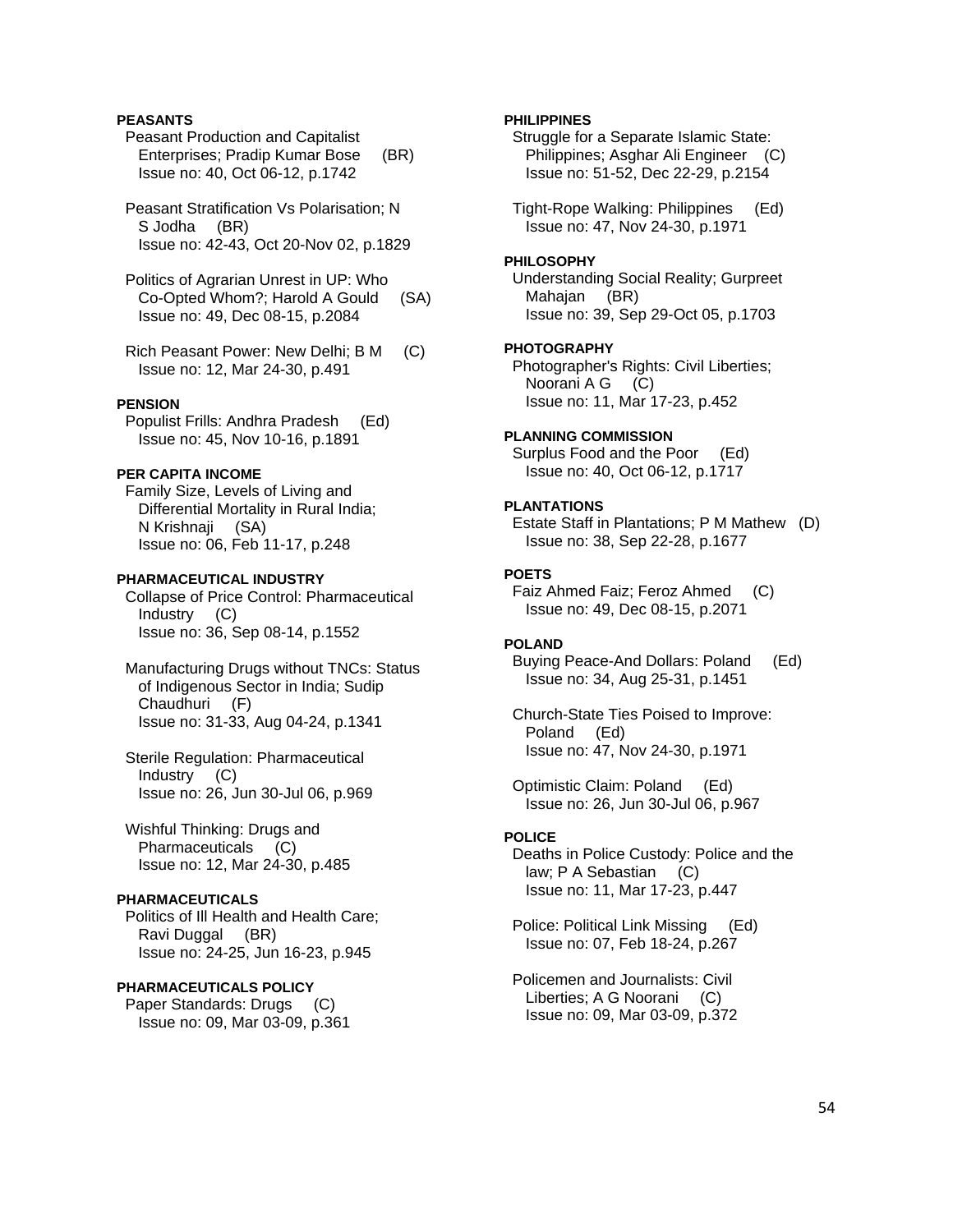**PEASANTS**

Peasant Production and Capitalist Enterprises; Pradip Kumar Bose (BR)
Issue no: 40, Oct 06-12, p.1742

Peasant Stratification Vs Polarisation; N S Jodha (BR)
Issue no: 42-43, Oct 20-Nov 02, p.1829

Politics of Agrarian Unrest in UP: Who Co-Opted Whom?; Harold A Gould (SA)
Issue no: 49, Dec 08-15, p.2084

Rich Peasant Power: New Delhi; B M (C)
Issue no: 12, Mar 24-30, p.491

**PENSION**

Populist Frills: Andhra Pradesh (Ed)
Issue no: 45, Nov 10-16, p.1891

**PER CAPITA INCOME**

Family Size, Levels of Living and Differential Mortality in Rural India; N Krishnaji (SA)
Issue no: 06, Feb 11-17, p.248

**PHARMACEUTICAL INDUSTRY**

Collapse of Price Control: Pharmaceutical Industry (C)
Issue no: 36, Sep 08-14, p.1552

Manufacturing Drugs without TNCs: Status of Indigenous Sector in India; Sudip Chaudhuri (F)
Issue no: 31-33, Aug 04-24, p.1341

Sterile Regulation: Pharmaceutical Industry (C)
Issue no: 26, Jun 30-Jul 06, p.969

Wishful Thinking: Drugs and Pharmaceuticals (C)
Issue no: 12, Mar 24-30, p.485

**PHARMACEUTICALS**

Politics of Ill Health and Health Care; Ravi Duggal (BR)
Issue no: 24-25, Jun 16-23, p.945

**PHARMACEUTICALS POLICY**

Paper Standards: Drugs (C)
Issue no: 09, Mar 03-09, p.361

**PHILIPPINES**

Struggle for a Separate Islamic State: Philippines; Asghar Ali Engineer (C)
Issue no: 51-52, Dec 22-29, p.2154

Tight-Rope Walking: Philippines (Ed)
Issue no: 47, Nov 24-30, p.1971

**PHILOSOPHY**

Understanding Social Reality; Gurpreet Mahajan (BR)
Issue no: 39, Sep 29-Oct 05, p.1703

**PHOTOGRAPHY**

Photographer's Rights: Civil Liberties; Noorani A G (C)
Issue no: 11, Mar 17-23, p.452

**PLANNING COMMISSION**

Surplus Food and the Poor (Ed)
Issue no: 40, Oct 06-12, p.1717

**PLANTATIONS**

Estate Staff in Plantations; P M Mathew (D)
Issue no: 38, Sep 22-28, p.1677

**POETS**

Faiz Ahmed Faiz; Feroz Ahmed (C)
Issue no: 49, Dec 08-15, p.2071

**POLAND**

Buying Peace-And Dollars: Poland (Ed)
Issue no: 34, Aug 25-31, p.1451

Church-State Ties Poised to Improve: Poland (Ed)
Issue no: 47, Nov 24-30, p.1971

Optimistic Claim: Poland (Ed)
Issue no: 26, Jun 30-Jul 06, p.967

**POLICE**

Deaths in Police Custody: Police and the law; P A Sebastian (C)
Issue no: 11, Mar 17-23, p.447

Police: Political Link Missing (Ed)
Issue no: 07, Feb 18-24, p.267

Policemen and Journalists: Civil Liberties; A G Noorani (C)
Issue no: 09, Mar 03-09, p.372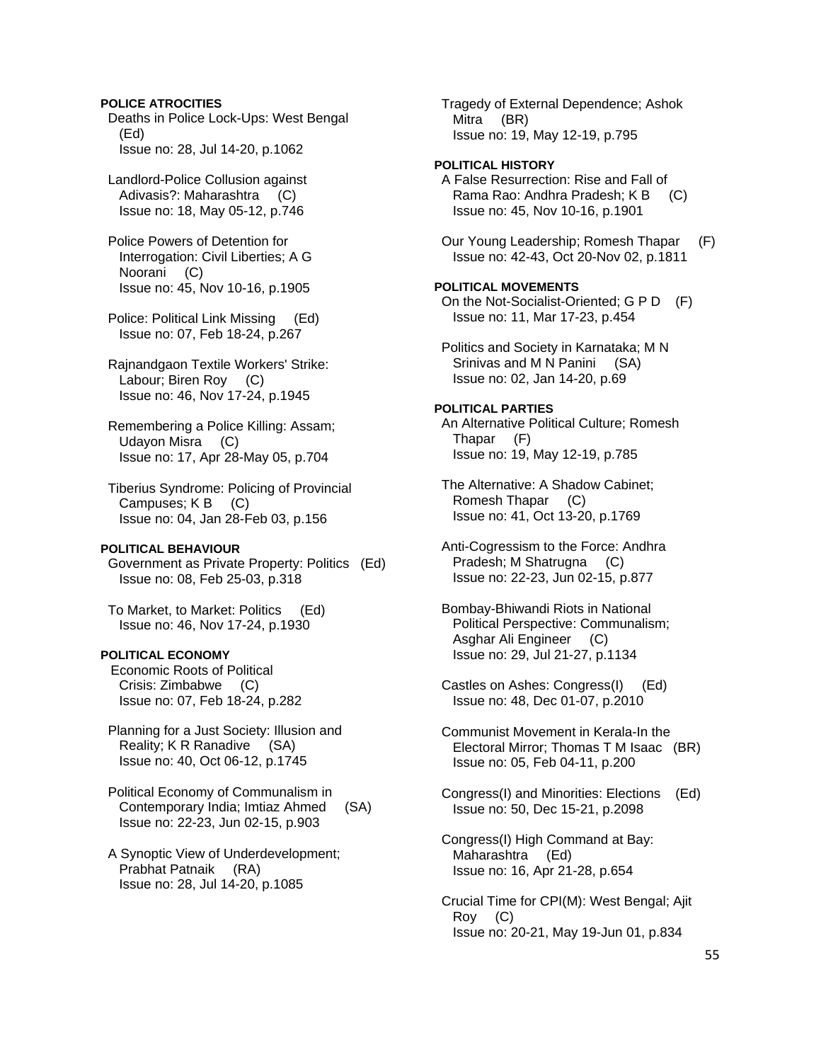**POLICE ATROCITIES**

Deaths in Police Lock-Ups: West Bengal (Ed)
Issue no: 28, Jul 14-20, p.1062

Landlord-Police Collusion against Adivasis?: Maharashtra (C)
Issue no: 18, May 05-12, p.746

Police Powers of Detention for Interrogation: Civil Liberties; A G Noorani (C)
Issue no: 45, Nov 10-16, p.1905

Police: Political Link Missing (Ed)
Issue no: 07, Feb 18-24, p.267

Rajnandgaon Textile Workers' Strike: Labour; Biren Roy (C)
Issue no: 46, Nov 17-24, p.1945

Remembering a Police Killing: Assam; Udayon Misra (C)
Issue no: 17, Apr 28-May 05, p.704

Tiberius Syndrome: Policing of Provincial Campuses; K B (C)
Issue no: 04, Jan 28-Feb 03, p.156

**POLITICAL BEHAVIOUR**

Government as Private Property: Politics (Ed)
Issue no: 08, Feb 25-03, p.318

To Market, to Market: Politics (Ed)
Issue no: 46, Nov 17-24, p.1930

**POLITICAL ECONOMY**

Economic Roots of Political Crisis: Zimbabwe (C)
Issue no: 07, Feb 18-24, p.282

Planning for a Just Society: Illusion and Reality; K R Ranadive (SA)
Issue no: 40, Oct 06-12, p.1745

Political Economy of Communalism in Contemporary India; Imtiaz Ahmed (SA)
Issue no: 22-23, Jun 02-15, p.903

A Synoptic View of Underdevelopment; Prabhat Patnaik (RA)
Issue no: 28, Jul 14-20, p.1085

Tragedy of External Dependence; Ashok Mitra (BR)
Issue no: 19, May 12-19, p.795

**POLITICAL HISTORY**

A False Resurrection: Rise and Fall of Rama Rao: Andhra Pradesh; K B (C)
Issue no: 45, Nov 10-16, p.1901

Our Young Leadership; Romesh Thapar (F)
Issue no: 42-43, Oct 20-Nov 02, p.1811

**POLITICAL MOVEMENTS**

On the Not-Socialist-Oriented; G P D (F)
Issue no: 11, Mar 17-23, p.454

Politics and Society in Karnataka; M N Srinivas and M N Panini (SA)
Issue no: 02, Jan 14-20, p.69

**POLITICAL PARTIES**

An Alternative Political Culture; Romesh Thapar (F)
Issue no: 19, May 12-19, p.785

The Alternative: A Shadow Cabinet; Romesh Thapar (C)
Issue no: 41, Oct 13-20, p.1769

Anti-Cogressism to the Force: Andhra Pradesh; M Shatrugna (C)
Issue no: 22-23, Jun 02-15, p.877

Bombay-Bhiwandi Riots in National Political Perspective: Communalism; Asghar Ali Engineer (C)
Issue no: 29, Jul 21-27, p.1134

Castles on Ashes: Congress(I) (Ed)
Issue no: 48, Dec 01-07, p.2010

Communist Movement in Kerala-In the Electoral Mirror; Thomas T M Isaac (BR)
Issue no: 05, Feb 04-11, p.200

Congress(I) and Minorities: Elections (Ed)
Issue no: 50, Dec 15-21, p.2098

Congress(I) High Command at Bay: Maharashtra (Ed)
Issue no: 16, Apr 21-28, p.654

Crucial Time for CPI(M): West Bengal; Ajit Roy (C)
Issue no: 20-21, May 19-Jun 01, p.834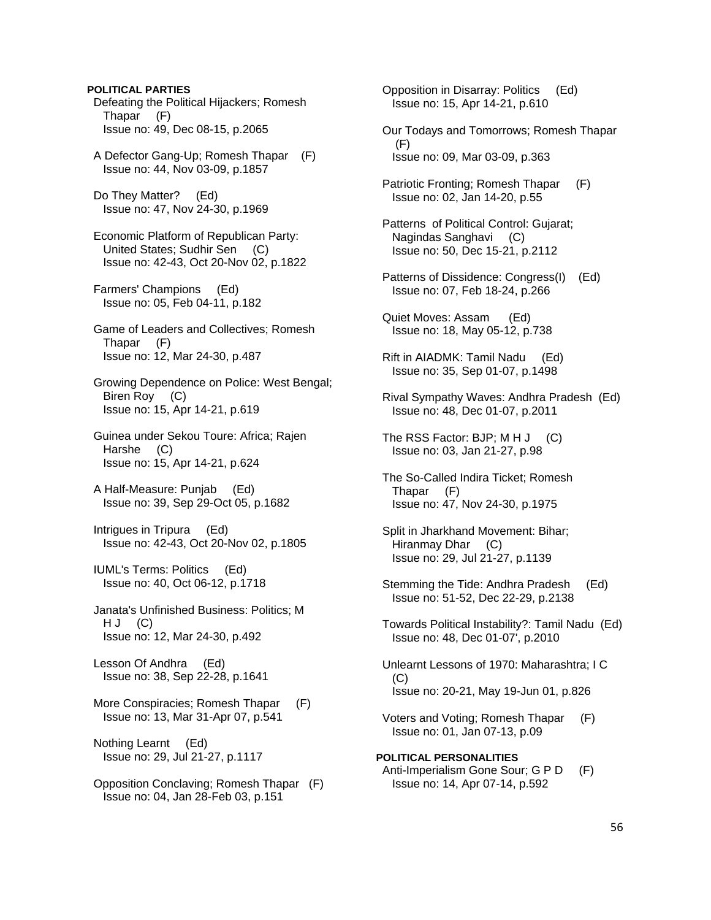**POLITICAL PARTIES**

Defeating the Political Hijackers; Romesh Thapar (F)
Issue no: 49, Dec 08-15, p.2065

A Defector Gang-Up; Romesh Thapar (F)
Issue no: 44, Nov 03-09, p.1857

Do They Matter? (Ed)
Issue no: 47, Nov 24-30, p.1969

Economic Platform of Republican Party: United States; Sudhir Sen (C)
Issue no: 42-43, Oct 20-Nov 02, p.1822

Farmers' Champions (Ed)
Issue no: 05, Feb 04-11, p.182

Game of Leaders and Collectives; Romesh Thapar (F)
Issue no: 12, Mar 24-30, p.487

Growing Dependence on Police: West Bengal; Biren Roy (C)
Issue no: 15, Apr 14-21, p.619

Guinea under Sekou Toure: Africa; Rajen Harshe (C)
Issue no: 15, Apr 14-21, p.624

A Half-Measure: Punjab (Ed)
Issue no: 39, Sep 29-Oct 05, p.1682

Intrigues in Tripura (Ed)
Issue no: 42-43, Oct 20-Nov 02, p.1805

IUML's Terms: Politics (Ed)
Issue no: 40, Oct 06-12, p.1718

Janata's Unfinished Business: Politics; M H J (C)
Issue no: 12, Mar 24-30, p.492

Lesson Of Andhra (Ed)
Issue no: 38, Sep 22-28, p.1641

More Conspiracies; Romesh Thapar (F)
Issue no: 13, Mar 31-Apr 07, p.541

Nothing Learnt (Ed)
Issue no: 29, Jul 21-27, p.1117

Opposition Conclaving; Romesh Thapar (F)
Issue no: 04, Jan 28-Feb 03, p.151

Opposition in Disarray: Politics (Ed)
Issue no: 15, Apr 14-21, p.610

Our Todays and Tomorrows; Romesh Thapar (F)
Issue no: 09, Mar 03-09, p.363

Patriotic Fronting; Romesh Thapar (F)
Issue no: 02, Jan 14-20, p.55

Patterns of Political Control: Gujarat; Nagindas Sanghavi (C)
Issue no: 50, Dec 15-21, p.2112

Patterns of Dissidence: Congress(I) (Ed)
Issue no: 07, Feb 18-24, p.266

Quiet Moves: Assam (Ed)
Issue no: 18, May 05-12, p.738

Rift in AIADMK: Tamil Nadu (Ed)
Issue no: 35, Sep 01-07, p.1498

Rival Sympathy Waves: Andhra Pradesh (Ed)
Issue no: 48, Dec 01-07, p.2011

The RSS Factor: BJP; M H J (C)
Issue no: 03, Jan 21-27, p.98

The So-Called Indira Ticket; Romesh Thapar (F)
Issue no: 47, Nov 24-30, p.1975

Split in Jharkhand Movement: Bihar; Hiranmay Dhar (C)
Issue no: 29, Jul 21-27, p.1139

Stemming the Tide: Andhra Pradesh (Ed)
Issue no: 51-52, Dec 22-29, p.2138

Towards Political Instability?: Tamil Nadu (Ed)
Issue no: 48, Dec 01-07', p.2010

Unlearnt Lessons of 1970: Maharashtra; I C (C)
Issue no: 20-21, May 19-Jun 01, p.826

Voters and Voting; Romesh Thapar (F)
Issue no: 01, Jan 07-13, p.09

**POLITICAL PERSONALITIES**

Anti-Imperialism Gone Sour; G P D (F)
Issue no: 14, Apr 07-14, p.592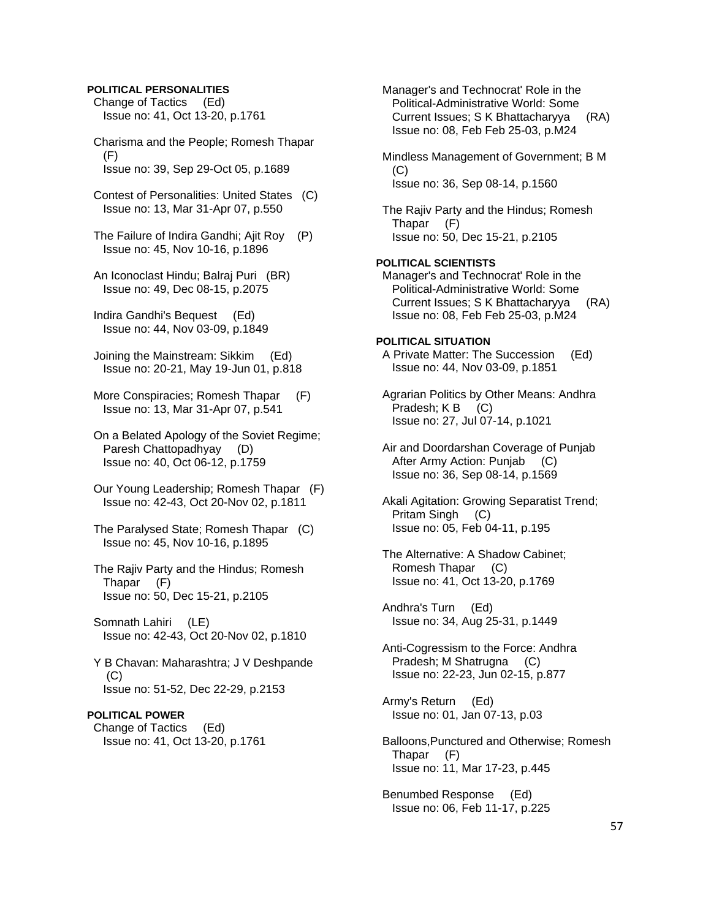**POLITICAL PERSONALITIES**

Change of Tactics (Ed)
Issue no: 41, Oct 13-20, p.1761

Charisma and the People; Romesh Thapar (F)
Issue no: 39, Sep 29-Oct 05, p.1689

Contest of Personalities: United States (C)
Issue no: 13, Mar 31-Apr 07, p.550

The Failure of Indira Gandhi; Ajit Roy (P)
Issue no: 45, Nov 10-16, p.1896

An Iconoclast Hindu; Balraj Puri (BR)
Issue no: 49, Dec 08-15, p.2075

Indira Gandhi's Bequest (Ed)
Issue no: 44, Nov 03-09, p.1849

Joining the Mainstream: Sikkim (Ed)
Issue no: 20-21, May 19-Jun 01, p.818

More Conspiracies; Romesh Thapar (F)
Issue no: 13, Mar 31-Apr 07, p.541

On a Belated Apology of the Soviet Regime; Paresh Chattopadhyay (D)
Issue no: 40, Oct 06-12, p.1759

Our Young Leadership; Romesh Thapar (F)
Issue no: 42-43, Oct 20-Nov 02, p.1811

The Paralysed State; Romesh Thapar (C)
Issue no: 45, Nov 10-16, p.1895

The Rajiv Party and the Hindus; Romesh Thapar (F)
Issue no: 50, Dec 15-21, p.2105

Somnath Lahiri (LE)
Issue no: 42-43, Oct 20-Nov 02, p.1810

Y B Chavan: Maharashtra; J V Deshpande (C)
Issue no: 51-52, Dec 22-29, p.2153

**POLITICAL POWER**

Change of Tactics (Ed)
Issue no: 41, Oct 13-20, p.1761

Manager's and Technocrat' Role in the Political-Administrative World: Some Current Issues; S K Bhattacharyya (RA)
Issue no: 08, Feb Feb 25-03, p.M24

Mindless Management of Government; B M (C)
Issue no: 36, Sep 08-14, p.1560

The Rajiv Party and the Hindus; Romesh Thapar (F)
Issue no: 50, Dec 15-21, p.2105

**POLITICAL SCIENTISTS**

Manager's and Technocrat' Role in the Political-Administrative World: Some Current Issues; S K Bhattacharyya (RA)
Issue no: 08, Feb Feb 25-03, p.M24

**POLITICAL SITUATION**

A Private Matter: The Succession (Ed)
Issue no: 44, Nov 03-09, p.1851

Agrarian Politics by Other Means: Andhra Pradesh; K B (C)
Issue no: 27, Jul 07-14, p.1021

Air and Doordarshan Coverage of Punjab After Army Action: Punjab (C)
Issue no: 36, Sep 08-14, p.1569

Akali Agitation: Growing Separatist Trend; Pritam Singh (C)
Issue no: 05, Feb 04-11, p.195

The Alternative: A Shadow Cabinet; Romesh Thapar (C)
Issue no: 41, Oct 13-20, p.1769

Andhra's Turn (Ed)
Issue no: 34, Aug 25-31, p.1449

Anti-Cogressism to the Force: Andhra Pradesh; M Shatrugna (C)
Issue no: 22-23, Jun 02-15, p.877

Army's Return (Ed)
Issue no: 01, Jan 07-13, p.03

Balloons,Punctured and Otherwise; Romesh Thapar (F)
Issue no: 11, Mar 17-23, p.445

Benumbed Response (Ed)
Issue no: 06, Feb 11-17, p.225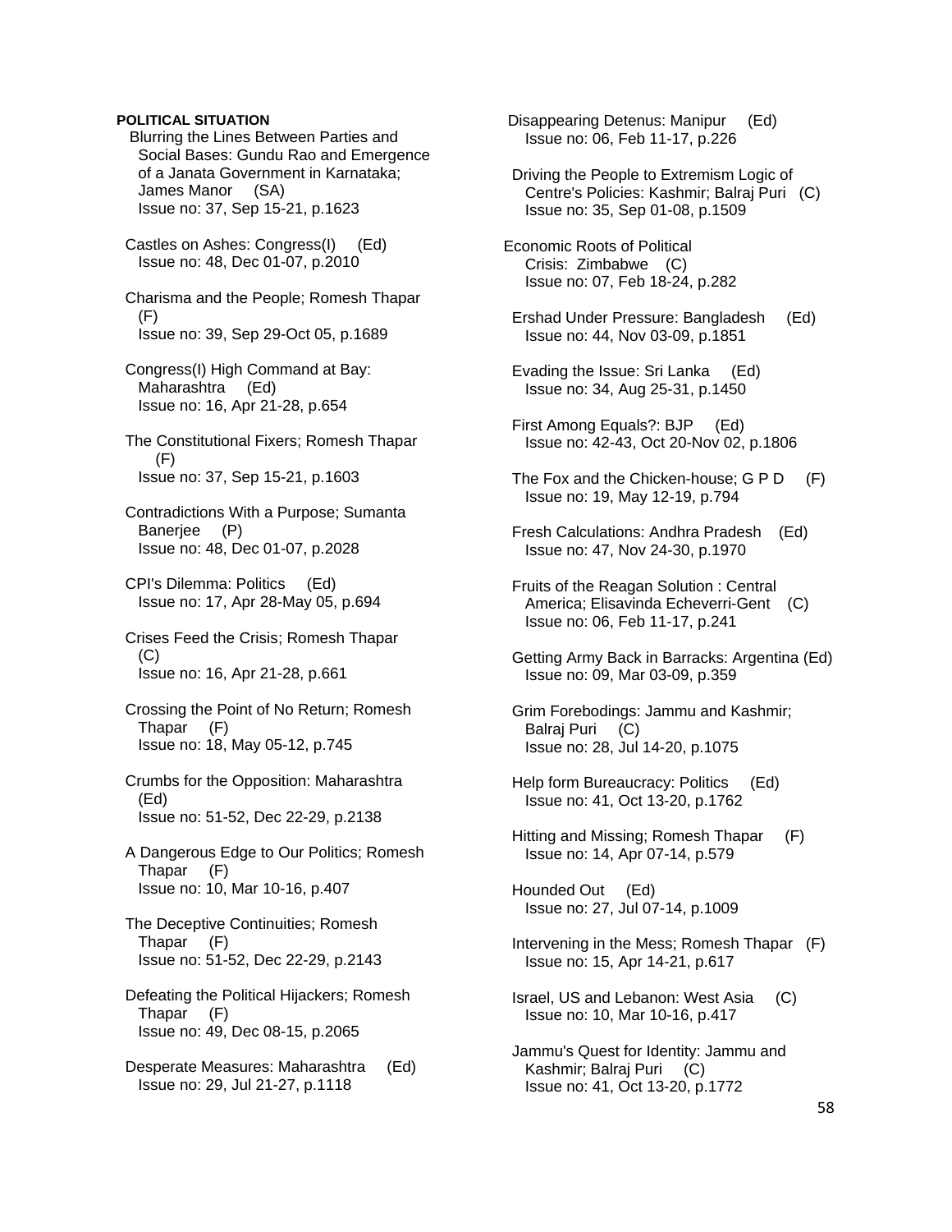**POLITICAL SITUATION**

Blurring the Lines Between Parties and Social Bases: Gundu Rao and Emergence of a Janata Government in Karnataka; James Manor (SA)
Issue no: 37, Sep 15-21, p.1623

Castles on Ashes: Congress(I) (Ed)
Issue no: 48, Dec 01-07, p.2010

Charisma and the People; Romesh Thapar (F)
Issue no: 39, Sep 29-Oct 05, p.1689

Congress(I) High Command at Bay: Maharashtra (Ed)
Issue no: 16, Apr 21-28, p.654

The Constitutional Fixers; Romesh Thapar (F)
Issue no: 37, Sep 15-21, p.1603

Contradictions With a Purpose; Sumanta Banerjee (P)
Issue no: 48, Dec 01-07, p.2028

CPI's Dilemma: Politics (Ed)
Issue no: 17, Apr 28-May 05, p.694

Crises Feed the Crisis; Romesh Thapar (C)
Issue no: 16, Apr 21-28, p.661

Crossing the Point of No Return; Romesh Thapar (F)
Issue no: 18, May 05-12, p.745

Crumbs for the Opposition: Maharashtra (Ed)
Issue no: 51-52, Dec 22-29, p.2138

A Dangerous Edge to Our Politics; Romesh Thapar (F)
Issue no: 10, Mar 10-16, p.407

The Deceptive Continuities; Romesh Thapar (F)
Issue no: 51-52, Dec 22-29, p.2143

Defeating the Political Hijackers; Romesh Thapar (F)
Issue no: 49, Dec 08-15, p.2065

Desperate Measures: Maharashtra (Ed)
Issue no: 29, Jul 21-27, p.1118

Disappearing Detenus: Manipur (Ed)
Issue no: 06, Feb 11-17, p.226

Driving the People to Extremism Logic of Centre's Policies: Kashmir; Balraj Puri (C)
Issue no: 35, Sep 01-08, p.1509

Economic Roots of Political Crisis: Zimbabwe (C)
Issue no: 07, Feb 18-24, p.282

Ershad Under Pressure: Bangladesh (Ed)
Issue no: 44, Nov 03-09, p.1851

Evading the Issue: Sri Lanka (Ed)
Issue no: 34, Aug 25-31, p.1450

First Among Equals?: BJP (Ed)
Issue no: 42-43, Oct 20-Nov 02, p.1806

The Fox and the Chicken-house; G P D (F)
Issue no: 19, May 12-19, p.794

Fresh Calculations: Andhra Pradesh (Ed)
Issue no: 47, Nov 24-30, p.1970

Fruits of the Reagan Solution : Central America; Elisavinda Echeverri-Gent (C)
Issue no: 06, Feb 11-17, p.241

Getting Army Back in Barracks: Argentina (Ed)
Issue no: 09, Mar 03-09, p.359

Grim Forebodings: Jammu and Kashmir; Balraj Puri (C)
Issue no: 28, Jul 14-20, p.1075

Help form Bureaucracy: Politics (Ed)
Issue no: 41, Oct 13-20, p.1762

Hitting and Missing; Romesh Thapar (F)
Issue no: 14, Apr 07-14, p.579

Hounded Out (Ed)
Issue no: 27, Jul 07-14, p.1009

Intervening in the Mess; Romesh Thapar (F)
Issue no: 15, Apr 14-21, p.617

Israel, US and Lebanon: West Asia (C)
Issue no: 10, Mar 10-16, p.417

Jammu's Quest for Identity: Jammu and Kashmir; Balraj Puri (C)
Issue no: 41, Oct 13-20, p.1772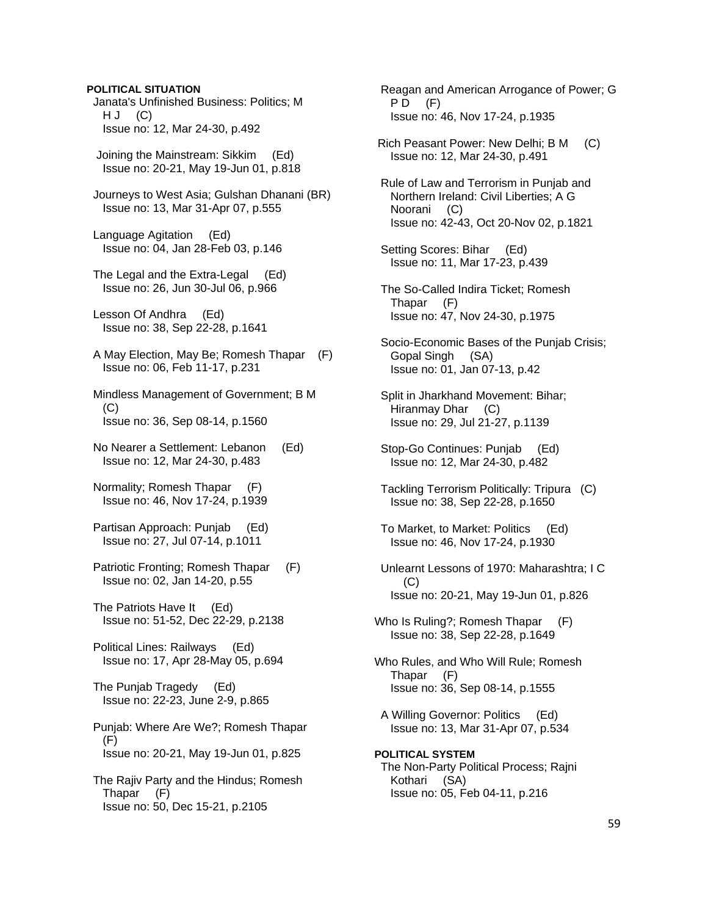**POLITICAL SITUATION**

Janata's Unfinished Business: Politics; M H J (C)
Issue no: 12, Mar 24-30, p.492

Joining the Mainstream: Sikkim (Ed)
Issue no: 20-21, May 19-Jun 01, p.818

Journeys to West Asia; Gulshan Dhanani (BR)
Issue no: 13, Mar 31-Apr 07, p.555

Language Agitation (Ed)
Issue no: 04, Jan 28-Feb 03, p.146

The Legal and the Extra-Legal (Ed)
Issue no: 26, Jun 30-Jul 06, p.966

Lesson Of Andhra (Ed)
Issue no: 38, Sep 22-28, p.1641

A May Election, May Be; Romesh Thapar (F)
Issue no: 06, Feb 11-17, p.231

Mindless Management of Government; B M (C)
Issue no: 36, Sep 08-14, p.1560

No Nearer a Settlement: Lebanon (Ed)
Issue no: 12, Mar 24-30, p.483

Normality; Romesh Thapar (F)
Issue no: 46, Nov 17-24, p.1939

Partisan Approach: Punjab (Ed)
Issue no: 27, Jul 07-14, p.1011

Patriotic Fronting; Romesh Thapar (F)
Issue no: 02, Jan 14-20, p.55

The Patriots Have It (Ed)
Issue no: 51-52, Dec 22-29, p.2138

Political Lines: Railways (Ed)
Issue no: 17, Apr 28-May 05, p.694

The Punjab Tragedy (Ed)
Issue no: 22-23, June 2-9, p.865

Punjab: Where Are We?; Romesh Thapar (F)
Issue no: 20-21, May 19-Jun 01, p.825

The Rajiv Party and the Hindus; Romesh Thapar (F)
Issue no: 50, Dec 15-21, p.2105

Reagan and American Arrogance of Power; G P D (F)
Issue no: 46, Nov 17-24, p.1935

Rich Peasant Power: New Delhi; B M (C)
Issue no: 12, Mar 24-30, p.491

Rule of Law and Terrorism in Punjab and Northern Ireland: Civil Liberties; A G Noorani (C)
Issue no: 42-43, Oct 20-Nov 02, p.1821

Setting Scores: Bihar (Ed)
Issue no: 11, Mar 17-23, p.439

The So-Called Indira Ticket; Romesh Thapar (F)
Issue no: 47, Nov 24-30, p.1975

Socio-Economic Bases of the Punjab Crisis; Gopal Singh (SA)
Issue no: 01, Jan 07-13, p.42

Split in Jharkhand Movement: Bihar; Hiranmay Dhar (C)
Issue no: 29, Jul 21-27, p.1139

Stop-Go Continues: Punjab (Ed)
Issue no: 12, Mar 24-30, p.482

Tackling Terrorism Politically: Tripura (C)
Issue no: 38, Sep 22-28, p.1650

To Market, to Market: Politics (Ed)
Issue no: 46, Nov 17-24, p.1930

Unlearnt Lessons of 1970: Maharashtra; I C (C)
Issue no: 20-21, May 19-Jun 01, p.826

Who Is Ruling?; Romesh Thapar (F)
Issue no: 38, Sep 22-28, p.1649

Who Rules, and Who Will Rule; Romesh Thapar (F)
Issue no: 36, Sep 08-14, p.1555

A Willing Governor: Politics (Ed)
Issue no: 13, Mar 31-Apr 07, p.534

**POLITICAL SYSTEM**

The Non-Party Political Process; Rajni Kothari (SA)
Issue no: 05, Feb 04-11, p.216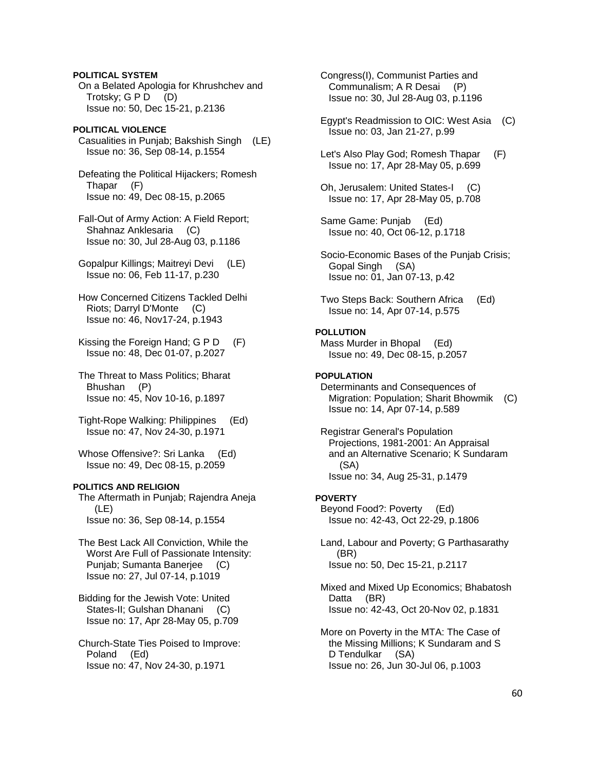**POLITICAL SYSTEM**

On a Belated Apologia for Khrushchev and Trotsky; G P D (D)
Issue no: 50, Dec 15-21, p.2136

**POLITICAL VIOLENCE**

Casualities in Punjab; Bakshish Singh (LE)
Issue no: 36, Sep 08-14, p.1554

Defeating the Political Hijackers; Romesh Thapar (F)
Issue no: 49, Dec 08-15, p.2065

Fall-Out of Army Action: A Field Report; Shahnaz Anklesaria (C)
Issue no: 30, Jul 28-Aug 03, p.1186

Gopalpur Killings; Maitreyi Devi (LE)
Issue no: 06, Feb 11-17, p.230

How Concerned Citizens Tackled Delhi Riots; Darryl D'Monte (C)
Issue no: 46, Nov17-24, p.1943

Kissing the Foreign Hand; G P D (F)
Issue no: 48, Dec 01-07, p.2027

The Threat to Mass Politics; Bharat Bhushan (P)
Issue no: 45, Nov 10-16, p.1897

Tight-Rope Walking: Philippines (Ed)
Issue no: 47, Nov 24-30, p.1971

Whose Offensive?: Sri Lanka (Ed)
Issue no: 49, Dec 08-15, p.2059

**POLITICS AND RELIGION**

The Aftermath in Punjab; Rajendra Aneja (LE)
Issue no: 36, Sep 08-14, p.1554

The Best Lack All Conviction, While the Worst Are Full of Passionate Intensity: Punjab; Sumanta Banerjee (C)
Issue no: 27, Jul 07-14, p.1019

Bidding for the Jewish Vote: United States-II; Gulshan Dhanani (C)
Issue no: 17, Apr 28-May 05, p.709

Church-State Ties Poised to Improve: Poland (Ed)
Issue no: 47, Nov 24-30, p.1971

Congress(I), Communist Parties and Communalism; A R Desai (P)
Issue no: 30, Jul 28-Aug 03, p.1196

Egypt's Readmission to OIC: West Asia (C)
Issue no: 03, Jan 21-27, p.99

Let's Also Play God; Romesh Thapar (F)
Issue no: 17, Apr 28-May 05, p.699

Oh, Jerusalem: United States-I (C)
Issue no: 17, Apr 28-May 05, p.708

Same Game: Punjab (Ed)
Issue no: 40, Oct 06-12, p.1718

Socio-Economic Bases of the Punjab Crisis; Gopal Singh (SA)
Issue no: 01, Jan 07-13, p.42

Two Steps Back: Southern Africa (Ed)
Issue no: 14, Apr 07-14, p.575

**POLLUTION**

Mass Murder in Bhopal (Ed)
Issue no: 49, Dec 08-15, p.2057

**POPULATION**

Determinants and Consequences of Migration: Population; Sharit Bhowmik (C)
Issue no: 14, Apr 07-14, p.589

Registrar General's Population Projections, 1981-2001: An Appraisal and an Alternative Scenario; K Sundaram (SA)
Issue no: 34, Aug 25-31, p.1479

**POVERTY**

Beyond Food?: Poverty (Ed)
Issue no: 42-43, Oct 22-29, p.1806

Land, Labour and Poverty; G Parthasarathy (BR)
Issue no: 50, Dec 15-21, p.2117

Mixed and Mixed Up Economics; Bhabatosh Datta (BR)
Issue no: 42-43, Oct 20-Nov 02, p.1831

More on Poverty in the MTA: The Case of the Missing Millions; K Sundaram and S D Tendulkar (SA)
Issue no: 26, Jun 30-Jul 06, p.1003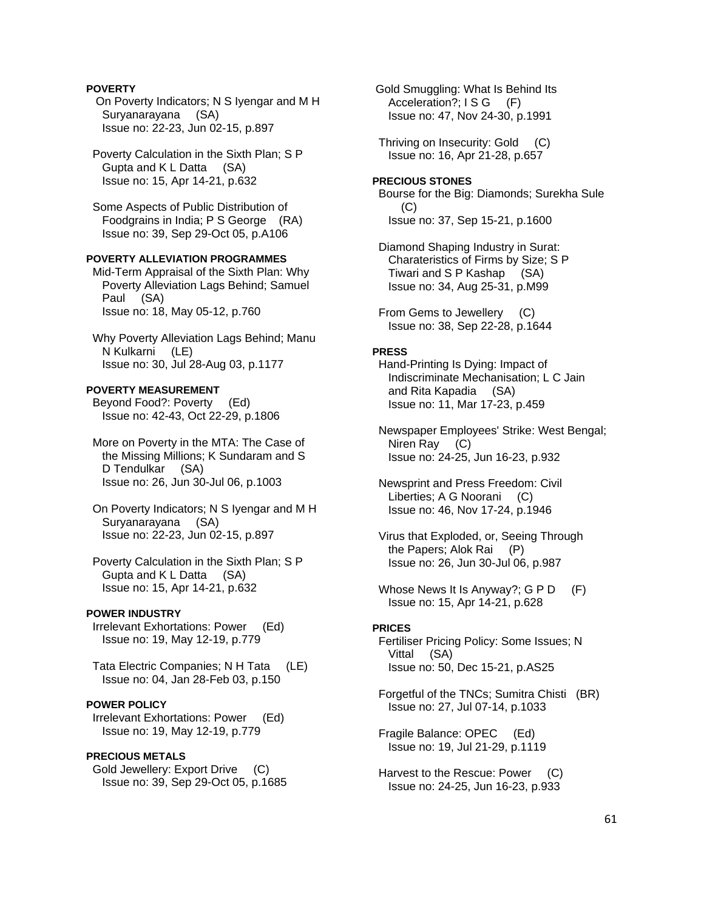**POVERTY**

On Poverty Indicators; N S Iyengar and M H Suryanarayana (SA)
Issue no: 22-23, Jun 02-15, p.897

Poverty Calculation in the Sixth Plan; S P Gupta and K L Datta (SA)
Issue no: 15, Apr 14-21, p.632

Some Aspects of Public Distribution of Foodgrains in India; P S George (RA)
Issue no: 39, Sep 29-Oct 05, p.A106

**POVERTY ALLEVIATION PROGRAMMES**

Mid-Term Appraisal of the Sixth Plan: Why Poverty Alleviation Lags Behind; Samuel Paul (SA)
Issue no: 18, May 05-12, p.760

Why Poverty Alleviation Lags Behind; Manu N Kulkarni (LE)
Issue no: 30, Jul 28-Aug 03, p.1177

**POVERTY MEASUREMENT**

Beyond Food?: Poverty (Ed)
Issue no: 42-43, Oct 22-29, p.1806

More on Poverty in the MTA: The Case of the Missing Millions; K Sundaram and S D Tendulkar (SA)
Issue no: 26, Jun 30-Jul 06, p.1003

On Poverty Indicators; N S Iyengar and M H Suryanarayana (SA)
Issue no: 22-23, Jun 02-15, p.897

Poverty Calculation in the Sixth Plan; S P Gupta and K L Datta (SA)
Issue no: 15, Apr 14-21, p.632

**POWER INDUSTRY**

Irrelevant Exhortations: Power (Ed)
Issue no: 19, May 12-19, p.779

Tata Electric Companies; N H Tata (LE)
Issue no: 04, Jan 28-Feb 03, p.150

**POWER POLICY**

Irrelevant Exhortations: Power (Ed)
Issue no: 19, May 12-19, p.779

**PRECIOUS METALS**

Gold Jewellery: Export Drive (C)
Issue no: 39, Sep 29-Oct 05, p.1685

Gold Smuggling: What Is Behind Its Acceleration?; I S G (F)
Issue no: 47, Nov 24-30, p.1991

Thriving on Insecurity: Gold (C)
Issue no: 16, Apr 21-28, p.657

**PRECIOUS STONES**

Bourse for the Big: Diamonds; Surekha Sule (C)
Issue no: 37, Sep 15-21, p.1600

Diamond Shaping Industry in Surat: Charateristics of Firms by Size; S P Tiwari and S P Kashap (SA)
Issue no: 34, Aug 25-31, p.M99

From Gems to Jewellery (C)
Issue no: 38, Sep 22-28, p.1644

**PRESS**

Hand-Printing Is Dying: Impact of Indiscriminate Mechanisation; L C Jain and Rita Kapadia (SA)
Issue no: 11, Mar 17-23, p.459

Newspaper Employees' Strike: West Bengal; Niren Ray (C)
Issue no: 24-25, Jun 16-23, p.932

Newsprint and Press Freedom: Civil Liberties; A G Noorani (C)
Issue no: 46, Nov 17-24, p.1946

Virus that Exploded, or, Seeing Through the Papers; Alok Rai (P)
Issue no: 26, Jun 30-Jul 06, p.987

Whose News It Is Anyway?; G P D (F)
Issue no: 15, Apr 14-21, p.628

**PRICES**

Fertiliser Pricing Policy: Some Issues; N Vittal (SA)
Issue no: 50, Dec 15-21, p.AS25

Forgetful of the TNCs; Sumitra Chisti (BR)
Issue no: 27, Jul 07-14, p.1033

Fragile Balance: OPEC (Ed)
Issue no: 19, Jul 21-29, p.1119

Harvest to the Rescue: Power (C)
Issue no: 24-25, Jun 16-23, p.933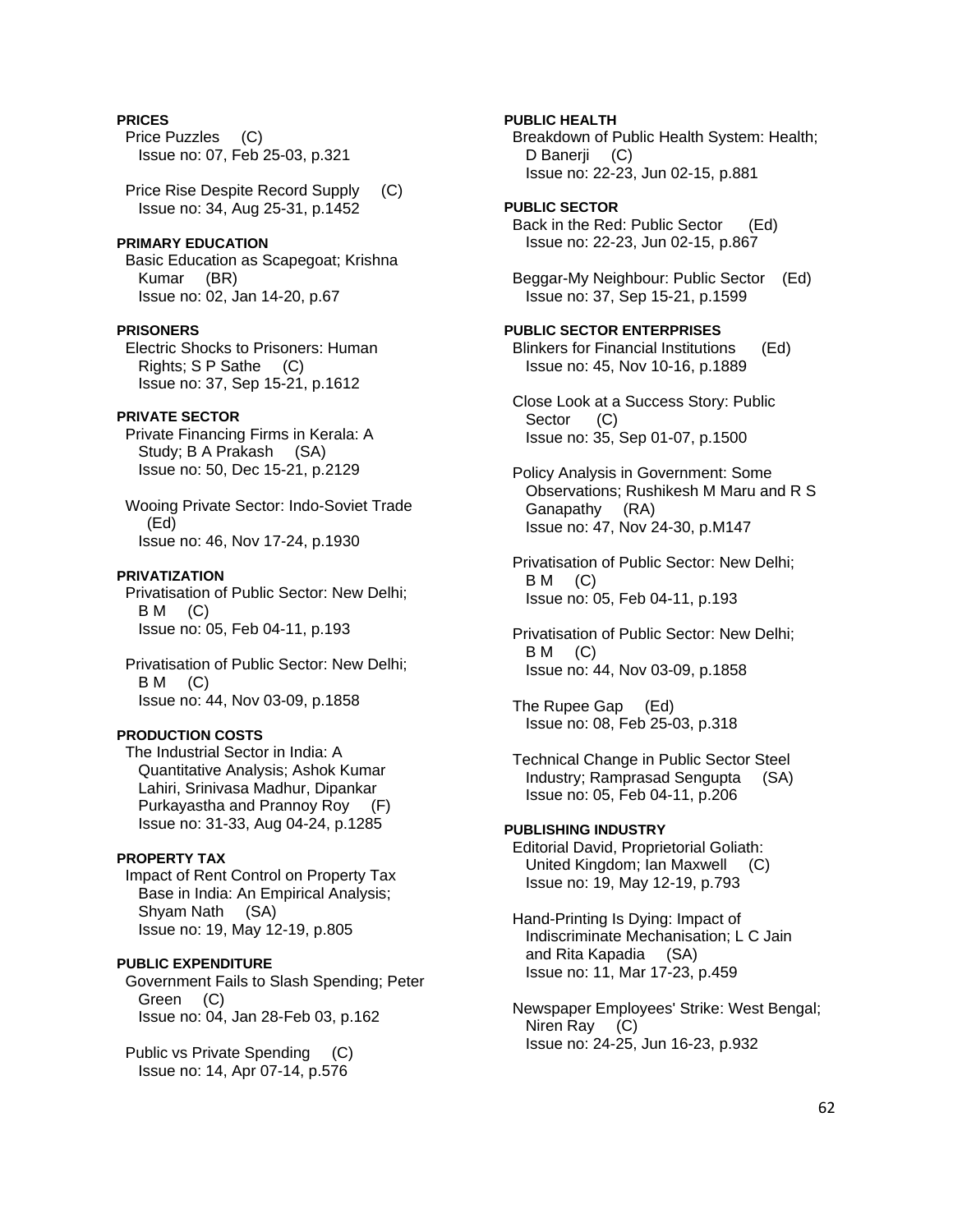**PRICES**

Price Puzzles (C)
Issue no: 07, Feb 25-03, p.321

Price Rise Despite Record Supply (C)
Issue no: 34, Aug 25-31, p.1452

**PRIMARY EDUCATION**

Basic Education as Scapegoat; Krishna Kumar (BR)
Issue no: 02, Jan 14-20, p.67

**PRISONERS**

Electric Shocks to Prisoners: Human Rights; S P Sathe (C)
Issue no: 37, Sep 15-21, p.1612

**PRIVATE SECTOR**

Private Financing Firms in Kerala: A Study; B A Prakash (SA)
Issue no: 50, Dec 15-21, p.2129

Wooing Private Sector: Indo-Soviet Trade (Ed)
Issue no: 46, Nov 17-24, p.1930

**PRIVATIZATION**

Privatisation of Public Sector: New Delhi; B M (C)
Issue no: 05, Feb 04-11, p.193

Privatisation of Public Sector: New Delhi; B M (C)
Issue no: 44, Nov 03-09, p.1858

**PRODUCTION COSTS**

The Industrial Sector in India: A Quantitative Analysis; Ashok Kumar Lahiri, Srinivasa Madhur, Dipankar Purkayastha and Prannoy Roy (F)
Issue no: 31-33, Aug 04-24, p.1285

**PROPERTY TAX**

Impact of Rent Control on Property Tax Base in India: An Empirical Analysis; Shyam Nath (SA)
Issue no: 19, May 12-19, p.805

**PUBLIC EXPENDITURE**

Government Fails to Slash Spending; Peter Green (C)
Issue no: 04, Jan 28-Feb 03, p.162

Public vs Private Spending (C)
Issue no: 14, Apr 07-14, p.576

**PUBLIC HEALTH**

Breakdown of Public Health System: Health; D Banerji (C)
Issue no: 22-23, Jun 02-15, p.881

**PUBLIC SECTOR**

Back in the Red: Public Sector (Ed)
Issue no: 22-23, Jun 02-15, p.867

Beggar-My Neighbour: Public Sector (Ed)
Issue no: 37, Sep 15-21, p.1599

**PUBLIC SECTOR ENTERPRISES**

Blinkers for Financial Institutions (Ed)
Issue no: 45, Nov 10-16, p.1889

Close Look at a Success Story: Public Sector (C)
Issue no: 35, Sep 01-07, p.1500

Policy Analysis in Government: Some Observations; Rushikesh M Maru and R S Ganapathy (RA)
Issue no: 47, Nov 24-30, p.M147

Privatisation of Public Sector: New Delhi; B M (C)
Issue no: 05, Feb 04-11, p.193

Privatisation of Public Sector: New Delhi; B M (C)
Issue no: 44, Nov 03-09, p.1858

The Rupee Gap (Ed)
Issue no: 08, Feb 25-03, p.318

Technical Change in Public Sector Steel Industry; Ramprasad Sengupta (SA)
Issue no: 05, Feb 04-11, p.206

**PUBLISHING INDUSTRY**

Editorial David, Proprietorial Goliath: United Kingdom; Ian Maxwell (C)
Issue no: 19, May 12-19, p.793

Hand-Printing Is Dying: Impact of Indiscriminate Mechanisation; L C Jain and Rita Kapadia (SA)
Issue no: 11, Mar 17-23, p.459

Newspaper Employees' Strike: West Bengal; Niren Ray (C)
Issue no: 24-25, Jun 16-23, p.932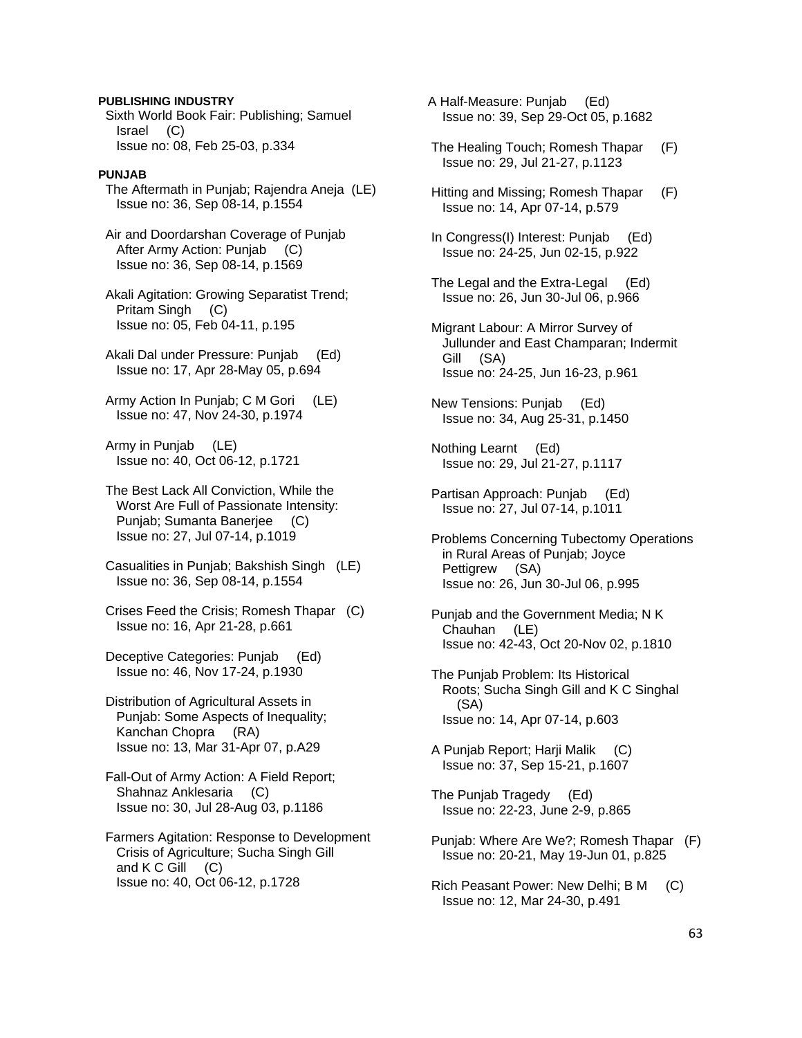**PUBLISHING INDUSTRY**

Sixth World Book Fair: Publishing; Samuel Israel (C)
Issue no: 08, Feb 25-03, p.334

**PUNJAB**

The Aftermath in Punjab; Rajendra Aneja (LE)
Issue no: 36, Sep 08-14, p.1554

Air and Doordarshan Coverage of Punjab After Army Action: Punjab (C)
Issue no: 36, Sep 08-14, p.1569

Akali Agitation: Growing Separatist Trend; Pritam Singh (C)
Issue no: 05, Feb 04-11, p.195

Akali Dal under Pressure: Punjab (Ed)
Issue no: 17, Apr 28-May 05, p.694

Army Action In Punjab; C M Gori (LE)
Issue no: 47, Nov 24-30, p.1974

Army in Punjab (LE)
Issue no: 40, Oct 06-12, p.1721

The Best Lack All Conviction, While the Worst Are Full of Passionate Intensity: Punjab; Sumanta Banerjee (C)
Issue no: 27, Jul 07-14, p.1019

Casualities in Punjab; Bakshish Singh (LE)
Issue no: 36, Sep 08-14, p.1554

Crises Feed the Crisis; Romesh Thapar (C)
Issue no: 16, Apr 21-28, p.661

Deceptive Categories: Punjab (Ed)
Issue no: 46, Nov 17-24, p.1930

Distribution of Agricultural Assets in Punjab: Some Aspects of Inequality; Kanchan Chopra (RA)
Issue no: 13, Mar 31-Apr 07, p.A29

Fall-Out of Army Action: A Field Report; Shahnaz Anklesaria (C)
Issue no: 30, Jul 28-Aug 03, p.1186

Farmers Agitation: Response to Development Crisis of Agriculture; Sucha Singh Gill and K C Gill (C)
Issue no: 40, Oct 06-12, p.1728

A Half-Measure: Punjab (Ed)
Issue no: 39, Sep 29-Oct 05, p.1682

The Healing Touch; Romesh Thapar (F)
Issue no: 29, Jul 21-27, p.1123

Hitting and Missing; Romesh Thapar (F)
Issue no: 14, Apr 07-14, p.579

In Congress(I) Interest: Punjab (Ed)
Issue no: 24-25, Jun 02-15, p.922

The Legal and the Extra-Legal (Ed)
Issue no: 26, Jun 30-Jul 06, p.966

Migrant Labour: A Mirror Survey of Jullunder and East Champaran; Indermit Gill (SA)
Issue no: 24-25, Jun 16-23, p.961

New Tensions: Punjab (Ed)
Issue no: 34, Aug 25-31, p.1450

Nothing Learnt (Ed)
Issue no: 29, Jul 21-27, p.1117

Partisan Approach: Punjab (Ed)
Issue no: 27, Jul 07-14, p.1011

Problems Concerning Tubectomy Operations in Rural Areas of Punjab; Joyce Pettigrew (SA)
Issue no: 26, Jun 30-Jul 06, p.995

Punjab and the Government Media; N K Chauhan (LE)
Issue no: 42-43, Oct 20-Nov 02, p.1810

The Punjab Problem: Its Historical Roots; Sucha Singh Gill and K C Singhal (SA)
Issue no: 14, Apr 07-14, p.603

A Punjab Report; Harji Malik (C)
Issue no: 37, Sep 15-21, p.1607

The Punjab Tragedy (Ed)
Issue no: 22-23, June 2-9, p.865

Punjab: Where Are We?; Romesh Thapar (F)
Issue no: 20-21, May 19-Jun 01, p.825

Rich Peasant Power: New Delhi; B M (C)
Issue no: 12, Mar 24-30, p.491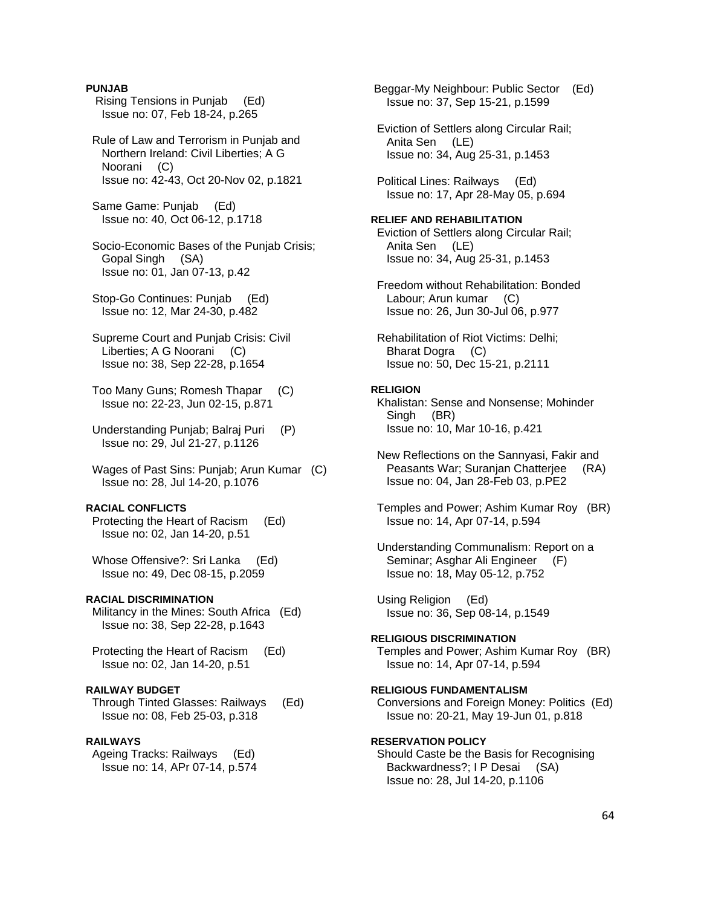**PUNJAB**

Rising Tensions in Punjab (Ed)
Issue no: 07, Feb 18-24, p.265

Rule of Law and Terrorism in Punjab and Northern Ireland: Civil Liberties; A G Noorani (C)
Issue no: 42-43, Oct 20-Nov 02, p.1821

Same Game: Punjab (Ed)
Issue no: 40, Oct 06-12, p.1718

Socio-Economic Bases of the Punjab Crisis; Gopal Singh (SA)
Issue no: 01, Jan 07-13, p.42

Stop-Go Continues: Punjab (Ed)
Issue no: 12, Mar 24-30, p.482

Supreme Court and Punjab Crisis: Civil Liberties; A G Noorani (C)
Issue no: 38, Sep 22-28, p.1654

Too Many Guns; Romesh Thapar (C)
Issue no: 22-23, Jun 02-15, p.871

Understanding Punjab; Balraj Puri (P)
Issue no: 29, Jul 21-27, p.1126

Wages of Past Sins: Punjab; Arun Kumar (C)
Issue no: 28, Jul 14-20, p.1076

**RACIAL CONFLICTS**

Protecting the Heart of Racism (Ed)
Issue no: 02, Jan 14-20, p.51

Whose Offensive?: Sri Lanka (Ed)
Issue no: 49, Dec 08-15, p.2059

**RACIAL DISCRIMINATION**

Militancy in the Mines: South Africa (Ed)
Issue no: 38, Sep 22-28, p.1643

Protecting the Heart of Racism (Ed)
Issue no: 02, Jan 14-20, p.51

**RAILWAY BUDGET**

Through Tinted Glasses: Railways (Ed)
Issue no: 08, Feb 25-03, p.318

**RAILWAYS**

Ageing Tracks: Railways (Ed)
Issue no: 14, APr 07-14, p.574

Beggar-My Neighbour: Public Sector (Ed)
Issue no: 37, Sep 15-21, p.1599

Eviction of Settlers along Circular Rail; Anita Sen (LE)
Issue no: 34, Aug 25-31, p.1453

Political Lines: Railways (Ed)
Issue no: 17, Apr 28-May 05, p.694

**RELIEF AND REHABILITATION**

Eviction of Settlers along Circular Rail; Anita Sen (LE)
Issue no: 34, Aug 25-31, p.1453

Freedom without Rehabilitation: Bonded Labour; Arun kumar (C)
Issue no: 26, Jun 30-Jul 06, p.977

Rehabilitation of Riot Victims: Delhi; Bharat Dogra (C)
Issue no: 50, Dec 15-21, p.2111

**RELIGION**

Khalistan: Sense and Nonsense; Mohinder Singh (BR)
Issue no: 10, Mar 10-16, p.421

New Reflections on the Sannyasi, Fakir and Peasants War; Suranjan Chatterjee (RA)
Issue no: 04, Jan 28-Feb 03, p.PE2

Temples and Power; Ashim Kumar Roy (BR)
Issue no: 14, Apr 07-14, p.594

Understanding Communalism: Report on a Seminar; Asghar Ali Engineer (F)
Issue no: 18, May 05-12, p.752

Using Religion (Ed)
Issue no: 36, Sep 08-14, p.1549

**RELIGIOUS DISCRIMINATION**

Temples and Power; Ashim Kumar Roy (BR)
Issue no: 14, Apr 07-14, p.594

**RELIGIOUS FUNDAMENTALISM**

Conversions and Foreign Money: Politics (Ed)
Issue no: 20-21, May 19-Jun 01, p.818

**RESERVATION POLICY**

Should Caste be the Basis for Recognising Backwardness?; I P Desai (SA)
Issue no: 28, Jul 14-20, p.1106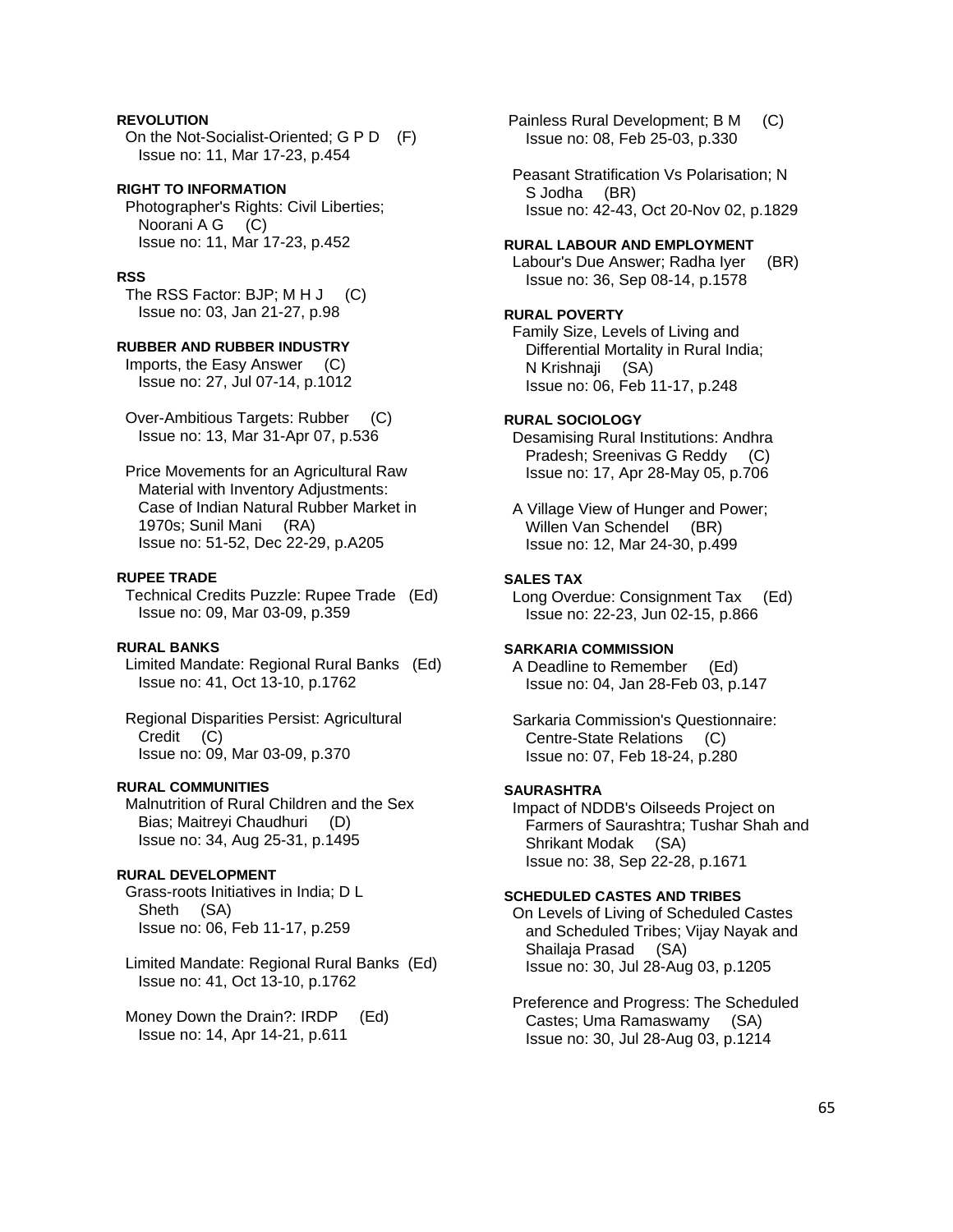**REVOLUTION**

On the Not-Socialist-Oriented; G P D (F)
Issue no: 11, Mar 17-23, p.454

**RIGHT TO INFORMATION**

Photographer's Rights: Civil Liberties; Noorani A G (C)
Issue no: 11, Mar 17-23, p.452

**RSS**

The RSS Factor: BJP; M H J (C)
Issue no: 03, Jan 21-27, p.98

**RUBBER AND RUBBER INDUSTRY**

Imports, the Easy Answer (C)
Issue no: 27, Jul 07-14, p.1012

Over-Ambitious Targets: Rubber (C)
Issue no: 13, Mar 31-Apr 07, p.536

Price Movements for an Agricultural Raw Material with Inventory Adjustments: Case of Indian Natural Rubber Market in 1970s; Sunil Mani (RA)
Issue no: 51-52, Dec 22-29, p.A205

**RUPEE TRADE**

Technical Credits Puzzle: Rupee Trade (Ed)
Issue no: 09, Mar 03-09, p.359

**RURAL BANKS**

Limited Mandate: Regional Rural Banks (Ed)
Issue no: 41, Oct 13-10, p.1762

Regional Disparities Persist: Agricultural Credit (C)
Issue no: 09, Mar 03-09, p.370

**RURAL COMMUNITIES**

Malnutrition of Rural Children and the Sex Bias; Maitreyi Chaudhuri (D)
Issue no: 34, Aug 25-31, p.1495

**RURAL DEVELOPMENT**

Grass-roots Initiatives in India; D L Sheth (SA)
Issue no: 06, Feb 11-17, p.259

Limited Mandate: Regional Rural Banks (Ed)
Issue no: 41, Oct 13-10, p.1762

Money Down the Drain?: IRDP (Ed)
Issue no: 14, Apr 14-21, p.611

Painless Rural Development; B M (C)
Issue no: 08, Feb 25-03, p.330

Peasant Stratification Vs Polarisation; N S Jodha (BR)
Issue no: 42-43, Oct 20-Nov 02, p.1829

**RURAL LABOUR AND EMPLOYMENT**

Labour's Due Answer; Radha Iyer (BR)
Issue no: 36, Sep 08-14, p.1578

**RURAL POVERTY**

Family Size, Levels of Living and Differential Mortality in Rural India; N Krishnaji (SA)
Issue no: 06, Feb 11-17, p.248

**RURAL SOCIOLOGY**

Desamising Rural Institutions: Andhra Pradesh; Sreenivas G Reddy (C)
Issue no: 17, Apr 28-May 05, p.706

A Village View of Hunger and Power; Willen Van Schendel (BR)
Issue no: 12, Mar 24-30, p.499

**SALES TAX**

Long Overdue: Consignment Tax (Ed)
Issue no: 22-23, Jun 02-15, p.866

**SARKARIA COMMISSION**

A Deadline to Remember (Ed)
Issue no: 04, Jan 28-Feb 03, p.147

Sarkaria Commission's Questionnaire: Centre-State Relations (C)
Issue no: 07, Feb 18-24, p.280

**SAURASHTRA**

Impact of NDDB's Oilseeds Project on Farmers of Saurashtra; Tushar Shah and Shrikant Modak (SA)
Issue no: 38, Sep 22-28, p.1671

**SCHEDULED CASTES AND TRIBES**

On Levels of Living of Scheduled Castes and Scheduled Tribes; Vijay Nayak and Shailaja Prasad (SA)
Issue no: 30, Jul 28-Aug 03, p.1205

Preference and Progress: The Scheduled Castes; Uma Ramaswamy (SA)
Issue no: 30, Jul 28-Aug 03, p.1214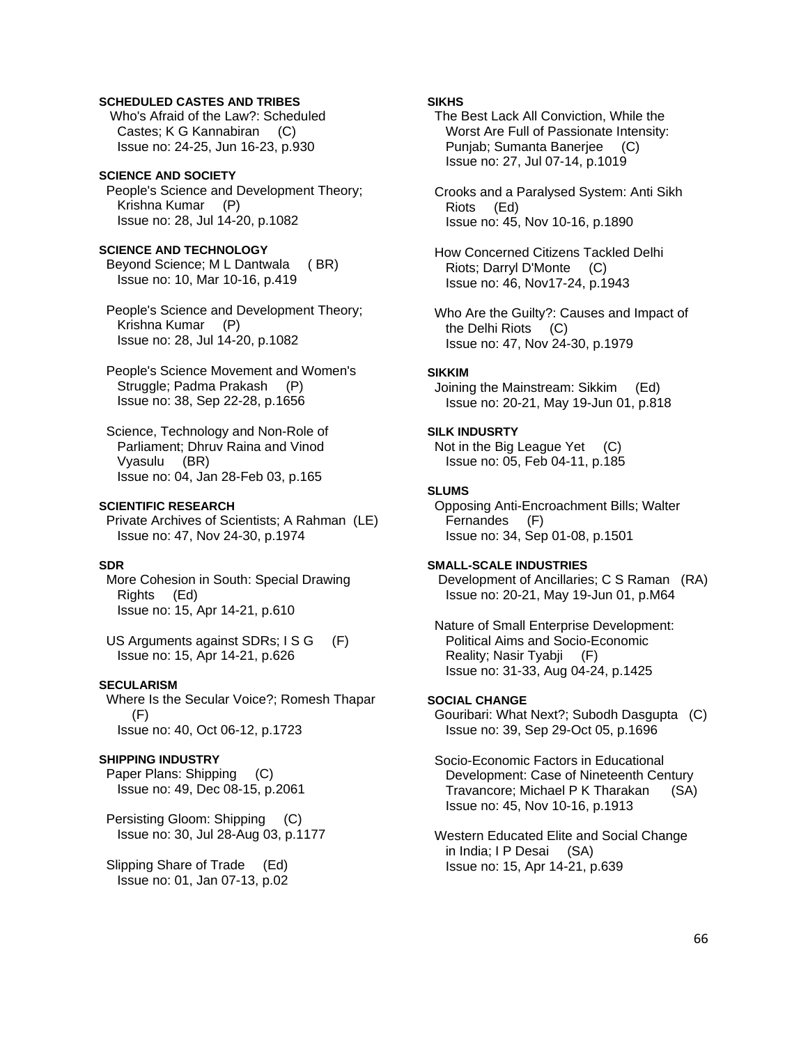**SCHEDULED CASTES AND TRIBES**

Who's Afraid of the Law?: Scheduled Castes; K G Kannabiran (C)
Issue no: 24-25, Jun 16-23, p.930

**SCIENCE AND SOCIETY**

People's Science and Development Theory; Krishna Kumar (P)
Issue no: 28, Jul 14-20, p.1082

**SCIENCE AND TECHNOLOGY**

Beyond Science; M L Dantwala (BR)
Issue no: 10, Mar 10-16, p.419

People's Science and Development Theory; Krishna Kumar (P)
Issue no: 28, Jul 14-20, p.1082

People's Science Movement and Women's Struggle; Padma Prakash (P)
Issue no: 38, Sep 22-28, p.1656

Science, Technology and Non-Role of Parliament; Dhruv Raina and Vinod Vyasulu (BR)
Issue no: 04, Jan 28-Feb 03, p.165

**SCIENTIFIC RESEARCH**

Private Archives of Scientists; A Rahman (LE)
Issue no: 47, Nov 24-30, p.1974

**SDR**

More Cohesion in South: Special Drawing Rights (Ed)
Issue no: 15, Apr 14-21, p.610

US Arguments against SDRs; I S G (F)
Issue no: 15, Apr 14-21, p.626

**SECULARISM**

Where Is the Secular Voice?; Romesh Thapar (F)
Issue no: 40, Oct 06-12, p.1723

**SHIPPING INDUSTRY**

Paper Plans: Shipping (C)
Issue no: 49, Dec 08-15, p.2061

Persisting Gloom: Shipping (C)
Issue no: 30, Jul 28-Aug 03, p.1177

Slipping Share of Trade (Ed)
Issue no: 01, Jan 07-13, p.02

**SIKHS**

The Best Lack All Conviction, While the Worst Are Full of Passionate Intensity: Punjab; Sumanta Banerjee (C)
Issue no: 27, Jul 07-14, p.1019

Crooks and a Paralysed System: Anti Sikh Riots (Ed)
Issue no: 45, Nov 10-16, p.1890

How Concerned Citizens Tackled Delhi Riots; Darryl D'Monte (C)
Issue no: 46, Nov17-24, p.1943

Who Are the Guilty?: Causes and Impact of the Delhi Riots (C)
Issue no: 47, Nov 24-30, p.1979

**SIKKIM**

Joining the Mainstream: Sikkim (Ed)
Issue no: 20-21, May 19-Jun 01, p.818

**SILK INDUSRTY**

Not in the Big League Yet (C)
Issue no: 05, Feb 04-11, p.185

**SLUMS**

Opposing Anti-Encroachment Bills; Walter Fernandes (F)
Issue no: 34, Sep 01-08, p.1501

**SMALL-SCALE INDUSTRIES**

Development of Ancillaries; C S Raman (RA)
Issue no: 20-21, May 19-Jun 01, p.M64

Nature of Small Enterprise Development: Political Aims and Socio-Economic Reality; Nasir Tyabji (F)
Issue no: 31-33, Aug 04-24, p.1425

**SOCIAL CHANGE**

Gouribari: What Next?; Subodh Dasgupta (C)
Issue no: 39, Sep 29-Oct 05, p.1696

Socio-Economic Factors in Educational Development: Case of Nineteenth Century Travancore; Michael P K Tharakan (SA)
Issue no: 45, Nov 10-16, p.1913

Western Educated Elite and Social Change in India; I P Desai (SA)
Issue no: 15, Apr 14-21, p.639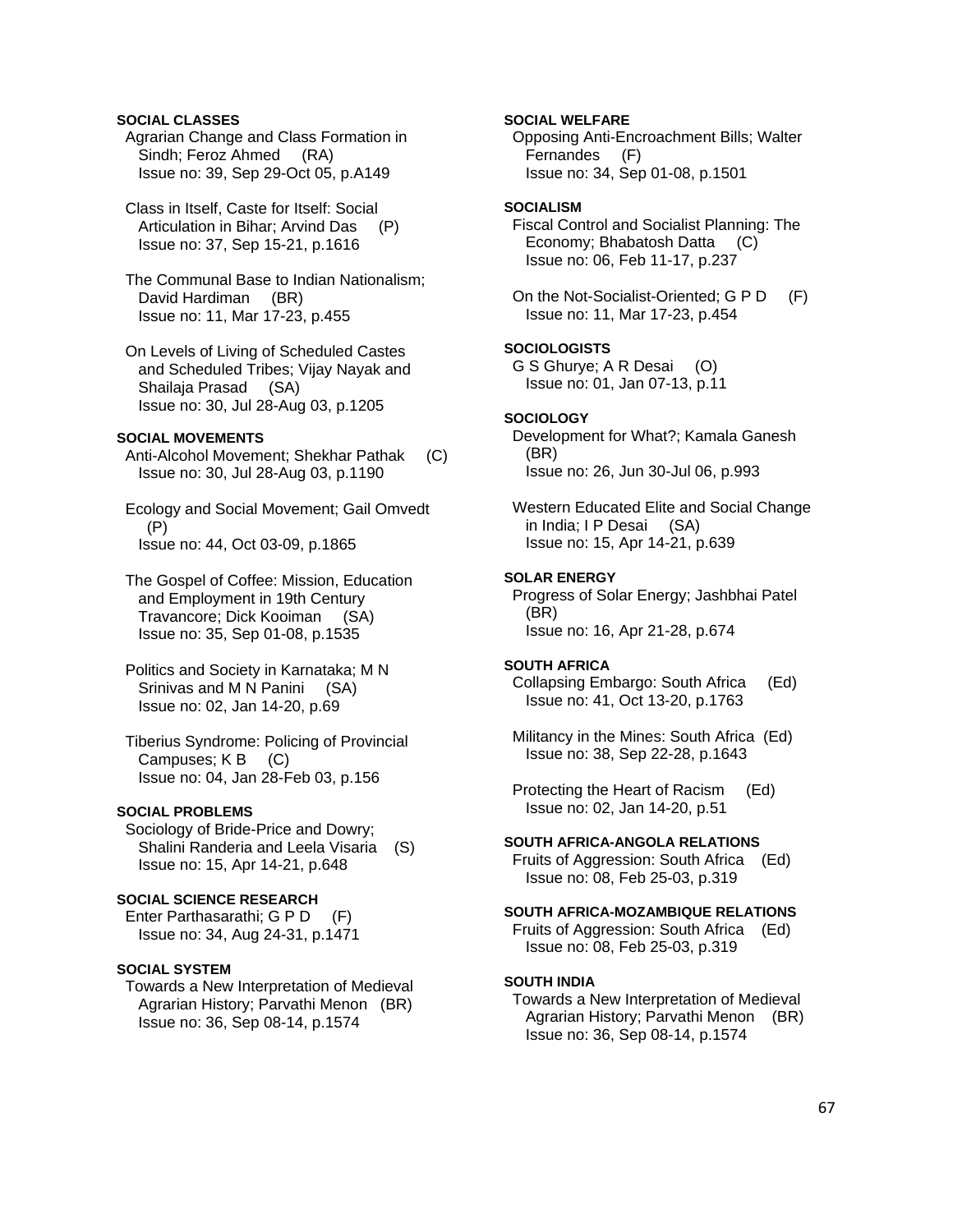**SOCIAL CLASSES**

Agrarian Change and Class Formation in Sindh; Feroz Ahmed (RA)
Issue no: 39, Sep 29-Oct 05, p.A149

Class in Itself, Caste for Itself: Social Articulation in Bihar; Arvind Das (P)
Issue no: 37, Sep 15-21, p.1616

The Communal Base to Indian Nationalism; David Hardiman (BR)
Issue no: 11, Mar 17-23, p.455

On Levels of Living of Scheduled Castes and Scheduled Tribes; Vijay Nayak and Shailaja Prasad (SA)
Issue no: 30, Jul 28-Aug 03, p.1205

**SOCIAL MOVEMENTS**

Anti-Alcohol Movement; Shekhar Pathak (C)
Issue no: 30, Jul 28-Aug 03, p.1190

Ecology and Social Movement; Gail Omvedt (P)
Issue no: 44, Oct 03-09, p.1865

The Gospel of Coffee: Mission, Education and Employment in 19th Century Travancore; Dick Kooiman (SA)
Issue no: 35, Sep 01-08, p.1535

Politics and Society in Karnataka; M N Srinivas and M N Panini (SA)
Issue no: 02, Jan 14-20, p.69

Tiberius Syndrome: Policing of Provincial Campuses; K B (C)
Issue no: 04, Jan 28-Feb 03, p.156

**SOCIAL PROBLEMS**

Sociology of Bride-Price and Dowry; Shalini Randeria and Leela Visaria (S)
Issue no: 15, Apr 14-21, p.648

**SOCIAL SCIENCE RESEARCH**

Enter Parthasarathi; G P D (F)
Issue no: 34, Aug 24-31, p.1471

**SOCIAL SYSTEM**

Towards a New Interpretation of Medieval Agrarian History; Parvathi Menon (BR)
Issue no: 36, Sep 08-14, p.1574

**SOCIAL WELFARE**

Opposing Anti-Encroachment Bills; Walter Fernandes (F)
Issue no: 34, Sep 01-08, p.1501

**SOCIALISM**

Fiscal Control and Socialist Planning: The Economy; Bhabatosh Datta (C)
Issue no: 06, Feb 11-17, p.237

On the Not-Socialist-Oriented; G P D (F)
Issue no: 11, Mar 17-23, p.454

**SOCIOLOGISTS**

G S Ghurye; A R Desai (O)
Issue no: 01, Jan 07-13, p.11

**SOCIOLOGY**

Development for What?; Kamala Ganesh (BR)
Issue no: 26, Jun 30-Jul 06, p.993

Western Educated Elite and Social Change in India; I P Desai (SA)
Issue no: 15, Apr 14-21, p.639

**SOLAR ENERGY**

Progress of Solar Energy; Jashbhai Patel (BR)
Issue no: 16, Apr 21-28, p.674

**SOUTH AFRICA**

Collapsing Embargo: South Africa (Ed)
Issue no: 41, Oct 13-20, p.1763

Militancy in the Mines: South Africa (Ed)
Issue no: 38, Sep 22-28, p.1643

Protecting the Heart of Racism (Ed)
Issue no: 02, Jan 14-20, p.51

**SOUTH AFRICA-ANGOLA RELATIONS**

Fruits of Aggression: South Africa (Ed)
Issue no: 08, Feb 25-03, p.319

**SOUTH AFRICA-MOZAMBIQUE RELATIONS**

Fruits of Aggression: South Africa (Ed)
Issue no: 08, Feb 25-03, p.319

**SOUTH INDIA**

Towards a New Interpretation of Medieval Agrarian History; Parvathi Menon (BR)
Issue no: 36, Sep 08-14, p.1574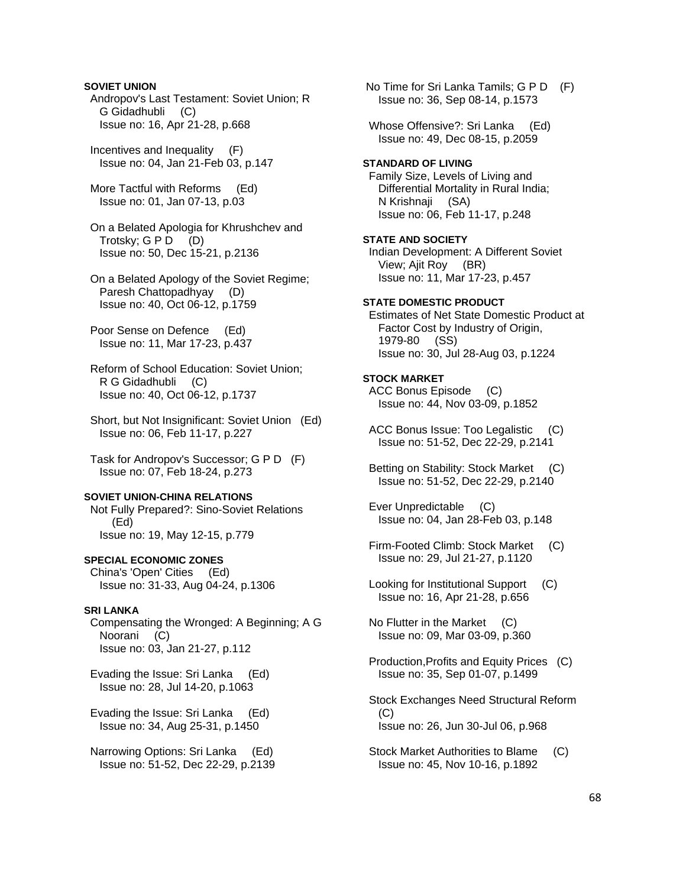**SOVIET UNION**

Andropov's Last Testament: Soviet Union; R G Gidadhubli (C)
Issue no: 16, Apr 21-28, p.668

Incentives and Inequality (F)
Issue no: 04, Jan 21-Feb 03, p.147

More Tactful with Reforms (Ed)
Issue no: 01, Jan 07-13, p.03

On a Belated Apologia for Khrushchev and Trotsky; G P D (D)
Issue no: 50, Dec 15-21, p.2136

On a Belated Apology of the Soviet Regime; Paresh Chattopadhyay (D)
Issue no: 40, Oct 06-12, p.1759

Poor Sense on Defence (Ed)
Issue no: 11, Mar 17-23, p.437

Reform of School Education: Soviet Union; R G Gidadhubli (C)
Issue no: 40, Oct 06-12, p.1737

Short, but Not Insignificant: Soviet Union (Ed)
Issue no: 06, Feb 11-17, p.227

Task for Andropov's Successor; G P D (F)
Issue no: 07, Feb 18-24, p.273

**SOVIET UNION-CHINA RELATIONS**

Not Fully Prepared?: Sino-Soviet Relations (Ed)
Issue no: 19, May 12-15, p.779

**SPECIAL ECONOMIC ZONES**

China's 'Open' Cities (Ed)
Issue no: 31-33, Aug 04-24, p.1306

**SRI LANKA**

Compensating the Wronged: A Beginning; A G Noorani (C)
Issue no: 03, Jan 21-27, p.112

Evading the Issue: Sri Lanka (Ed)
Issue no: 28, Jul 14-20, p.1063

Evading the Issue: Sri Lanka (Ed)
Issue no: 34, Aug 25-31, p.1450

Narrowing Options: Sri Lanka (Ed)
Issue no: 51-52, Dec 22-29, p.2139

No Time for Sri Lanka Tamils; G P D (F)
Issue no: 36, Sep 08-14, p.1573

Whose Offensive?: Sri Lanka (Ed)
Issue no: 49, Dec 08-15, p.2059

**STANDARD OF LIVING**

Family Size, Levels of Living and Differential Mortality in Rural India; N Krishnaji (SA)
Issue no: 06, Feb 11-17, p.248

**STATE AND SOCIETY**

Indian Development: A Different Soviet View; Ajit Roy (BR)
Issue no: 11, Mar 17-23, p.457

**STATE DOMESTIC PRODUCT**

Estimates of Net State Domestic Product at Factor Cost by Industry of Origin, 1979-80 (SS)
Issue no: 30, Jul 28-Aug 03, p.1224

**STOCK MARKET**

ACC Bonus Episode (C)
Issue no: 44, Nov 03-09, p.1852

ACC Bonus Issue: Too Legalistic (C)
Issue no: 51-52, Dec 22-29, p.2141

Betting on Stability: Stock Market (C)
Issue no: 51-52, Dec 22-29, p.2140

Ever Unpredictable (C)
Issue no: 04, Jan 28-Feb 03, p.148

Firm-Footed Climb: Stock Market (C)
Issue no: 29, Jul 21-27, p.1120

Looking for Institutional Support (C)
Issue no: 16, Apr 21-28, p.656

No Flutter in the Market (C)
Issue no: 09, Mar 03-09, p.360

Production,Profits and Equity Prices (C)
Issue no: 35, Sep 01-07, p.1499

Stock Exchanges Need Structural Reform (C)
Issue no: 26, Jun 30-Jul 06, p.968

Stock Market Authorities to Blame (C)
Issue no: 45, Nov 10-16, p.1892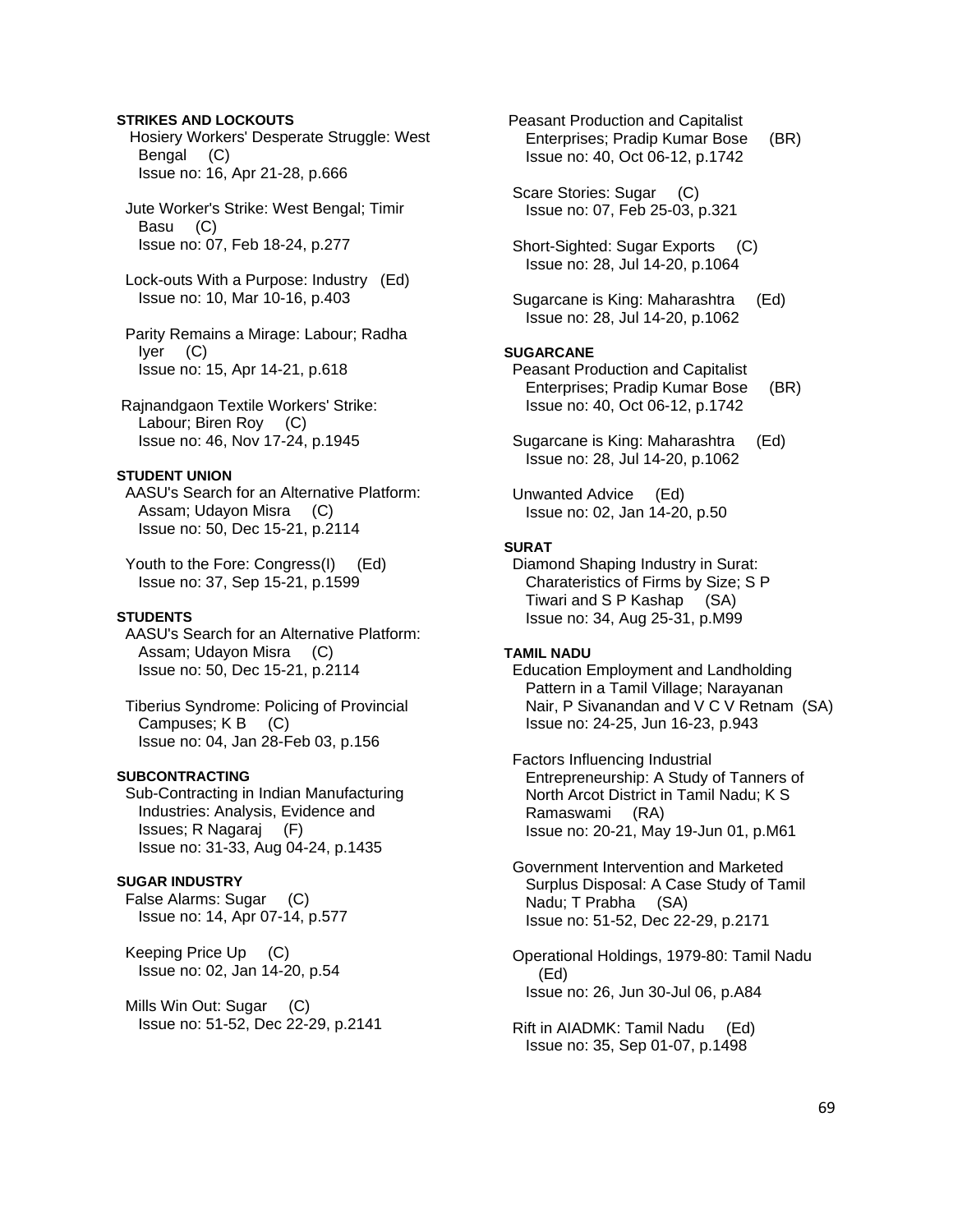**STRIKES AND LOCKOUTS**

Hosiery Workers' Desperate Struggle: West Bengal (C)
Issue no: 16, Apr 21-28, p.666

Jute Worker's Strike: West Bengal; Timir Basu (C)
Issue no: 07, Feb 18-24, p.277

Lock-outs With a Purpose: Industry (Ed)
Issue no: 10, Mar 10-16, p.403

Parity Remains a Mirage: Labour; Radha Iyer (C)
Issue no: 15, Apr 14-21, p.618

Rajnandgaon Textile Workers' Strike: Labour; Biren Roy (C)
Issue no: 46, Nov 17-24, p.1945

**STUDENT UNION**

AASU's Search for an Alternative Platform: Assam; Udayon Misra (C)
Issue no: 50, Dec 15-21, p.2114

Youth to the Fore: Congress(I) (Ed)
Issue no: 37, Sep 15-21, p.1599

**STUDENTS**

AASU's Search for an Alternative Platform: Assam; Udayon Misra (C)
Issue no: 50, Dec 15-21, p.2114

Tiberius Syndrome: Policing of Provincial Campuses; K B (C)
Issue no: 04, Jan 28-Feb 03, p.156

**SUBCONTRACTING**

Sub-Contracting in Indian Manufacturing Industries: Analysis, Evidence and Issues; R Nagaraj (F)
Issue no: 31-33, Aug 04-24, p.1435

**SUGAR INDUSTRY**

False Alarms: Sugar (C)
Issue no: 14, Apr 07-14, p.577

Keeping Price Up (C)
Issue no: 02, Jan 14-20, p.54

Mills Win Out: Sugar (C)
Issue no: 51-52, Dec 22-29, p.2141

Peasant Production and Capitalist Enterprises; Pradip Kumar Bose (BR)
Issue no: 40, Oct 06-12, p.1742

Scare Stories: Sugar (C)
Issue no: 07, Feb 25-03, p.321

Short-Sighted: Sugar Exports (C)
Issue no: 28, Jul 14-20, p.1064

Sugarcane is King: Maharashtra (Ed)
Issue no: 28, Jul 14-20, p.1062

**SUGARCANE**

Peasant Production and Capitalist Enterprises; Pradip Kumar Bose (BR)
Issue no: 40, Oct 06-12, p.1742

Sugarcane is King: Maharashtra (Ed)
Issue no: 28, Jul 14-20, p.1062

Unwanted Advice (Ed)
Issue no: 02, Jan 14-20, p.50

**SURAT**

Diamond Shaping Industry in Surat: Charateristics of Firms by Size; S P Tiwari and S P Kashap (SA)
Issue no: 34, Aug 25-31, p.M99

**TAMIL NADU**

Education Employment and Landholding Pattern in a Tamil Village; Narayanan Nair, P Sivanandan and V C V Retnam (SA)
Issue no: 24-25, Jun 16-23, p.943

Factors Influencing Industrial Entrepreneurship: A Study of Tanners of North Arcot District in Tamil Nadu; K S Ramaswami (RA)
Issue no: 20-21, May 19-Jun 01, p.M61

Government Intervention and Marketed Surplus Disposal: A Case Study of Tamil Nadu; T Prabha (SA)
Issue no: 51-52, Dec 22-29, p.2171

Operational Holdings, 1979-80: Tamil Nadu (Ed)
Issue no: 26, Jun 30-Jul 06, p.A84

Rift in AIADMK: Tamil Nadu (Ed)
Issue no: 35, Sep 01-07, p.1498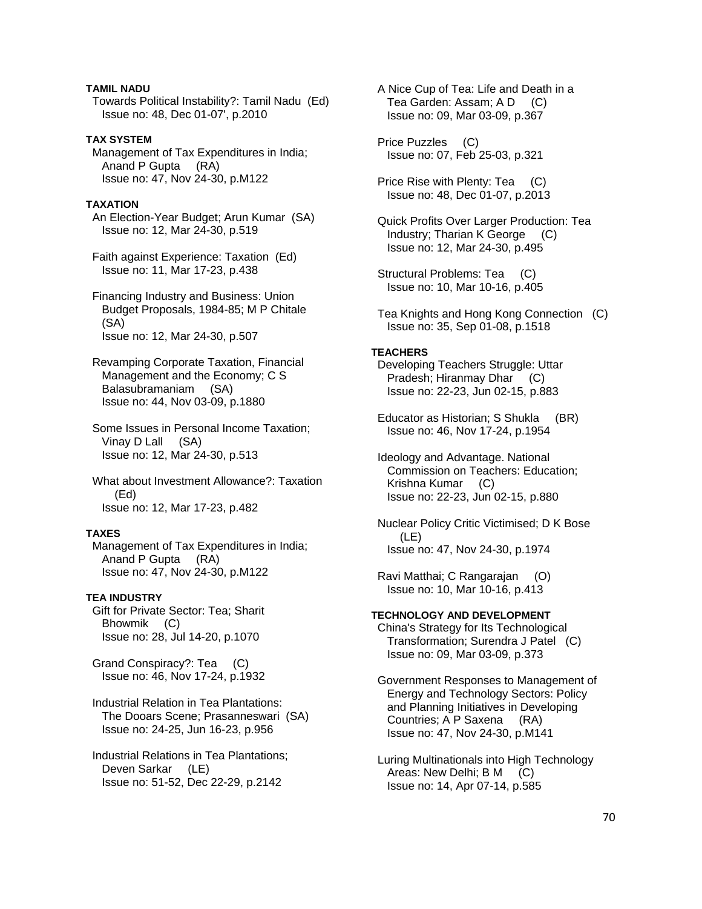**TAMIL NADU**

Towards Political Instability?: Tamil Nadu (Ed)
Issue no: 48, Dec 01-07', p.2010

**TAX SYSTEM**

Management of Tax Expenditures in India; Anand P Gupta (RA)
Issue no: 47, Nov 24-30, p.M122

**TAXATION**

An Election-Year Budget; Arun Kumar (SA)
Issue no: 12, Mar 24-30, p.519

Faith against Experience: Taxation (Ed)
Issue no: 11, Mar 17-23, p.438

Financing Industry and Business: Union Budget Proposals, 1984-85; M P Chitale (SA)
Issue no: 12, Mar 24-30, p.507

Revamping Corporate Taxation, Financial Management and the Economy; C S Balasubramaniam (SA)
Issue no: 44, Nov 03-09, p.1880

Some Issues in Personal Income Taxation; Vinay D Lall (SA)
Issue no: 12, Mar 24-30, p.513

What about Investment Allowance?: Taxation (Ed)
Issue no: 12, Mar 17-23, p.482

**TAXES**

Management of Tax Expenditures in India; Anand P Gupta (RA)
Issue no: 47, Nov 24-30, p.M122

**TEA INDUSTRY**

Gift for Private Sector: Tea; Sharit Bhowmik (C)
Issue no: 28, Jul 14-20, p.1070

Grand Conspiracy?: Tea (C)
Issue no: 46, Nov 17-24, p.1932

Industrial Relation in Tea Plantations: The Dooars Scene; Prasanneswari (SA)
Issue no: 24-25, Jun 16-23, p.956

Industrial Relations in Tea Plantations; Deven Sarkar (LE)
Issue no: 51-52, Dec 22-29, p.2142

A Nice Cup of Tea: Life and Death in a Tea Garden: Assam; A D (C)
Issue no: 09, Mar 03-09, p.367

Price Puzzles (C)
Issue no: 07, Feb 25-03, p.321

Price Rise with Plenty: Tea (C)
Issue no: 48, Dec 01-07, p.2013

Quick Profits Over Larger Production: Tea Industry; Tharian K George (C)
Issue no: 12, Mar 24-30, p.495

Structural Problems: Tea (C)
Issue no: 10, Mar 10-16, p.405

Tea Knights and Hong Kong Connection (C)
Issue no: 35, Sep 01-08, p.1518

**TEACHERS**

Developing Teachers Struggle: Uttar Pradesh; Hiranmay Dhar (C)
Issue no: 22-23, Jun 02-15, p.883

Educator as Historian; S Shukla (BR)
Issue no: 46, Nov 17-24, p.1954

Ideology and Advantage. National Commission on Teachers: Education; Krishna Kumar (C)
Issue no: 22-23, Jun 02-15, p.880

Nuclear Policy Critic Victimised; D K Bose (LE)
Issue no: 47, Nov 24-30, p.1974

Ravi Matthai; C Rangarajan (O)
Issue no: 10, Mar 10-16, p.413

**TECHNOLOGY AND DEVELOPMENT**

China's Strategy for Its Technological Transformation; Surendra J Patel (C)
Issue no: 09, Mar 03-09, p.373

Government Responses to Management of Energy and Technology Sectors: Policy and Planning Initiatives in Developing Countries; A P Saxena (RA)
Issue no: 47, Nov 24-30, p.M141

Luring Multinationals into High Technology Areas: New Delhi; B M (C)
Issue no: 14, Apr 07-14, p.585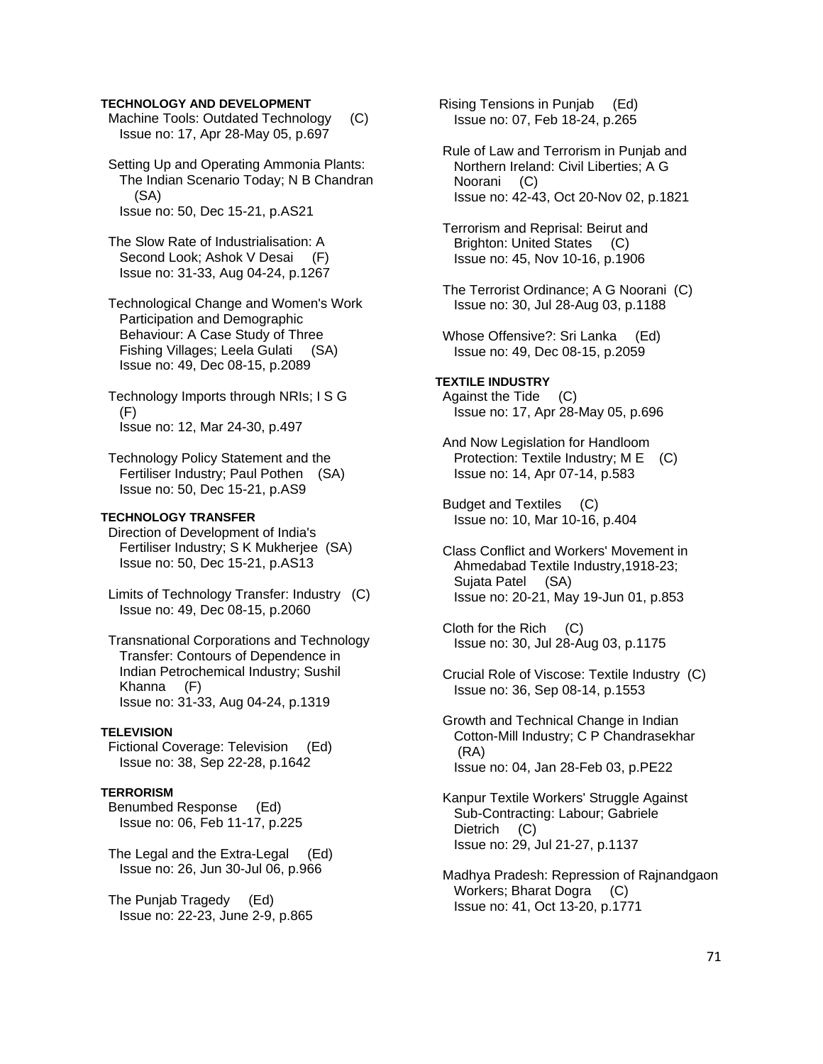**TECHNOLOGY AND DEVELOPMENT**

Machine Tools: Outdated Technology (C)
Issue no: 17, Apr 28-May 05, p.697

Setting Up and Operating Ammonia Plants: The Indian Scenario Today; N B Chandran (SA)
Issue no: 50, Dec 15-21, p.AS21

The Slow Rate of Industrialisation: A Second Look; Ashok V Desai (F)
Issue no: 31-33, Aug 04-24, p.1267

Technological Change and Women's Work Participation and Demographic Behaviour: A Case Study of Three Fishing Villages; Leela Gulati (SA)
Issue no: 49, Dec 08-15, p.2089

Technology Imports through NRIs; I S G (F)
Issue no: 12, Mar 24-30, p.497

Technology Policy Statement and the Fertiliser Industry; Paul Pothen (SA)
Issue no: 50, Dec 15-21, p.AS9

**TECHNOLOGY TRANSFER**

Direction of Development of India's Fertiliser Industry; S K Mukherjee (SA)
Issue no: 50, Dec 15-21, p.AS13

Limits of Technology Transfer: Industry (C)
Issue no: 49, Dec 08-15, p.2060

Transnational Corporations and Technology Transfer: Contours of Dependence in Indian Petrochemical Industry; Sushil Khanna (F)
Issue no: 31-33, Aug 04-24, p.1319

**TELEVISION**

Fictional Coverage: Television (Ed)
Issue no: 38, Sep 22-28, p.1642

**TERRORISM**

Benumbed Response (Ed)
Issue no: 06, Feb 11-17, p.225

The Legal and the Extra-Legal (Ed)
Issue no: 26, Jun 30-Jul 06, p.966

The Punjab Tragedy (Ed)
Issue no: 22-23, June 2-9, p.865

Rising Tensions in Punjab (Ed)
Issue no: 07, Feb 18-24, p.265

Rule of Law and Terrorism in Punjab and Northern Ireland: Civil Liberties; A G Noorani (C)
Issue no: 42-43, Oct 20-Nov 02, p.1821

Terrorism and Reprisal: Beirut and Brighton: United States (C)
Issue no: 45, Nov 10-16, p.1906

The Terrorist Ordinance; A G Noorani (C)
Issue no: 30, Jul 28-Aug 03, p.1188

Whose Offensive?: Sri Lanka (Ed)
Issue no: 49, Dec 08-15, p.2059

**TEXTILE INDUSTRY**

Against the Tide (C)
Issue no: 17, Apr 28-May 05, p.696

And Now Legislation for Handloom Protection: Textile Industry; M E (C)
Issue no: 14, Apr 07-14, p.583

Budget and Textiles (C)
Issue no: 10, Mar 10-16, p.404

Class Conflict and Workers' Movement in Ahmedabad Textile Industry,1918-23; Sujata Patel (SA)
Issue no: 20-21, May 19-Jun 01, p.853

Cloth for the Rich (C)
Issue no: 30, Jul 28-Aug 03, p.1175

Crucial Role of Viscose: Textile Industry (C)
Issue no: 36, Sep 08-14, p.1553

Growth and Technical Change in Indian Cotton-Mill Industry; C P Chandrasekhar (RA)
Issue no: 04, Jan 28-Feb 03, p.PE22

Kanpur Textile Workers' Struggle Against Sub-Contracting: Labour; Gabriele Dietrich (C)
Issue no: 29, Jul 21-27, p.1137

Madhya Pradesh: Repression of Rajnandgaon Workers; Bharat Dogra (C)
Issue no: 41, Oct 13-20, p.1771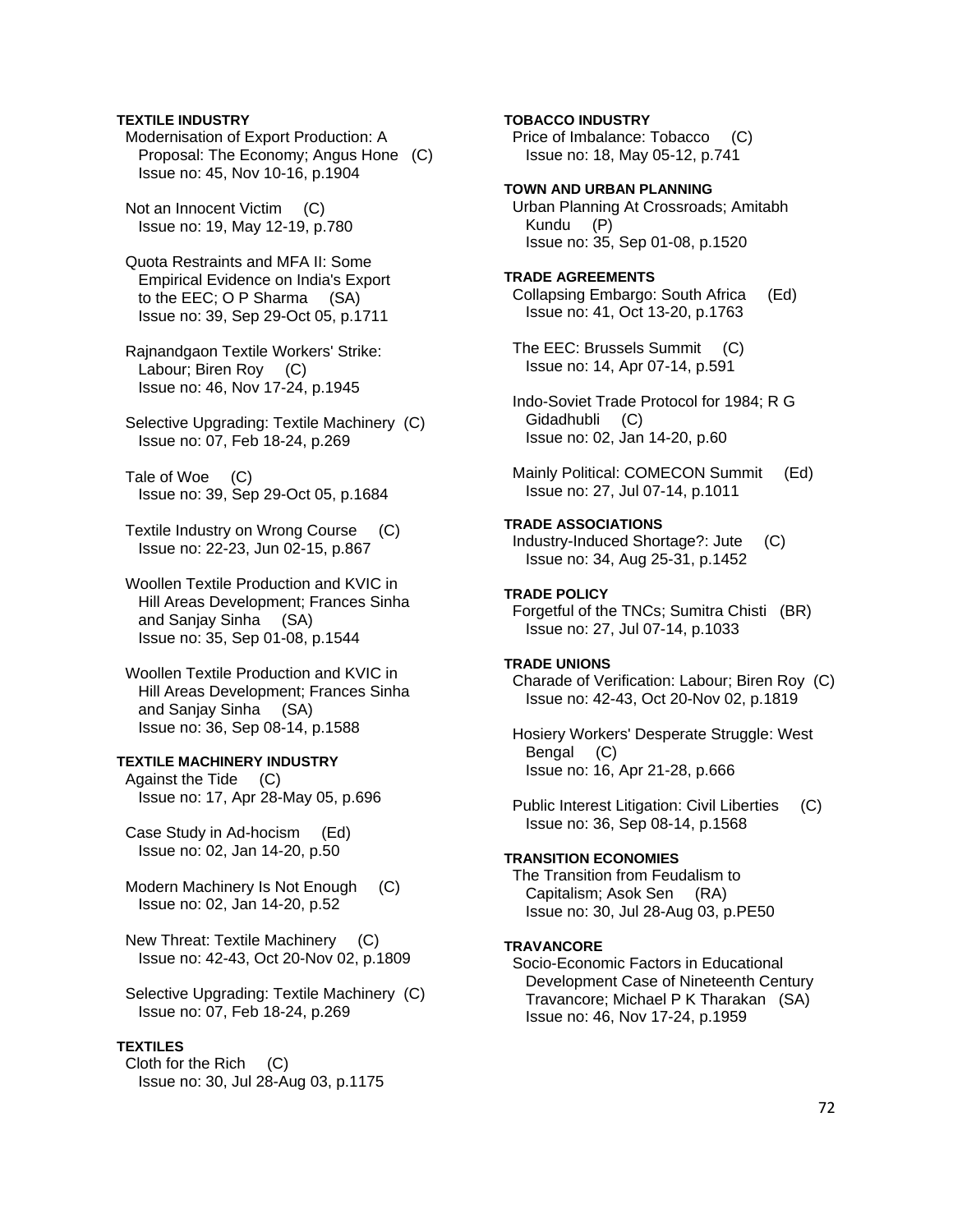**TEXTILE INDUSTRY**

Modernisation of Export Production: A Proposal: The Economy; Angus Hone (C)
Issue no: 45, Nov 10-16, p.1904

Not an Innocent Victim (C)
Issue no: 19, May 12-19, p.780

Quota Restraints and MFA II: Some Empirical Evidence on India's Export to the EEC; O P Sharma (SA)
Issue no: 39, Sep 29-Oct 05, p.1711

Rajnandgaon Textile Workers' Strike: Labour; Biren Roy (C)
Issue no: 46, Nov 17-24, p.1945

Selective Upgrading: Textile Machinery (C)
Issue no: 07, Feb 18-24, p.269

Tale of Woe (C)
Issue no: 39, Sep 29-Oct 05, p.1684

Textile Industry on Wrong Course (C)
Issue no: 22-23, Jun 02-15, p.867

Woollen Textile Production and KVIC in Hill Areas Development; Frances Sinha and Sanjay Sinha (SA)
Issue no: 35, Sep 01-08, p.1544

Woollen Textile Production and KVIC in Hill Areas Development; Frances Sinha and Sanjay Sinha (SA)
Issue no: 36, Sep 08-14, p.1588

**TEXTILE MACHINERY INDUSTRY**

Against the Tide (C)
Issue no: 17, Apr 28-May 05, p.696

Case Study in Ad-hocism (Ed)
Issue no: 02, Jan 14-20, p.50

Modern Machinery Is Not Enough (C)
Issue no: 02, Jan 14-20, p.52

New Threat: Textile Machinery (C)
Issue no: 42-43, Oct 20-Nov 02, p.1809

Selective Upgrading: Textile Machinery (C)
Issue no: 07, Feb 18-24, p.269

**TEXTILES**

Cloth for the Rich (C)
Issue no: 30, Jul 28-Aug 03, p.1175

**TOBACCO INDUSTRY**

Price of Imbalance: Tobacco (C)
Issue no: 18, May 05-12, p.741

**TOWN AND URBAN PLANNING**

Urban Planning At Crossroads; Amitabh Kundu (P)
Issue no: 35, Sep 01-08, p.1520

**TRADE AGREEMENTS**

Collapsing Embargo: South Africa (Ed)
Issue no: 41, Oct 13-20, p.1763

The EEC: Brussels Summit (C)
Issue no: 14, Apr 07-14, p.591

Indo-Soviet Trade Protocol for 1984; R G Gidadhubli (C)
Issue no: 02, Jan 14-20, p.60

Mainly Political: COMECON Summit (Ed)
Issue no: 27, Jul 07-14, p.1011

**TRADE ASSOCIATIONS**

Industry-Induced Shortage?: Jute (C)
Issue no: 34, Aug 25-31, p.1452

**TRADE POLICY**

Forgetful of the TNCs; Sumitra Chisti (BR)
Issue no: 27, Jul 07-14, p.1033

**TRADE UNIONS**

Charade of Verification: Labour; Biren Roy (C)
Issue no: 42-43, Oct 20-Nov 02, p.1819

Hosiery Workers' Desperate Struggle: West Bengal (C)
Issue no: 16, Apr 21-28, p.666

Public Interest Litigation: Civil Liberties (C)
Issue no: 36, Sep 08-14, p.1568

**TRANSITION ECONOMIES**

The Transition from Feudalism to Capitalism; Asok Sen (RA)
Issue no: 30, Jul 28-Aug 03, p.PE50

**TRAVANCORE**

Socio-Economic Factors in Educational Development Case of Nineteenth Century Travancore; Michael P K Tharakan (SA)
Issue no: 46, Nov 17-24, p.1959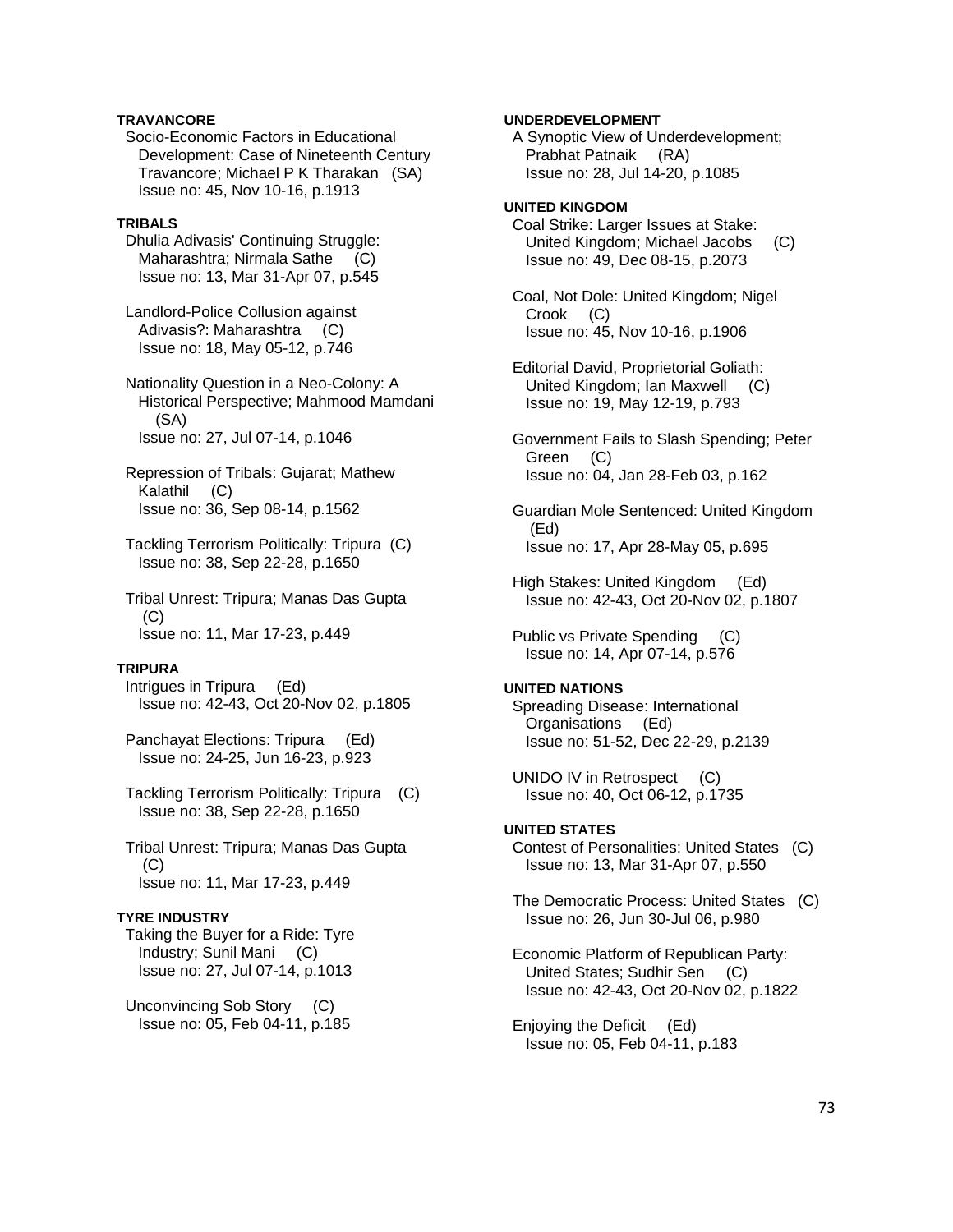**TRAVANCORE**

Socio-Economic Factors in Educational Development: Case of Nineteenth Century Travancore; Michael P K Tharakan (SA)
Issue no: 45, Nov 10-16, p.1913

**TRIBALS**

Dhulia Adivasis' Continuing Struggle: Maharashtra; Nirmala Sathe (C)
Issue no: 13, Mar 31-Apr 07, p.545

Landlord-Police Collusion against Adivasis?: Maharashtra (C)
Issue no: 18, May 05-12, p.746

Nationality Question in a Neo-Colony: A Historical Perspective; Mahmood Mamdani (SA)
Issue no: 27, Jul 07-14, p.1046

Repression of Tribals: Gujarat; Mathew Kalathil (C)
Issue no: 36, Sep 08-14, p.1562

Tackling Terrorism Politically: Tripura (C)
Issue no: 38, Sep 22-28, p.1650

Tribal Unrest: Tripura; Manas Das Gupta (C)
Issue no: 11, Mar 17-23, p.449

**TRIPURA**

Intrigues in Tripura (Ed)
Issue no: 42-43, Oct 20-Nov 02, p.1805

Panchayat Elections: Tripura (Ed)
Issue no: 24-25, Jun 16-23, p.923

Tackling Terrorism Politically: Tripura (C)
Issue no: 38, Sep 22-28, p.1650

Tribal Unrest: Tripura; Manas Das Gupta (C)
Issue no: 11, Mar 17-23, p.449

**TYRE INDUSTRY**

Taking the Buyer for a Ride: Tyre Industry; Sunil Mani (C)
Issue no: 27, Jul 07-14, p.1013

Unconvincing Sob Story (C)
Issue no: 05, Feb 04-11, p.185

**UNDERDEVELOPMENT**

A Synoptic View of Underdevelopment; Prabhat Patnaik (RA)
Issue no: 28, Jul 14-20, p.1085

**UNITED KINGDOM**

Coal Strike: Larger Issues at Stake: United Kingdom; Michael Jacobs (C)
Issue no: 49, Dec 08-15, p.2073

Coal, Not Dole: United Kingdom; Nigel Crook (C)
Issue no: 45, Nov 10-16, p.1906

Editorial David, Proprietorial Goliath: United Kingdom; Ian Maxwell (C)
Issue no: 19, May 12-19, p.793

Government Fails to Slash Spending; Peter Green (C)
Issue no: 04, Jan 28-Feb 03, p.162

Guardian Mole Sentenced: United Kingdom (Ed)
Issue no: 17, Apr 28-May 05, p.695

High Stakes: United Kingdom (Ed)
Issue no: 42-43, Oct 20-Nov 02, p.1807

Public vs Private Spending (C)
Issue no: 14, Apr 07-14, p.576

**UNITED NATIONS**

Spreading Disease: International Organisations (Ed)
Issue no: 51-52, Dec 22-29, p.2139

UNIDO IV in Retrospect (C)
Issue no: 40, Oct 06-12, p.1735

**UNITED STATES**

Contest of Personalities: United States (C)
Issue no: 13, Mar 31-Apr 07, p.550

The Democratic Process: United States (C)
Issue no: 26, Jun 30-Jul 06, p.980

Economic Platform of Republican Party: United States; Sudhir Sen (C)
Issue no: 42-43, Oct 20-Nov 02, p.1822

Enjoying the Deficit (Ed)
Issue no: 05, Feb 04-11, p.183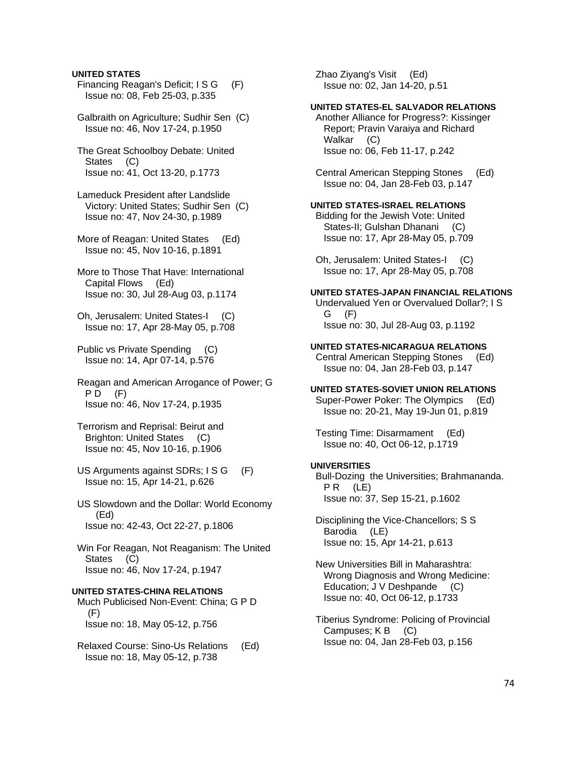**UNITED STATES**

Financing Reagan's Deficit; I S G (F)
Issue no: 08, Feb 25-03, p.335

Galbraith on Agriculture; Sudhir Sen (C)
Issue no: 46, Nov 17-24, p.1950

The Great Schoolboy Debate: United States (C)
Issue no: 41, Oct 13-20, p.1773

Lameduck President after Landslide Victory: United States; Sudhir Sen (C)
Issue no: 47, Nov 24-30, p.1989

More of Reagan: United States (Ed)
Issue no: 45, Nov 10-16, p.1891

More to Those That Have: International Capital Flows (Ed)
Issue no: 30, Jul 28-Aug 03, p.1174

Oh, Jerusalem: United States-I (C)
Issue no: 17, Apr 28-May 05, p.708

Public vs Private Spending (C)
Issue no: 14, Apr 07-14, p.576

Reagan and American Arrogance of Power; G P D (F)
Issue no: 46, Nov 17-24, p.1935

Terrorism and Reprisal: Beirut and Brighton: United States (C)
Issue no: 45, Nov 10-16, p.1906

US Arguments against SDRs; I S G (F)
Issue no: 15, Apr 14-21, p.626

US Slowdown and the Dollar: World Economy (Ed)
Issue no: 42-43, Oct 22-27, p.1806

Win For Reagan, Not Reaganism: The United States (C)
Issue no: 46, Nov 17-24, p.1947

**UNITED STATES-CHINA RELATIONS**

Much Publicised Non-Event: China; G P D (F)
Issue no: 18, May 05-12, p.756

Relaxed Course: Sino-Us Relations (Ed)
Issue no: 18, May 05-12, p.738

Zhao Ziyang's Visit (Ed)
Issue no: 02, Jan 14-20, p.51

**UNITED STATES-EL SALVADOR RELATIONS**

Another Alliance for Progress?: Kissinger Report; Pravin Varaiya and Richard Walkar (C)
Issue no: 06, Feb 11-17, p.242

Central American Stepping Stones (Ed)
Issue no: 04, Jan 28-Feb 03, p.147

**UNITED STATES-ISRAEL RELATIONS**

Bidding for the Jewish Vote: United States-II; Gulshan Dhanani (C)
Issue no: 17, Apr 28-May 05, p.709

Oh, Jerusalem: United States-I (C)
Issue no: 17, Apr 28-May 05, p.708

**UNITED STATES-JAPAN FINANCIAL RELATIONS**

Undervalued Yen or Overvalued Dollar?; I S G (F)
Issue no: 30, Jul 28-Aug 03, p.1192

**UNITED STATES-NICARAGUA RELATIONS**

Central American Stepping Stones (Ed)
Issue no: 04, Jan 28-Feb 03, p.147

**UNITED STATES-SOVIET UNION RELATIONS**

Super-Power Poker: The Olympics (Ed)
Issue no: 20-21, May 19-Jun 01, p.819

Testing Time: Disarmament (Ed)
Issue no: 40, Oct 06-12, p.1719

**UNIVERSITIES**

Bull-Dozing the Universities; Brahmananda. P R (LE)
Issue no: 37, Sep 15-21, p.1602

Disciplining the Vice-Chancellors; S S Barodia (LE)
Issue no: 15, Apr 14-21, p.613

New Universities Bill in Maharashtra: Wrong Diagnosis and Wrong Medicine: Education; J V Deshpande (C)
Issue no: 40, Oct 06-12, p.1733

Tiberius Syndrome: Policing of Provincial Campuses; K B (C)
Issue no: 04, Jan 28-Feb 03, p.156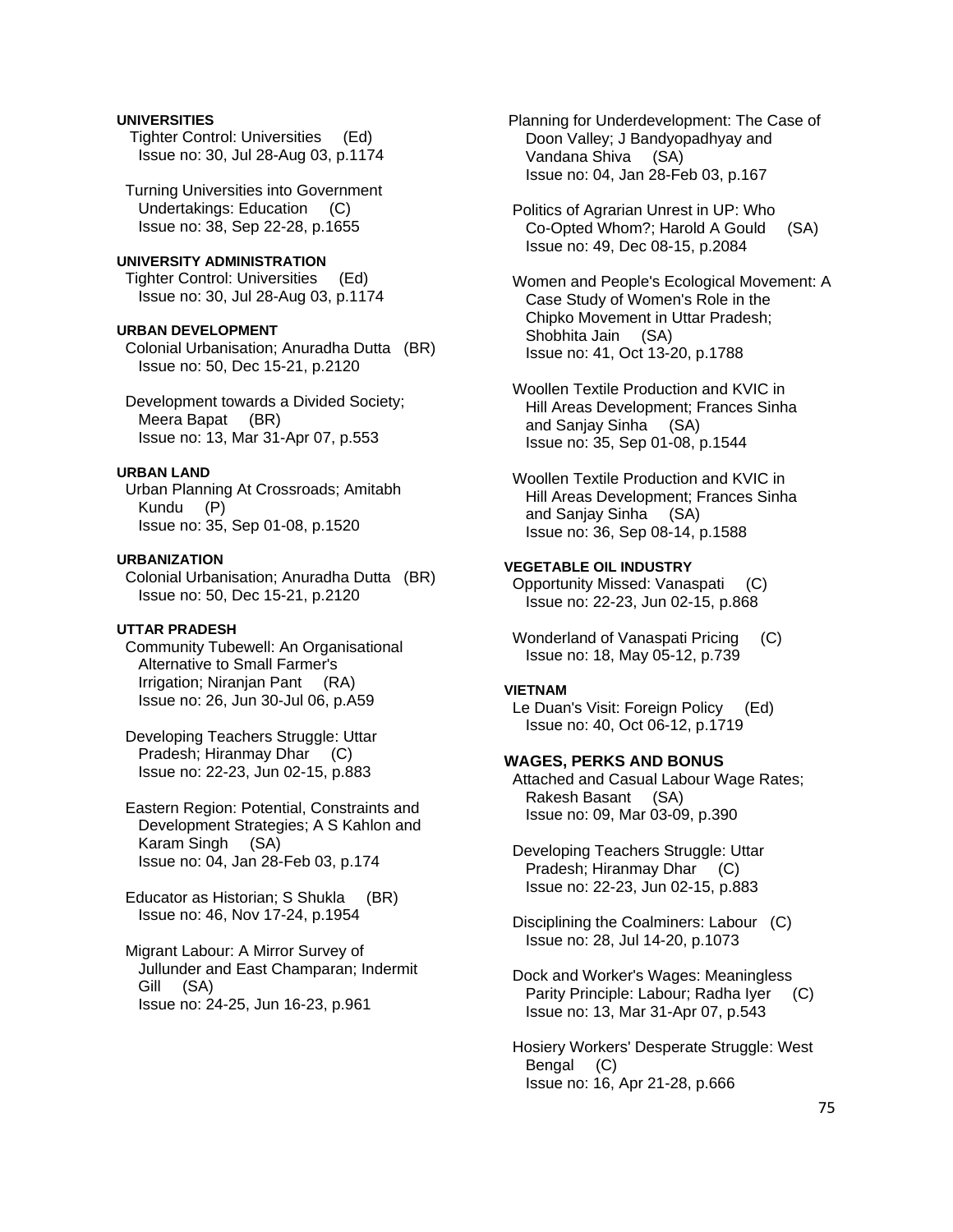**UNIVERSITIES**

Tighter Control: Universities (Ed)
Issue no: 30, Jul 28-Aug 03, p.1174

Turning Universities into Government Undertakings: Education (C)
Issue no: 38, Sep 22-28, p.1655

**UNIVERSITY ADMINISTRATION**

Tighter Control: Universities (Ed)
Issue no: 30, Jul 28-Aug 03, p.1174

**URBAN DEVELOPMENT**

Colonial Urbanisation; Anuradha Dutta (BR)
Issue no: 50, Dec 15-21, p.2120

Development towards a Divided Society; Meera Bapat (BR)
Issue no: 13, Mar 31-Apr 07, p.553

**URBAN LAND**

Urban Planning At Crossroads; Amitabh Kundu (P)
Issue no: 35, Sep 01-08, p.1520

**URBANIZATION**

Colonial Urbanisation; Anuradha Dutta (BR)
Issue no: 50, Dec 15-21, p.2120

**UTTAR PRADESH**

Community Tubewell: An Organisational Alternative to Small Farmer's Irrigation; Niranjan Pant (RA)
Issue no: 26, Jun 30-Jul 06, p.A59

Developing Teachers Struggle: Uttar Pradesh; Hiranmay Dhar (C)
Issue no: 22-23, Jun 02-15, p.883

Eastern Region: Potential, Constraints and Development Strategies; A S Kahlon and Karam Singh (SA)
Issue no: 04, Jan 28-Feb 03, p.174

Educator as Historian; S Shukla (BR)
Issue no: 46, Nov 17-24, p.1954

Migrant Labour: A Mirror Survey of Jullunder and East Champaran; Indermit Gill (SA)
Issue no: 24-25, Jun 16-23, p.961

Planning for Underdevelopment: The Case of Doon Valley; J Bandyopadhyay and Vandana Shiva (SA)
Issue no: 04, Jan 28-Feb 03, p.167

Politics of Agrarian Unrest in UP: Who Co-Opted Whom?; Harold A Gould (SA)
Issue no: 49, Dec 08-15, p.2084

Women and People's Ecological Movement: A Case Study of Women's Role in the Chipko Movement in Uttar Pradesh; Shobhita Jain (SA)
Issue no: 41, Oct 13-20, p.1788

Woollen Textile Production and KVIC in Hill Areas Development; Frances Sinha and Sanjay Sinha (SA)
Issue no: 35, Sep 01-08, p.1544

Woollen Textile Production and KVIC in Hill Areas Development; Frances Sinha and Sanjay Sinha (SA)
Issue no: 36, Sep 08-14, p.1588

**VEGETABLE OIL INDUSTRY**

Opportunity Missed: Vanaspati (C)
Issue no: 22-23, Jun 02-15, p.868

Wonderland of Vanaspati Pricing (C)
Issue no: 18, May 05-12, p.739

**VIETNAM**

Le Duan's Visit: Foreign Policy (Ed)
Issue no: 40, Oct 06-12, p.1719

**WAGES, PERKS AND BONUS**

Attached and Casual Labour Wage Rates; Rakesh Basant (SA)
Issue no: 09, Mar 03-09, p.390

Developing Teachers Struggle: Uttar Pradesh; Hiranmay Dhar (C)
Issue no: 22-23, Jun 02-15, p.883

Disciplining the Coalminers: Labour (C)
Issue no: 28, Jul 14-20, p.1073

Dock and Worker's Wages: Meaningless Parity Principle: Labour; Radha Iyer (C)
Issue no: 13, Mar 31-Apr 07, p.543

Hosiery Workers' Desperate Struggle: West Bengal (C)
Issue no: 16, Apr 21-28, p.666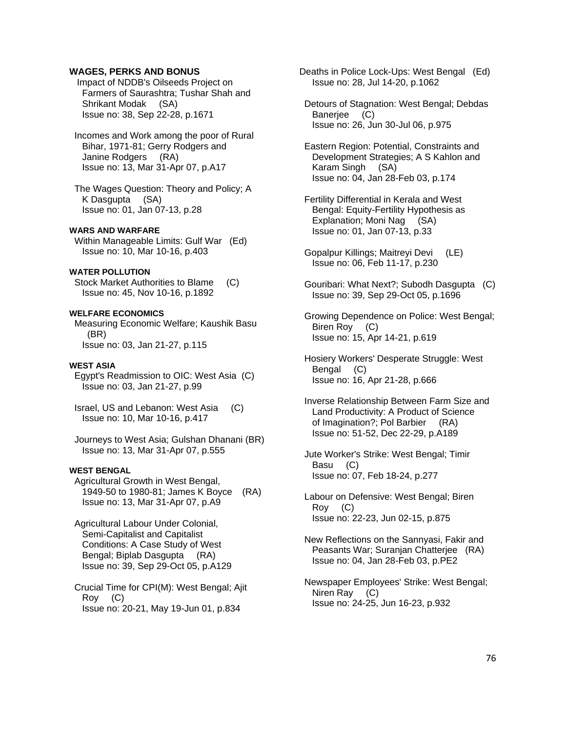**WAGES, PERKS AND BONUS**

Impact of NDDB's Oilseeds Project on Farmers of Saurashtra; Tushar Shah and Shrikant Modak (SA)
Issue no: 38, Sep 22-28, p.1671

Incomes and Work among the poor of Rural Bihar, 1971-81; Gerry Rodgers and Janine Rodgers (RA)
Issue no: 13, Mar 31-Apr 07, p.A17

The Wages Question: Theory and Policy; A K Dasgupta (SA)
Issue no: 01, Jan 07-13, p.28

**WARS AND WARFARE**

Within Manageable Limits: Gulf War (Ed)
Issue no: 10, Mar 10-16, p.403

**WATER POLLUTION**

Stock Market Authorities to Blame (C)
Issue no: 45, Nov 10-16, p.1892

**WELFARE ECONOMICS**

Measuring Economic Welfare; Kaushik Basu (BR)
Issue no: 03, Jan 21-27, p.115

**WEST ASIA**

Egypt's Readmission to OIC: West Asia (C)
Issue no: 03, Jan 21-27, p.99

Israel, US and Lebanon: West Asia (C)
Issue no: 10, Mar 10-16, p.417

Journeys to West Asia; Gulshan Dhanani (BR)
Issue no: 13, Mar 31-Apr 07, p.555

**WEST BENGAL**

Agricultural Growth in West Bengal, 1949-50 to 1980-81; James K Boyce (RA)
Issue no: 13, Mar 31-Apr 07, p.A9

Agricultural Labour Under Colonial, Semi-Capitalist and Capitalist Conditions: A Case Study of West Bengal; Biplab Dasgupta (RA)
Issue no: 39, Sep 29-Oct 05, p.A129

Crucial Time for CPI(M): West Bengal; Ajit Roy (C)
Issue no: 20-21, May 19-Jun 01, p.834

Deaths in Police Lock-Ups: West Bengal (Ed)
Issue no: 28, Jul 14-20, p.1062

Detours of Stagnation: West Bengal; Debdas Banerjee (C)
Issue no: 26, Jun 30-Jul 06, p.975

Eastern Region: Potential, Constraints and Development Strategies; A S Kahlon and Karam Singh (SA)
Issue no: 04, Jan 28-Feb 03, p.174

Fertility Differential in Kerala and West Bengal: Equity-Fertility Hypothesis as Explanation; Moni Nag (SA)
Issue no: 01, Jan 07-13, p.33

Gopalpur Killings; Maitreyi Devi (LE)
Issue no: 06, Feb 11-17, p.230

Gouribari: What Next?; Subodh Dasgupta (C)
Issue no: 39, Sep 29-Oct 05, p.1696

Growing Dependence on Police: West Bengal; Biren Roy (C)
Issue no: 15, Apr 14-21, p.619

Hosiery Workers' Desperate Struggle: West Bengal (C)
Issue no: 16, Apr 21-28, p.666

Inverse Relationship Between Farm Size and Land Productivity: A Product of Science of Imagination?; Pol Barbier (RA)
Issue no: 51-52, Dec 22-29, p.A189

Jute Worker's Strike: West Bengal; Timir Basu (C)
Issue no: 07, Feb 18-24, p.277

Labour on Defensive: West Bengal; Biren Roy (C)
Issue no: 22-23, Jun 02-15, p.875

New Reflections on the Sannyasi, Fakir and Peasants War; Suranjan Chatterjee (RA)
Issue no: 04, Jan 28-Feb 03, p.PE2

Newspaper Employees' Strike: West Bengal; Niren Ray (C)
Issue no: 24-25, Jun 16-23, p.932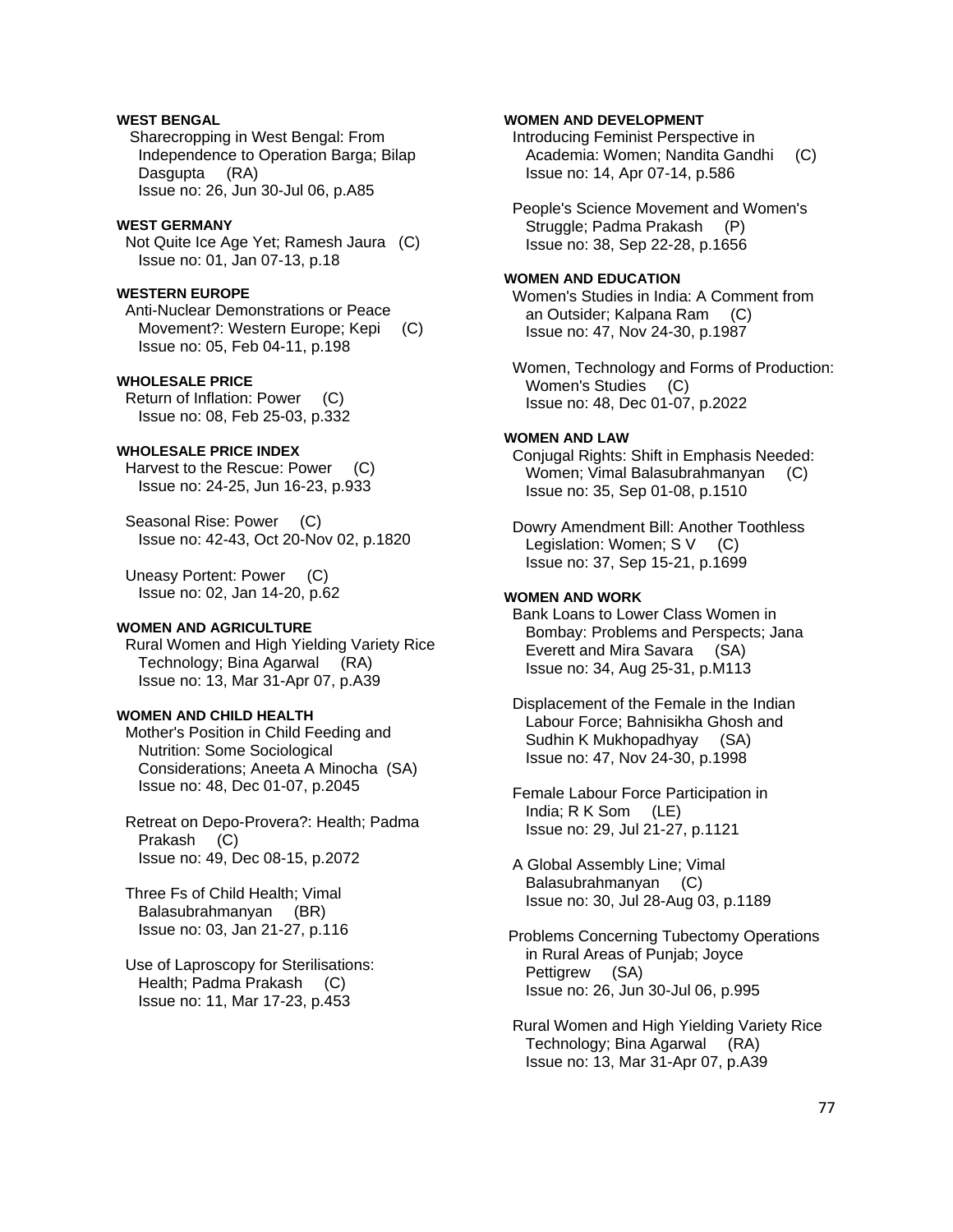**WEST BENGAL**

Sharecropping in West Bengal: From Independence to Operation Barga; Bilap Dasgupta (RA)
Issue no: 26, Jun 30-Jul 06, p.A85

**WEST GERMANY**

Not Quite Ice Age Yet; Ramesh Jaura (C)
Issue no: 01, Jan 07-13, p.18

**WESTERN EUROPE**

Anti-Nuclear Demonstrations or Peace Movement?: Western Europe; Kepi (C)
Issue no: 05, Feb 04-11, p.198

**WHOLESALE PRICE**

Return of Inflation: Power (C)
Issue no: 08, Feb 25-03, p.332

**WHOLESALE PRICE INDEX**

Harvest to the Rescue: Power (C)
Issue no: 24-25, Jun 16-23, p.933

Seasonal Rise: Power (C)
Issue no: 42-43, Oct 20-Nov 02, p.1820

Uneasy Portent: Power (C)
Issue no: 02, Jan 14-20, p.62

**WOMEN AND AGRICULTURE**

Rural Women and High Yielding Variety Rice Technology; Bina Agarwal (RA)
Issue no: 13, Mar 31-Apr 07, p.A39

**WOMEN AND CHILD HEALTH**

Mother's Position in Child Feeding and Nutrition: Some Sociological Considerations; Aneeta A Minocha (SA)
Issue no: 48, Dec 01-07, p.2045

Retreat on Depo-Provera?: Health; Padma Prakash (C)
Issue no: 49, Dec 08-15, p.2072

Three Fs of Child Health; Vimal Balasubrahmanyan (BR)
Issue no: 03, Jan 21-27, p.116

Use of Laproscopy for Sterilisations: Health; Padma Prakash (C)
Issue no: 11, Mar 17-23, p.453

**WOMEN AND DEVELOPMENT**

Introducing Feminist Perspective in Academia: Women; Nandita Gandhi (C)
Issue no: 14, Apr 07-14, p.586

People's Science Movement and Women's Struggle; Padma Prakash (P)
Issue no: 38, Sep 22-28, p.1656

**WOMEN AND EDUCATION**

Women's Studies in India: A Comment from an Outsider; Kalpana Ram (C)
Issue no: 47, Nov 24-30, p.1987

Women, Technology and Forms of Production: Women's Studies (C)
Issue no: 48, Dec 01-07, p.2022

**WOMEN AND LAW**

Conjugal Rights: Shift in Emphasis Needed: Women; Vimal Balasubrahmanyan (C)
Issue no: 35, Sep 01-08, p.1510

Dowry Amendment Bill: Another Toothless Legislation: Women; S V (C)
Issue no: 37, Sep 15-21, p.1699

**WOMEN AND WORK**

Bank Loans to Lower Class Women in Bombay: Problems and Perspects; Jana Everett and Mira Savara (SA)
Issue no: 34, Aug 25-31, p.M113

Displacement of the Female in the Indian Labour Force; Bahnisikha Ghosh and Sudhin K Mukhopadhyay (SA)
Issue no: 47, Nov 24-30, p.1998

Female Labour Force Participation in India; R K Som (LE)
Issue no: 29, Jul 21-27, p.1121

A Global Assembly Line; Vimal Balasubrahmanyan (C)
Issue no: 30, Jul 28-Aug 03, p.1189

Problems Concerning Tubectomy Operations in Rural Areas of Punjab; Joyce Pettigrew (SA)
Issue no: 26, Jun 30-Jul 06, p.995

Rural Women and High Yielding Variety Rice Technology; Bina Agarwal (RA)
Issue no: 13, Mar 31-Apr 07, p.A39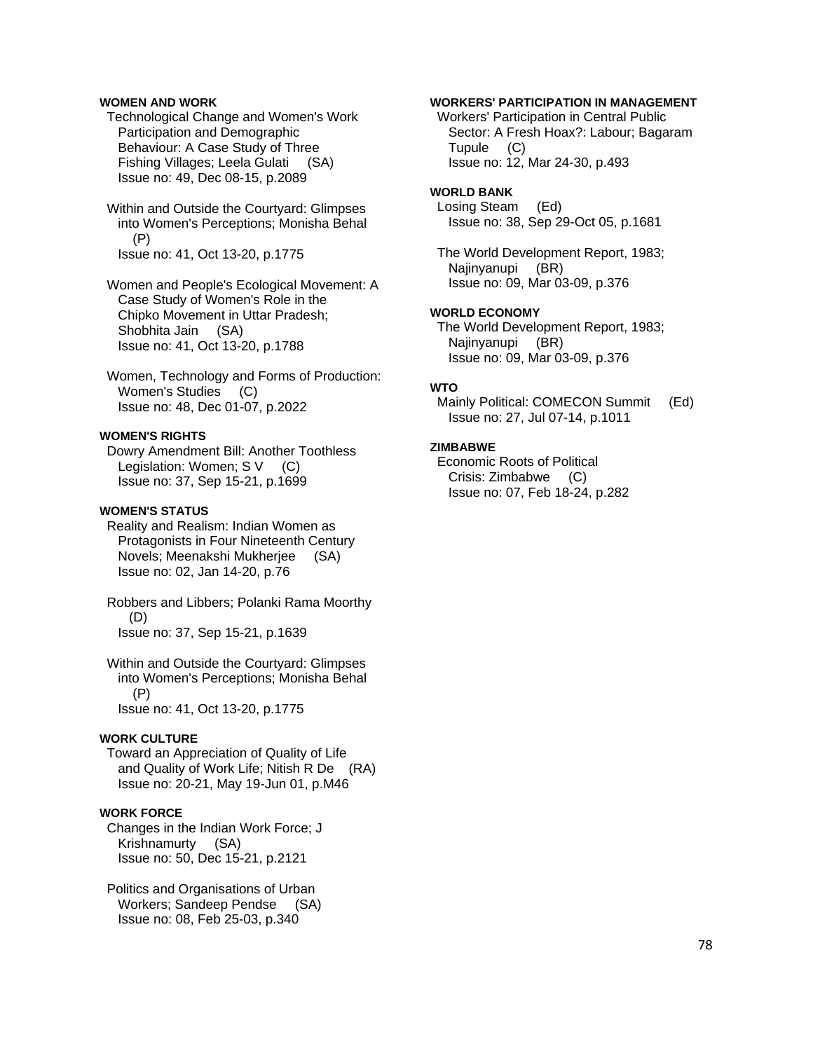**WOMEN AND WORK**

Technological Change and Women's Work Participation and Demographic Behaviour: A Case Study of Three Fishing Villages; Leela Gulati (SA)
Issue no: 49, Dec 08-15, p.2089

Within and Outside the Courtyard: Glimpses into Women's Perceptions; Monisha Behal (P)
Issue no: 41, Oct 13-20, p.1775

Women and People's Ecological Movement: A Case Study of Women's Role in the Chipko Movement in Uttar Pradesh; Shobhita Jain (SA)
Issue no: 41, Oct 13-20, p.1788

Women, Technology and Forms of Production: Women's Studies (C)
Issue no: 48, Dec 01-07, p.2022

**WOMEN'S RIGHTS**

Dowry Amendment Bill: Another Toothless Legislation: Women; S V (C)
Issue no: 37, Sep 15-21, p.1699

**WOMEN'S STATUS**

Reality and Realism: Indian Women as Protagonists in Four Nineteenth Century Novels; Meenakshi Mukherjee (SA)
Issue no: 02, Jan 14-20, p.76

Robbers and Libbers; Polanki Rama Moorthy (D)
Issue no: 37, Sep 15-21, p.1639

Within and Outside the Courtyard: Glimpses into Women's Perceptions; Monisha Behal (P)
Issue no: 41, Oct 13-20, p.1775

**WORK CULTURE**

Toward an Appreciation of Quality of Life and Quality of Work Life; Nitish R De (RA)
Issue no: 20-21, May 19-Jun 01, p.M46

**WORK FORCE**

Changes in the Indian Work Force; J Krishnamurty (SA)
Issue no: 50, Dec 15-21, p.2121

Politics and Organisations of Urban Workers; Sandeep Pendse (SA)
Issue no: 08, Feb 25-03, p.340

**WORKERS' PARTICIPATION IN MANAGEMENT**

Workers' Participation in Central Public Sector: A Fresh Hoax?: Labour; Bagaram Tupule (C)
Issue no: 12, Mar 24-30, p.493

**WORLD BANK**

Losing Steam (Ed)
Issue no: 38, Sep 29-Oct 05, p.1681

The World Development Report, 1983; Najinyanupi (BR)
Issue no: 09, Mar 03-09, p.376

**WORLD ECONOMY**

The World Development Report, 1983; Najinyanupi (BR)
Issue no: 09, Mar 03-09, p.376

**WTO**

Mainly Political: COMECON Summit (Ed)
Issue no: 27, Jul 07-14, p.1011

**ZIMBABWE**

Economic Roots of Political Crisis: Zimbabwe (C)
Issue no: 07, Feb 18-24, p.282